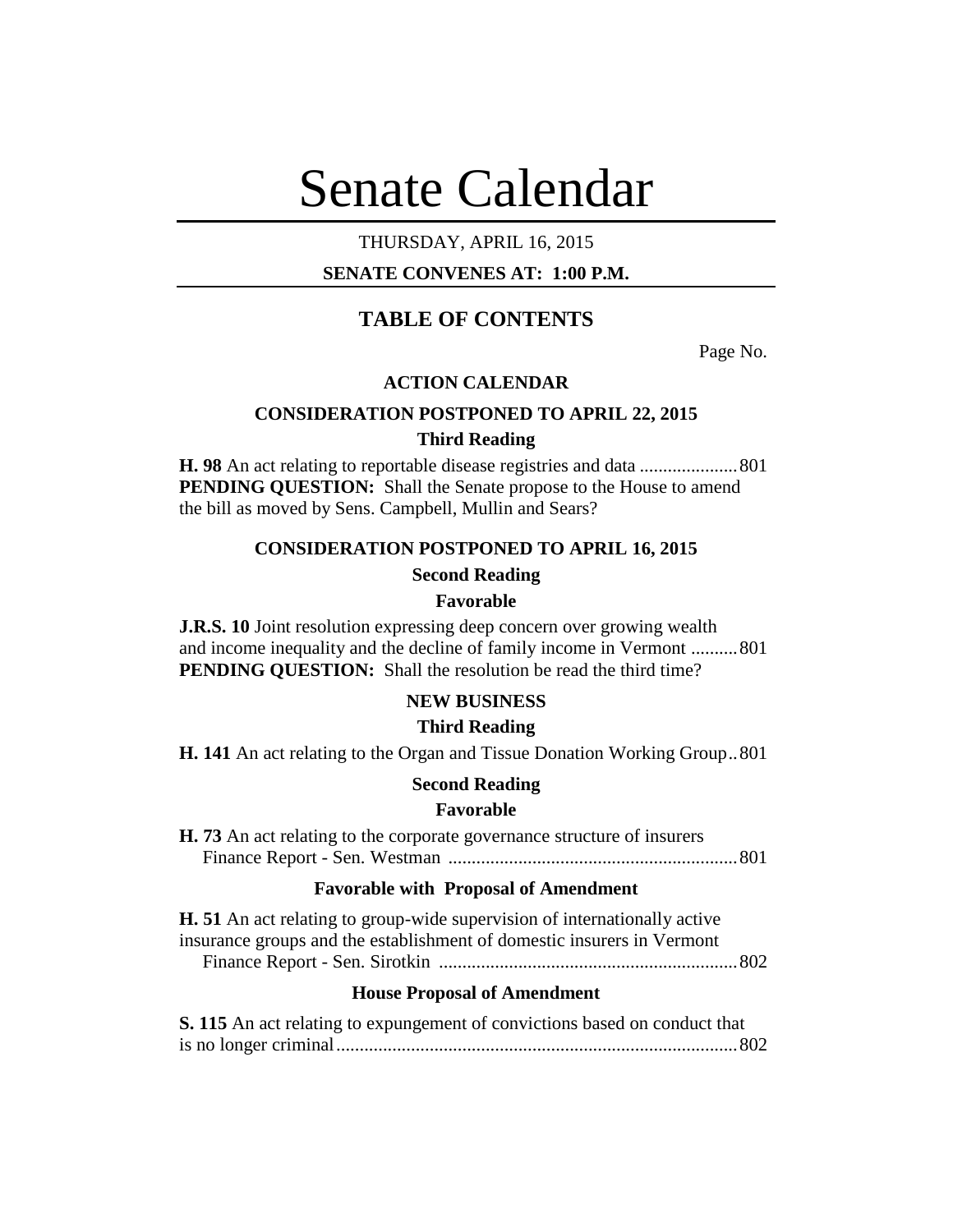# Senate Calendar

THURSDAY, APRIL 16, 2015

**SENATE CONVENES AT: 1:00 P.M.**

## TABLE OF CONTENTS

Page No.

### ACTION CALENDAR

### CONSIDERATION POSTPONED TO APRIL 22, 2015

#### Third Reading

**H. 98** An act relating to reportable disease registries and data ..................... 801
**PENDING QUESTION:** Shall the Senate propose to the House to amend the bill as moved by Sens. Campbell, Mullin and Sears?

### CONSIDERATION POSTPONED TO APRIL 16, 2015

#### Second Reading

#### Favorable

**J.R.S. 10** Joint resolution expressing deep concern over growing wealth and income inequality and the decline of family income in Vermont .......... 801
**PENDING QUESTION:** Shall the resolution be read the third time?

### NEW BUSINESS

#### Third Reading

**H. 141** An act relating to the Organ and Tissue Donation Working Group.. 801

#### Second Reading

#### Favorable

**H. 73** An act relating to the corporate governance structure of insurers
Finance Report - Sen. Westman .............................................................. 801

#### Favorable with Proposal of Amendment

**H. 51** An act relating to group-wide supervision of internationally active insurance groups and the establishment of domestic insurers in Vermont
Finance Report - Sen. Sirotkin ................................................................ 802

#### House Proposal of Amendment

**S. 115** An act relating to expungement of convictions based on conduct that is no longer criminal...................................................................................... 802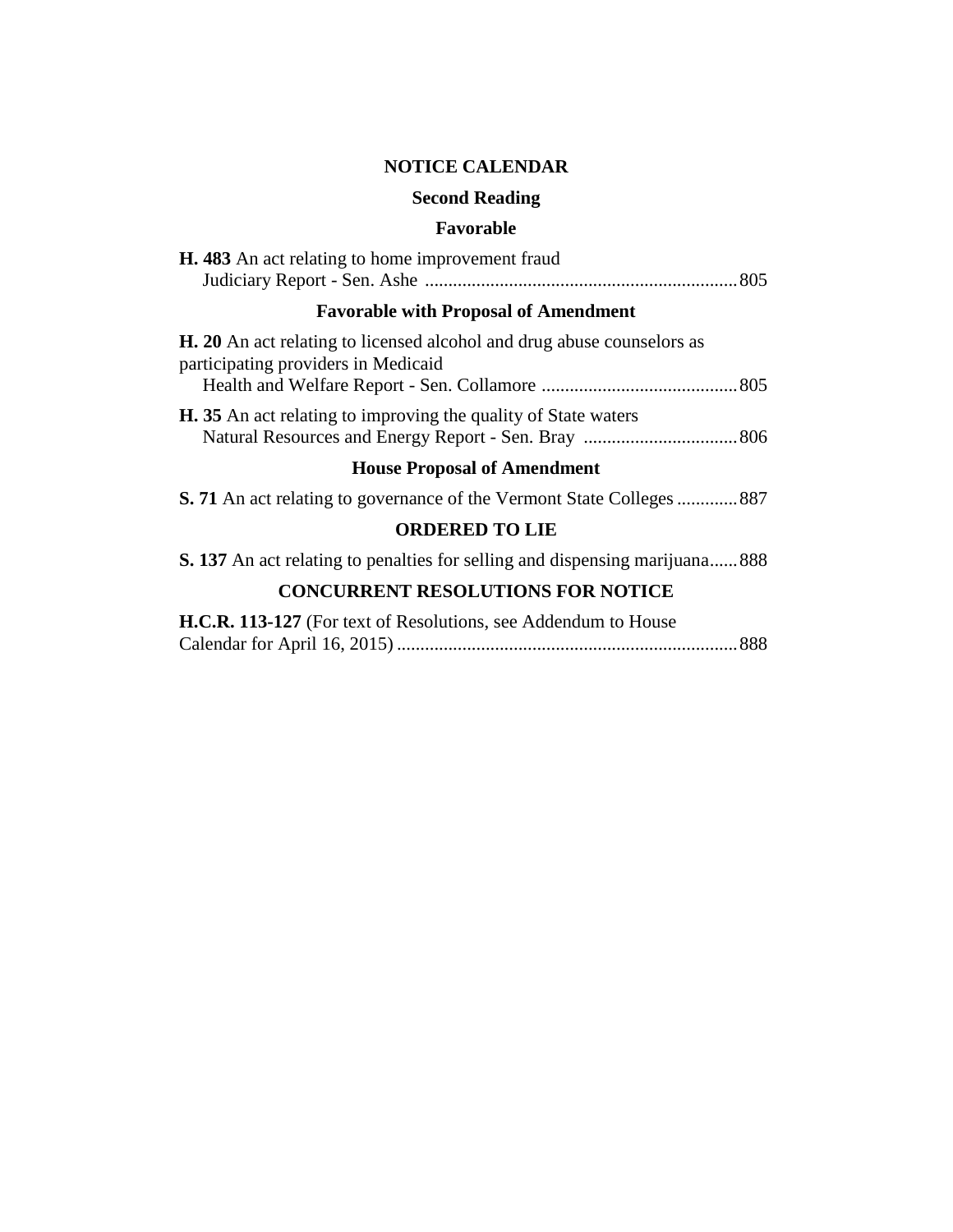## NOTICE CALENDAR

### Second Reading

### Favorable

**H. 483** An act relating to home improvement fraud
Judiciary Report - Sen. Ashe ...................................................................805

### Favorable with Proposal of Amendment

**H. 20** An act relating to licensed alcohol and drug abuse counselors as participating providers in Medicaid
Health and Welfare Report - Sen. Collamore ..........................................805

**H. 35** An act relating to improving the quality of State waters
Natural Resources and Energy Report - Sen. Bray .................................806

### House Proposal of Amendment

**S. 71** An act relating to governance of the Vermont State Colleges .............887

### ORDERED TO LIE

**S. 137** An act relating to penalties for selling and dispensing marijuana......888

### CONCURRENT RESOLUTIONS FOR NOTICE

**H.C.R. 113-127** (For text of Resolutions, see Addendum to House Calendar for April 16, 2015) .........................................................................888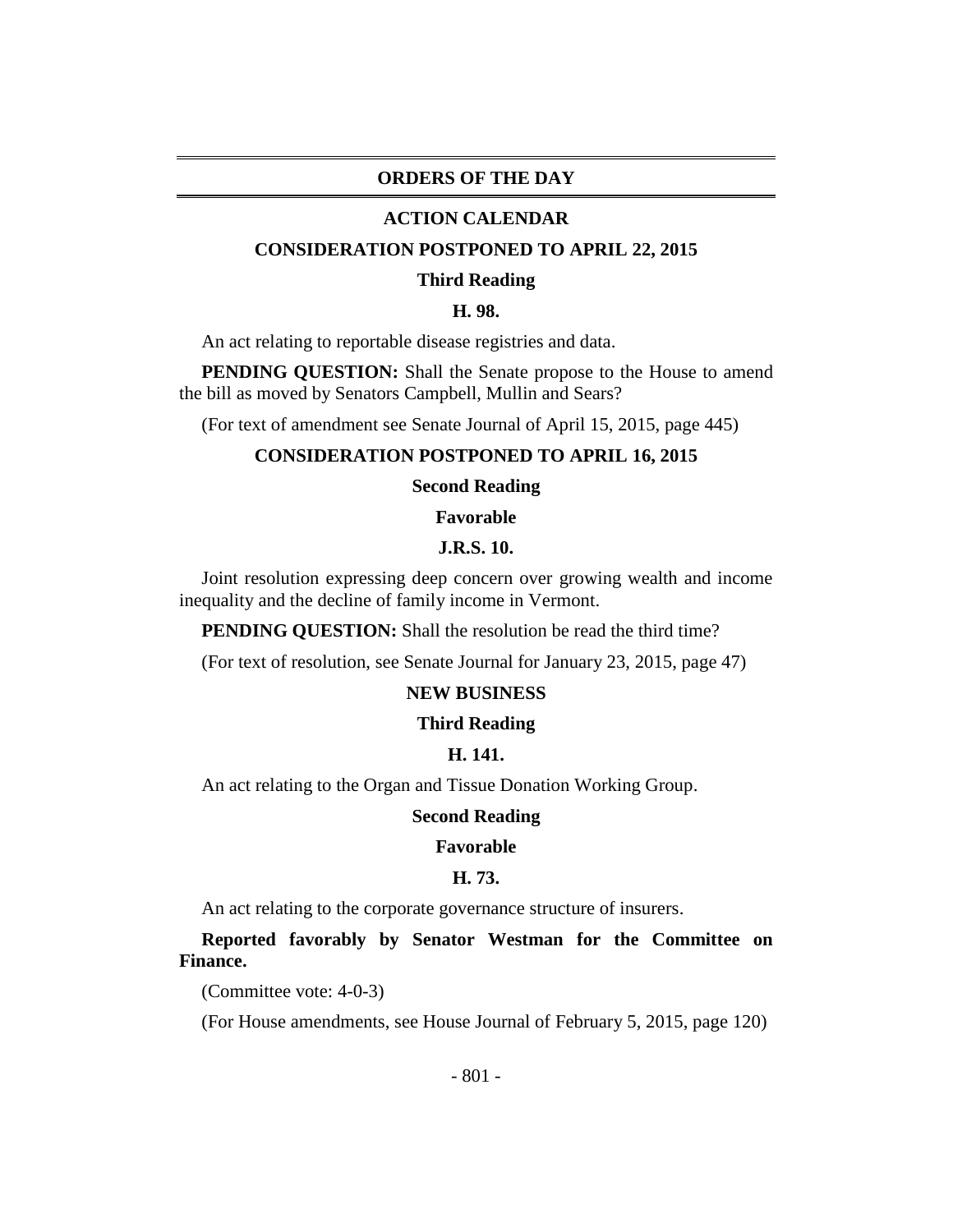## ORDERS OF THE DAY

### ACTION CALENDAR

### CONSIDERATION POSTPONED TO APRIL 22, 2015

**Third Reading**

**H. 98.**

An act relating to reportable disease registries and data.

**PENDING QUESTION:** Shall the Senate propose to the House to amend the bill as moved by Senators Campbell, Mullin and Sears?

(For text of amendment see Senate Journal of April 15, 2015, page 445)

### CONSIDERATION POSTPONED TO APRIL 16, 2015

**Second Reading**

**Favorable**

**J.R.S. 10.**

Joint resolution expressing deep concern over growing wealth and income inequality and the decline of family income in Vermont.

**PENDING QUESTION:** Shall the resolution be read the third time?

(For text of resolution, see Senate Journal for January 23, 2015, page 47)

### NEW BUSINESS

**Third Reading**

**H. 141.**

An act relating to the Organ and Tissue Donation Working Group.

**Second Reading**

**Favorable**

**H. 73.**

An act relating to the corporate governance structure of insurers.

**Reported favorably by Senator Westman for the Committee on Finance.**

(Committee vote: 4-0-3)

(For House amendments, see House Journal of February 5, 2015, page 120)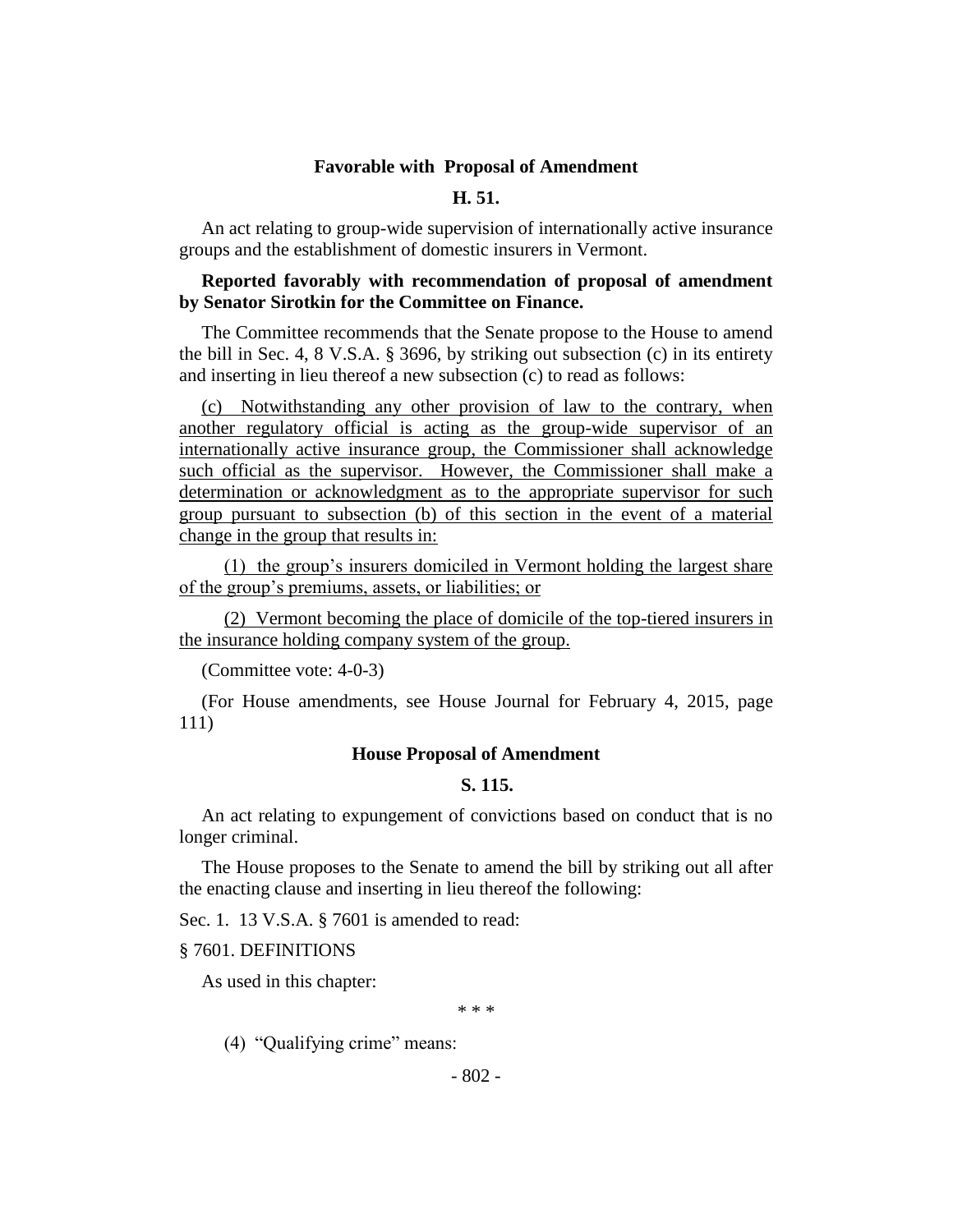### Favorable with Proposal of Amendment

### H. 51.

An act relating to group-wide supervision of internationally active insurance groups and the establishment of domestic insurers in Vermont.

**Reported favorably with recommendation of proposal of amendment by Senator Sirotkin for the Committee on Finance.**

The Committee recommends that the Senate propose to the House to amend the bill in Sec. 4, 8 V.S.A. § 3696, by striking out subsection (c) in its entirety and inserting in lieu thereof a new subsection (c) to read as follows:

<u>(c) Notwithstanding any other provision of law to the contrary, when another regulatory official is acting as the group-wide supervisor of an internationally active insurance group, the Commissioner shall acknowledge such official as the supervisor. However, the Commissioner shall make a determination or acknowledgment as to the appropriate supervisor for such group pursuant to subsection (b) of this section in the event of a material change in the group that results in:</u>

<u>(1) the group's insurers domiciled in Vermont holding the largest share of the group's premiums, assets, or liabilities; or</u>

<u>(2) Vermont becoming the place of domicile of the top-tiered insurers in the insurance holding company system of the group.</u>

(Committee vote: 4-0-3)

(For House amendments, see House Journal for February 4, 2015, page 111)

### House Proposal of Amendment

### S. 115.

An act relating to expungement of convictions based on conduct that is no longer criminal.

The House proposes to the Senate to amend the bill by striking out all after the enacting clause and inserting in lieu thereof the following:

Sec. 1. 13 V.S.A. § 7601 is amended to read:

§ 7601. DEFINITIONS

As used in this chapter:

\* \* \*

(4) "Qualifying crime" means: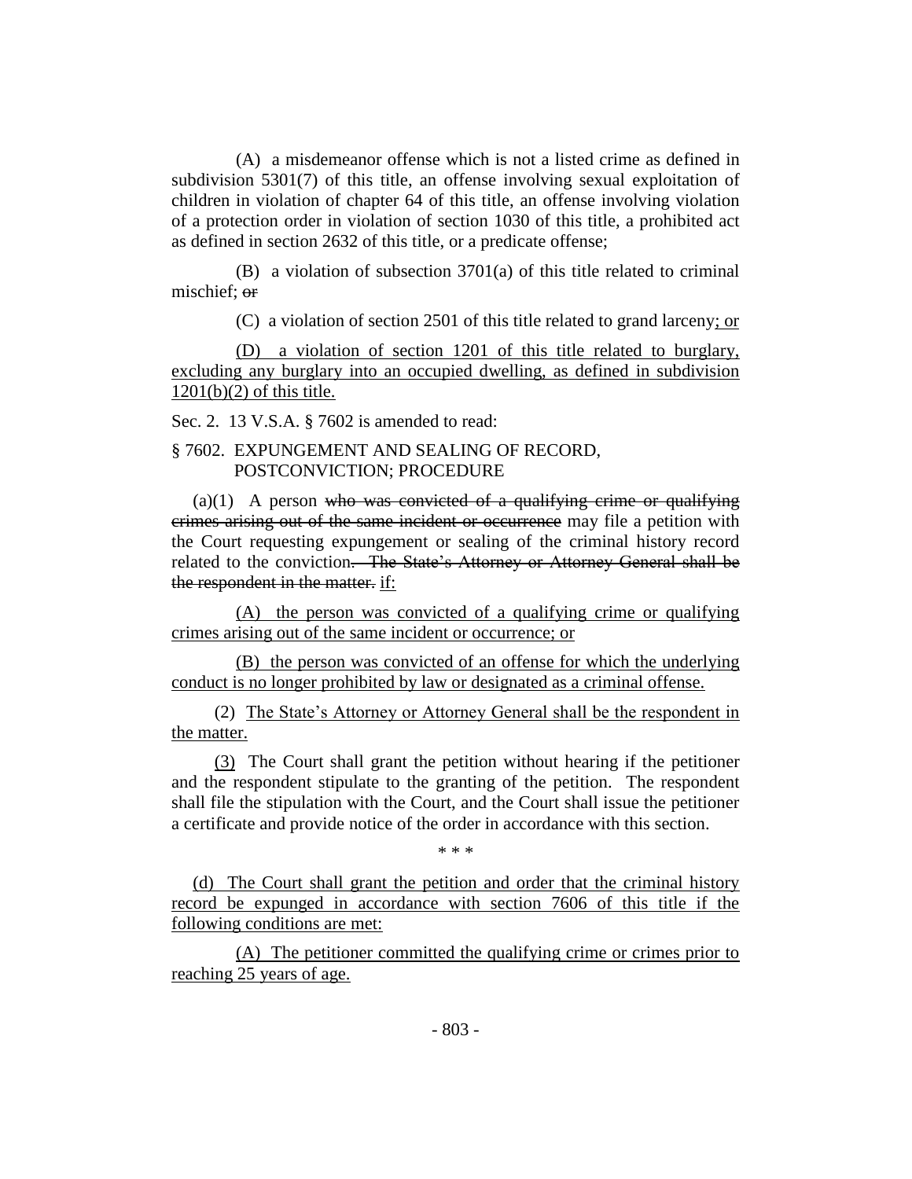(A) a misdemeanor offense which is not a listed crime as defined in subdivision 5301(7) of this title, an offense involving sexual exploitation of children in violation of chapter 64 of this title, an offense involving violation of a protection order in violation of section 1030 of this title, a prohibited act as defined in section 2632 of this title, or a predicate offense;

(B) a violation of subsection 3701(a) of this title related to criminal mischief; ~~or~~

(C) a violation of section 2501 of this title related to grand larceny; or

(D) a violation of section 1201 of this title related to burglary, excluding any burglary into an occupied dwelling, as defined in subdivision 1201(b)(2) of this title.

Sec. 2. 13 V.S.A. § 7602 is amended to read:

§ 7602. EXPUNGEMENT AND SEALING OF RECORD, POSTCONVICTION; PROCEDURE

(a)(1) A person ~~who was convicted of a qualifying crime or qualifying crimes arising out of the same incident or occurrence~~ may file a petition with the Court requesting expungement or sealing of the criminal history record related to the conviction~~. The State's Attorney or Attorney General shall be the respondent in the matter.~~ if:

(A) the person was convicted of a qualifying crime or qualifying crimes arising out of the same incident or occurrence; or

(B) the person was convicted of an offense for which the underlying conduct is no longer prohibited by law or designated as a criminal offense.

(2) The State's Attorney or Attorney General shall be the respondent in the matter.

(3) The Court shall grant the petition without hearing if the petitioner and the respondent stipulate to the granting of the petition. The respondent shall file the stipulation with the Court, and the Court shall issue the petitioner a certificate and provide notice of the order in accordance with this section.

\* \* \*

(d) The Court shall grant the petition and order that the criminal history record be expunged in accordance with section 7606 of this title if the following conditions are met:

(A) The petitioner committed the qualifying crime or crimes prior to reaching 25 years of age.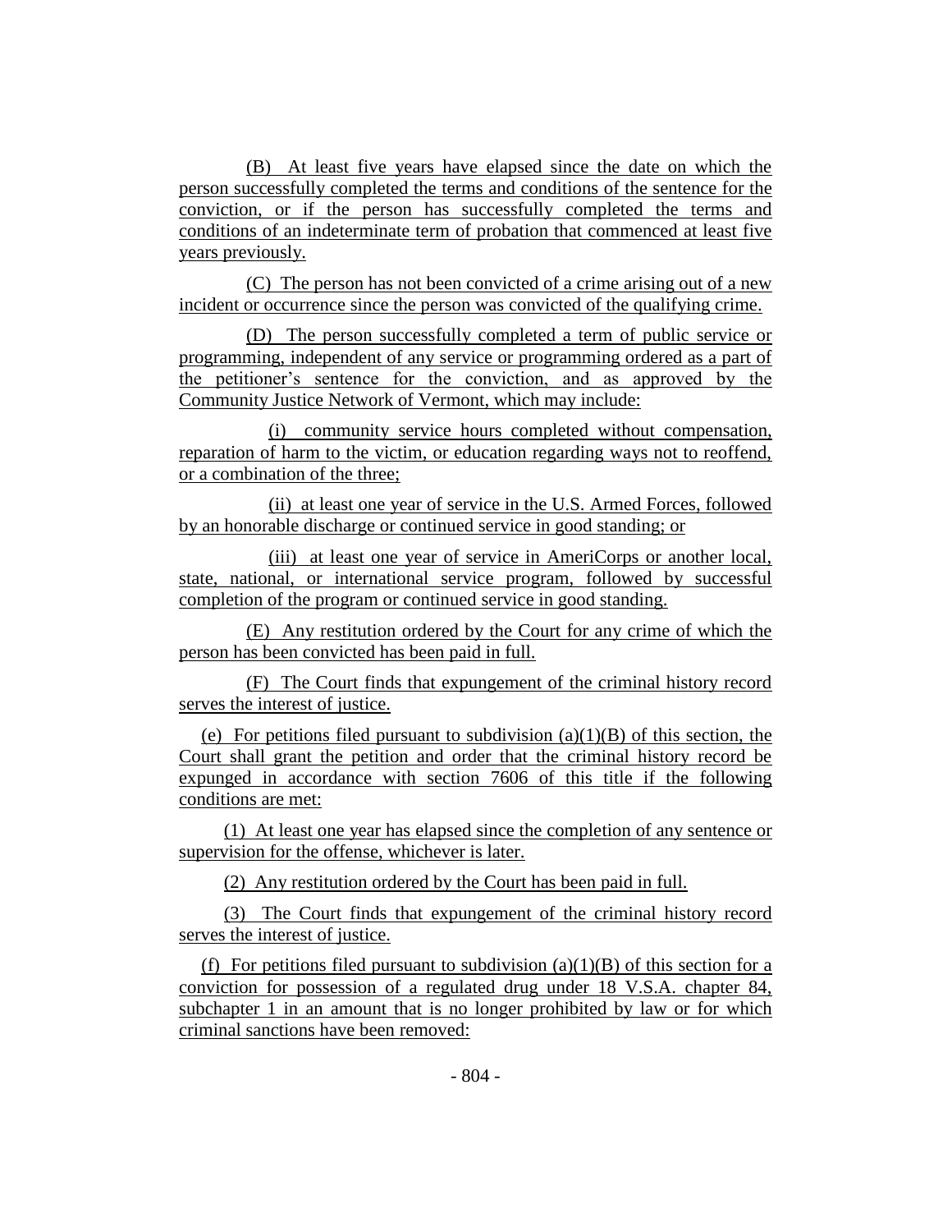(B) At least five years have elapsed since the date on which the person successfully completed the terms and conditions of the sentence for the conviction, or if the person has successfully completed the terms and conditions of an indeterminate term of probation that commenced at least five years previously.

(C) The person has not been convicted of a crime arising out of a new incident or occurrence since the person was convicted of the qualifying crime.

(D) The person successfully completed a term of public service or programming, independent of any service or programming ordered as a part of the petitioner's sentence for the conviction, and as approved by the Community Justice Network of Vermont, which may include:

(i) community service hours completed without compensation, reparation of harm to the victim, or education regarding ways not to reoffend, or a combination of the three;

(ii) at least one year of service in the U.S. Armed Forces, followed by an honorable discharge or continued service in good standing; or

(iii) at least one year of service in AmeriCorps or another local, state, national, or international service program, followed by successful completion of the program or continued service in good standing.

(E) Any restitution ordered by the Court for any crime of which the person has been convicted has been paid in full.

(F) The Court finds that expungement of the criminal history record serves the interest of justice.

(e) For petitions filed pursuant to subdivision (a)(1)(B) of this section, the Court shall grant the petition and order that the criminal history record be expunged in accordance with section 7606 of this title if the following conditions are met:

(1) At least one year has elapsed since the completion of any sentence or supervision for the offense, whichever is later.

(2) Any restitution ordered by the Court has been paid in full.

(3) The Court finds that expungement of the criminal history record serves the interest of justice.

(f) For petitions filed pursuant to subdivision (a)(1)(B) of this section for a conviction for possession of a regulated drug under 18 V.S.A. chapter 84, subchapter 1 in an amount that is no longer prohibited by law or for which criminal sanctions have been removed: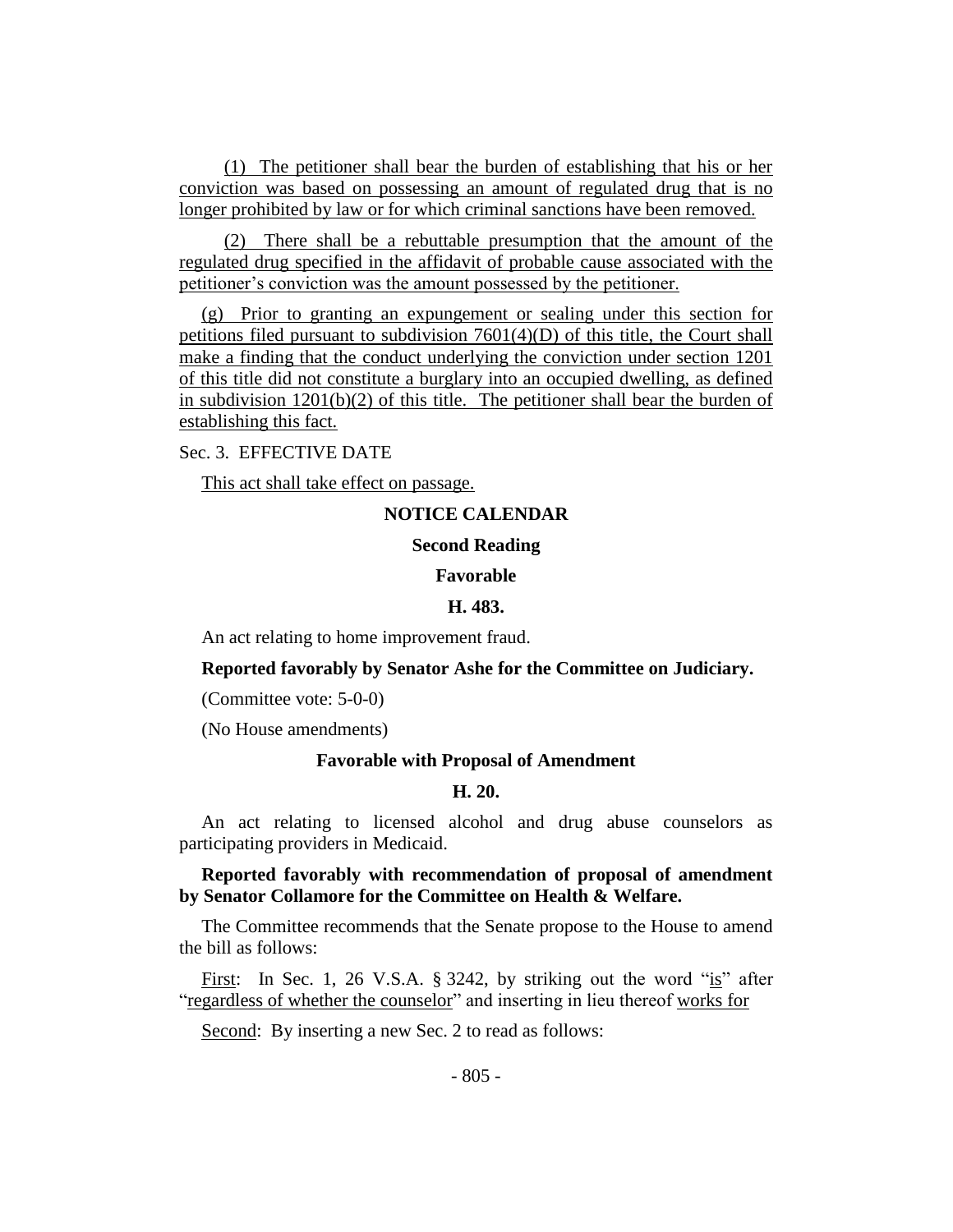(1) The petitioner shall bear the burden of establishing that his or her conviction was based on possessing an amount of regulated drug that is no longer prohibited by law or for which criminal sanctions have been removed.

(2) There shall be a rebuttable presumption that the amount of the regulated drug specified in the affidavit of probable cause associated with the petitioner's conviction was the amount possessed by the petitioner.

(g) Prior to granting an expungement or sealing under this section for petitions filed pursuant to subdivision 7601(4)(D) of this title, the Court shall make a finding that the conduct underlying the conviction under section 1201 of this title did not constitute a burglary into an occupied dwelling, as defined in subdivision 1201(b)(2) of this title. The petitioner shall bear the burden of establishing this fact.

Sec. 3. EFFECTIVE DATE

This act shall take effect on passage.

## NOTICE CALENDAR

### Second Reading

### Favorable

### H. 483.

An act relating to home improvement fraud.

**Reported favorably by Senator Ashe for the Committee on Judiciary.**

(Committee vote: 5-0-0)

(No House amendments)

### Favorable with Proposal of Amendment

### H. 20.

An act relating to licensed alcohol and drug abuse counselors as participating providers in Medicaid.

**Reported favorably with recommendation of proposal of amendment by Senator Collamore for the Committee on Health & Welfare.**

The Committee recommends that the Senate propose to the House to amend the bill as follows:

First: In Sec. 1, 26 V.S.A. § 3242, by striking out the word "is" after "regardless of whether the counselor" and inserting in lieu thereof works for

Second: By inserting a new Sec. 2 to read as follows: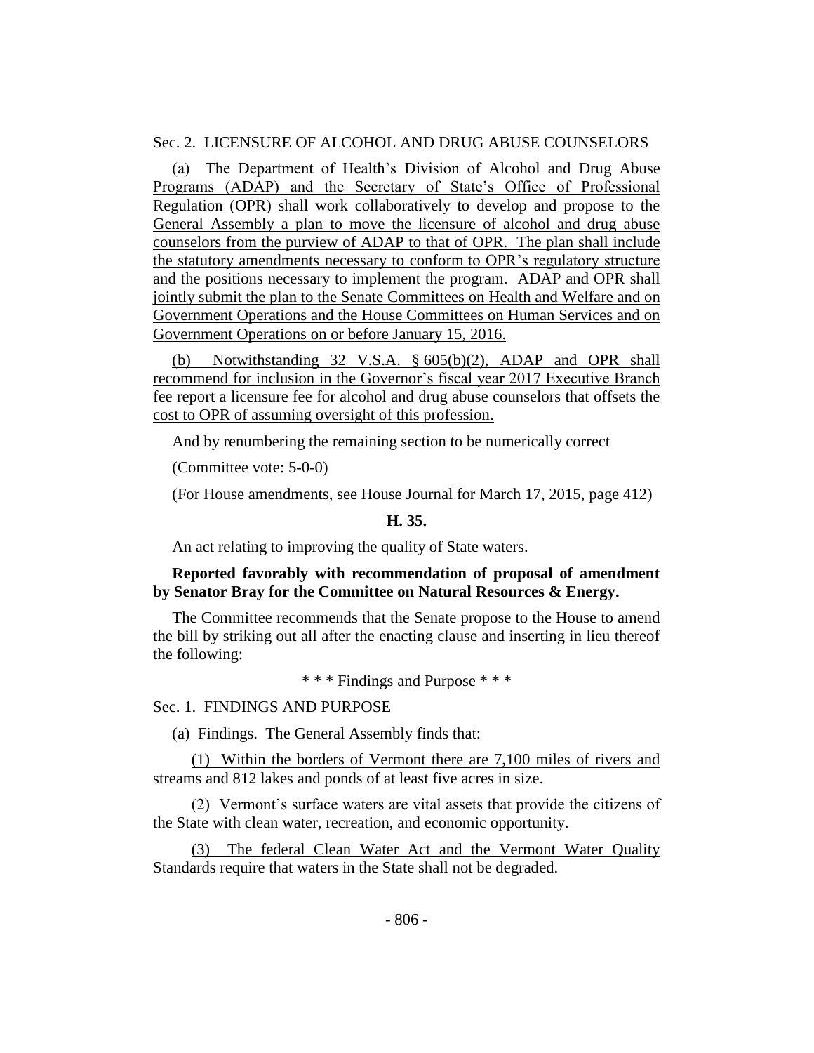Sec. 2. LICENSURE OF ALCOHOL AND DRUG ABUSE COUNSELORS

(a) The Department of Health's Division of Alcohol and Drug Abuse Programs (ADAP) and the Secretary of State's Office of Professional Regulation (OPR) shall work collaboratively to develop and propose to the General Assembly a plan to move the licensure of alcohol and drug abuse counselors from the purview of ADAP to that of OPR. The plan shall include the statutory amendments necessary to conform to OPR's regulatory structure and the positions necessary to implement the program. ADAP and OPR shall jointly submit the plan to the Senate Committees on Health and Welfare and on Government Operations and the House Committees on Human Services and on Government Operations on or before January 15, 2016.

(b) Notwithstanding 32 V.S.A. § 605(b)(2), ADAP and OPR shall recommend for inclusion in the Governor's fiscal year 2017 Executive Branch fee report a licensure fee for alcohol and drug abuse counselors that offsets the cost to OPR of assuming oversight of this profession.

And by renumbering the remaining section to be numerically correct

(Committee vote: 5-0-0)

(For House amendments, see House Journal for March 17, 2015, page 412)

**H. 35.**

An act relating to improving the quality of State waters.

**Reported favorably with recommendation of proposal of amendment by Senator Bray for the Committee on Natural Resources & Energy.**

The Committee recommends that the Senate propose to the House to amend the bill by striking out all after the enacting clause and inserting in lieu thereof the following:

\* \* \* Findings and Purpose \* \* \*

Sec. 1. FINDINGS AND PURPOSE

(a) Findings. The General Assembly finds that:

(1) Within the borders of Vermont there are 7,100 miles of rivers and streams and 812 lakes and ponds of at least five acres in size.

(2) Vermont's surface waters are vital assets that provide the citizens of the State with clean water, recreation, and economic opportunity.

(3) The federal Clean Water Act and the Vermont Water Quality Standards require that waters in the State shall not be degraded.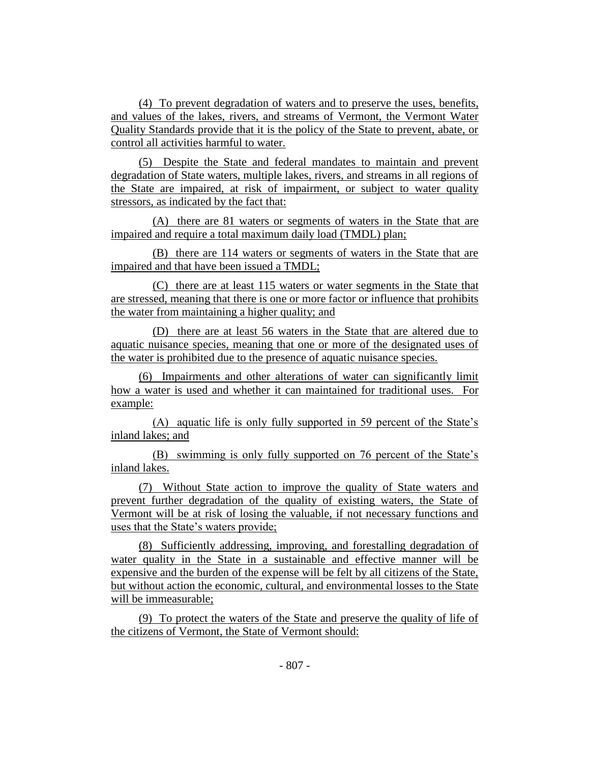(4) To prevent degradation of waters and to preserve the uses, benefits, and values of the lakes, rivers, and streams of Vermont, the Vermont Water Quality Standards provide that it is the policy of the State to prevent, abate, or control all activities harmful to water.

(5) Despite the State and federal mandates to maintain and prevent degradation of State waters, multiple lakes, rivers, and streams in all regions of the State are impaired, at risk of impairment, or subject to water quality stressors, as indicated by the fact that:

(A) there are 81 waters or segments of waters in the State that are impaired and require a total maximum daily load (TMDL) plan;

(B) there are 114 waters or segments of waters in the State that are impaired and that have been issued a TMDL;

(C) there are at least 115 waters or water segments in the State that are stressed, meaning that there is one or more factor or influence that prohibits the water from maintaining a higher quality; and

(D) there are at least 56 waters in the State that are altered due to aquatic nuisance species, meaning that one or more of the designated uses of the water is prohibited due to the presence of aquatic nuisance species.

(6) Impairments and other alterations of water can significantly limit how a water is used and whether it can maintained for traditional uses. For example:

(A) aquatic life is only fully supported in 59 percent of the State's inland lakes; and

(B) swimming is only fully supported on 76 percent of the State's inland lakes.

(7) Without State action to improve the quality of State waters and prevent further degradation of the quality of existing waters, the State of Vermont will be at risk of losing the valuable, if not necessary functions and uses that the State's waters provide;

(8) Sufficiently addressing, improving, and forestalling degradation of water quality in the State in a sustainable and effective manner will be expensive and the burden of the expense will be felt by all citizens of the State, but without action the economic, cultural, and environmental losses to the State will be immeasurable;

(9) To protect the waters of the State and preserve the quality of life of the citizens of Vermont, the State of Vermont should: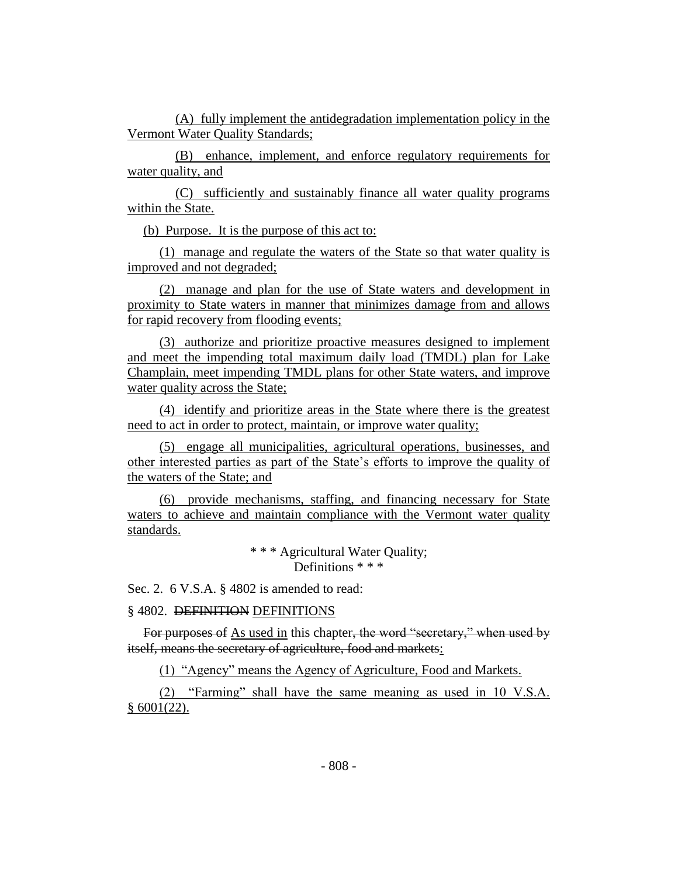(A) fully implement the antidegradation implementation policy in the Vermont Water Quality Standards;

(B) enhance, implement, and enforce regulatory requirements for water quality, and

(C) sufficiently and sustainably finance all water quality programs within the State.

(b) Purpose. It is the purpose of this act to:

(1) manage and regulate the waters of the State so that water quality is improved and not degraded;

(2) manage and plan for the use of State waters and development in proximity to State waters in manner that minimizes damage from and allows for rapid recovery from flooding events;

(3) authorize and prioritize proactive measures designed to implement and meet the impending total maximum daily load (TMDL) plan for Lake Champlain, meet impending TMDL plans for other State waters, and improve water quality across the State;

(4) identify and prioritize areas in the State where there is the greatest need to act in order to protect, maintain, or improve water quality;

(5) engage all municipalities, agricultural operations, businesses, and other interested parties as part of the State's efforts to improve the quality of the waters of the State; and

(6) provide mechanisms, staffing, and financing necessary for State waters to achieve and maintain compliance with the Vermont water quality standards.

\* \* \* Agricultural Water Quality;
Definitions \* \* \*

Sec. 2. 6 V.S.A. § 4802 is amended to read:

§ 4802. ~~DEFINITION~~ DEFINITIONS

~~For purposes of~~ As used in this chapter~~, the word "secretary," when used by itself, means the secretary of agriculture, food and markets~~:

(1) "Agency" means the Agency of Agriculture, Food and Markets.

(2) "Farming" shall have the same meaning as used in 10 V.S.A. § 6001(22).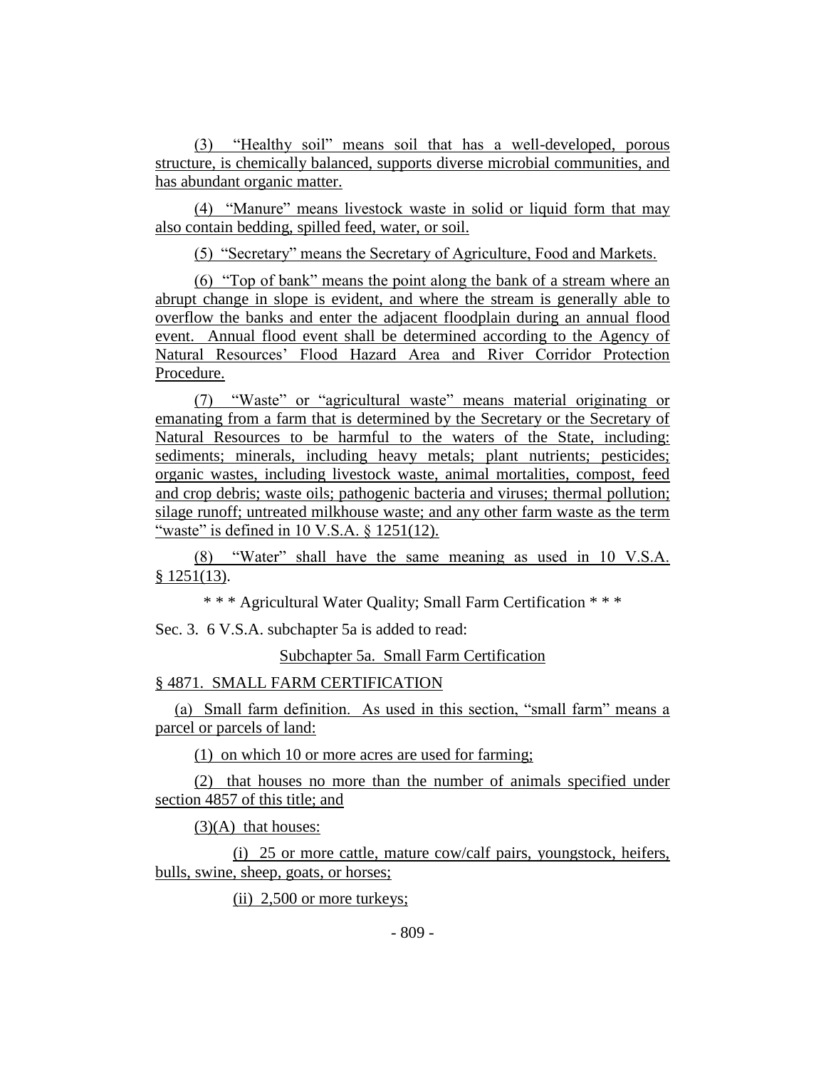(3) "Healthy soil" means soil that has a well-developed, porous structure, is chemically balanced, supports diverse microbial communities, and has abundant organic matter.

(4) "Manure" means livestock waste in solid or liquid form that may also contain bedding, spilled feed, water, or soil.

(5) "Secretary" means the Secretary of Agriculture, Food and Markets.

(6) "Top of bank" means the point along the bank of a stream where an abrupt change in slope is evident, and where the stream is generally able to overflow the banks and enter the adjacent floodplain during an annual flood event. Annual flood event shall be determined according to the Agency of Natural Resources' Flood Hazard Area and River Corridor Protection Procedure.

(7) "Waste" or "agricultural waste" means material originating or emanating from a farm that is determined by the Secretary or the Secretary of Natural Resources to be harmful to the waters of the State, including: sediments; minerals, including heavy metals; plant nutrients; pesticides; organic wastes, including livestock waste, animal mortalities, compost, feed and crop debris; waste oils; pathogenic bacteria and viruses; thermal pollution; silage runoff; untreated milkhouse waste; and any other farm waste as the term "waste" is defined in 10 V.S.A. § 1251(12).

(8) "Water" shall have the same meaning as used in 10 V.S.A. § 1251(13).

\* \* \* Agricultural Water Quality; Small Farm Certification \* \* \*

Sec. 3. 6 V.S.A. subchapter 5a is added to read:

Subchapter 5a. Small Farm Certification

§ 4871. SMALL FARM CERTIFICATION

(a) Small farm definition. As used in this section, "small farm" means a parcel or parcels of land:

(1) on which 10 or more acres are used for farming;

(2) that houses no more than the number of animals specified under section 4857 of this title; and

(3)(A) that houses:

(i) 25 or more cattle, mature cow/calf pairs, youngstock, heifers, bulls, swine, sheep, goats, or horses;

(ii) 2,500 or more turkeys;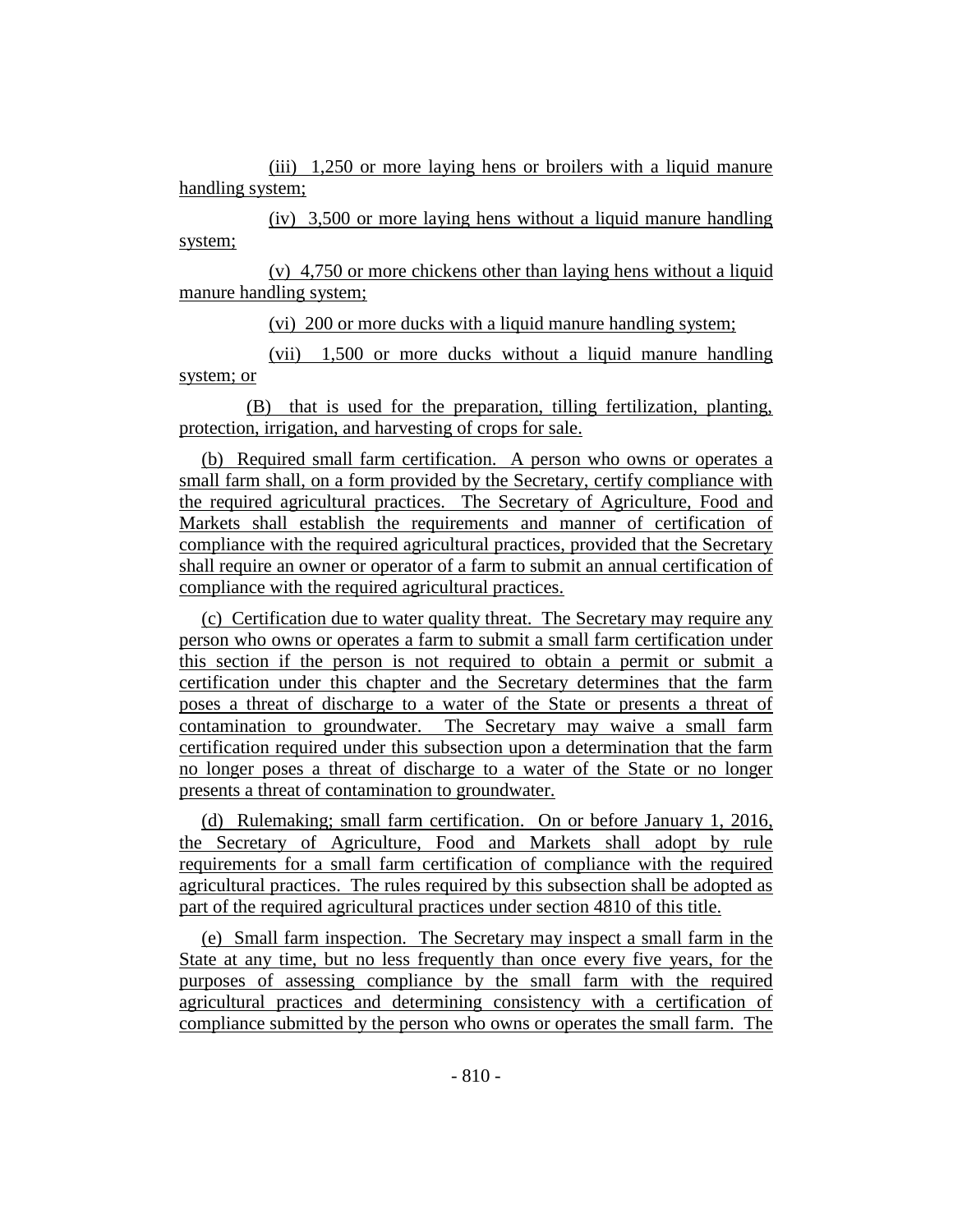(iii) 1,250 or more laying hens or broilers with a liquid manure handling system;

(iv) 3,500 or more laying hens without a liquid manure handling system;

(v) 4,750 or more chickens other than laying hens without a liquid manure handling system;

(vi) 200 or more ducks with a liquid manure handling system;

(vii) 1,500 or more ducks without a liquid manure handling system; or

(B) that is used for the preparation, tilling fertilization, planting, protection, irrigation, and harvesting of crops for sale.

(b) Required small farm certification. A person who owns or operates a small farm shall, on a form provided by the Secretary, certify compliance with the required agricultural practices. The Secretary of Agriculture, Food and Markets shall establish the requirements and manner of certification of compliance with the required agricultural practices, provided that the Secretary shall require an owner or operator of a farm to submit an annual certification of compliance with the required agricultural practices.

(c) Certification due to water quality threat. The Secretary may require any person who owns or operates a farm to submit a small farm certification under this section if the person is not required to obtain a permit or submit a certification under this chapter and the Secretary determines that the farm poses a threat of discharge to a water of the State or presents a threat of contamination to groundwater. The Secretary may waive a small farm certification required under this subsection upon a determination that the farm no longer poses a threat of discharge to a water of the State or no longer presents a threat of contamination to groundwater.

(d) Rulemaking; small farm certification. On or before January 1, 2016, the Secretary of Agriculture, Food and Markets shall adopt by rule requirements for a small farm certification of compliance with the required agricultural practices. The rules required by this subsection shall be adopted as part of the required agricultural practices under section 4810 of this title.

(e) Small farm inspection. The Secretary may inspect a small farm in the State at any time, but no less frequently than once every five years, for the purposes of assessing compliance by the small farm with the required agricultural practices and determining consistency with a certification of compliance submitted by the person who owns or operates the small farm. The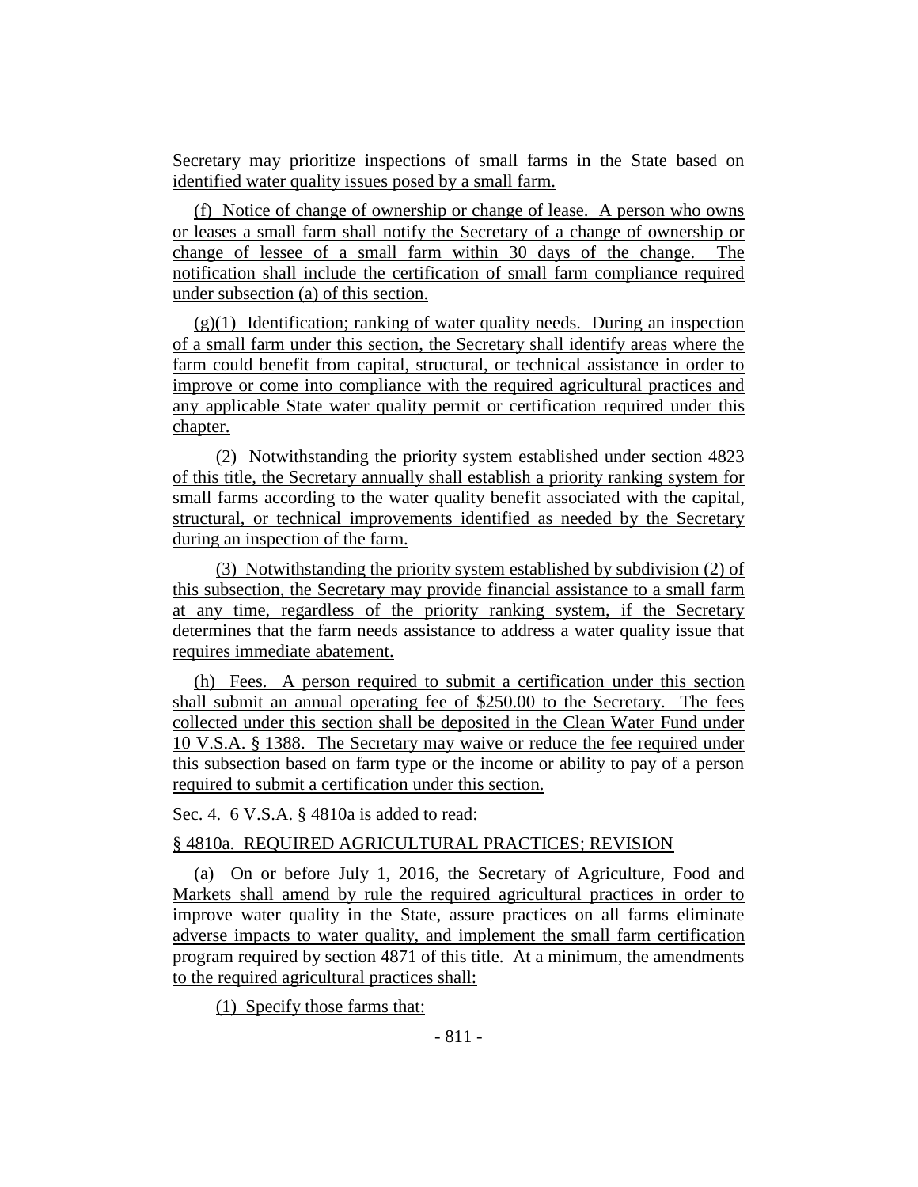Secretary may prioritize inspections of small farms in the State based on identified water quality issues posed by a small farm.

(f) Notice of change of ownership or change of lease. A person who owns or leases a small farm shall notify the Secretary of a change of ownership or change of lessee of a small farm within 30 days of the change. The notification shall include the certification of small farm compliance required under subsection (a) of this section.

(g)(1) Identification; ranking of water quality needs. During an inspection of a small farm under this section, the Secretary shall identify areas where the farm could benefit from capital, structural, or technical assistance in order to improve or come into compliance with the required agricultural practices and any applicable State water quality permit or certification required under this chapter.

(2) Notwithstanding the priority system established under section 4823 of this title, the Secretary annually shall establish a priority ranking system for small farms according to the water quality benefit associated with the capital, structural, or technical improvements identified as needed by the Secretary during an inspection of the farm.

(3) Notwithstanding the priority system established by subdivision (2) of this subsection, the Secretary may provide financial assistance to a small farm at any time, regardless of the priority ranking system, if the Secretary determines that the farm needs assistance to address a water quality issue that requires immediate abatement.

(h) Fees. A person required to submit a certification under this section shall submit an annual operating fee of $250.00 to the Secretary. The fees collected under this section shall be deposited in the Clean Water Fund under 10 V.S.A. § 1388. The Secretary may waive or reduce the fee required under this subsection based on farm type or the income or ability to pay of a person required to submit a certification under this section.

Sec. 4. 6 V.S.A. § 4810a is added to read:

§ 4810a. REQUIRED AGRICULTURAL PRACTICES; REVISION

(a) On or before July 1, 2016, the Secretary of Agriculture, Food and Markets shall amend by rule the required agricultural practices in order to improve water quality in the State, assure practices on all farms eliminate adverse impacts to water quality, and implement the small farm certification program required by section 4871 of this title. At a minimum, the amendments to the required agricultural practices shall:

(1) Specify those farms that: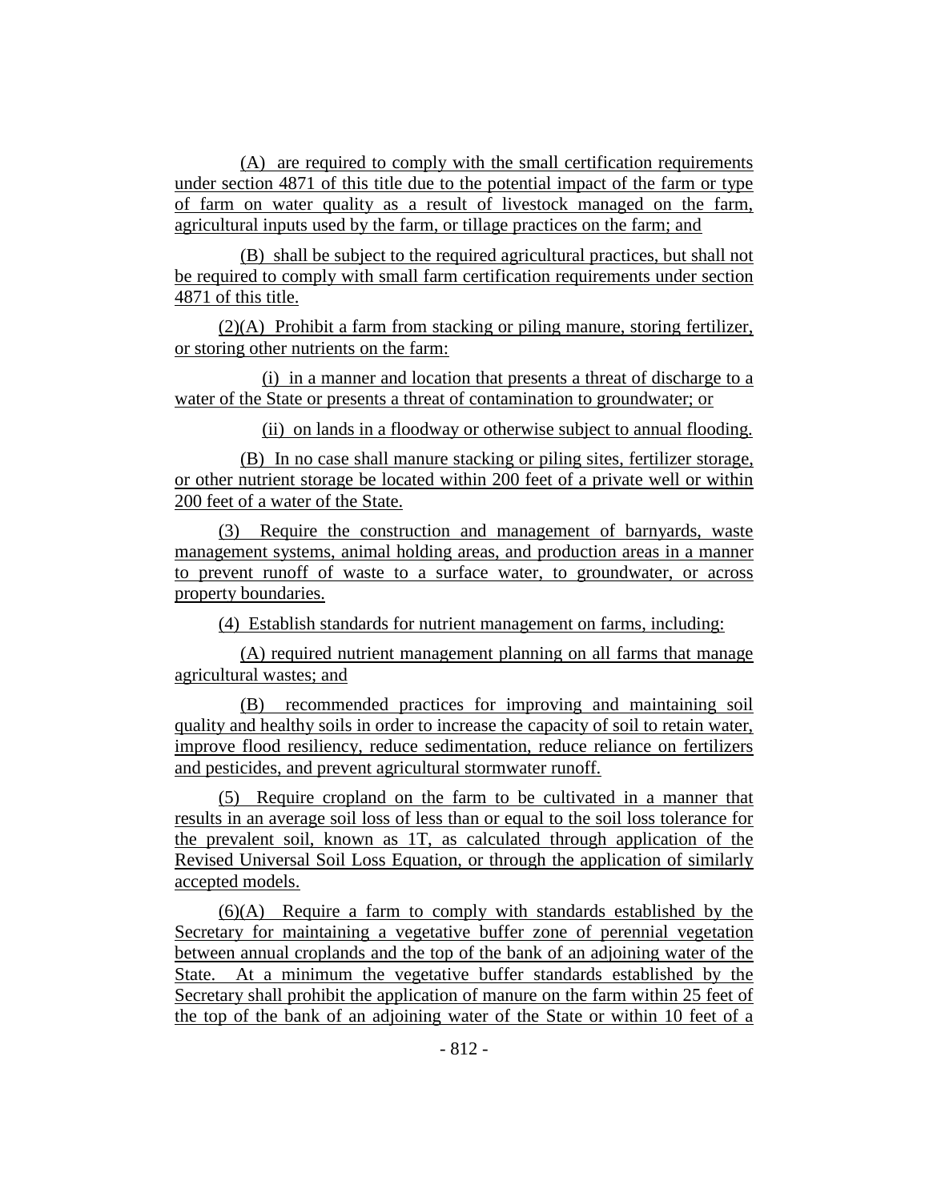(A) are required to comply with the small certification requirements under section 4871 of this title due to the potential impact of the farm or type of farm on water quality as a result of livestock managed on the farm, agricultural inputs used by the farm, or tillage practices on the farm; and

(B) shall be subject to the required agricultural practices, but shall not be required to comply with small farm certification requirements under section 4871 of this title.

(2)(A) Prohibit a farm from stacking or piling manure, storing fertilizer, or storing other nutrients on the farm:

(i) in a manner and location that presents a threat of discharge to a water of the State or presents a threat of contamination to groundwater; or

(ii) on lands in a floodway or otherwise subject to annual flooding.

(B) In no case shall manure stacking or piling sites, fertilizer storage, or other nutrient storage be located within 200 feet of a private well or within 200 feet of a water of the State.

(3) Require the construction and management of barnyards, waste management systems, animal holding areas, and production areas in a manner to prevent runoff of waste to a surface water, to groundwater, or across property boundaries.

(4) Establish standards for nutrient management on farms, including:

(A) required nutrient management planning on all farms that manage agricultural wastes; and

(B) recommended practices for improving and maintaining soil quality and healthy soils in order to increase the capacity of soil to retain water, improve flood resiliency, reduce sedimentation, reduce reliance on fertilizers and pesticides, and prevent agricultural stormwater runoff.

(5) Require cropland on the farm to be cultivated in a manner that results in an average soil loss of less than or equal to the soil loss tolerance for the prevalent soil, known as 1T, as calculated through application of the Revised Universal Soil Loss Equation, or through the application of similarly accepted models.

(6)(A) Require a farm to comply with standards established by the Secretary for maintaining a vegetative buffer zone of perennial vegetation between annual croplands and the top of the bank of an adjoining water of the State. At a minimum the vegetative buffer standards established by the Secretary shall prohibit the application of manure on the farm within 25 feet of the top of the bank of an adjoining water of the State or within 10 feet of a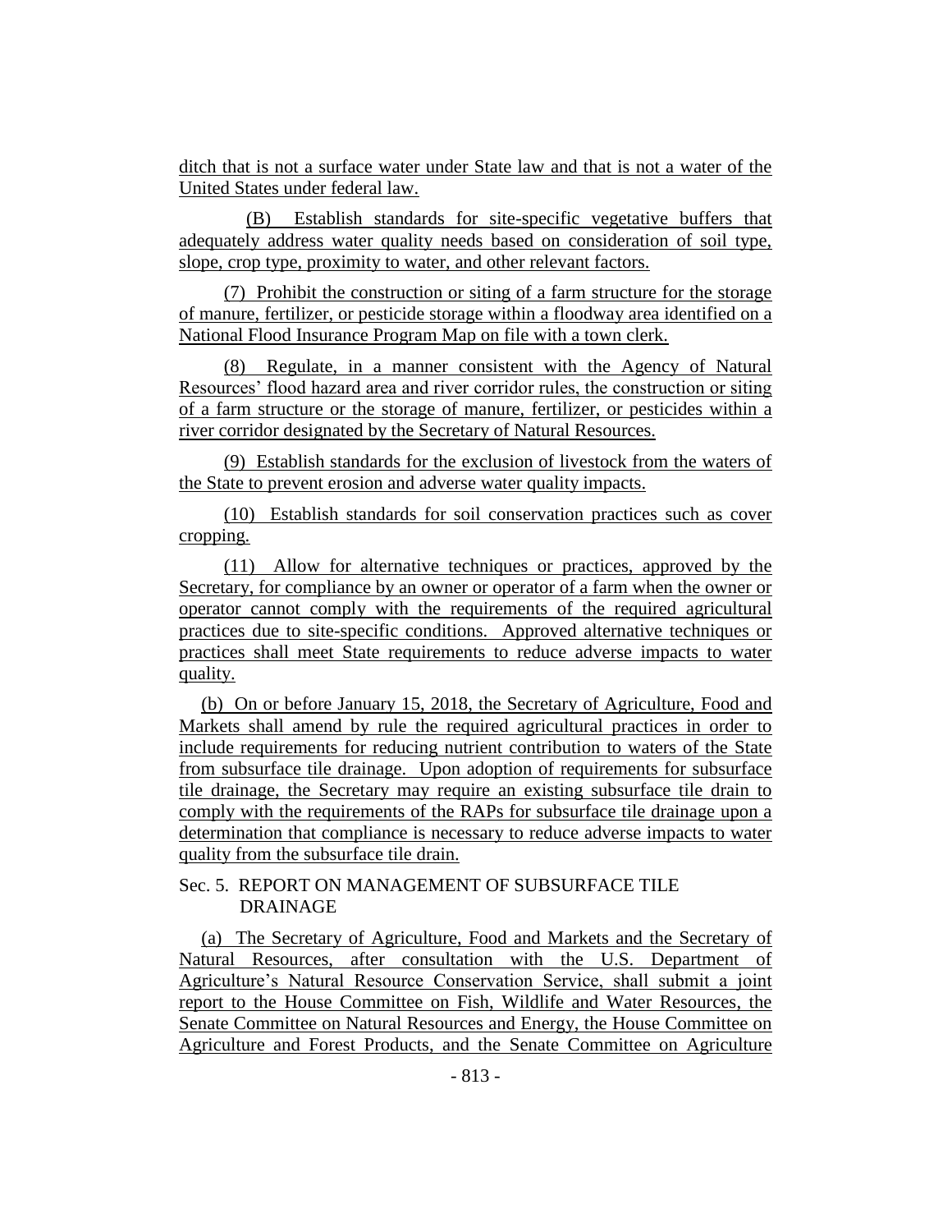ditch that is not a surface water under State law and that is not a water of the United States under federal law.

(B) Establish standards for site-specific vegetative buffers that adequately address water quality needs based on consideration of soil type, slope, crop type, proximity to water, and other relevant factors.

(7) Prohibit the construction or siting of a farm structure for the storage of manure, fertilizer, or pesticide storage within a floodway area identified on a National Flood Insurance Program Map on file with a town clerk.

(8) Regulate, in a manner consistent with the Agency of Natural Resources' flood hazard area and river corridor rules, the construction or siting of a farm structure or the storage of manure, fertilizer, or pesticides within a river corridor designated by the Secretary of Natural Resources.

(9) Establish standards for the exclusion of livestock from the waters of the State to prevent erosion and adverse water quality impacts.

(10) Establish standards for soil conservation practices such as cover cropping.

(11) Allow for alternative techniques or practices, approved by the Secretary, for compliance by an owner or operator of a farm when the owner or operator cannot comply with the requirements of the required agricultural practices due to site-specific conditions. Approved alternative techniques or practices shall meet State requirements to reduce adverse impacts to water quality.

(b) On or before January 15, 2018, the Secretary of Agriculture, Food and Markets shall amend by rule the required agricultural practices in order to include requirements for reducing nutrient contribution to waters of the State from subsurface tile drainage. Upon adoption of requirements for subsurface tile drainage, the Secretary may require an existing subsurface tile drain to comply with the requirements of the RAPs for subsurface tile drainage upon a determination that compliance is necessary to reduce adverse impacts to water quality from the subsurface tile drain.

Sec. 5. REPORT ON MANAGEMENT OF SUBSURFACE TILE DRAINAGE

(a) The Secretary of Agriculture, Food and Markets and the Secretary of Natural Resources, after consultation with the U.S. Department of Agriculture's Natural Resource Conservation Service, shall submit a joint report to the House Committee on Fish, Wildlife and Water Resources, the Senate Committee on Natural Resources and Energy, the House Committee on Agriculture and Forest Products, and the Senate Committee on Agriculture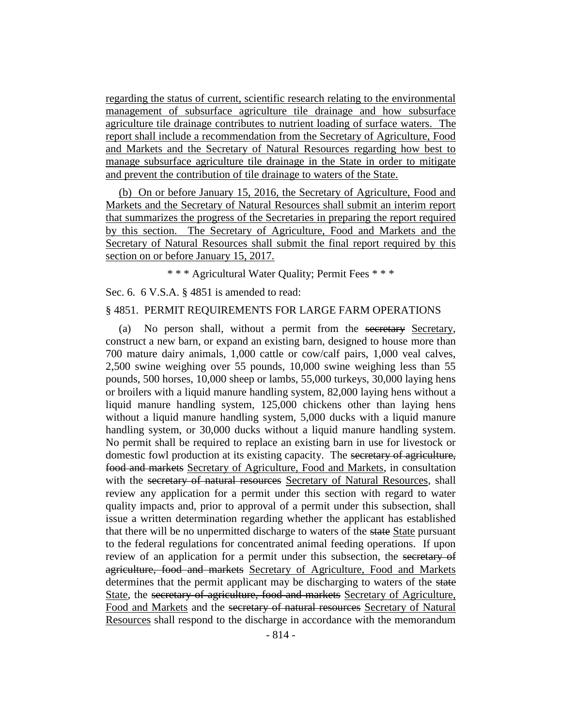regarding the status of current, scientific research relating to the environmental management of subsurface agriculture tile drainage and how subsurface agriculture tile drainage contributes to nutrient loading of surface waters. The report shall include a recommendation from the Secretary of Agriculture, Food and Markets and the Secretary of Natural Resources regarding how best to manage subsurface agriculture tile drainage in the State in order to mitigate and prevent the contribution of tile drainage to waters of the State.

(b) On or before January 15, 2016, the Secretary of Agriculture, Food and Markets and the Secretary of Natural Resources shall submit an interim report that summarizes the progress of the Secretaries in preparing the report required by this section. The Secretary of Agriculture, Food and Markets and the Secretary of Natural Resources shall submit the final report required by this section on or before January 15, 2017.

\* \* \* Agricultural Water Quality; Permit Fees \* \* \*

Sec. 6. 6 V.S.A. § 4851 is amended to read:

§ 4851. PERMIT REQUIREMENTS FOR LARGE FARM OPERATIONS

(a) No person shall, without a permit from the ~~secretary~~ Secretary, construct a new barn, or expand an existing barn, designed to house more than 700 mature dairy animals, 1,000 cattle or cow/calf pairs, 1,000 veal calves, 2,500 swine weighing over 55 pounds, 10,000 swine weighing less than 55 pounds, 500 horses, 10,000 sheep or lambs, 55,000 turkeys, 30,000 laying hens or broilers with a liquid manure handling system, 82,000 laying hens without a liquid manure handling system, 125,000 chickens other than laying hens without a liquid manure handling system, 5,000 ducks with a liquid manure handling system, or 30,000 ducks without a liquid manure handling system. No permit shall be required to replace an existing barn in use for livestock or domestic fowl production at its existing capacity. The ~~secretary of agriculture, food and markets~~ Secretary of Agriculture, Food and Markets, in consultation with the ~~secretary of natural resources~~ Secretary of Natural Resources, shall review any application for a permit under this section with regard to water quality impacts and, prior to approval of a permit under this subsection, shall issue a written determination regarding whether the applicant has established that there will be no unpermitted discharge to waters of the ~~state~~ State pursuant to the federal regulations for concentrated animal feeding operations. If upon review of an application for a permit under this subsection, the ~~secretary of agriculture, food and markets~~ Secretary of Agriculture, Food and Markets determines that the permit applicant may be discharging to waters of the ~~state~~ State, the ~~secretary of agriculture, food and markets~~ Secretary of Agriculture, Food and Markets and the ~~secretary of natural resources~~ Secretary of Natural Resources shall respond to the discharge in accordance with the memorandum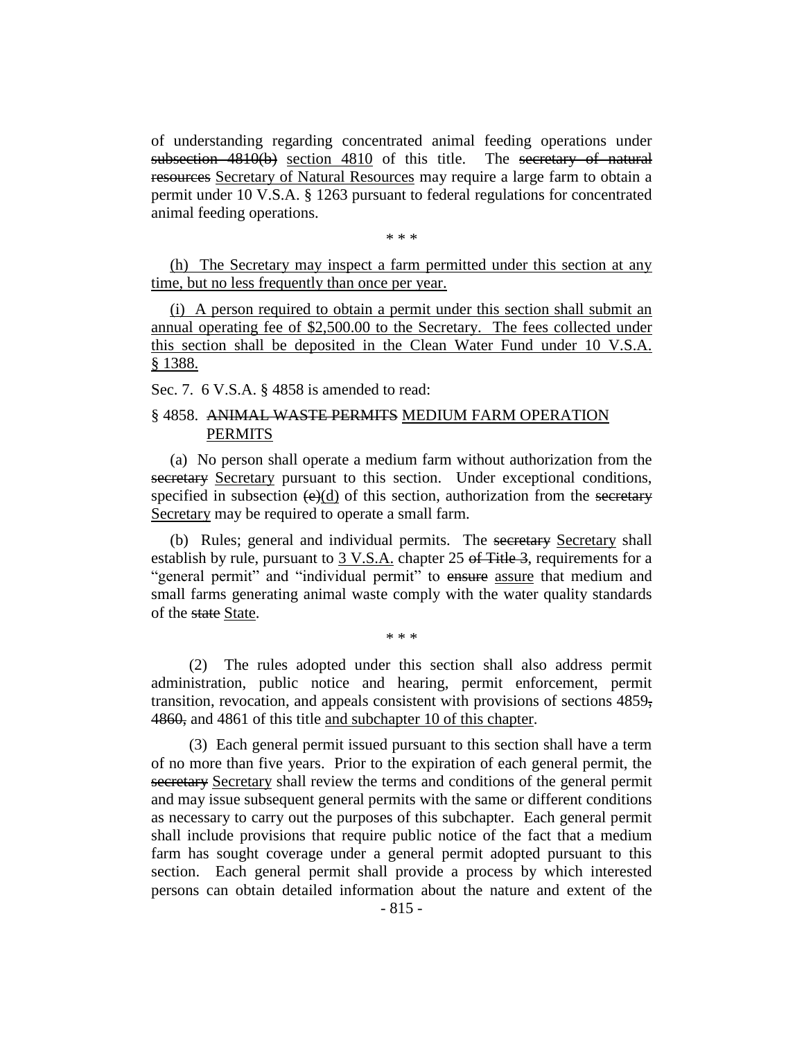of understanding regarding concentrated animal feeding operations under ~~subsection 4810(b)~~ section 4810 of this title. The ~~secretary of natural resources~~ Secretary of Natural Resources may require a large farm to obtain a permit under 10 V.S.A. § 1263 pursuant to federal regulations for concentrated animal feeding operations.

\* \* \*

(h) The Secretary may inspect a farm permitted under this section at any time, but no less frequently than once per year.

(i) A person required to obtain a permit under this section shall submit an annual operating fee of $2,500.00 to the Secretary. The fees collected under this section shall be deposited in the Clean Water Fund under 10 V.S.A. § 1388.

Sec. 7. 6 V.S.A. § 4858 is amended to read:

§ 4858. ~~ANIMAL WASTE PERMITS~~ MEDIUM FARM OPERATION PERMITS

(a) No person shall operate a medium farm without authorization from the ~~secretary~~ Secretary pursuant to this section. Under exceptional conditions, specified in subsection ~~(e)~~(d) of this section, authorization from the ~~secretary~~ Secretary may be required to operate a small farm.

(b) Rules; general and individual permits. The ~~secretary~~ Secretary shall establish by rule, pursuant to 3 V.S.A. chapter 25 ~~of Title 3~~, requirements for a "general permit" and "individual permit" to ~~ensure~~ assure that medium and small farms generating animal waste comply with the water quality standards of the ~~state~~ State.

\* \* \*

(2) The rules adopted under this section shall also address permit administration, public notice and hearing, permit enforcement, permit transition, revocation, and appeals consistent with provisions of sections 4859~~,~~ ~~4860,~~ and 4861 of this title and subchapter 10 of this chapter.

(3) Each general permit issued pursuant to this section shall have a term of no more than five years. Prior to the expiration of each general permit, the ~~secretary~~ Secretary shall review the terms and conditions of the general permit and may issue subsequent general permits with the same or different conditions as necessary to carry out the purposes of this subchapter. Each general permit shall include provisions that require public notice of the fact that a medium farm has sought coverage under a general permit adopted pursuant to this section. Each general permit shall provide a process by which interested persons can obtain detailed information about the nature and extent of the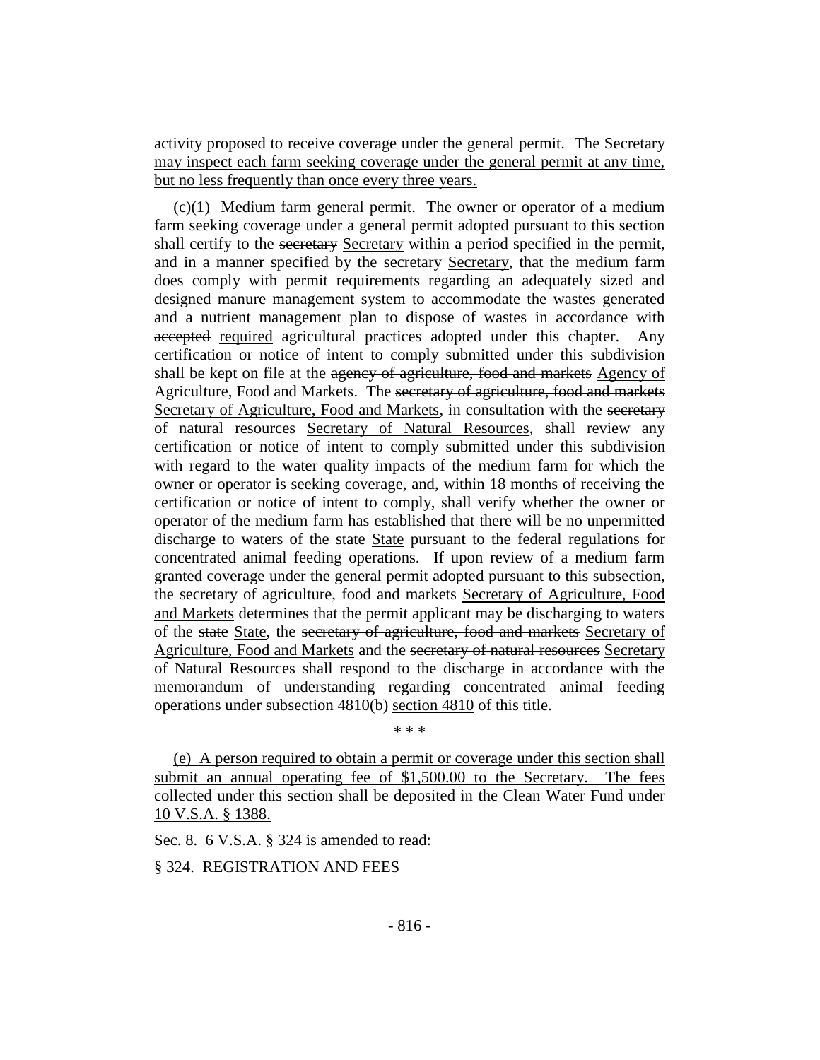activity proposed to receive coverage under the general permit. <u>The Secretary may inspect each farm seeking coverage under the general permit at any time, but no less frequently than once every three years.</u>

(c)(1) Medium farm general permit. The owner or operator of a medium farm seeking coverage under a general permit adopted pursuant to this section shall certify to the ~~secretary~~ <u>Secretary</u> within a period specified in the permit, and in a manner specified by the ~~secretary~~ <u>Secretary</u>, that the medium farm does comply with permit requirements regarding an adequately sized and designed manure management system to accommodate the wastes generated and a nutrient management plan to dispose of wastes in accordance with ~~accepted~~ <u>required</u> agricultural practices adopted under this chapter. Any certification or notice of intent to comply submitted under this subdivision shall be kept on file at the ~~agency of agriculture, food and markets~~ <u>Agency of Agriculture, Food and Markets</u>. The ~~secretary of agriculture, food and markets~~ <u>Secretary of Agriculture, Food and Markets</u>, in consultation with the ~~secretary of natural resources~~ <u>Secretary of Natural Resources</u>, shall review any certification or notice of intent to comply submitted under this subdivision with regard to the water quality impacts of the medium farm for which the owner or operator is seeking coverage, and, within 18 months of receiving the certification or notice of intent to comply, shall verify whether the owner or operator of the medium farm has established that there will be no unpermitted discharge to waters of the ~~state~~ <u>State</u> pursuant to the federal regulations for concentrated animal feeding operations. If upon review of a medium farm granted coverage under the general permit adopted pursuant to this subsection, the ~~secretary of agriculture, food and markets~~ <u>Secretary of Agriculture, Food and Markets</u> determines that the permit applicant may be discharging to waters of the ~~state~~ <u>State</u>, the ~~secretary of agriculture, food and markets~~ <u>Secretary of Agriculture, Food and Markets</u> and the ~~secretary of natural resources~~ <u>Secretary of Natural Resources</u> shall respond to the discharge in accordance with the memorandum of understanding regarding concentrated animal feeding operations under ~~subsection 4810(b)~~ <u>section 4810</u> of this title.

\* \* \*

<u>(e) A person required to obtain a permit or coverage under this section shall submit an annual operating fee of $1,500.00 to the Secretary. The fees collected under this section shall be deposited in the Clean Water Fund under 10 V.S.A. § 1388.</u>

Sec. 8. 6 V.S.A. § 324 is amended to read:

§ 324. REGISTRATION AND FEES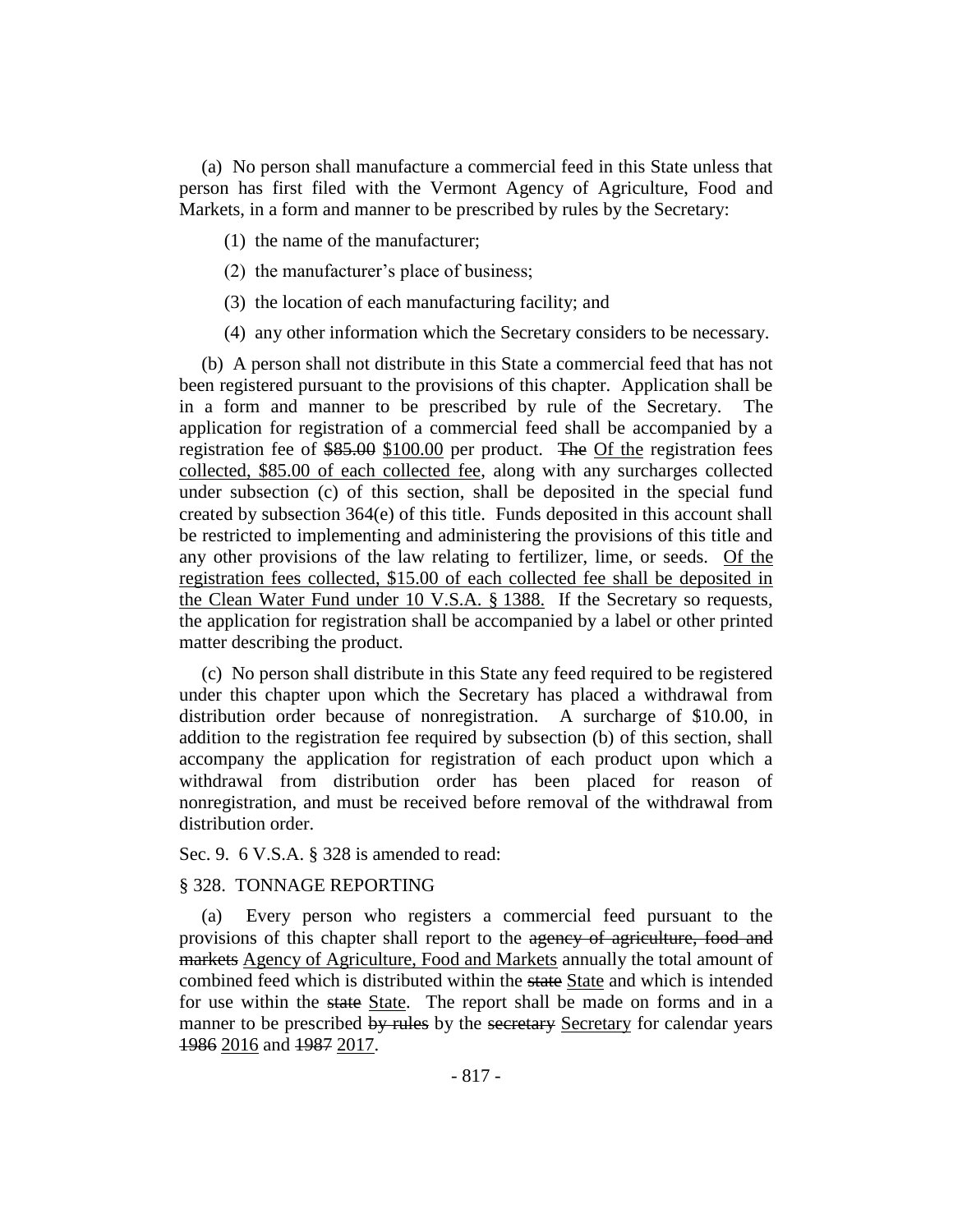(a) No person shall manufacture a commercial feed in this State unless that person has first filed with the Vermont Agency of Agriculture, Food and Markets, in a form and manner to be prescribed by rules by the Secretary:

(1) the name of the manufacturer;

(2) the manufacturer's place of business;

(3) the location of each manufacturing facility; and

(4) any other information which the Secretary considers to be necessary.

(b) A person shall not distribute in this State a commercial feed that has not been registered pursuant to the provisions of this chapter. Application shall be in a form and manner to be prescribed by rule of the Secretary. The application for registration of a commercial feed shall be accompanied by a registration fee of ~~$85.00~~ <u>$100.00</u> per product. ~~The~~ <u>Of the</u> registration fees <u>collected, $85.00 of each collected fee</u>, along with any surcharges collected under subsection (c) of this section, shall be deposited in the special fund created by subsection 364(e) of this title. Funds deposited in this account shall be restricted to implementing and administering the provisions of this title and any other provisions of the law relating to fertilizer, lime, or seeds. <u>Of the registration fees collected, $15.00 of each collected fee shall be deposited in the Clean Water Fund under 10 V.S.A. § 1388.</u> If the Secretary so requests, the application for registration shall be accompanied by a label or other printed matter describing the product.

(c) No person shall distribute in this State any feed required to be registered under this chapter upon which the Secretary has placed a withdrawal from distribution order because of nonregistration. A surcharge of $10.00, in addition to the registration fee required by subsection (b) of this section, shall accompany the application for registration of each product upon which a withdrawal from distribution order has been placed for reason of nonregistration, and must be received before removal of the withdrawal from distribution order.

Sec. 9. 6 V.S.A. § 328 is amended to read:

§ 328. TONNAGE REPORTING

(a) Every person who registers a commercial feed pursuant to the provisions of this chapter shall report to the ~~agency of agriculture, food and markets~~ <u>Agency of Agriculture, Food and Markets</u> annually the total amount of combined feed which is distributed within the ~~state~~ <u>State</u> and which is intended for use within the ~~state~~ <u>State</u>. The report shall be made on forms and in a manner to be prescribed ~~by rules~~ by the ~~secretary~~ <u>Secretary</u> for calendar years ~~1986~~ <u>2016</u> and ~~1987~~ <u>2017</u>.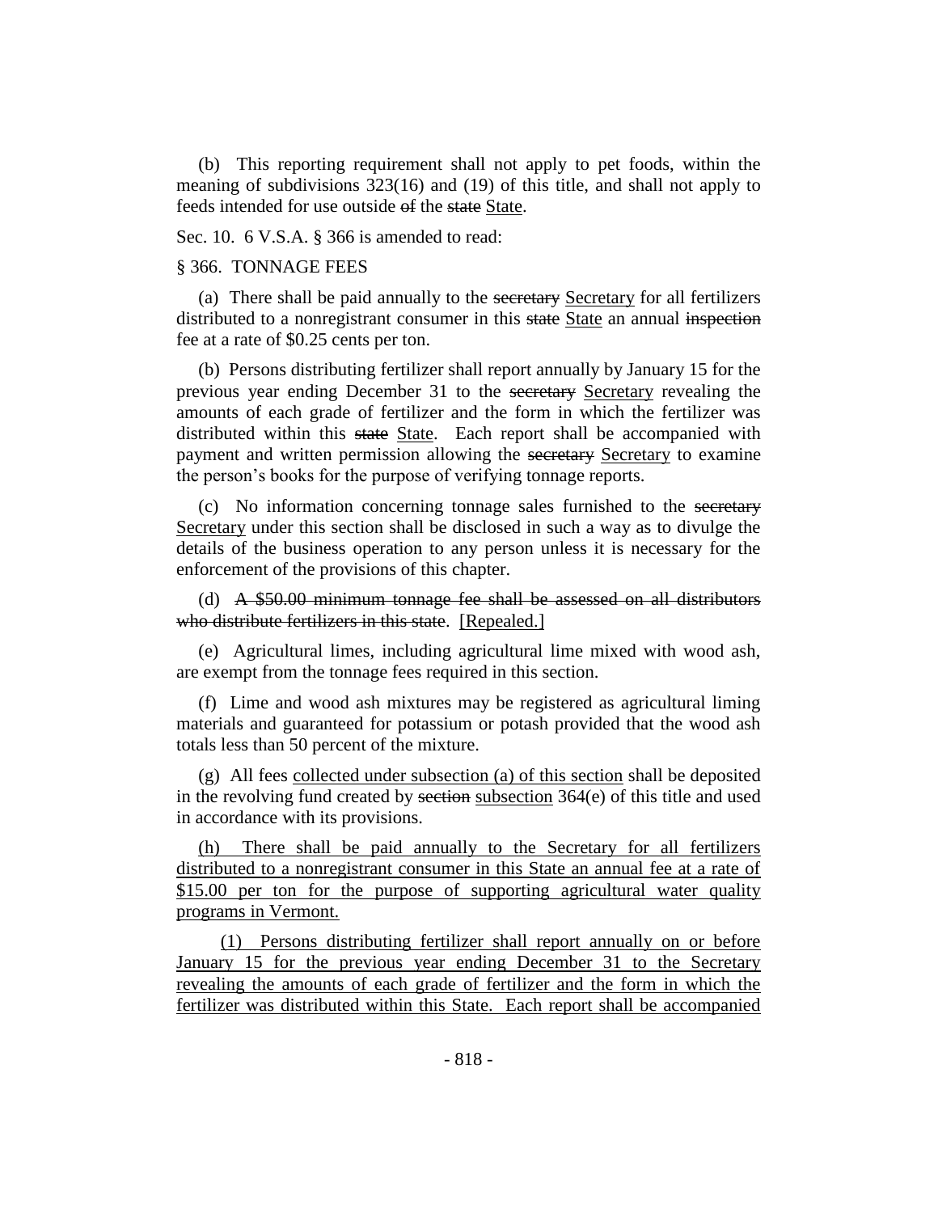(b) This reporting requirement shall not apply to pet foods, within the meaning of subdivisions 323(16) and (19) of this title, and shall not apply to feeds intended for use outside ~~of~~ the ~~state~~ State.

Sec. 10. 6 V.S.A. § 366 is amended to read:

§ 366. TONNAGE FEES

(a) There shall be paid annually to the ~~secretary~~ Secretary for all fertilizers distributed to a nonregistrant consumer in this ~~state~~ State an annual ~~inspection~~ fee at a rate of $0.25 cents per ton.

(b) Persons distributing fertilizer shall report annually by January 15 for the previous year ending December 31 to the ~~secretary~~ Secretary revealing the amounts of each grade of fertilizer and the form in which the fertilizer was distributed within this ~~state~~ State. Each report shall be accompanied with payment and written permission allowing the ~~secretary~~ Secretary to examine the person's books for the purpose of verifying tonnage reports.

(c) No information concerning tonnage sales furnished to the ~~secretary~~ Secretary under this section shall be disclosed in such a way as to divulge the details of the business operation to any person unless it is necessary for the enforcement of the provisions of this chapter.

(d) ~~A $50.00 minimum tonnage fee shall be assessed on all distributors who distribute fertilizers in this state~~. [Repealed.]

(e) Agricultural limes, including agricultural lime mixed with wood ash, are exempt from the tonnage fees required in this section.

(f) Lime and wood ash mixtures may be registered as agricultural liming materials and guaranteed for potassium or potash provided that the wood ash totals less than 50 percent of the mixture.

(g) All fees collected under subsection (a) of this section shall be deposited in the revolving fund created by ~~section~~ subsection 364(e) of this title and used in accordance with its provisions.

(h) There shall be paid annually to the Secretary for all fertilizers distributed to a nonregistrant consumer in this State an annual fee at a rate of $15.00 per ton for the purpose of supporting agricultural water quality programs in Vermont.

(1) Persons distributing fertilizer shall report annually on or before January 15 for the previous year ending December 31 to the Secretary revealing the amounts of each grade of fertilizer and the form in which the fertilizer was distributed within this State. Each report shall be accompanied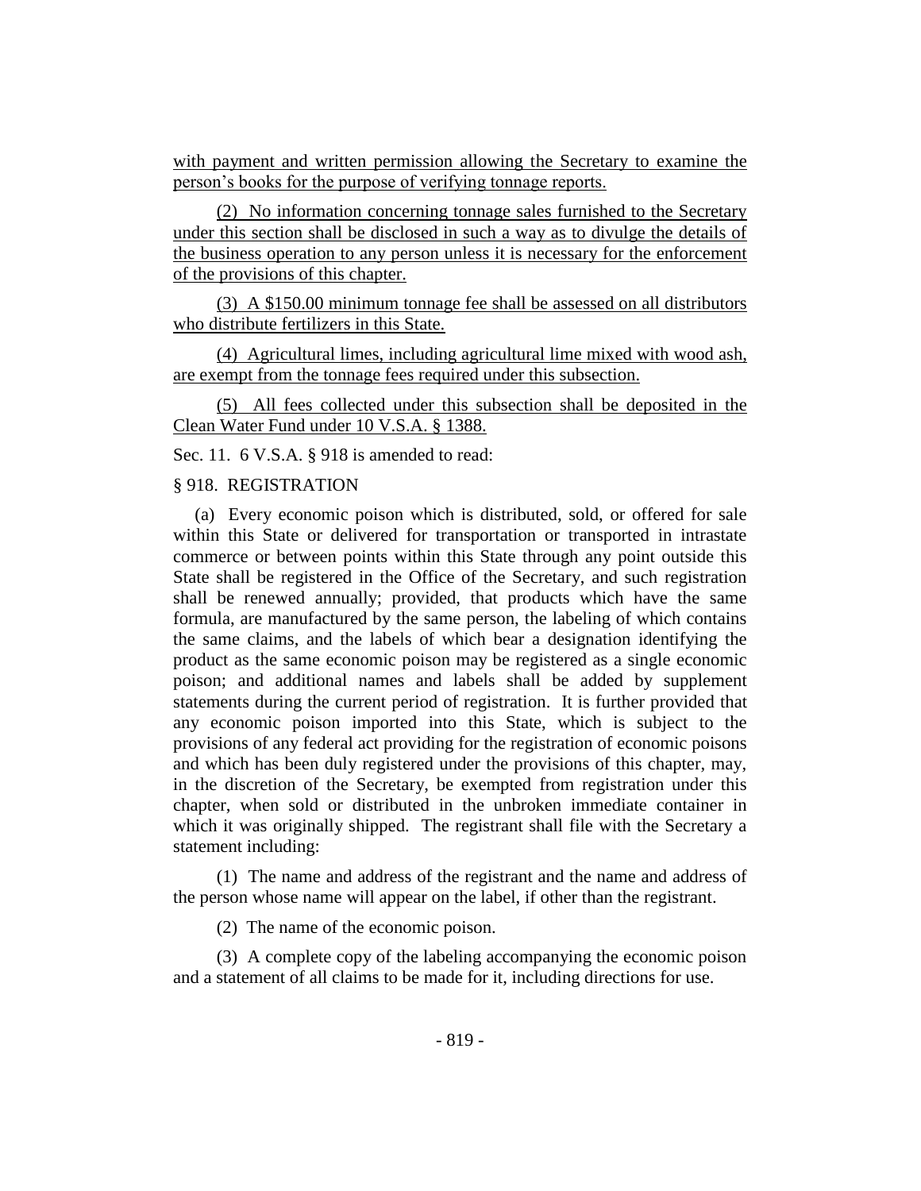with payment and written permission allowing the Secretary to examine the person's books for the purpose of verifying tonnage reports.

(2) No information concerning tonnage sales furnished to the Secretary under this section shall be disclosed in such a way as to divulge the details of the business operation to any person unless it is necessary for the enforcement of the provisions of this chapter.

(3) A $150.00 minimum tonnage fee shall be assessed on all distributors who distribute fertilizers in this State.

(4) Agricultural limes, including agricultural lime mixed with wood ash, are exempt from the tonnage fees required under this subsection.

(5) All fees collected under this subsection shall be deposited in the Clean Water Fund under 10 V.S.A. § 1388.

Sec. 11. 6 V.S.A. § 918 is amended to read:

§ 918. REGISTRATION

(a) Every economic poison which is distributed, sold, or offered for sale within this State or delivered for transportation or transported in intrastate commerce or between points within this State through any point outside this State shall be registered in the Office of the Secretary, and such registration shall be renewed annually; provided, that products which have the same formula, are manufactured by the same person, the labeling of which contains the same claims, and the labels of which bear a designation identifying the product as the same economic poison may be registered as a single economic poison; and additional names and labels shall be added by supplement statements during the current period of registration. It is further provided that any economic poison imported into this State, which is subject to the provisions of any federal act providing for the registration of economic poisons and which has been duly registered under the provisions of this chapter, may, in the discretion of the Secretary, be exempted from registration under this chapter, when sold or distributed in the unbroken immediate container in which it was originally shipped. The registrant shall file with the Secretary a statement including:

(1) The name and address of the registrant and the name and address of the person whose name will appear on the label, if other than the registrant.

(2) The name of the economic poison.

(3) A complete copy of the labeling accompanying the economic poison and a statement of all claims to be made for it, including directions for use.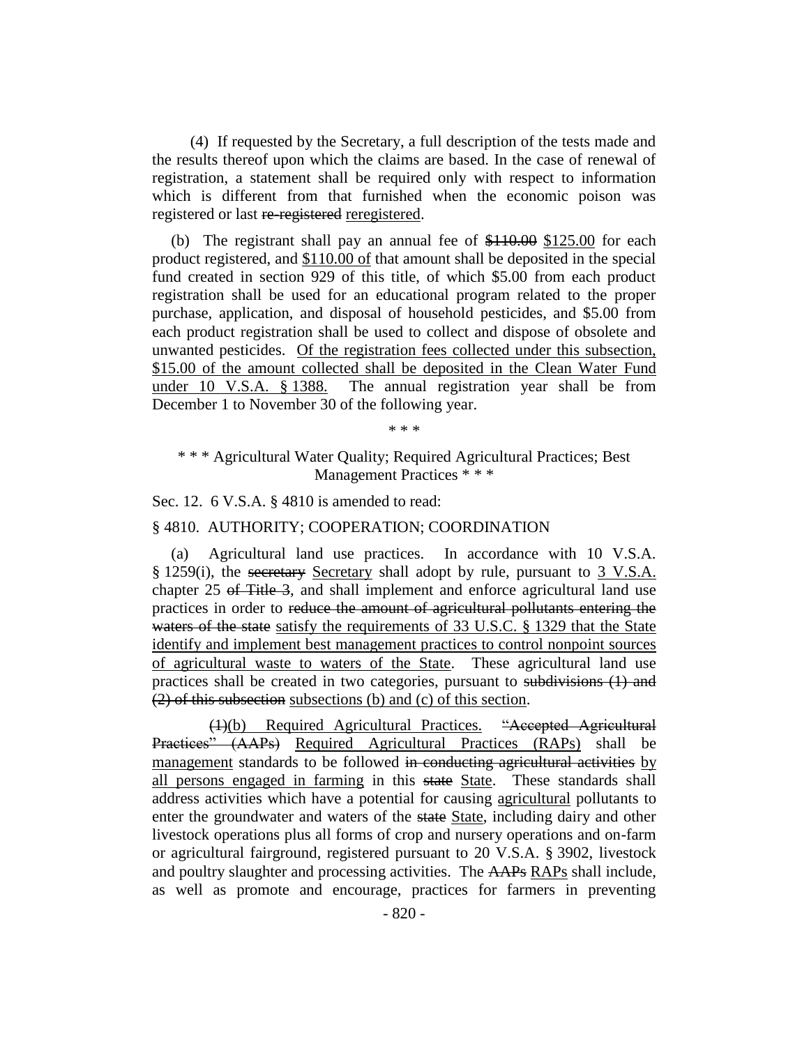(4) If requested by the Secretary, a full description of the tests made and the results thereof upon which the claims are based. In the case of renewal of registration, a statement shall be required only with respect to information which is different from that furnished when the economic poison was registered or last ~~re-registered~~ reregistered.

(b) The registrant shall pay an annual fee of ~~$110.00~~ $125.00 for each product registered, and $110.00 of that amount shall be deposited in the special fund created in section 929 of this title, of which $5.00 from each product registration shall be used for an educational program related to the proper purchase, application, and disposal of household pesticides, and $5.00 from each product registration shall be used to collect and dispose of obsolete and unwanted pesticides. Of the registration fees collected under this subsection, $15.00 of the amount collected shall be deposited in the Clean Water Fund under 10 V.S.A. § 1388. The annual registration year shall be from December 1 to November 30 of the following year.

\* \* \*

\* \* \* Agricultural Water Quality; Required Agricultural Practices; Best Management Practices \* \* \*

Sec. 12. 6 V.S.A. § 4810 is amended to read:

§ 4810. AUTHORITY; COOPERATION; COORDINATION

(a) Agricultural land use practices. In accordance with 10 V.S.A. § 1259(i), the ~~secretary~~ Secretary shall adopt by rule, pursuant to 3 V.S.A. chapter 25 ~~of Title 3~~, and shall implement and enforce agricultural land use practices in order to ~~reduce the amount of agricultural pollutants entering the waters of the state~~ satisfy the requirements of 33 U.S.C. § 1329 that the State identify and implement best management practices to control nonpoint sources of agricultural waste to waters of the State. These agricultural land use practices shall be created in two categories, pursuant to ~~subdivisions (1) and (2) of this subsection~~ subsections (b) and (c) of this section.

~~(1)~~(b) Required Agricultural Practices. ~~"Accepted Agricultural Practices" (AAPs)~~ Required Agricultural Practices (RAPs) shall be management standards to be followed ~~in conducting agricultural activities~~ by all persons engaged in farming in this ~~state~~ State. These standards shall address activities which have a potential for causing agricultural pollutants to enter the groundwater and waters of the ~~state~~ State, including dairy and other livestock operations plus all forms of crop and nursery operations and on-farm or agricultural fairground, registered pursuant to 20 V.S.A. § 3902, livestock and poultry slaughter and processing activities. The ~~AAPs~~ RAPs shall include, as well as promote and encourage, practices for farmers in preventing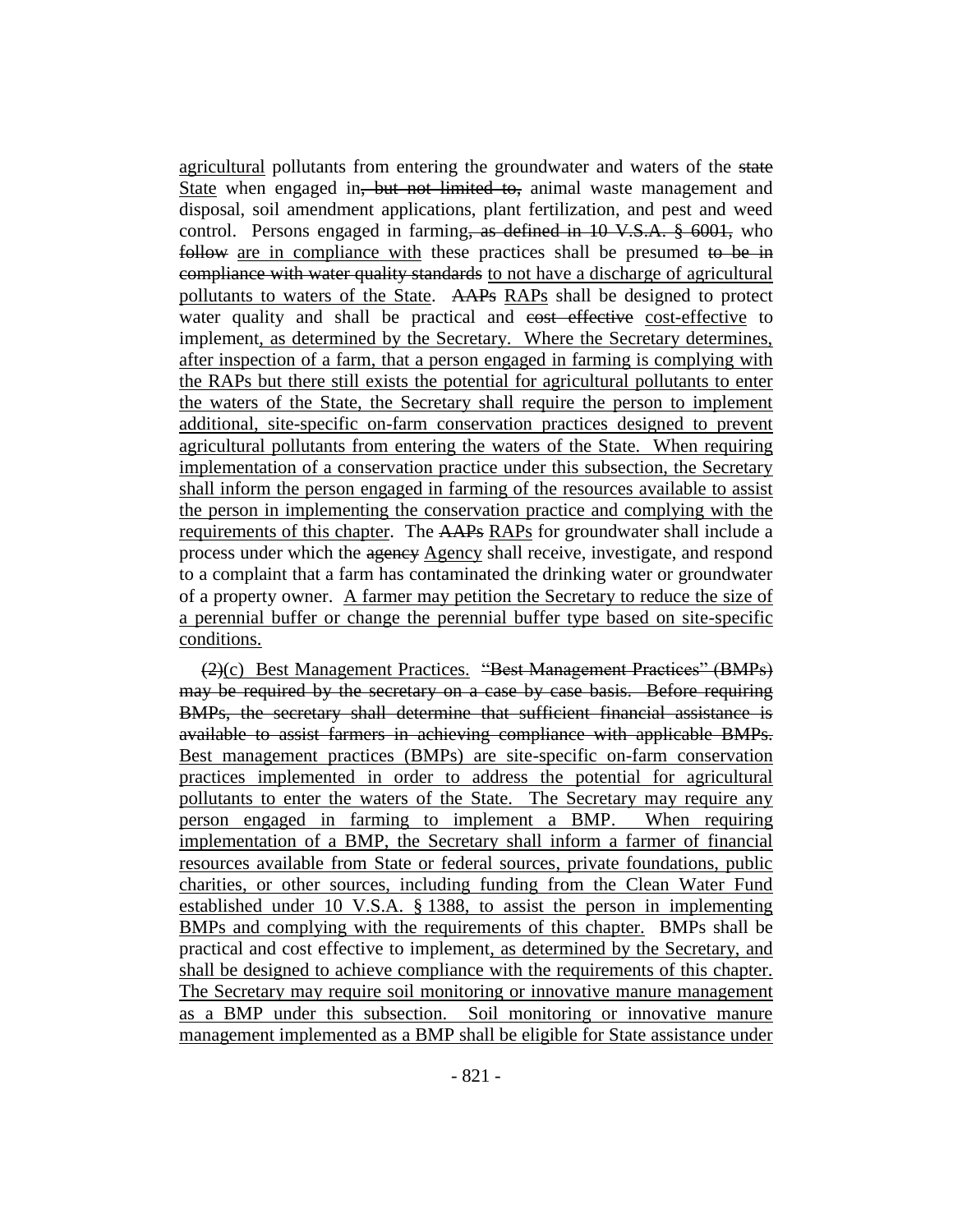agricultural pollutants from entering the groundwater and waters of the ~~state~~ State when engaged in~~, but not limited to,~~ animal waste management and disposal, soil amendment applications, plant fertilization, and pest and weed control. Persons engaged in farming~~, as defined in 10 V.S.A. § 6001,~~ who ~~follow~~ are in compliance with these practices shall be presumed ~~to be in compliance with water quality standards~~ to not have a discharge of agricultural pollutants to waters of the State. ~~AAPs~~ RAPs shall be designed to protect water quality and shall be practical and ~~cost effective~~ cost-effective to implement, as determined by the Secretary. Where the Secretary determines, after inspection of a farm, that a person engaged in farming is complying with the RAPs but there still exists the potential for agricultural pollutants to enter the waters of the State, the Secretary shall require the person to implement additional, site-specific on-farm conservation practices designed to prevent agricultural pollutants from entering the waters of the State. When requiring implementation of a conservation practice under this subsection, the Secretary shall inform the person engaged in farming of the resources available to assist the person in implementing the conservation practice and complying with the requirements of this chapter. The ~~AAPs~~ RAPs for groundwater shall include a process under which the ~~agency~~ Agency shall receive, investigate, and respond to a complaint that a farm has contaminated the drinking water or groundwater of a property owner. A farmer may petition the Secretary to reduce the size of a perennial buffer or change the perennial buffer type based on site-specific conditions.

~~(2)~~(c) Best Management Practices. ~~"Best Management Practices" (BMPs) may be required by the secretary on a case by case basis. Before requiring BMPs, the secretary shall determine that sufficient financial assistance is available to assist farmers in achieving compliance with applicable BMPs.~~ Best management practices (BMPs) are site-specific on-farm conservation practices implemented in order to address the potential for agricultural pollutants to enter the waters of the State. The Secretary may require any person engaged in farming to implement a BMP. When requiring implementation of a BMP, the Secretary shall inform a farmer of financial resources available from State or federal sources, private foundations, public charities, or other sources, including funding from the Clean Water Fund established under 10 V.S.A. § 1388, to assist the person in implementing BMPs and complying with the requirements of this chapter. BMPs shall be practical and cost effective to implement, as determined by the Secretary, and shall be designed to achieve compliance with the requirements of this chapter. The Secretary may require soil monitoring or innovative manure management as a BMP under this subsection. Soil monitoring or innovative manure management implemented as a BMP shall be eligible for State assistance under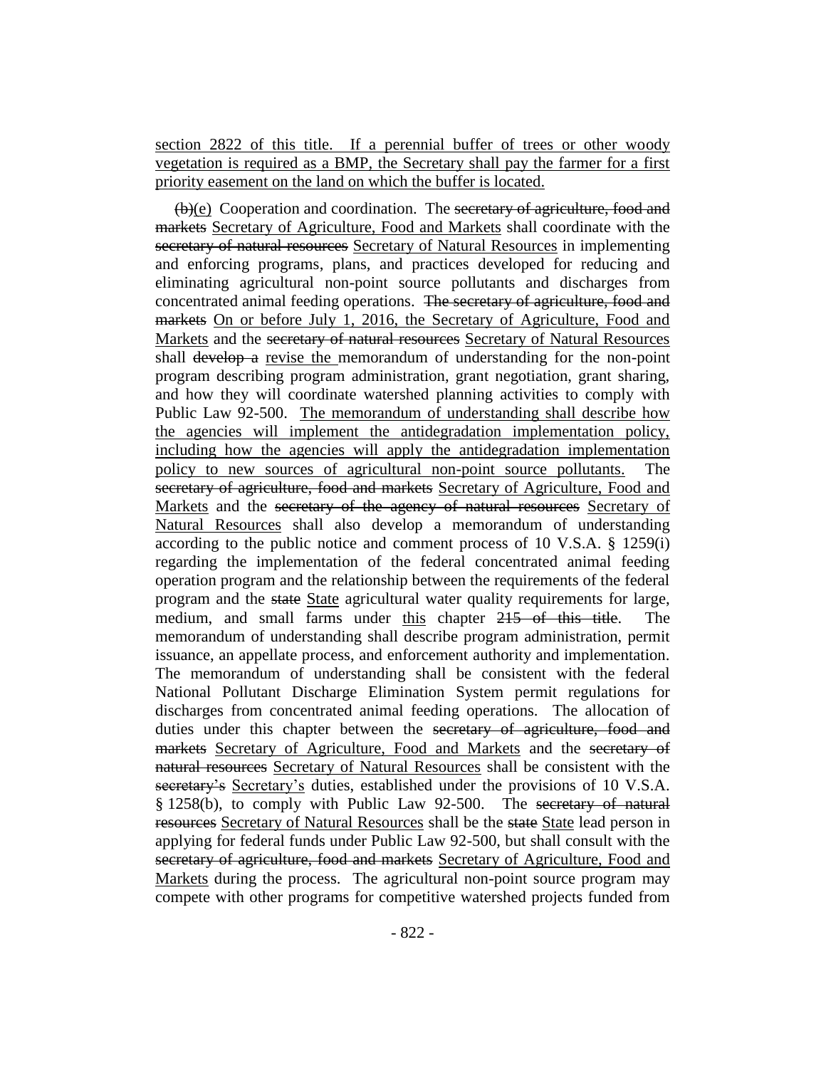section 2822 of this title. If a perennial buffer of trees or other woody vegetation is required as a BMP, the Secretary shall pay the farmer for a first priority easement on the land on which the buffer is located.

~~(b)~~(e) Cooperation and coordination. The ~~secretary of agriculture, food and markets~~ Secretary of Agriculture, Food and Markets shall coordinate with the ~~secretary of natural resources~~ Secretary of Natural Resources in implementing and enforcing programs, plans, and practices developed for reducing and eliminating agricultural non-point source pollutants and discharges from concentrated animal feeding operations. ~~The secretary of agriculture, food and markets~~ On or before July 1, 2016, the Secretary of Agriculture, Food and Markets and the ~~secretary of natural resources~~ Secretary of Natural Resources shall ~~develop a~~ revise the memorandum of understanding for the non-point program describing program administration, grant negotiation, grant sharing, and how they will coordinate watershed planning activities to comply with Public Law 92-500. The memorandum of understanding shall describe how the agencies will implement the antidegradation implementation policy, including how the agencies will apply the antidegradation implementation policy to new sources of agricultural non-point source pollutants. The ~~secretary of agriculture, food and markets~~ Secretary of Agriculture, Food and Markets and the ~~secretary of the agency of natural resources~~ Secretary of Natural Resources shall also develop a memorandum of understanding according to the public notice and comment process of 10 V.S.A. § 1259(i) regarding the implementation of the federal concentrated animal feeding operation program and the relationship between the requirements of the federal program and the ~~state~~ State agricultural water quality requirements for large, medium, and small farms under this chapter ~~215 of this title~~. The memorandum of understanding shall describe program administration, permit issuance, an appellate process, and enforcement authority and implementation. The memorandum of understanding shall be consistent with the federal National Pollutant Discharge Elimination System permit regulations for discharges from concentrated animal feeding operations. The allocation of duties under this chapter between the ~~secretary of agriculture, food and markets~~ Secretary of Agriculture, Food and Markets and the ~~secretary of natural resources~~ Secretary of Natural Resources shall be consistent with the ~~secretary's~~ Secretary's duties, established under the provisions of 10 V.S.A. § 1258(b), to comply with Public Law 92-500. The ~~secretary of natural resources~~ Secretary of Natural Resources shall be the ~~state~~ State lead person in applying for federal funds under Public Law 92-500, but shall consult with the ~~secretary of agriculture, food and markets~~ Secretary of Agriculture, Food and Markets during the process. The agricultural non-point source program may compete with other programs for competitive watershed projects funded from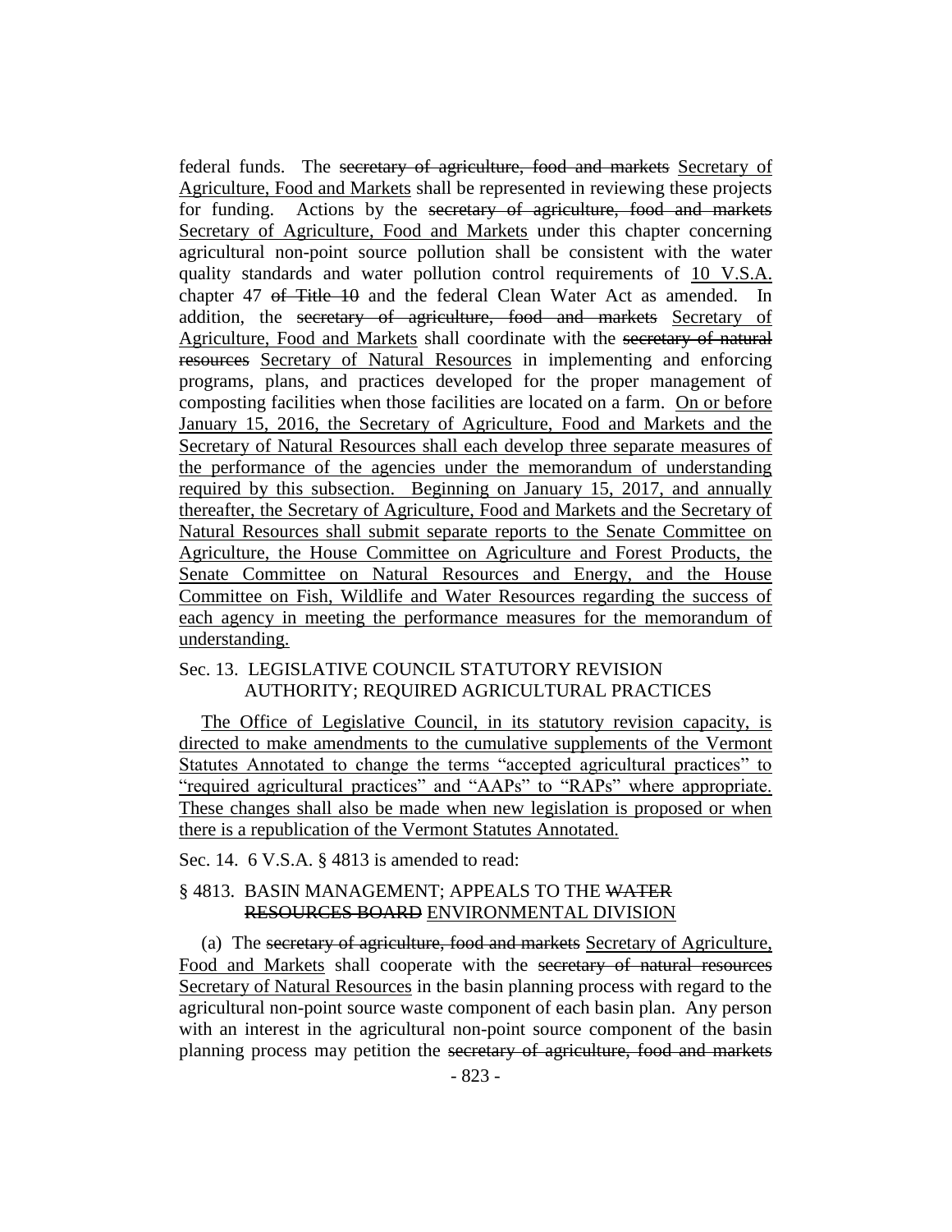federal funds. The ~~secretary of agriculture, food and markets~~ Secretary of Agriculture, Food and Markets shall be represented in reviewing these projects for funding. Actions by the ~~secretary of agriculture, food and markets~~ Secretary of Agriculture, Food and Markets under this chapter concerning agricultural non-point source pollution shall be consistent with the water quality standards and water pollution control requirements of 10 V.S.A. chapter 47 ~~of Title 10~~ and the federal Clean Water Act as amended. In addition, the ~~secretary of agriculture, food and markets~~ Secretary of Agriculture, Food and Markets shall coordinate with the ~~secretary of natural resources~~ Secretary of Natural Resources in implementing and enforcing programs, plans, and practices developed for the proper management of composting facilities when those facilities are located on a farm. On or before January 15, 2016, the Secretary of Agriculture, Food and Markets and the Secretary of Natural Resources shall each develop three separate measures of the performance of the agencies under the memorandum of understanding required by this subsection. Beginning on January 15, 2017, and annually thereafter, the Secretary of Agriculture, Food and Markets and the Secretary of Natural Resources shall submit separate reports to the Senate Committee on Agriculture, the House Committee on Agriculture and Forest Products, the Senate Committee on Natural Resources and Energy, and the House Committee on Fish, Wildlife and Water Resources regarding the success of each agency in meeting the performance measures for the memorandum of understanding.

Sec. 13. LEGISLATIVE COUNCIL STATUTORY REVISION AUTHORITY; REQUIRED AGRICULTURAL PRACTICES

The Office of Legislative Council, in its statutory revision capacity, is directed to make amendments to the cumulative supplements of the Vermont Statutes Annotated to change the terms "accepted agricultural practices" to "required agricultural practices" and "AAPs" to "RAPs" where appropriate. These changes shall also be made when new legislation is proposed or when there is a republication of the Vermont Statutes Annotated.

Sec. 14. 6 V.S.A. § 4813 is amended to read:

§ 4813. BASIN MANAGEMENT; APPEALS TO THE ~~WATER RESOURCES BOARD~~ ENVIRONMENTAL DIVISION

(a) The ~~secretary of agriculture, food and markets~~ Secretary of Agriculture, Food and Markets shall cooperate with the ~~secretary of natural resources~~ Secretary of Natural Resources in the basin planning process with regard to the agricultural non-point source waste component of each basin plan. Any person with an interest in the agricultural non-point source component of the basin planning process may petition the ~~secretary of agriculture, food and markets~~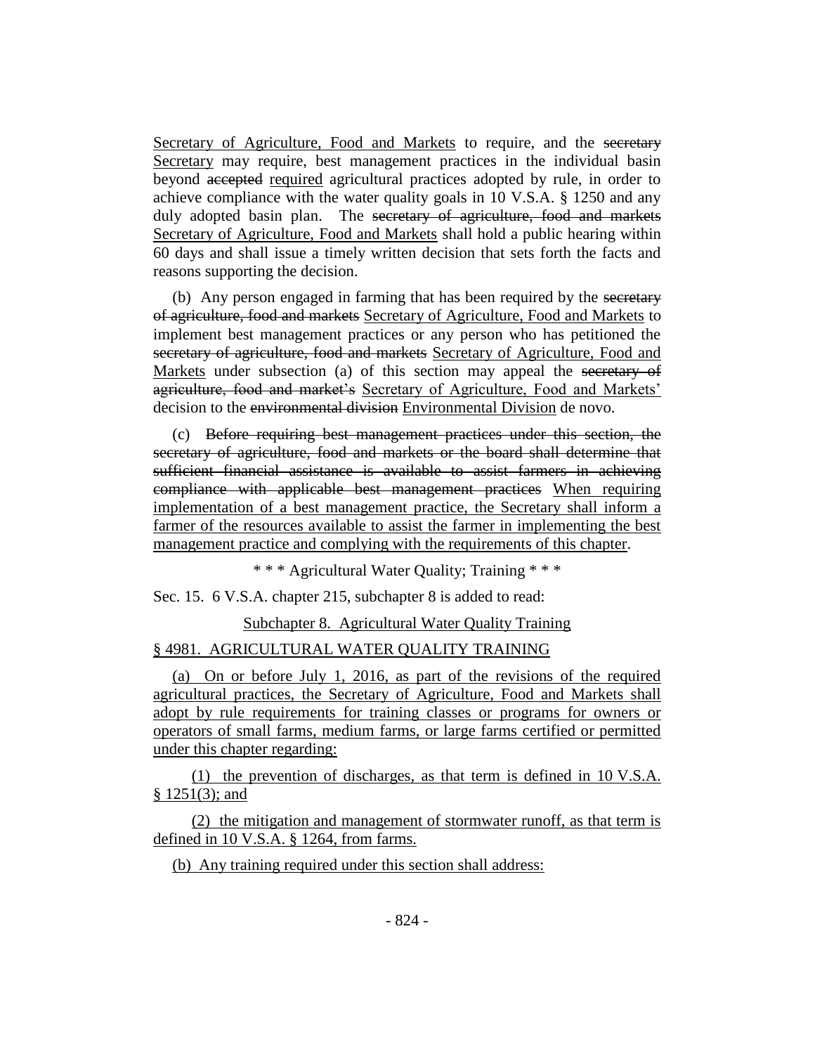Secretary of Agriculture, Food and Markets to require, and the ~~secretary~~ Secretary may require, best management practices in the individual basin beyond ~~accepted~~ required agricultural practices adopted by rule, in order to achieve compliance with the water quality goals in 10 V.S.A. § 1250 and any duly adopted basin plan. The ~~secretary of agriculture, food and markets~~ Secretary of Agriculture, Food and Markets shall hold a public hearing within 60 days and shall issue a timely written decision that sets forth the facts and reasons supporting the decision.

(b) Any person engaged in farming that has been required by the ~~secretary of agriculture, food and markets~~ Secretary of Agriculture, Food and Markets to implement best management practices or any person who has petitioned the ~~secretary of agriculture, food and markets~~ Secretary of Agriculture, Food and Markets under subsection (a) of this section may appeal the ~~secretary of agriculture, food and market's~~ Secretary of Agriculture, Food and Markets' decision to the ~~environmental division~~ Environmental Division de novo.

(c) ~~Before requiring best management practices under this section, the secretary of agriculture, food and markets or the board shall determine that sufficient financial assistance is available to assist farmers in achieving compliance with applicable best management practices~~ When requiring implementation of a best management practice, the Secretary shall inform a farmer of the resources available to assist the farmer in implementing the best management practice and complying with the requirements of this chapter.

\* \* \* Agricultural Water Quality; Training \* \* \*

Sec. 15. 6 V.S.A. chapter 215, subchapter 8 is added to read:

Subchapter 8. Agricultural Water Quality Training

§ 4981. AGRICULTURAL WATER QUALITY TRAINING

(a) On or before July 1, 2016, as part of the revisions of the required agricultural practices, the Secretary of Agriculture, Food and Markets shall adopt by rule requirements for training classes or programs for owners or operators of small farms, medium farms, or large farms certified or permitted under this chapter regarding:

(1) the prevention of discharges, as that term is defined in 10 V.S.A. § 1251(3); and

(2) the mitigation and management of stormwater runoff, as that term is defined in 10 V.S.A. § 1264, from farms.

(b) Any training required under this section shall address: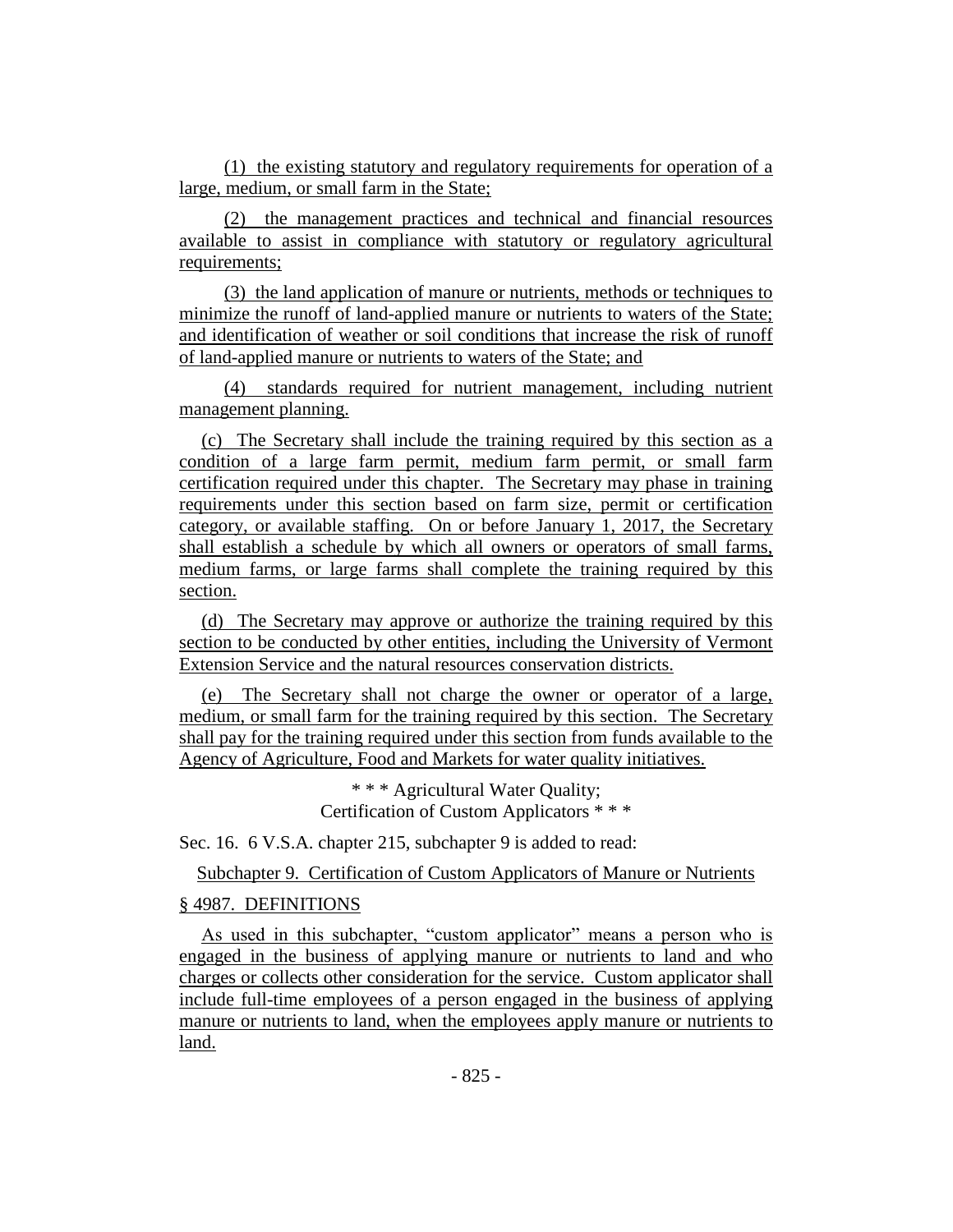(1) the existing statutory and regulatory requirements for operation of a large, medium, or small farm in the State;

(2) the management practices and technical and financial resources available to assist in compliance with statutory or regulatory agricultural requirements;

(3) the land application of manure or nutrients, methods or techniques to minimize the runoff of land-applied manure or nutrients to waters of the State; and identification of weather or soil conditions that increase the risk of runoff of land-applied manure or nutrients to waters of the State; and

(4) standards required for nutrient management, including nutrient management planning.

(c) The Secretary shall include the training required by this section as a condition of a large farm permit, medium farm permit, or small farm certification required under this chapter. The Secretary may phase in training requirements under this section based on farm size, permit or certification category, or available staffing. On or before January 1, 2017, the Secretary shall establish a schedule by which all owners or operators of small farms, medium farms, or large farms shall complete the training required by this section.

(d) The Secretary may approve or authorize the training required by this section to be conducted by other entities, including the University of Vermont Extension Service and the natural resources conservation districts.

(e) The Secretary shall not charge the owner or operator of a large, medium, or small farm for the training required by this section. The Secretary shall pay for the training required under this section from funds available to the Agency of Agriculture, Food and Markets for water quality initiatives.

\* \* \* Agricultural Water Quality; Certification of Custom Applicators \* \* \*

Sec. 16. 6 V.S.A. chapter 215, subchapter 9 is added to read:

Subchapter 9. Certification of Custom Applicators of Manure or Nutrients

§ 4987. DEFINITIONS

As used in this subchapter, "custom applicator" means a person who is engaged in the business of applying manure or nutrients to land and who charges or collects other consideration for the service. Custom applicator shall include full-time employees of a person engaged in the business of applying manure or nutrients to land, when the employees apply manure or nutrients to land.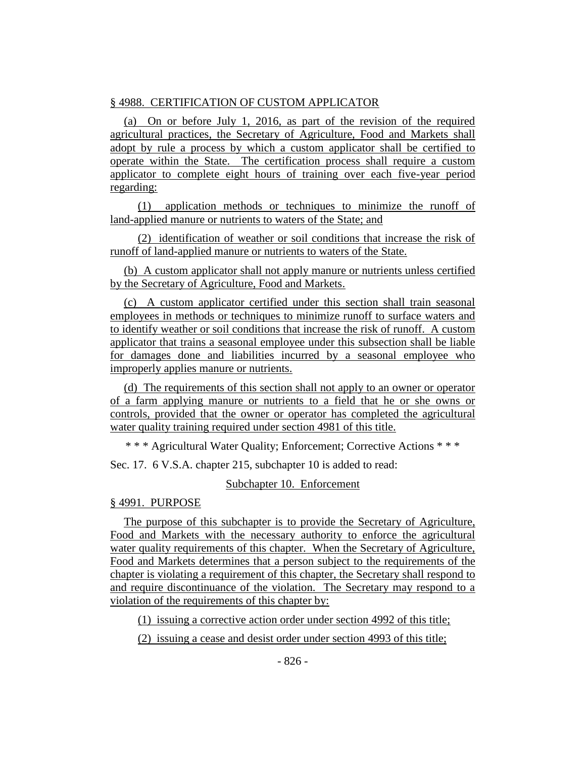§ 4988. CERTIFICATION OF CUSTOM APPLICATOR

(a) On or before July 1, 2016, as part of the revision of the required agricultural practices, the Secretary of Agriculture, Food and Markets shall adopt by rule a process by which a custom applicator shall be certified to operate within the State. The certification process shall require a custom applicator to complete eight hours of training over each five-year period regarding:

(1) application methods or techniques to minimize the runoff of land-applied manure or nutrients to waters of the State; and

(2) identification of weather or soil conditions that increase the risk of runoff of land-applied manure or nutrients to waters of the State.

(b) A custom applicator shall not apply manure or nutrients unless certified by the Secretary of Agriculture, Food and Markets.

(c) A custom applicator certified under this section shall train seasonal employees in methods or techniques to minimize runoff to surface waters and to identify weather or soil conditions that increase the risk of runoff. A custom applicator that trains a seasonal employee under this subsection shall be liable for damages done and liabilities incurred by a seasonal employee who improperly applies manure or nutrients.

(d) The requirements of this section shall not apply to an owner or operator of a farm applying manure or nutrients to a field that he or she owns or controls, provided that the owner or operator has completed the agricultural water quality training required under section 4981 of this title.

* * * Agricultural Water Quality; Enforcement; Corrective Actions * * *

Sec. 17. 6 V.S.A. chapter 215, subchapter 10 is added to read:

Subchapter 10. Enforcement

§ 4991. PURPOSE

The purpose of this subchapter is to provide the Secretary of Agriculture, Food and Markets with the necessary authority to enforce the agricultural water quality requirements of this chapter. When the Secretary of Agriculture, Food and Markets determines that a person subject to the requirements of the chapter is violating a requirement of this chapter, the Secretary shall respond to and require discontinuance of the violation. The Secretary may respond to a violation of the requirements of this chapter by:

(1) issuing a corrective action order under section 4992 of this title;

(2) issuing a cease and desist order under section 4993 of this title;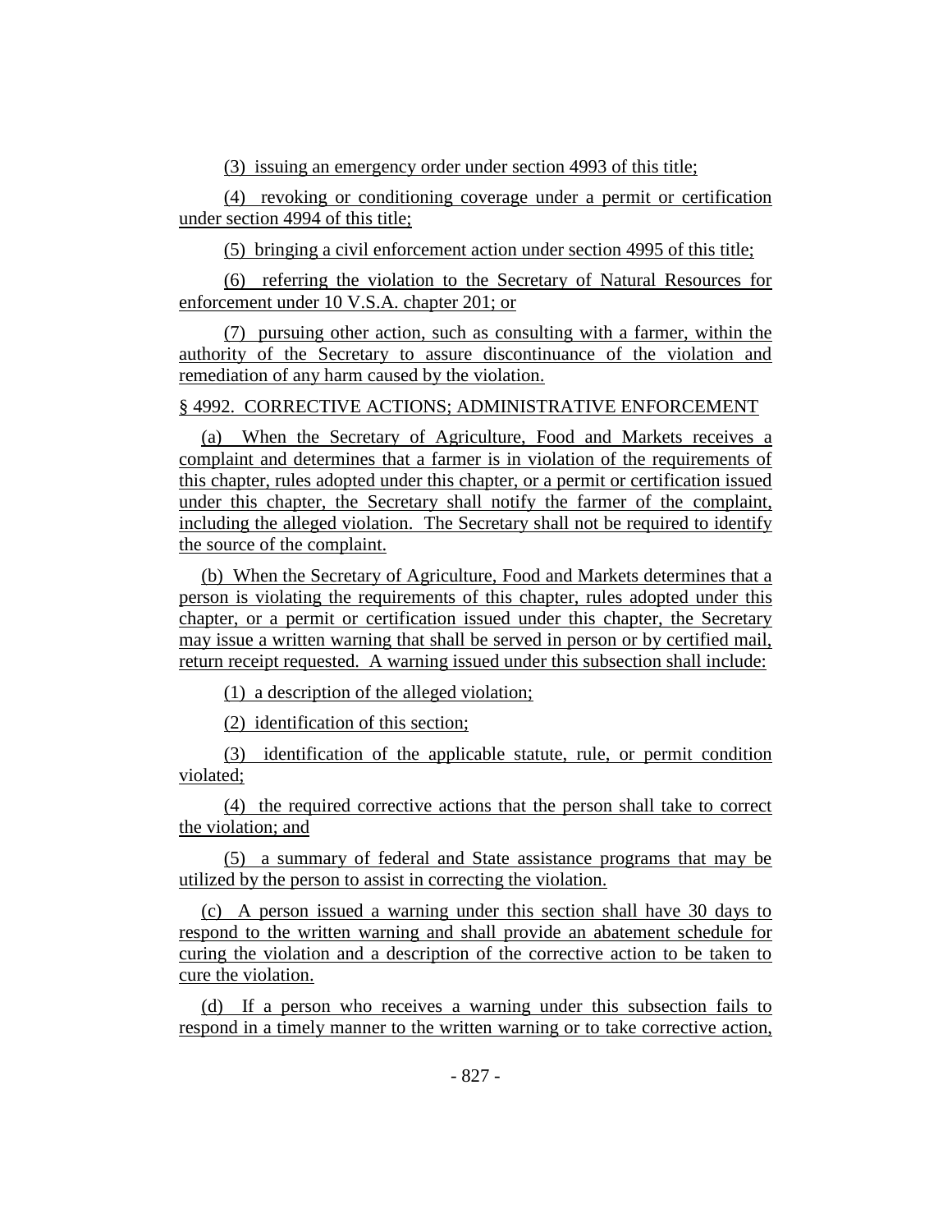(3) issuing an emergency order under section 4993 of this title;

(4) revoking or conditioning coverage under a permit or certification under section 4994 of this title;

(5) bringing a civil enforcement action under section 4995 of this title;

(6) referring the violation to the Secretary of Natural Resources for enforcement under 10 V.S.A. chapter 201; or

(7) pursuing other action, such as consulting with a farmer, within the authority of the Secretary to assure discontinuance of the violation and remediation of any harm caused by the violation.

§ 4992. CORRECTIVE ACTIONS; ADMINISTRATIVE ENFORCEMENT

(a) When the Secretary of Agriculture, Food and Markets receives a complaint and determines that a farmer is in violation of the requirements of this chapter, rules adopted under this chapter, or a permit or certification issued under this chapter, the Secretary shall notify the farmer of the complaint, including the alleged violation. The Secretary shall not be required to identify the source of the complaint.

(b) When the Secretary of Agriculture, Food and Markets determines that a person is violating the requirements of this chapter, rules adopted under this chapter, or a permit or certification issued under this chapter, the Secretary may issue a written warning that shall be served in person or by certified mail, return receipt requested. A warning issued under this subsection shall include:

(1) a description of the alleged violation;

(2) identification of this section;

(3) identification of the applicable statute, rule, or permit condition violated;

(4) the required corrective actions that the person shall take to correct the violation; and

(5) a summary of federal and State assistance programs that may be utilized by the person to assist in correcting the violation.

(c) A person issued a warning under this section shall have 30 days to respond to the written warning and shall provide an abatement schedule for curing the violation and a description of the corrective action to be taken to cure the violation.

(d) If a person who receives a warning under this subsection fails to respond in a timely manner to the written warning or to take corrective action,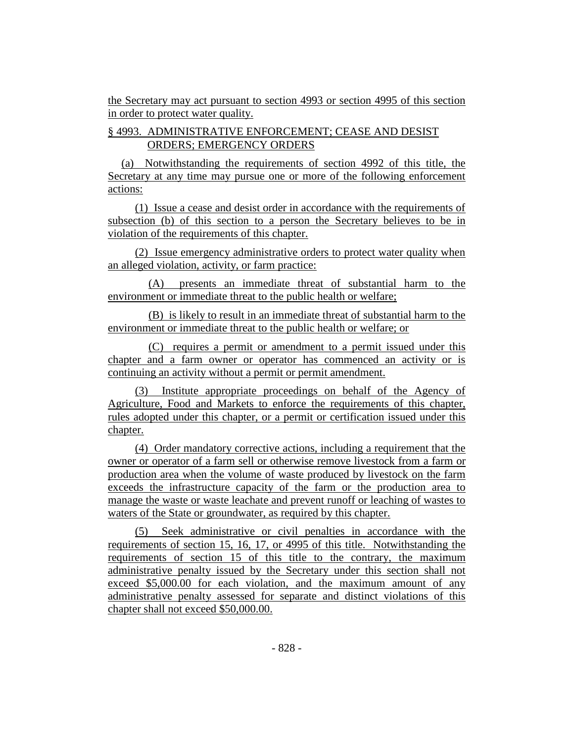the Secretary may act pursuant to section 4993 or section 4995 of this section in order to protect water quality.

§ 4993. ADMINISTRATIVE ENFORCEMENT; CEASE AND DESIST ORDERS; EMERGENCY ORDERS

(a) Notwithstanding the requirements of section 4992 of this title, the Secretary at any time may pursue one or more of the following enforcement actions:

(1) Issue a cease and desist order in accordance with the requirements of subsection (b) of this section to a person the Secretary believes to be in violation of the requirements of this chapter.

(2) Issue emergency administrative orders to protect water quality when an alleged violation, activity, or farm practice:

(A) presents an immediate threat of substantial harm to the environment or immediate threat to the public health or welfare;

(B) is likely to result in an immediate threat of substantial harm to the environment or immediate threat to the public health or welfare; or

(C) requires a permit or amendment to a permit issued under this chapter and a farm owner or operator has commenced an activity or is continuing an activity without a permit or permit amendment.

(3) Institute appropriate proceedings on behalf of the Agency of Agriculture, Food and Markets to enforce the requirements of this chapter, rules adopted under this chapter, or a permit or certification issued under this chapter.

(4) Order mandatory corrective actions, including a requirement that the owner or operator of a farm sell or otherwise remove livestock from a farm or production area when the volume of waste produced by livestock on the farm exceeds the infrastructure capacity of the farm or the production area to manage the waste or waste leachate and prevent runoff or leaching of wastes to waters of the State or groundwater, as required by this chapter.

(5) Seek administrative or civil penalties in accordance with the requirements of section 15, 16, 17, or 4995 of this title. Notwithstanding the requirements of section 15 of this title to the contrary, the maximum administrative penalty issued by the Secretary under this section shall not exceed $5,000.00 for each violation, and the maximum amount of any administrative penalty assessed for separate and distinct violations of this chapter shall not exceed $50,000.00.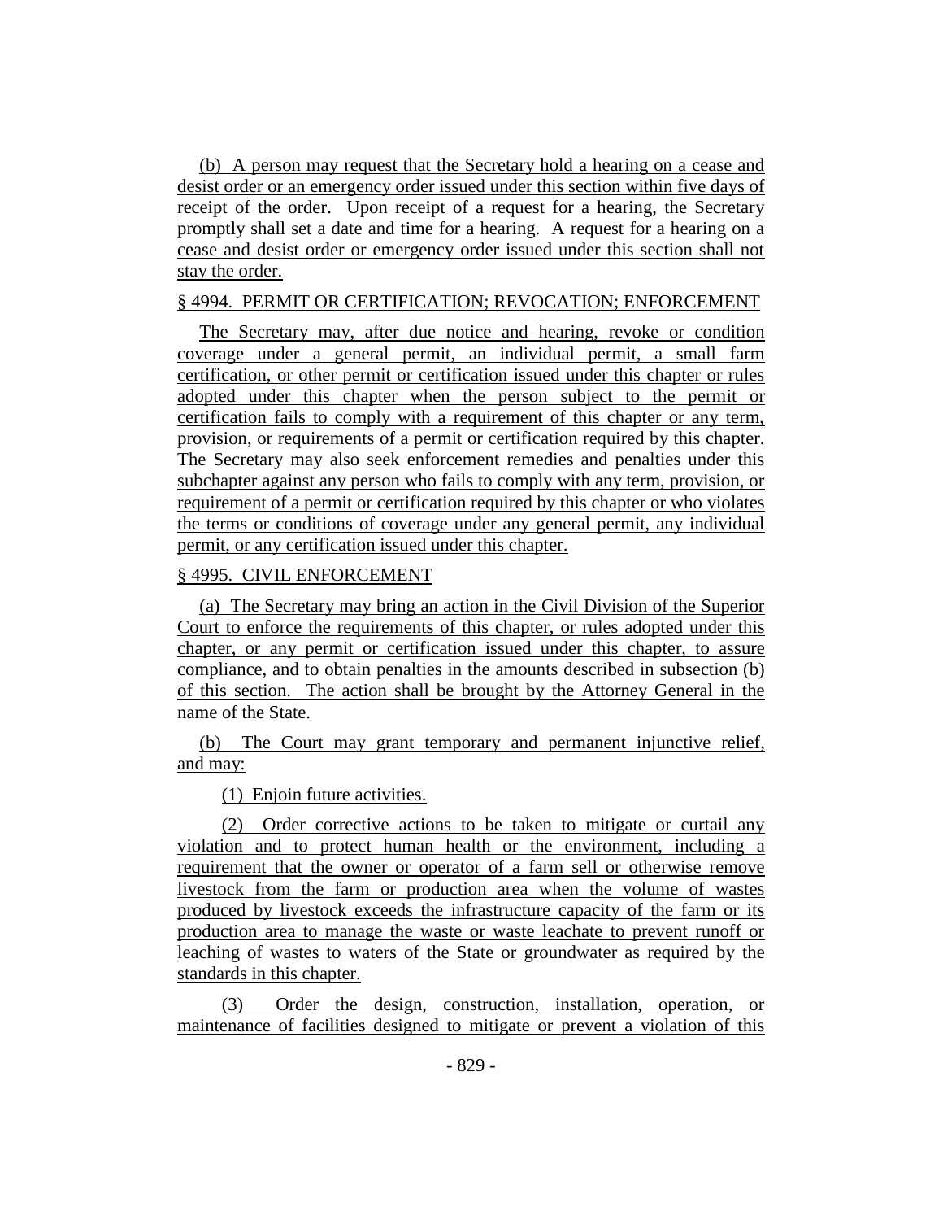(b) A person may request that the Secretary hold a hearing on a cease and desist order or an emergency order issued under this section within five days of receipt of the order. Upon receipt of a request for a hearing, the Secretary promptly shall set a date and time for a hearing. A request for a hearing on a cease and desist order or emergency order issued under this section shall not stay the order.

§ 4994. PERMIT OR CERTIFICATION; REVOCATION; ENFORCEMENT

The Secretary may, after due notice and hearing, revoke or condition coverage under a general permit, an individual permit, a small farm certification, or other permit or certification issued under this chapter or rules adopted under this chapter when the person subject to the permit or certification fails to comply with a requirement of this chapter or any term, provision, or requirements of a permit or certification required by this chapter. The Secretary may also seek enforcement remedies and penalties under this subchapter against any person who fails to comply with any term, provision, or requirement of a permit or certification required by this chapter or who violates the terms or conditions of coverage under any general permit, any individual permit, or any certification issued under this chapter.

§ 4995. CIVIL ENFORCEMENT

(a) The Secretary may bring an action in the Civil Division of the Superior Court to enforce the requirements of this chapter, or rules adopted under this chapter, or any permit or certification issued under this chapter, to assure compliance, and to obtain penalties in the amounts described in subsection (b) of this section. The action shall be brought by the Attorney General in the name of the State.

(b) The Court may grant temporary and permanent injunctive relief, and may:

(1) Enjoin future activities.

(2) Order corrective actions to be taken to mitigate or curtail any violation and to protect human health or the environment, including a requirement that the owner or operator of a farm sell or otherwise remove livestock from the farm or production area when the volume of wastes produced by livestock exceeds the infrastructure capacity of the farm or its production area to manage the waste or waste leachate to prevent runoff or leaching of wastes to waters of the State or groundwater as required by the standards in this chapter.

(3) Order the design, construction, installation, operation, or maintenance of facilities designed to mitigate or prevent a violation of this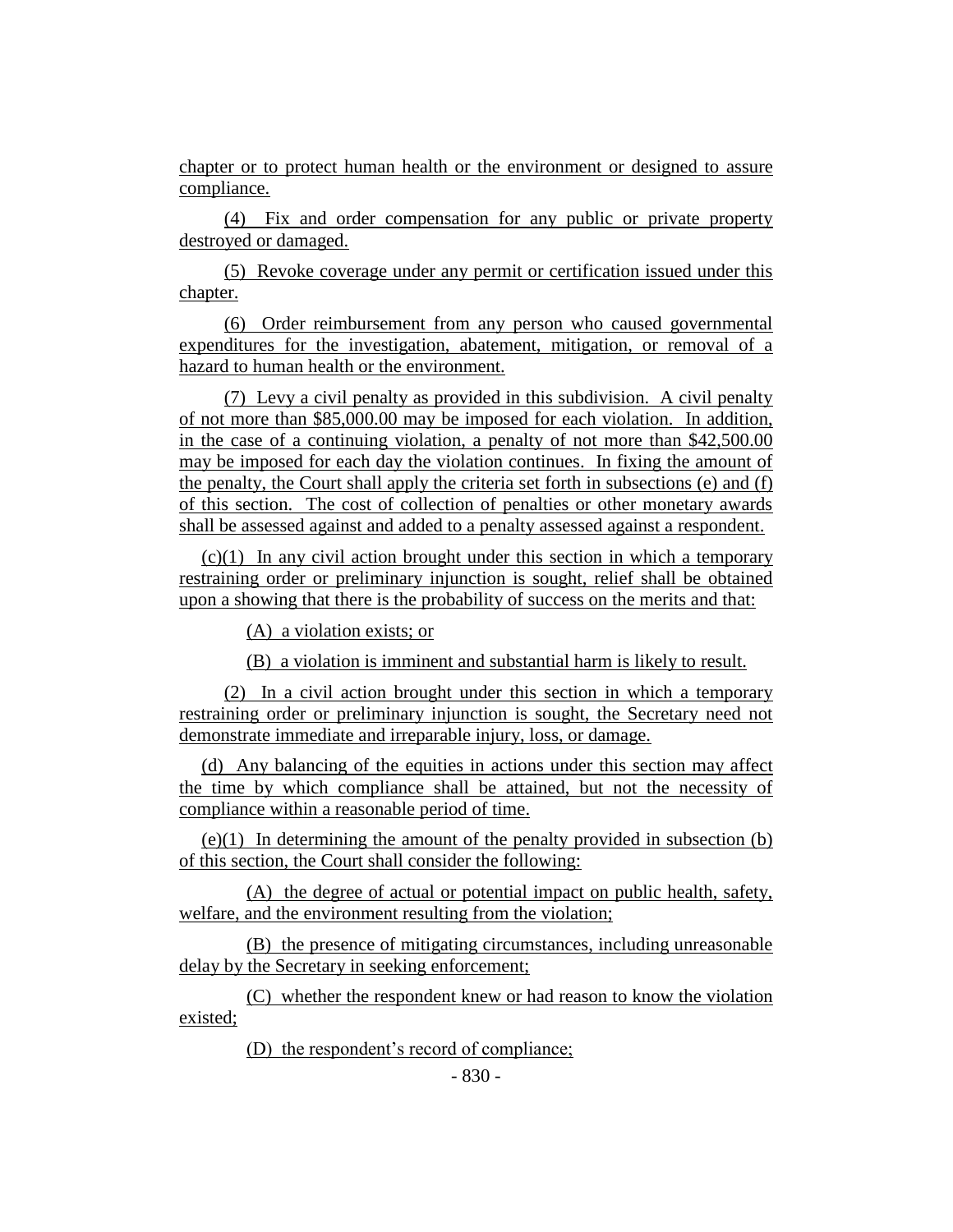chapter or to protect human health or the environment or designed to assure compliance.

(4) Fix and order compensation for any public or private property destroyed or damaged.

(5) Revoke coverage under any permit or certification issued under this chapter.

(6) Order reimbursement from any person who caused governmental expenditures for the investigation, abatement, mitigation, or removal of a hazard to human health or the environment.

(7) Levy a civil penalty as provided in this subdivision. A civil penalty of not more than $85,000.00 may be imposed for each violation. In addition, in the case of a continuing violation, a penalty of not more than $42,500.00 may be imposed for each day the violation continues. In fixing the amount of the penalty, the Court shall apply the criteria set forth in subsections (e) and (f) of this section. The cost of collection of penalties or other monetary awards shall be assessed against and added to a penalty assessed against a respondent.

(c)(1) In any civil action brought under this section in which a temporary restraining order or preliminary injunction is sought, relief shall be obtained upon a showing that there is the probability of success on the merits and that:

(A) a violation exists; or

(B) a violation is imminent and substantial harm is likely to result.

(2) In a civil action brought under this section in which a temporary restraining order or preliminary injunction is sought, the Secretary need not demonstrate immediate and irreparable injury, loss, or damage.

(d) Any balancing of the equities in actions under this section may affect the time by which compliance shall be attained, but not the necessity of compliance within a reasonable period of time.

(e)(1) In determining the amount of the penalty provided in subsection (b) of this section, the Court shall consider the following:

(A) the degree of actual or potential impact on public health, safety, welfare, and the environment resulting from the violation;

(B) the presence of mitigating circumstances, including unreasonable delay by the Secretary in seeking enforcement;

(C) whether the respondent knew or had reason to know the violation existed;

(D) the respondent's record of compliance;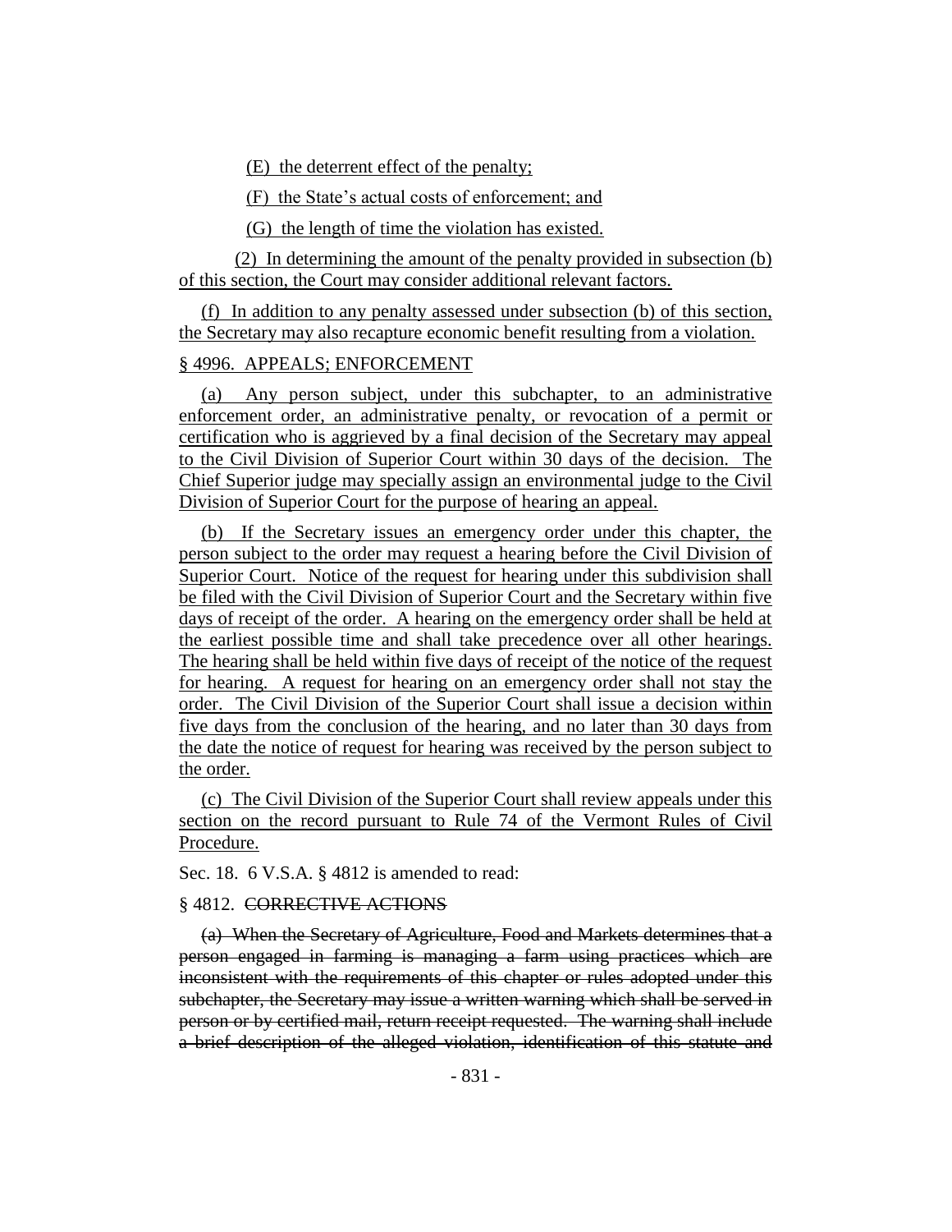(E) the deterrent effect of the penalty;

(F) the State's actual costs of enforcement; and

(G) the length of time the violation has existed.

(2) In determining the amount of the penalty provided in subsection (b) of this section, the Court may consider additional relevant factors.

(f) In addition to any penalty assessed under subsection (b) of this section, the Secretary may also recapture economic benefit resulting from a violation.

§ 4996. APPEALS; ENFORCEMENT

(a) Any person subject, under this subchapter, to an administrative enforcement order, an administrative penalty, or revocation of a permit or certification who is aggrieved by a final decision of the Secretary may appeal to the Civil Division of Superior Court within 30 days of the decision. The Chief Superior judge may specially assign an environmental judge to the Civil Division of Superior Court for the purpose of hearing an appeal.

(b) If the Secretary issues an emergency order under this chapter, the person subject to the order may request a hearing before the Civil Division of Superior Court. Notice of the request for hearing under this subdivision shall be filed with the Civil Division of Superior Court and the Secretary within five days of receipt of the order. A hearing on the emergency order shall be held at the earliest possible time and shall take precedence over all other hearings. The hearing shall be held within five days of receipt of the notice of the request for hearing. A request for hearing on an emergency order shall not stay the order. The Civil Division of the Superior Court shall issue a decision within five days from the conclusion of the hearing, and no later than 30 days from the date the notice of request for hearing was received by the person subject to the order.

(c) The Civil Division of the Superior Court shall review appeals under this section on the record pursuant to Rule 74 of the Vermont Rules of Civil Procedure.

Sec. 18. 6 V.S.A. § 4812 is amended to read:

§ 4812. ~~CORRECTIVE ACTIONS~~

~~(a) When the Secretary of Agriculture, Food and Markets determines that a person engaged in farming is managing a farm using practices which are inconsistent with the requirements of this chapter or rules adopted under this subchapter, the Secretary may issue a written warning which shall be served in person or by certified mail, return receipt requested. The warning shall include a brief description of the alleged violation, identification of this statute and~~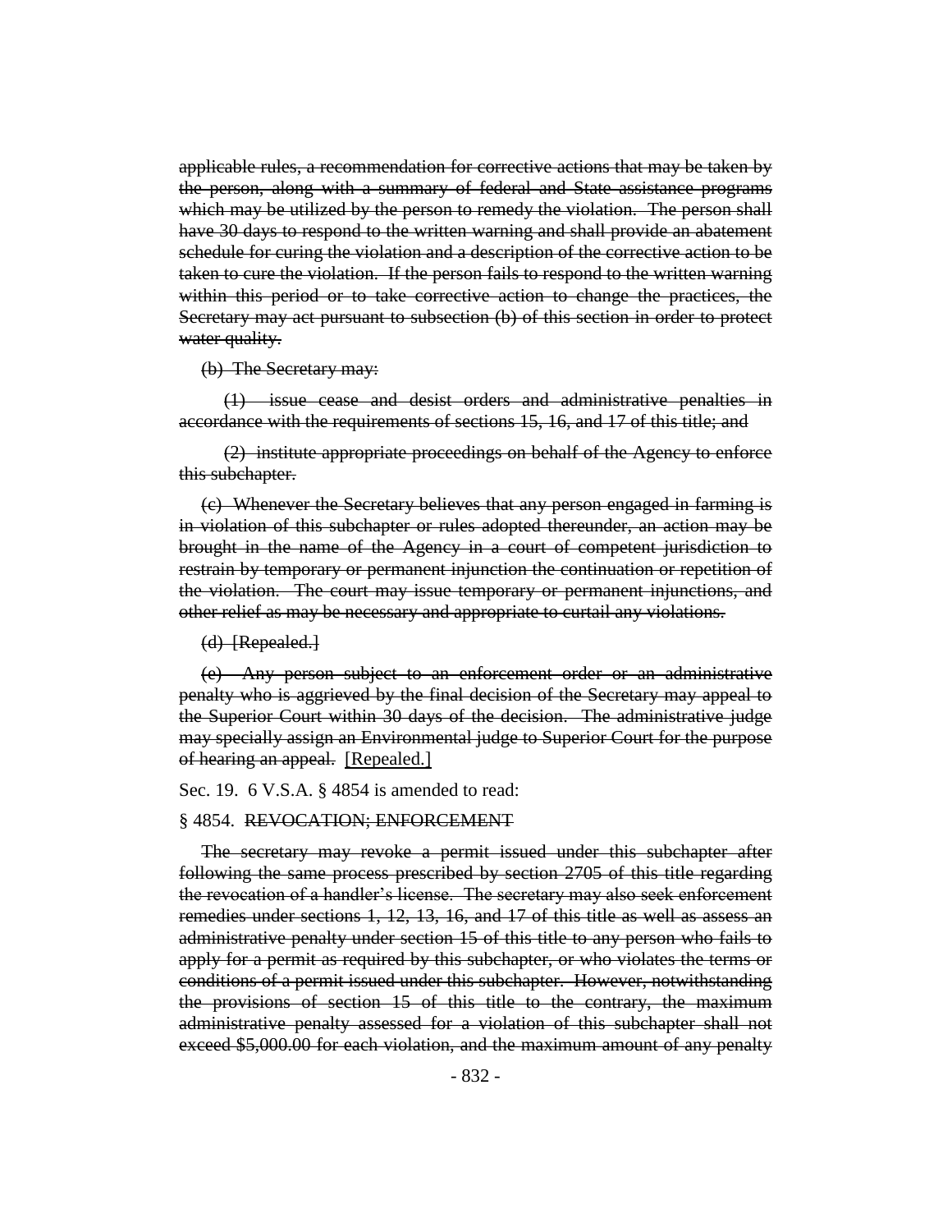~~applicable rules, a recommendation for corrective actions that may be taken by the person, along with a summary of federal and State assistance programs which may be utilized by the person to remedy the violation. The person shall have 30 days to respond to the written warning and shall provide an abatement schedule for curing the violation and a description of the corrective action to be taken to cure the violation. If the person fails to respond to the written warning within this period or to take corrective action to change the practices, the Secretary may act pursuant to subsection (b) of this section in order to protect water quality.~~

~~(b) The Secretary may:~~

~~(1) issue cease and desist orders and administrative penalties in accordance with the requirements of sections 15, 16, and 17 of this title; and~~

~~(2) institute appropriate proceedings on behalf of the Agency to enforce this subchapter.~~

~~(c) Whenever the Secretary believes that any person engaged in farming is in violation of this subchapter or rules adopted thereunder, an action may be brought in the name of the Agency in a court of competent jurisdiction to restrain by temporary or permanent injunction the continuation or repetition of the violation. The court may issue temporary or permanent injunctions, and other relief as may be necessary and appropriate to curtail any violations.~~

~~(d) [Repealed.]~~

~~(e) Any person subject to an enforcement order or an administrative penalty who is aggrieved by the final decision of the Secretary may appeal to the Superior Court within 30 days of the decision. The administrative judge may specially assign an Environmental judge to Superior Court for the purpose of hearing an appeal.~~ <u>[Repealed.]</u>

Sec. 19. 6 V.S.A. § 4854 is amended to read:

§ 4854. ~~REVOCATION; ENFORCEMENT~~

~~The secretary may revoke a permit issued under this subchapter after following the same process prescribed by section 2705 of this title regarding the revocation of a handler's license. The secretary may also seek enforcement remedies under sections 1, 12, 13, 16, and 17 of this title as well as assess an administrative penalty under section 15 of this title to any person who fails to apply for a permit as required by this subchapter, or who violates the terms or conditions of a permit issued under this subchapter. However, notwithstanding the provisions of section 15 of this title to the contrary, the maximum administrative penalty assessed for a violation of this subchapter shall not exceed $5,000.00 for each violation, and the maximum amount of any penalty~~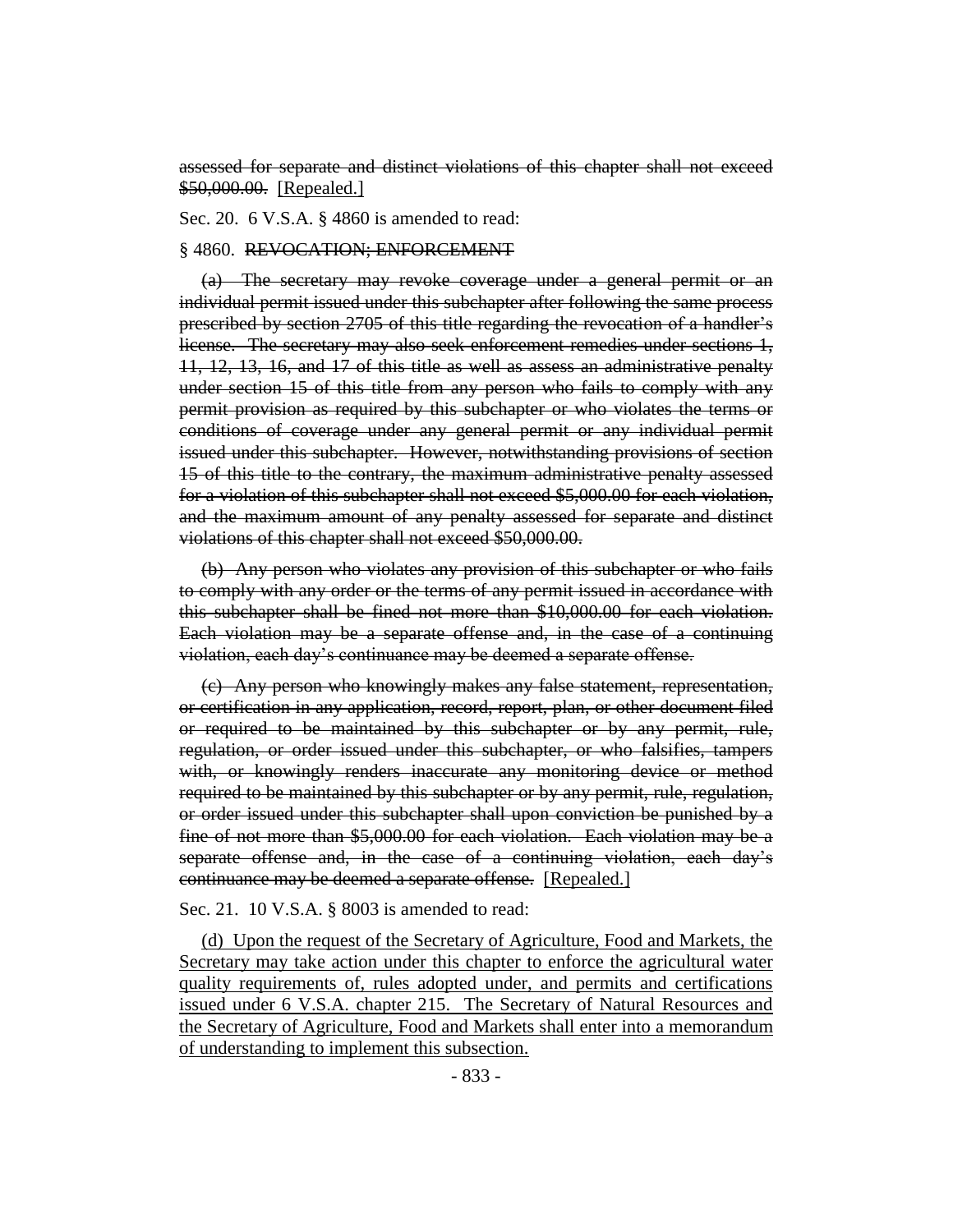~~assessed for separate and distinct violations of this chapter shall not exceed \$50,000.00.~~ [Repealed.]

Sec. 20. 6 V.S.A. § 4860 is amended to read:

§ 4860. ~~REVOCATION; ENFORCEMENT~~

~~(a) The secretary may revoke coverage under a general permit or an individual permit issued under this subchapter after following the same process prescribed by section 2705 of this title regarding the revocation of a handler's license. The secretary may also seek enforcement remedies under sections 1, 11, 12, 13, 16, and 17 of this title as well as assess an administrative penalty under section 15 of this title from any person who fails to comply with any permit provision as required by this subchapter or who violates the terms or conditions of coverage under any general permit or any individual permit issued under this subchapter. However, notwithstanding provisions of section 15 of this title to the contrary, the maximum administrative penalty assessed for a violation of this subchapter shall not exceed \$5,000.00 for each violation, and the maximum amount of any penalty assessed for separate and distinct violations of this chapter shall not exceed \$50,000.00.~~

~~(b) Any person who violates any provision of this subchapter or who fails to comply with any order or the terms of any permit issued in accordance with this subchapter shall be fined not more than \$10,000.00 for each violation. Each violation may be a separate offense and, in the case of a continuing violation, each day's continuance may be deemed a separate offense.~~

~~(c) Any person who knowingly makes any false statement, representation, or certification in any application, record, report, plan, or other document filed or required to be maintained by this subchapter or by any permit, rule, regulation, or order issued under this subchapter, or who falsifies, tampers with, or knowingly renders inaccurate any monitoring device or method required to be maintained by this subchapter or by any permit, rule, regulation, or order issued under this subchapter shall upon conviction be punished by a fine of not more than \$5,000.00 for each violation. Each violation may be a separate offense and, in the case of a continuing violation, each day's continuance may be deemed a separate offense.~~ [Repealed.]

Sec. 21. 10 V.S.A. § 8003 is amended to read:

<u>(d) Upon the request of the Secretary of Agriculture, Food and Markets, the Secretary may take action under this chapter to enforce the agricultural water quality requirements of, rules adopted under, and permits and certifications issued under 6 V.S.A. chapter 215. The Secretary of Natural Resources and the Secretary of Agriculture, Food and Markets shall enter into a memorandum of understanding to implement this subsection.</u>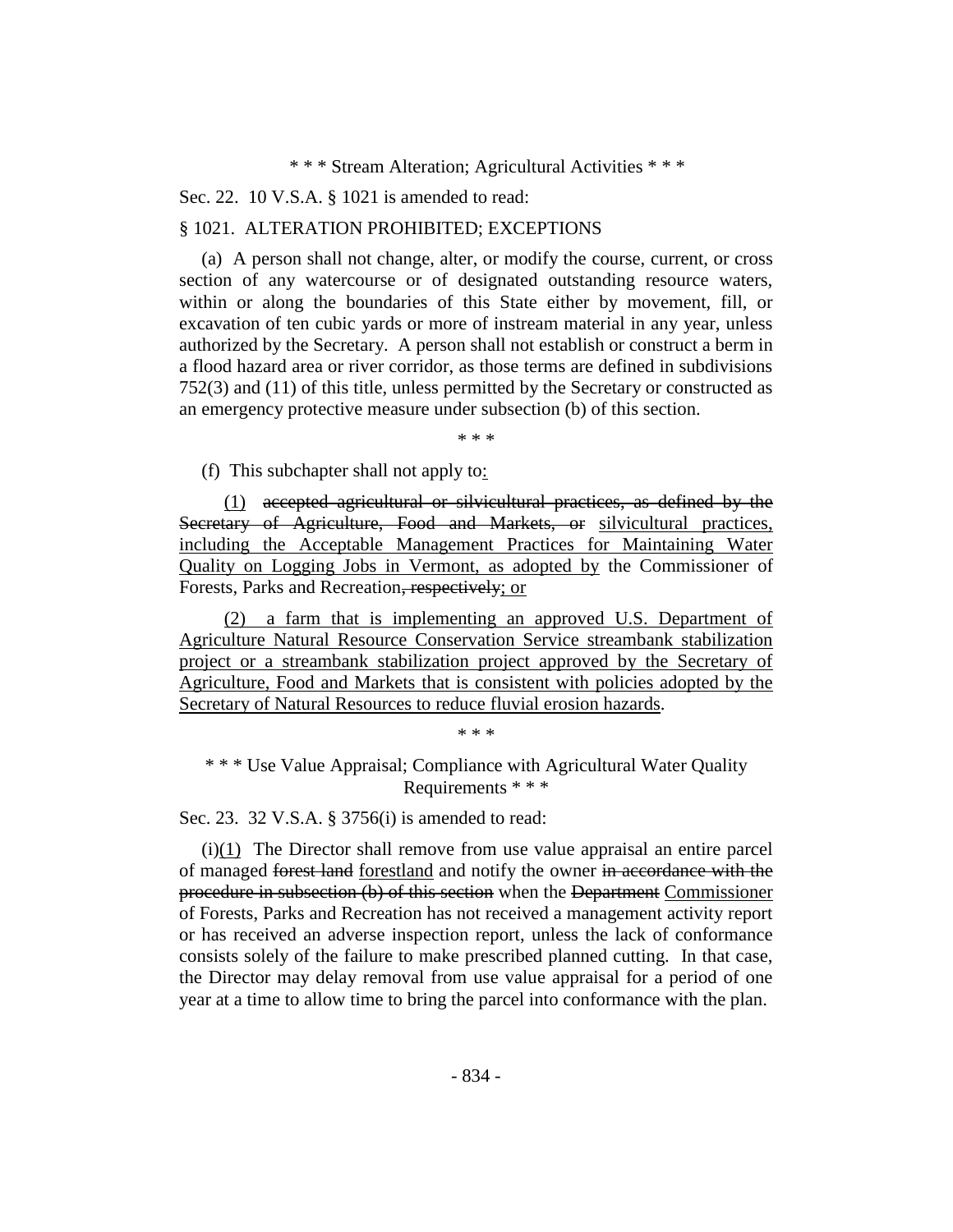\* \* \* Stream Alteration; Agricultural Activities \* \* \*

Sec. 22. 10 V.S.A. § 1021 is amended to read:

§ 1021. ALTERATION PROHIBITED; EXCEPTIONS

(a) A person shall not change, alter, or modify the course, current, or cross section of any watercourse or of designated outstanding resource waters, within or along the boundaries of this State either by movement, fill, or excavation of ten cubic yards or more of instream material in any year, unless authorized by the Secretary. A person shall not establish or construct a berm in a flood hazard area or river corridor, as those terms are defined in subdivisions 752(3) and (11) of this title, unless permitted by the Secretary or constructed as an emergency protective measure under subsection (b) of this section.

\* \* \*

(f) This subchapter shall not apply to~~:~~:

(1) ~~accepted agricultural or silvicultural practices, as defined by the Secretary of Agriculture, Food and Markets, or~~ silvicultural practices, including the Acceptable Management Practices for Maintaining Water Quality on Logging Jobs in Vermont, as adopted by the Commissioner of Forests, Parks and Recreation~~, respectively~~; or

(2) a farm that is implementing an approved U.S. Department of Agriculture Natural Resource Conservation Service streambank stabilization project or a streambank stabilization project approved by the Secretary of Agriculture, Food and Markets that is consistent with policies adopted by the Secretary of Natural Resources to reduce fluvial erosion hazards.

\* \* \*

\* \* \* Use Value Appraisal; Compliance with Agricultural Water Quality Requirements \* \* \*

Sec. 23. 32 V.S.A. § 3756(i) is amended to read:

(i)(1) The Director shall remove from use value appraisal an entire parcel of managed ~~forest land~~ forestland and notify the owner ~~in accordance with the procedure in subsection (b) of this section~~ when the ~~Department~~ Commissioner of Forests, Parks and Recreation has not received a management activity report or has received an adverse inspection report, unless the lack of conformance consists solely of the failure to make prescribed planned cutting. In that case, the Director may delay removal from use value appraisal for a period of one year at a time to allow time to bring the parcel into conformance with the plan.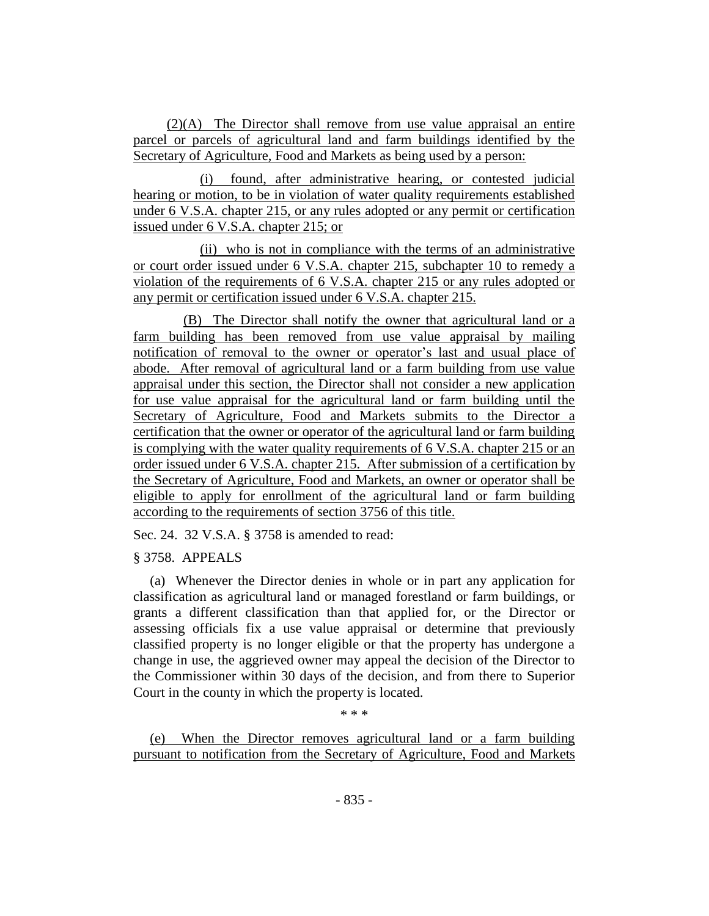(2)(A) The Director shall remove from use value appraisal an entire parcel or parcels of agricultural land and farm buildings identified by the Secretary of Agriculture, Food and Markets as being used by a person:

(i) found, after administrative hearing, or contested judicial hearing or motion, to be in violation of water quality requirements established under 6 V.S.A. chapter 215, or any rules adopted or any permit or certification issued under 6 V.S.A. chapter 215; or

(ii) who is not in compliance with the terms of an administrative or court order issued under 6 V.S.A. chapter 215, subchapter 10 to remedy a violation of the requirements of 6 V.S.A. chapter 215 or any rules adopted or any permit or certification issued under 6 V.S.A. chapter 215.

(B) The Director shall notify the owner that agricultural land or a farm building has been removed from use value appraisal by mailing notification of removal to the owner or operator's last and usual place of abode. After removal of agricultural land or a farm building from use value appraisal under this section, the Director shall not consider a new application for use value appraisal for the agricultural land or farm building until the Secretary of Agriculture, Food and Markets submits to the Director a certification that the owner or operator of the agricultural land or farm building is complying with the water quality requirements of 6 V.S.A. chapter 215 or an order issued under 6 V.S.A. chapter 215. After submission of a certification by the Secretary of Agriculture, Food and Markets, an owner or operator shall be eligible to apply for enrollment of the agricultural land or farm building according to the requirements of section 3756 of this title.

Sec. 24. 32 V.S.A. § 3758 is amended to read:

§ 3758. APPEALS

(a) Whenever the Director denies in whole or in part any application for classification as agricultural land or managed forestland or farm buildings, or grants a different classification than that applied for, or the Director or assessing officials fix a use value appraisal or determine that previously classified property is no longer eligible or that the property has undergone a change in use, the aggrieved owner may appeal the decision of the Director to the Commissioner within 30 days of the decision, and from there to Superior Court in the county in which the property is located.

\* \* \*

(e) When the Director removes agricultural land or a farm building pursuant to notification from the Secretary of Agriculture, Food and Markets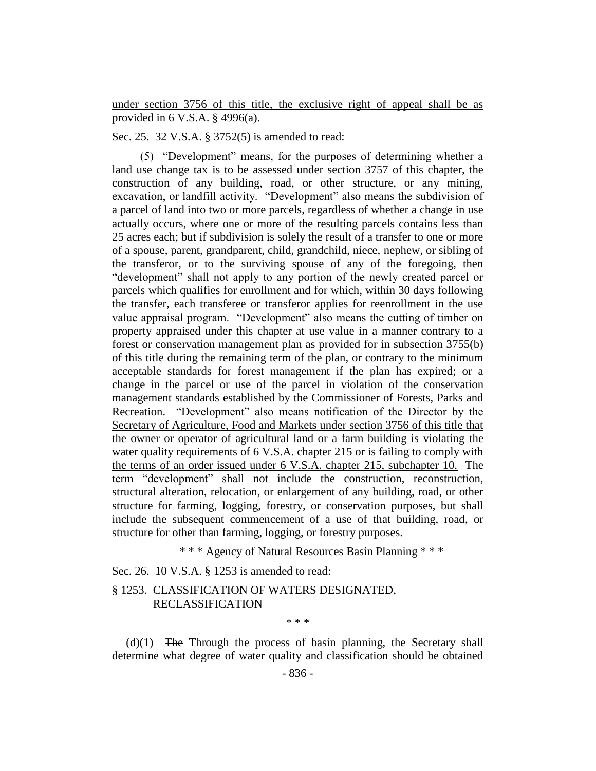under section 3756 of this title, the exclusive right of appeal shall be as provided in 6 V.S.A. § 4996(a).

Sec. 25. 32 V.S.A. § 3752(5) is amended to read:

(5) "Development" means, for the purposes of determining whether a land use change tax is to be assessed under section 3757 of this chapter, the construction of any building, road, or other structure, or any mining, excavation, or landfill activity. "Development" also means the subdivision of a parcel of land into two or more parcels, regardless of whether a change in use actually occurs, where one or more of the resulting parcels contains less than 25 acres each; but if subdivision is solely the result of a transfer to one or more of a spouse, parent, grandparent, child, grandchild, niece, nephew, or sibling of the transferor, or to the surviving spouse of any of the foregoing, then "development" shall not apply to any portion of the newly created parcel or parcels which qualifies for enrollment and for which, within 30 days following the transfer, each transferee or transferor applies for reenrollment in the use value appraisal program. "Development" also means the cutting of timber on property appraised under this chapter at use value in a manner contrary to a forest or conservation management plan as provided for in subsection 3755(b) of this title during the remaining term of the plan, or contrary to the minimum acceptable standards for forest management if the plan has expired; or a change in the parcel or use of the parcel in violation of the conservation management standards established by the Commissioner of Forests, Parks and Recreation. "Development" also means notification of the Director by the Secretary of Agriculture, Food and Markets under section 3756 of this title that the owner or operator of agricultural land or a farm building is violating the water quality requirements of 6 V.S.A. chapter 215 or is failing to comply with the terms of an order issued under 6 V.S.A. chapter 215, subchapter 10. The term "development" shall not include the construction, reconstruction, structural alteration, relocation, or enlargement of any building, road, or other structure for farming, logging, forestry, or conservation purposes, but shall include the subsequent commencement of a use of that building, road, or structure for other than farming, logging, or forestry purposes.

\* \* \* Agency of Natural Resources Basin Planning \* \* \*

Sec. 26. 10 V.S.A. § 1253 is amended to read:

§ 1253. CLASSIFICATION OF WATERS DESIGNATED, RECLASSIFICATION

\* \* \*

(d)(1) ~~The~~ Through the process of basin planning, the Secretary shall determine what degree of water quality and classification should be obtained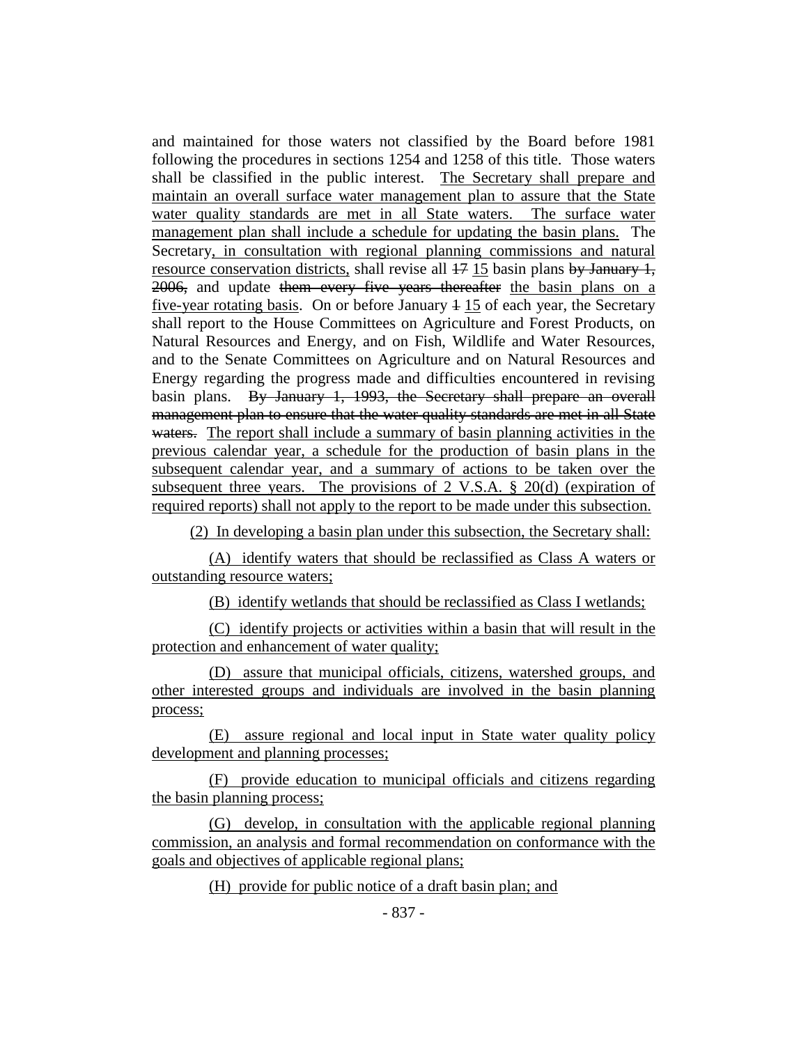and maintained for those waters not classified by the Board before 1981 following the procedures in sections 1254 and 1258 of this title. Those waters shall be classified in the public interest. <u>The Secretary shall prepare and maintain an overall surface water management plan to assure that the State water quality standards are met in all State waters. The surface water management plan shall include a schedule for updating the basin plans.</u> The Secretary<u>, in consultation with regional planning commissions and natural resource conservation districts,</u> shall revise all ~~17~~ <u>15</u> basin plans ~~by January 1, 2006,~~ and update ~~them every five years thereafter~~ <u>the basin plans on a five-year rotating basis</u>. On or before January ~~1~~ <u>15</u> of each year, the Secretary shall report to the House Committees on Agriculture and Forest Products, on Natural Resources and Energy, and on Fish, Wildlife and Water Resources, and to the Senate Committees on Agriculture and on Natural Resources and Energy regarding the progress made and difficulties encountered in revising basin plans. ~~By January 1, 1993, the Secretary shall prepare an overall management plan to ensure that the water quality standards are met in all State waters.~~ <u>The report shall include a summary of basin planning activities in the previous calendar year, a schedule for the production of basin plans in the subsequent calendar year, and a summary of actions to be taken over the subsequent three years. The provisions of 2 V.S.A. § 20(d) (expiration of required reports) shall not apply to the report to be made under this subsection.</u>

<u>(2) In developing a basin plan under this subsection, the Secretary shall:</u>

<u>(A) identify waters that should be reclassified as Class A waters or outstanding resource waters;</u>

<u>(B) identify wetlands that should be reclassified as Class I wetlands;</u>

<u>(C) identify projects or activities within a basin that will result in the protection and enhancement of water quality;</u>

<u>(D) assure that municipal officials, citizens, watershed groups, and other interested groups and individuals are involved in the basin planning process;</u>

<u>(E) assure regional and local input in State water quality policy development and planning processes;</u>

<u>(F) provide education to municipal officials and citizens regarding the basin planning process;</u>

<u>(G) develop, in consultation with the applicable regional planning commission, an analysis and formal recommendation on conformance with the goals and objectives of applicable regional plans;</u>

<u>(H) provide for public notice of a draft basin plan; and</u>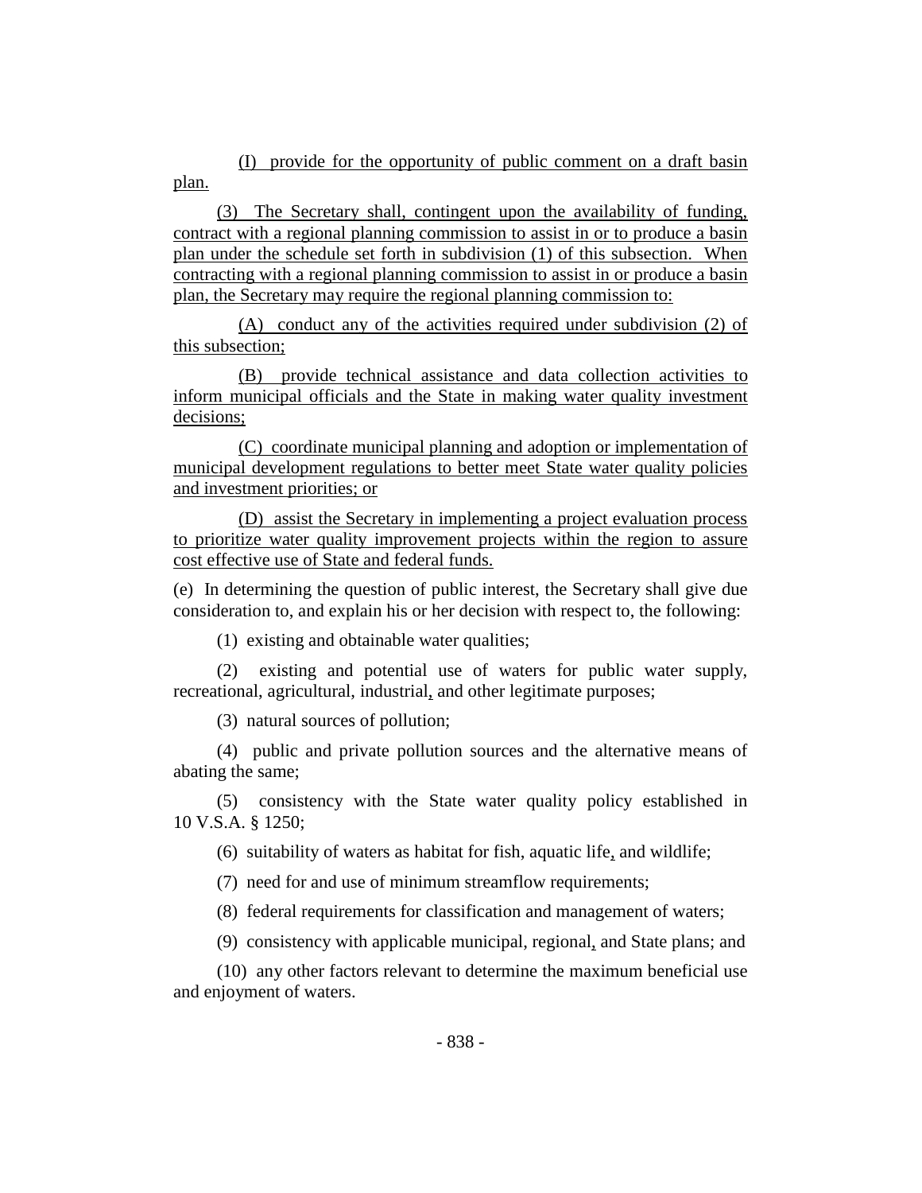(I) provide for the opportunity of public comment on a draft basin plan.

(3) The Secretary shall, contingent upon the availability of funding, contract with a regional planning commission to assist in or to produce a basin plan under the schedule set forth in subdivision (1) of this subsection. When contracting with a regional planning commission to assist in or produce a basin plan, the Secretary may require the regional planning commission to:

(A) conduct any of the activities required under subdivision (2) of this subsection;

(B) provide technical assistance and data collection activities to inform municipal officials and the State in making water quality investment decisions;

(C) coordinate municipal planning and adoption or implementation of municipal development regulations to better meet State water quality policies and investment priorities; or

(D) assist the Secretary in implementing a project evaluation process to prioritize water quality improvement projects within the region to assure cost effective use of State and federal funds.

(e) In determining the question of public interest, the Secretary shall give due consideration to, and explain his or her decision with respect to, the following:

(1) existing and obtainable water qualities;

(2) existing and potential use of waters for public water supply, recreational, agricultural, industrial, and other legitimate purposes;

(3) natural sources of pollution;

(4) public and private pollution sources and the alternative means of abating the same;

(5) consistency with the State water quality policy established in 10 V.S.A. § 1250;

(6) suitability of waters as habitat for fish, aquatic life, and wildlife;

(7) need for and use of minimum streamflow requirements;

(8) federal requirements for classification and management of waters;

(9) consistency with applicable municipal, regional, and State plans; and

(10) any other factors relevant to determine the maximum beneficial use and enjoyment of waters.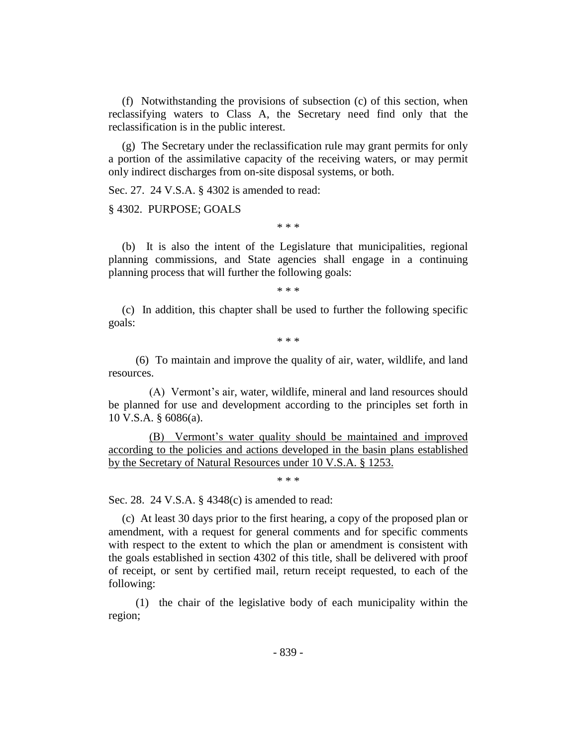(f) Notwithstanding the provisions of subsection (c) of this section, when reclassifying waters to Class A, the Secretary need find only that the reclassification is in the public interest.

(g) The Secretary under the reclassification rule may grant permits for only a portion of the assimilative capacity of the receiving waters, or may permit only indirect discharges from on-site disposal systems, or both.

Sec. 27. 24 V.S.A. § 4302 is amended to read:

§ 4302. PURPOSE; GOALS

\* \* \*

(b) It is also the intent of the Legislature that municipalities, regional planning commissions, and State agencies shall engage in a continuing planning process that will further the following goals:

\* \* \*

(c) In addition, this chapter shall be used to further the following specific goals:

\* \* \*

(6) To maintain and improve the quality of air, water, wildlife, and land resources.

(A) Vermont's air, water, wildlife, mineral and land resources should be planned for use and development according to the principles set forth in 10 V.S.A. § 6086(a).

<u>(B) Vermont's water quality should be maintained and improved according to the policies and actions developed in the basin plans established by the Secretary of Natural Resources under 10 V.S.A. § 1253.</u>

\* \* \*

Sec. 28. 24 V.S.A. § 4348(c) is amended to read:

(c) At least 30 days prior to the first hearing, a copy of the proposed plan or amendment, with a request for general comments and for specific comments with respect to the extent to which the plan or amendment is consistent with the goals established in section 4302 of this title, shall be delivered with proof of receipt, or sent by certified mail, return receipt requested, to each of the following:

(1) the chair of the legislative body of each municipality within the region;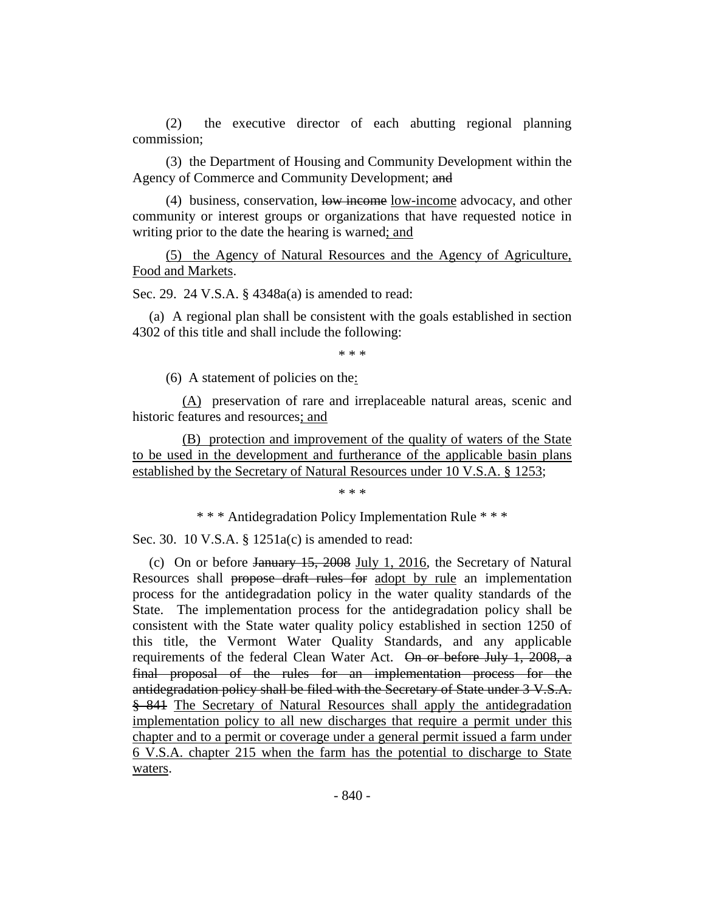(2) the executive director of each abutting regional planning commission;

(3) the Department of Housing and Community Development within the Agency of Commerce and Community Development; ~~and~~

(4) business, conservation, ~~low income~~ low-income advocacy, and other community or interest groups or organizations that have requested notice in writing prior to the date the hearing is warned; and

(5) the Agency of Natural Resources and the Agency of Agriculture, Food and Markets.

Sec. 29. 24 V.S.A. § 4348a(a) is amended to read:

(a) A regional plan shall be consistent with the goals established in section 4302 of this title and shall include the following:

\* \* \*

(6) A statement of policies on the:

(A) preservation of rare and irreplaceable natural areas, scenic and historic features and resources; and

(B) protection and improvement of the quality of waters of the State to be used in the development and furtherance of the applicable basin plans established by the Secretary of Natural Resources under 10 V.S.A. § 1253;

\* \* \*

\* \* \* Antidegradation Policy Implementation Rule \* \* \*

Sec. 30. 10 V.S.A. § 1251a(c) is amended to read:

(c) On or before ~~January 15, 2008~~ July 1, 2016, the Secretary of Natural Resources shall ~~propose draft rules for~~ adopt by rule an implementation process for the antidegradation policy in the water quality standards of the State. The implementation process for the antidegradation policy shall be consistent with the State water quality policy established in section 1250 of this title, the Vermont Water Quality Standards, and any applicable requirements of the federal Clean Water Act. ~~On or before July 1, 2008, a final proposal of the rules for an implementation process for the antidegradation policy shall be filed with the Secretary of State under 3 V.S.A. § 841~~ The Secretary of Natural Resources shall apply the antidegradation implementation policy to all new discharges that require a permit under this chapter and to a permit or coverage under a general permit issued a farm under 6 V.S.A. chapter 215 when the farm has the potential to discharge to State waters.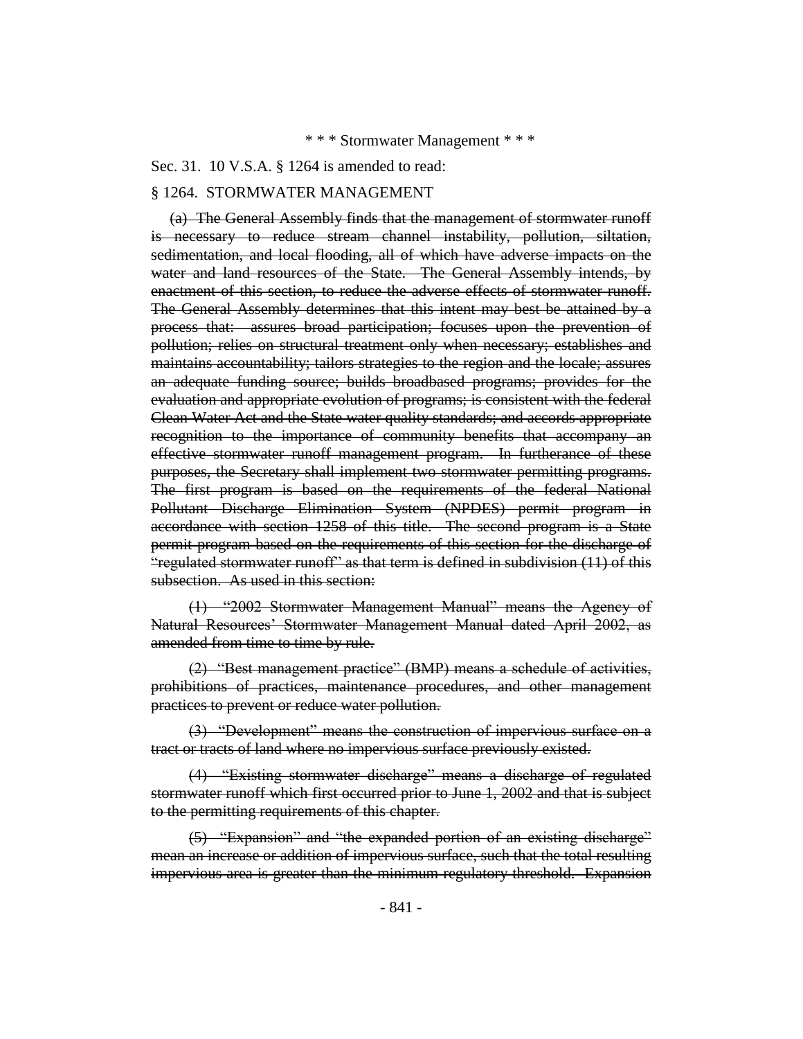\* \* \* Stormwater Management \* \* \*

Sec. 31. 10 V.S.A. § 1264 is amended to read:

§ 1264. STORMWATER MANAGEMENT

~~(a) The General Assembly finds that the management of stormwater runoff is necessary to reduce stream channel instability, pollution, siltation, sedimentation, and local flooding, all of which have adverse impacts on the water and land resources of the State. The General Assembly intends, by enactment of this section, to reduce the adverse effects of stormwater runoff. The General Assembly determines that this intent may best be attained by a process that: assures broad participation; focuses upon the prevention of pollution; relies on structural treatment only when necessary; establishes and maintains accountability; tailors strategies to the region and the locale; assures an adequate funding source; builds broadbased programs; provides for the evaluation and appropriate evolution of programs; is consistent with the federal Clean Water Act and the State water quality standards; and accords appropriate recognition to the importance of community benefits that accompany an effective stormwater runoff management program. In furtherance of these purposes, the Secretary shall implement two stormwater permitting programs. The first program is based on the requirements of the federal National Pollutant Discharge Elimination System (NPDES) permit program in accordance with section 1258 of this title. The second program is a State permit program based on the requirements of this section for the discharge of "regulated stormwater runoff" as that term is defined in subdivision (11) of this subsection. As used in this section:~~

~~(1) "2002 Stormwater Management Manual" means the Agency of Natural Resources' Stormwater Management Manual dated April 2002, as amended from time to time by rule.~~

~~(2) "Best management practice" (BMP) means a schedule of activities, prohibitions of practices, maintenance procedures, and other management practices to prevent or reduce water pollution.~~

~~(3) "Development" means the construction of impervious surface on a tract or tracts of land where no impervious surface previously existed.~~

~~(4) "Existing stormwater discharge" means a discharge of regulated stormwater runoff which first occurred prior to June 1, 2002 and that is subject to the permitting requirements of this chapter.~~

~~(5) "Expansion" and "the expanded portion of an existing discharge" mean an increase or addition of impervious surface, such that the total resulting impervious area is greater than the minimum regulatory threshold. Expansion~~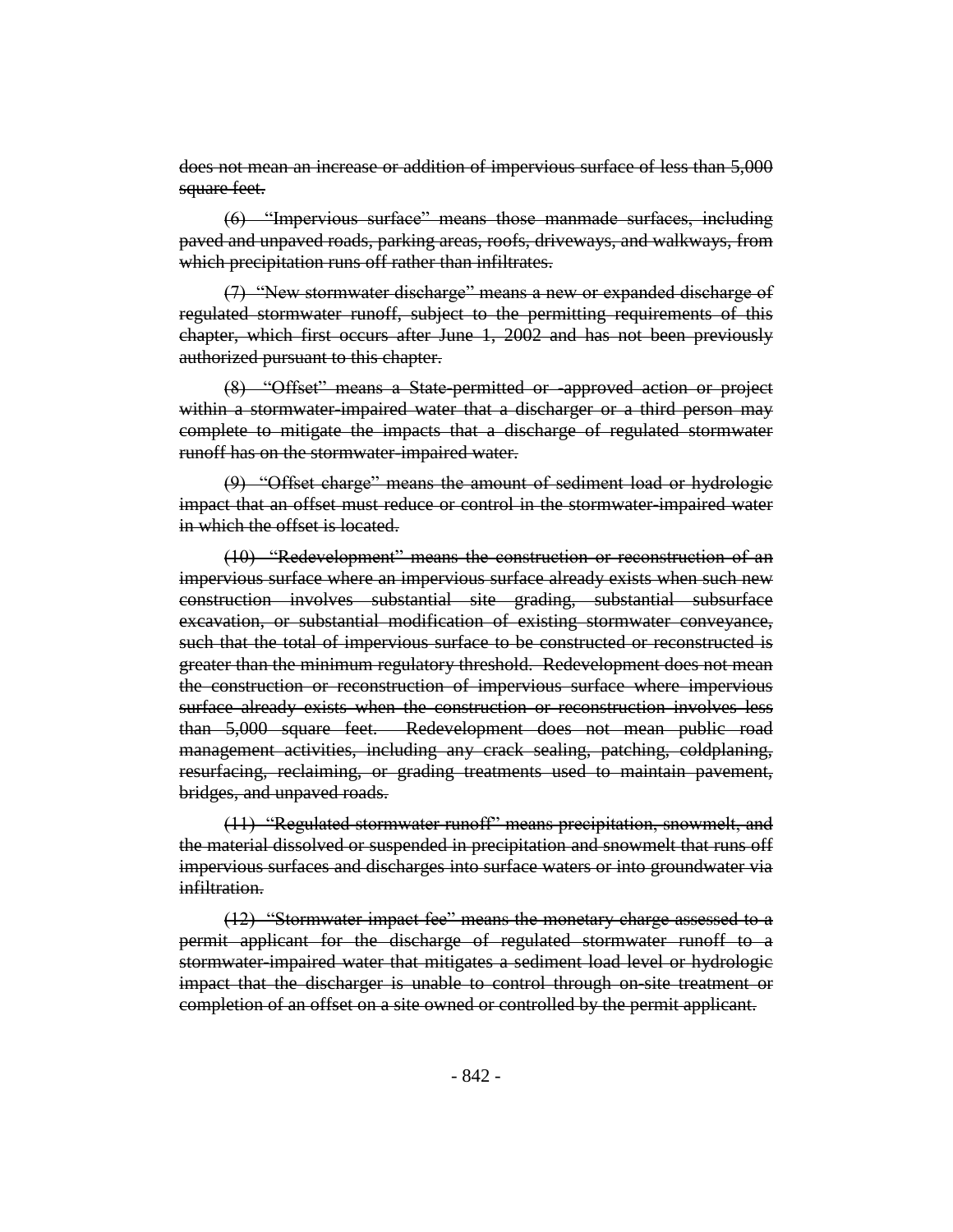~~does not mean an increase or addition of impervious surface of less than 5,000 square feet.~~

~~(6) "Impervious surface" means those manmade surfaces, including paved and unpaved roads, parking areas, roofs, driveways, and walkways, from which precipitation runs off rather than infiltrates.~~

~~(7) "New stormwater discharge" means a new or expanded discharge of regulated stormwater runoff, subject to the permitting requirements of this chapter, which first occurs after June 1, 2002 and has not been previously authorized pursuant to this chapter.~~

~~(8) "Offset" means a State-permitted or -approved action or project within a stormwater-impaired water that a discharger or a third person may complete to mitigate the impacts that a discharge of regulated stormwater runoff has on the stormwater-impaired water.~~

~~(9) "Offset charge" means the amount of sediment load or hydrologic impact that an offset must reduce or control in the stormwater-impaired water in which the offset is located.~~

~~(10) "Redevelopment" means the construction or reconstruction of an impervious surface where an impervious surface already exists when such new construction involves substantial site grading, substantial subsurface excavation, or substantial modification of existing stormwater conveyance, such that the total of impervious surface to be constructed or reconstructed is greater than the minimum regulatory threshold. Redevelopment does not mean the construction or reconstruction of impervious surface where impervious surface already exists when the construction or reconstruction involves less than 5,000 square feet. Redevelopment does not mean public road management activities, including any crack sealing, patching, coldplaning, resurfacing, reclaiming, or grading treatments used to maintain pavement, bridges, and unpaved roads.~~

~~(11) "Regulated stormwater runoff" means precipitation, snowmelt, and the material dissolved or suspended in precipitation and snowmelt that runs off impervious surfaces and discharges into surface waters or into groundwater via infiltration.~~

~~(12) "Stormwater impact fee" means the monetary charge assessed to a permit applicant for the discharge of regulated stormwater runoff to a stormwater-impaired water that mitigates a sediment load level or hydrologic impact that the discharger is unable to control through on-site treatment or completion of an offset on a site owned or controlled by the permit applicant.~~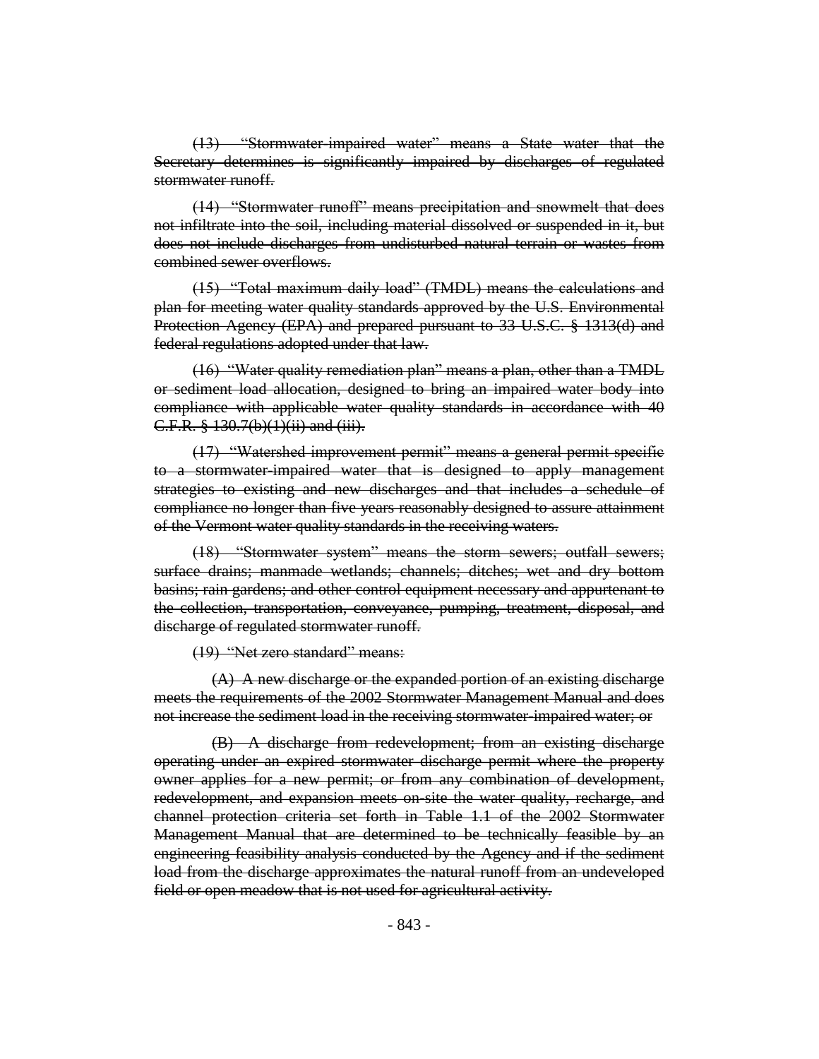~~(13) "Stormwater-impaired water" means a State water that the Secretary determines is significantly impaired by discharges of regulated stormwater runoff.~~

~~(14) "Stormwater runoff" means precipitation and snowmelt that does not infiltrate into the soil, including material dissolved or suspended in it, but does not include discharges from undisturbed natural terrain or wastes from combined sewer overflows.~~

~~(15) "Total maximum daily load" (TMDL) means the calculations and plan for meeting water quality standards approved by the U.S. Environmental Protection Agency (EPA) and prepared pursuant to 33 U.S.C. § 1313(d) and federal regulations adopted under that law.~~

~~(16) "Water quality remediation plan" means a plan, other than a TMDL or sediment load allocation, designed to bring an impaired water body into compliance with applicable water quality standards in accordance with 40 C.F.R. § 130.7(b)(1)(ii) and (iii).~~

~~(17) "Watershed improvement permit" means a general permit specific to a stormwater-impaired water that is designed to apply management strategies to existing and new discharges and that includes a schedule of compliance no longer than five years reasonably designed to assure attainment of the Vermont water quality standards in the receiving waters.~~

~~(18) "Stormwater system" means the storm sewers; outfall sewers; surface drains; manmade wetlands; channels; ditches; wet and dry bottom basins; rain gardens; and other control equipment necessary and appurtenant to the collection, transportation, conveyance, pumping, treatment, disposal, and discharge of regulated stormwater runoff.~~

~~(19) "Net zero standard" means:~~

~~(A) A new discharge or the expanded portion of an existing discharge meets the requirements of the 2002 Stormwater Management Manual and does not increase the sediment load in the receiving stormwater-impaired water; or~~

~~(B) A discharge from redevelopment; from an existing discharge operating under an expired stormwater discharge permit where the property owner applies for a new permit; or from any combination of development, redevelopment, and expansion meets on-site the water quality, recharge, and channel protection criteria set forth in Table 1.1 of the 2002 Stormwater Management Manual that are determined to be technically feasible by an engineering feasibility analysis conducted by the Agency and if the sediment load from the discharge approximates the natural runoff from an undeveloped field or open meadow that is not used for agricultural activity.~~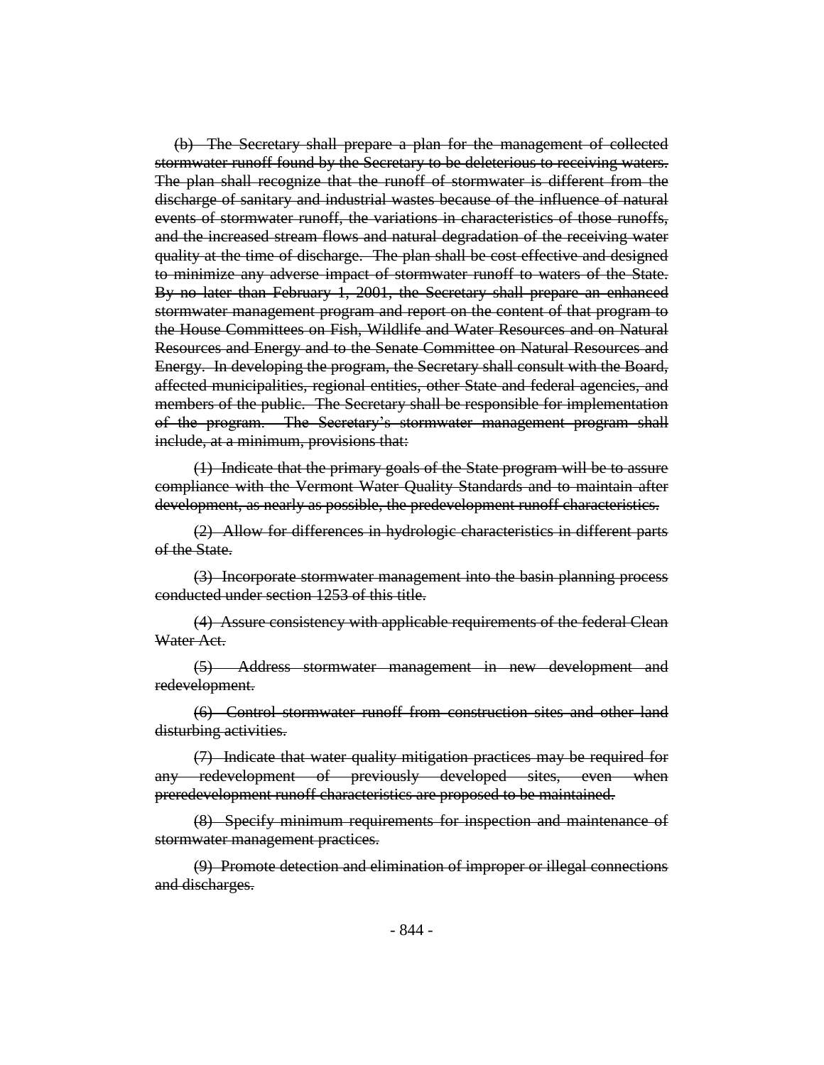~~(b) The Secretary shall prepare a plan for the management of collected stormwater runoff found by the Secretary to be deleterious to receiving waters. The plan shall recognize that the runoff of stormwater is different from the discharge of sanitary and industrial wastes because of the influence of natural events of stormwater runoff, the variations in characteristics of those runoffs, and the increased stream flows and natural degradation of the receiving water quality at the time of discharge. The plan shall be cost effective and designed to minimize any adverse impact of stormwater runoff to waters of the State. By no later than February 1, 2001, the Secretary shall prepare an enhanced stormwater management program and report on the content of that program to the House Committees on Fish, Wildlife and Water Resources and on Natural Resources and Energy and to the Senate Committee on Natural Resources and Energy. In developing the program, the Secretary shall consult with the Board, affected municipalities, regional entities, other State and federal agencies, and members of the public. The Secretary shall be responsible for implementation of the program. The Secretary's stormwater management program shall include, at a minimum, provisions that:~~

~~(1) Indicate that the primary goals of the State program will be to assure compliance with the Vermont Water Quality Standards and to maintain after development, as nearly as possible, the predevelopment runoff characteristics.~~

~~(2) Allow for differences in hydrologic characteristics in different parts of the State.~~

~~(3) Incorporate stormwater management into the basin planning process conducted under section 1253 of this title.~~

~~(4) Assure consistency with applicable requirements of the federal Clean Water Act.~~

~~(5) Address stormwater management in new development and redevelopment.~~

~~(6) Control stormwater runoff from construction sites and other land disturbing activities.~~

~~(7) Indicate that water quality mitigation practices may be required for any redevelopment of previously developed sites, even when preredevelopment runoff characteristics are proposed to be maintained.~~

~~(8) Specify minimum requirements for inspection and maintenance of stormwater management practices.~~

~~(9) Promote detection and elimination of improper or illegal connections and discharges.~~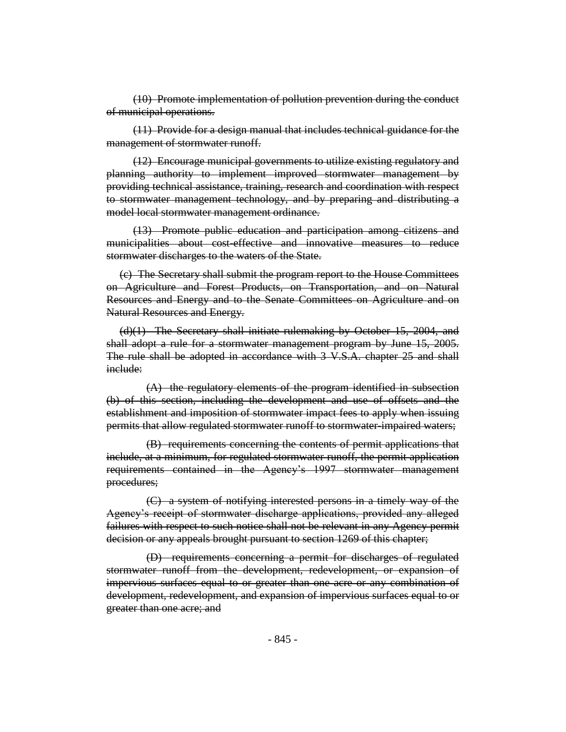~~(10) Promote implementation of pollution prevention during the conduct of municipal operations.~~

~~(11) Provide for a design manual that includes technical guidance for the management of stormwater runoff.~~

~~(12) Encourage municipal governments to utilize existing regulatory and planning authority to implement improved stormwater management by providing technical assistance, training, research and coordination with respect to stormwater management technology, and by preparing and distributing a model local stormwater management ordinance.~~

~~(13) Promote public education and participation among citizens and municipalities about cost-effective and innovative measures to reduce stormwater discharges to the waters of the State.~~

~~(c) The Secretary shall submit the program report to the House Committees on Agriculture and Forest Products, on Transportation, and on Natural Resources and Energy and to the Senate Committees on Agriculture and on Natural Resources and Energy.~~

~~(d)(1) The Secretary shall initiate rulemaking by October 15, 2004, and shall adopt a rule for a stormwater management program by June 15, 2005. The rule shall be adopted in accordance with 3 V.S.A. chapter 25 and shall include:~~

~~(A) the regulatory elements of the program identified in subsection (b) of this section, including the development and use of offsets and the establishment and imposition of stormwater impact fees to apply when issuing permits that allow regulated stormwater runoff to stormwater-impaired waters;~~

~~(B) requirements concerning the contents of permit applications that include, at a minimum, for regulated stormwater runoff, the permit application requirements contained in the Agency's 1997 stormwater management procedures;~~

~~(C) a system of notifying interested persons in a timely way of the Agency's receipt of stormwater discharge applications, provided any alleged failures with respect to such notice shall not be relevant in any Agency permit decision or any appeals brought pursuant to section 1269 of this chapter;~~

~~(D) requirements concerning a permit for discharges of regulated stormwater runoff from the development, redevelopment, or expansion of impervious surfaces equal to or greater than one acre or any combination of development, redevelopment, and expansion of impervious surfaces equal to or greater than one acre; and~~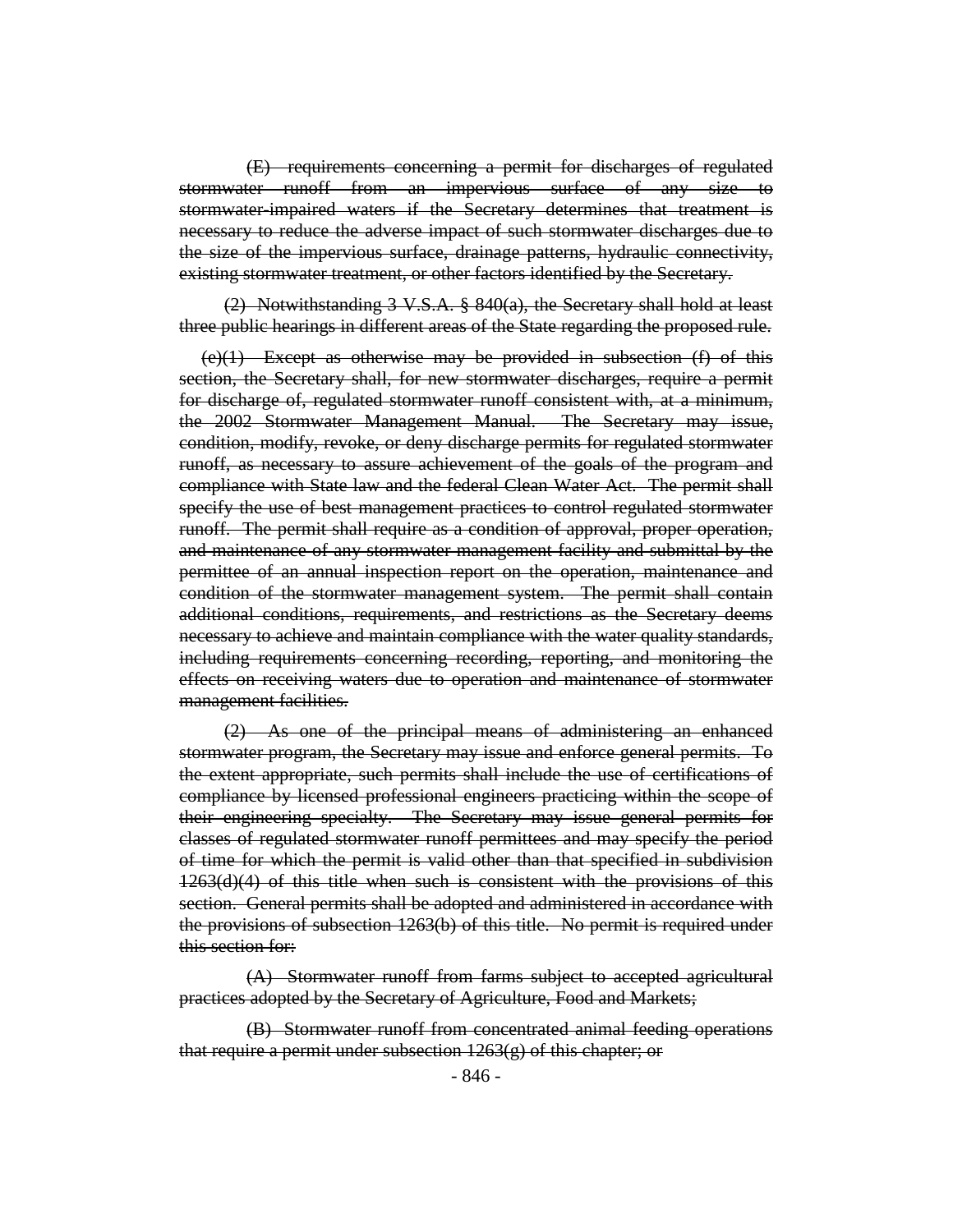~~(E) requirements concerning a permit for discharges of regulated stormwater runoff from an impervious surface of any size to stormwater-impaired waters if the Secretary determines that treatment is necessary to reduce the adverse impact of such stormwater discharges due to the size of the impervious surface, drainage patterns, hydraulic connectivity, existing stormwater treatment, or other factors identified by the Secretary.~~

~~(2) Notwithstanding 3 V.S.A. § 840(a), the Secretary shall hold at least three public hearings in different areas of the State regarding the proposed rule.~~

~~(e)(1) Except as otherwise may be provided in subsection (f) of this section, the Secretary shall, for new stormwater discharges, require a permit for discharge of, regulated stormwater runoff consistent with, at a minimum, the 2002 Stormwater Management Manual. The Secretary may issue, condition, modify, revoke, or deny discharge permits for regulated stormwater runoff, as necessary to assure achievement of the goals of the program and compliance with State law and the federal Clean Water Act. The permit shall specify the use of best management practices to control regulated stormwater runoff. The permit shall require as a condition of approval, proper operation, and maintenance of any stormwater management facility and submittal by the permittee of an annual inspection report on the operation, maintenance and condition of the stormwater management system. The permit shall contain additional conditions, requirements, and restrictions as the Secretary deems necessary to achieve and maintain compliance with the water quality standards, including requirements concerning recording, reporting, and monitoring the effects on receiving waters due to operation and maintenance of stormwater management facilities.~~

~~(2) As one of the principal means of administering an enhanced stormwater program, the Secretary may issue and enforce general permits. To the extent appropriate, such permits shall include the use of certifications of compliance by licensed professional engineers practicing within the scope of their engineering specialty. The Secretary may issue general permits for classes of regulated stormwater runoff permittees and may specify the period of time for which the permit is valid other than that specified in subdivision 1263(d)(4) of this title when such is consistent with the provisions of this section. General permits shall be adopted and administered in accordance with the provisions of subsection 1263(b) of this title. No permit is required under this section for:~~

~~(A) Stormwater runoff from farms subject to accepted agricultural practices adopted by the Secretary of Agriculture, Food and Markets;~~

~~(B) Stormwater runoff from concentrated animal feeding operations that require a permit under subsection 1263(g) of this chapter; or~~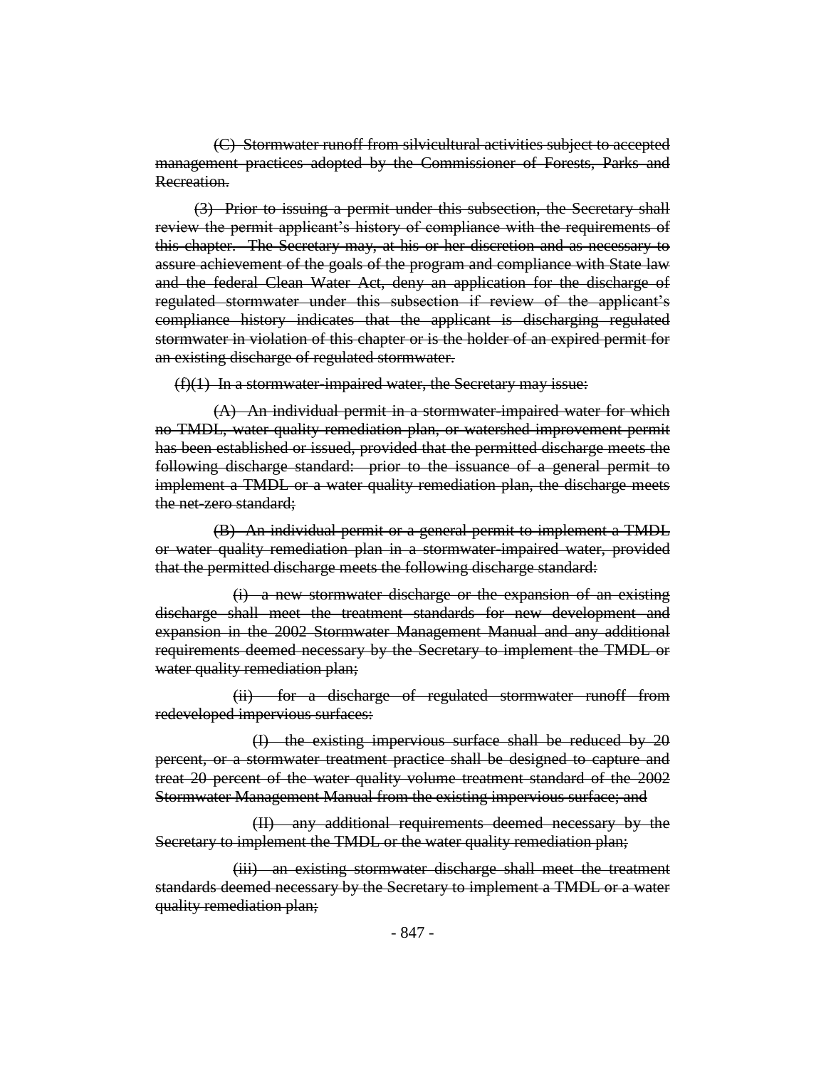~~(C) Stormwater runoff from silvicultural activities subject to accepted management practices adopted by the Commissioner of Forests, Parks and Recreation.~~

~~(3) Prior to issuing a permit under this subsection, the Secretary shall review the permit applicant's history of compliance with the requirements of this chapter. The Secretary may, at his or her discretion and as necessary to assure achievement of the goals of the program and compliance with State law and the federal Clean Water Act, deny an application for the discharge of regulated stormwater under this subsection if review of the applicant's compliance history indicates that the applicant is discharging regulated stormwater in violation of this chapter or is the holder of an expired permit for an existing discharge of regulated stormwater.~~

~~(f)(1) In a stormwater-impaired water, the Secretary may issue:~~

~~(A) An individual permit in a stormwater-impaired water for which no TMDL, water quality remediation plan, or watershed improvement permit has been established or issued, provided that the permitted discharge meets the following discharge standard: prior to the issuance of a general permit to implement a TMDL or a water quality remediation plan, the discharge meets the net-zero standard;~~

~~(B) An individual permit or a general permit to implement a TMDL or water quality remediation plan in a stormwater-impaired water, provided that the permitted discharge meets the following discharge standard:~~

~~(i) a new stormwater discharge or the expansion of an existing discharge shall meet the treatment standards for new development and expansion in the 2002 Stormwater Management Manual and any additional requirements deemed necessary by the Secretary to implement the TMDL or water quality remediation plan;~~

~~(ii) for a discharge of regulated stormwater runoff from redeveloped impervious surfaces:~~

~~(I) the existing impervious surface shall be reduced by 20 percent, or a stormwater treatment practice shall be designed to capture and treat 20 percent of the water quality volume treatment standard of the 2002 Stormwater Management Manual from the existing impervious surface; and~~

~~(II) any additional requirements deemed necessary by the Secretary to implement the TMDL or the water quality remediation plan;~~

~~(iii) an existing stormwater discharge shall meet the treatment standards deemed necessary by the Secretary to implement a TMDL or a water quality remediation plan;~~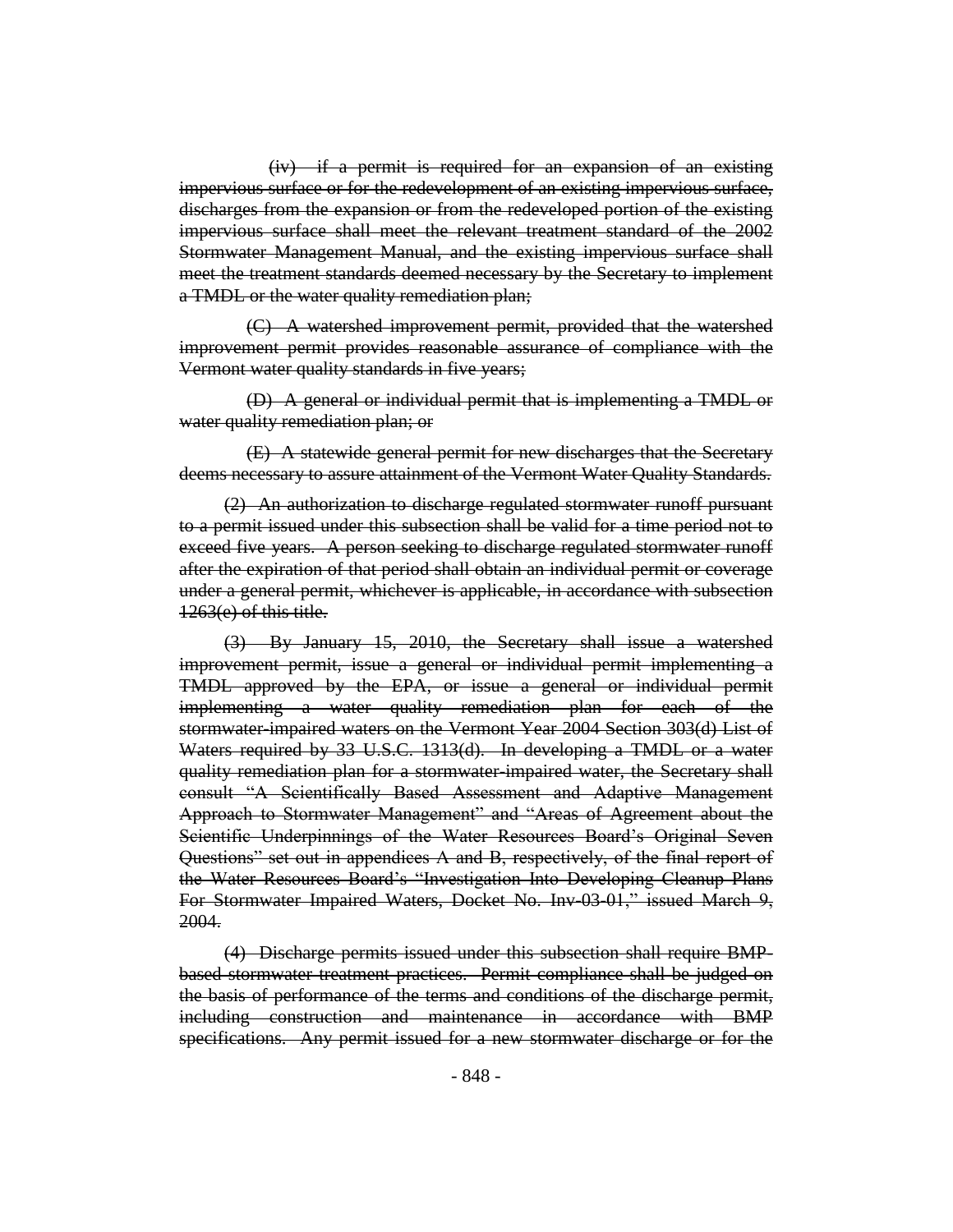~~(iv) if a permit is required for an expansion of an existing impervious surface or for the redevelopment of an existing impervious surface, discharges from the expansion or from the redeveloped portion of the existing impervious surface shall meet the relevant treatment standard of the 2002 Stormwater Management Manual, and the existing impervious surface shall meet the treatment standards deemed necessary by the Secretary to implement a TMDL or the water quality remediation plan;~~

~~(C) A watershed improvement permit, provided that the watershed improvement permit provides reasonable assurance of compliance with the Vermont water quality standards in five years;~~

~~(D) A general or individual permit that is implementing a TMDL or water quality remediation plan; or~~

~~(E) A statewide general permit for new discharges that the Secretary deems necessary to assure attainment of the Vermont Water Quality Standards.~~

~~(2) An authorization to discharge regulated stormwater runoff pursuant to a permit issued under this subsection shall be valid for a time period not to exceed five years. A person seeking to discharge regulated stormwater runoff after the expiration of that period shall obtain an individual permit or coverage under a general permit, whichever is applicable, in accordance with subsection 1263(e) of this title.~~

~~(3) By January 15, 2010, the Secretary shall issue a watershed improvement permit, issue a general or individual permit implementing a TMDL approved by the EPA, or issue a general or individual permit implementing a water quality remediation plan for each of the stormwater-impaired waters on the Vermont Year 2004 Section 303(d) List of Waters required by 33 U.S.C. 1313(d). In developing a TMDL or a water quality remediation plan for a stormwater-impaired water, the Secretary shall consult "A Scientifically Based Assessment and Adaptive Management Approach to Stormwater Management" and "Areas of Agreement about the Scientific Underpinnings of the Water Resources Board's Original Seven Questions" set out in appendices A and B, respectively, of the final report of the Water Resources Board's "Investigation Into Developing Cleanup Plans For Stormwater Impaired Waters, Docket No. Inv-03-01," issued March 9, 2004.~~

~~(4) Discharge permits issued under this subsection shall require BMP-based stormwater treatment practices. Permit compliance shall be judged on the basis of performance of the terms and conditions of the discharge permit, including construction and maintenance in accordance with BMP specifications. Any permit issued for a new stormwater discharge or for the~~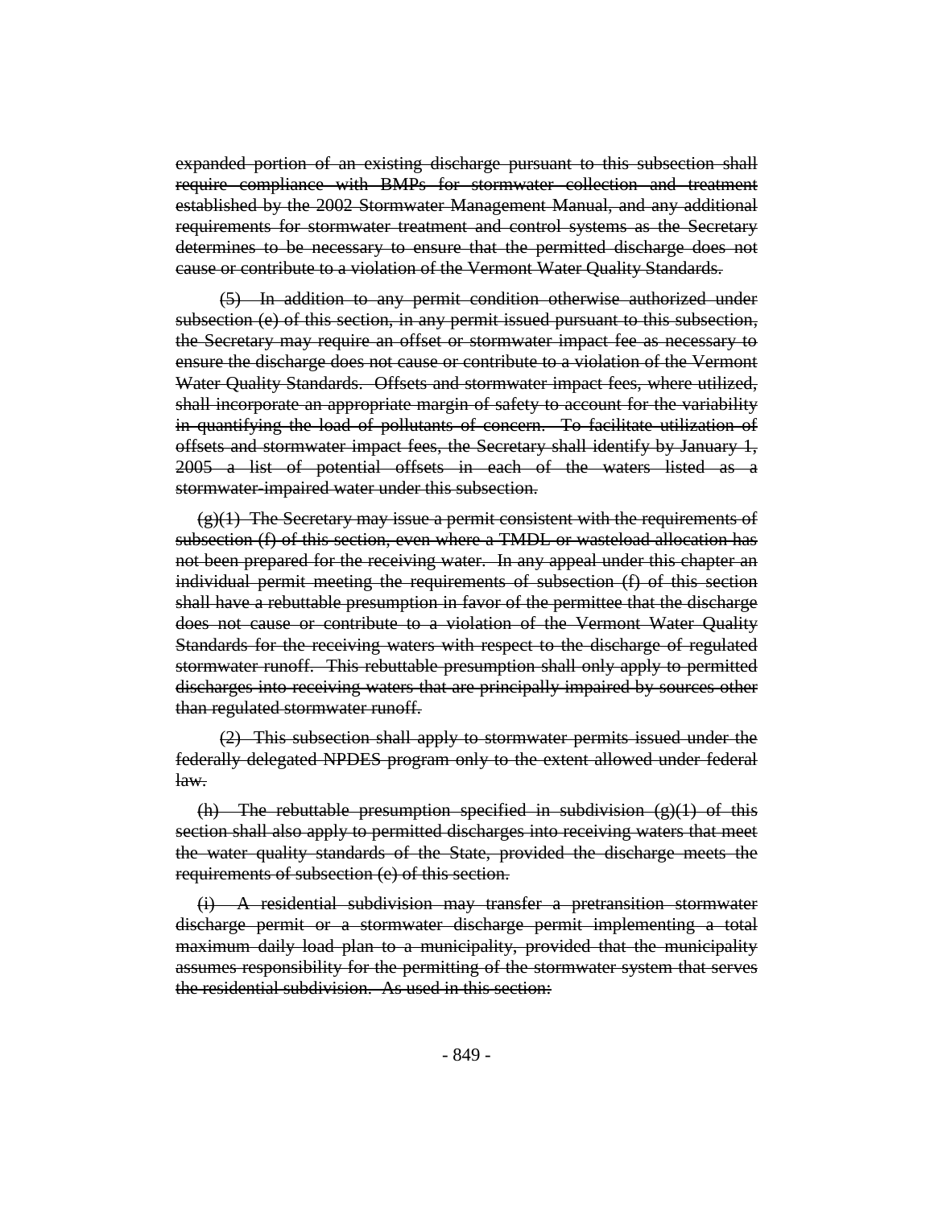~~expanded portion of an existing discharge pursuant to this subsection shall require compliance with BMPs for stormwater collection and treatment established by the 2002 Stormwater Management Manual, and any additional requirements for stormwater treatment and control systems as the Secretary determines to be necessary to ensure that the permitted discharge does not cause or contribute to a violation of the Vermont Water Quality Standards.~~

~~(5) In addition to any permit condition otherwise authorized under subsection (e) of this section, in any permit issued pursuant to this subsection, the Secretary may require an offset or stormwater impact fee as necessary to ensure the discharge does not cause or contribute to a violation of the Vermont Water Quality Standards. Offsets and stormwater impact fees, where utilized, shall incorporate an appropriate margin of safety to account for the variability in quantifying the load of pollutants of concern. To facilitate utilization of offsets and stormwater impact fees, the Secretary shall identify by January 1, 2005 a list of potential offsets in each of the waters listed as a stormwater-impaired water under this subsection.~~

~~(g)(1) The Secretary may issue a permit consistent with the requirements of subsection (f) of this section, even where a TMDL or wasteload allocation has not been prepared for the receiving water. In any appeal under this chapter an individual permit meeting the requirements of subsection (f) of this section shall have a rebuttable presumption in favor of the permittee that the discharge does not cause or contribute to a violation of the Vermont Water Quality Standards for the receiving waters with respect to the discharge of regulated stormwater runoff. This rebuttable presumption shall only apply to permitted discharges into receiving waters that are principally impaired by sources other than regulated stormwater runoff.~~

~~(2) This subsection shall apply to stormwater permits issued under the federally delegated NPDES program only to the extent allowed under federal law.~~

~~(h) The rebuttable presumption specified in subdivision (g)(1) of this section shall also apply to permitted discharges into receiving waters that meet the water quality standards of the State, provided the discharge meets the requirements of subsection (e) of this section.~~

~~(i) A residential subdivision may transfer a pretransition stormwater discharge permit or a stormwater discharge permit implementing a total maximum daily load plan to a municipality, provided that the municipality assumes responsibility for the permitting of the stormwater system that serves the residential subdivision. As used in this section:~~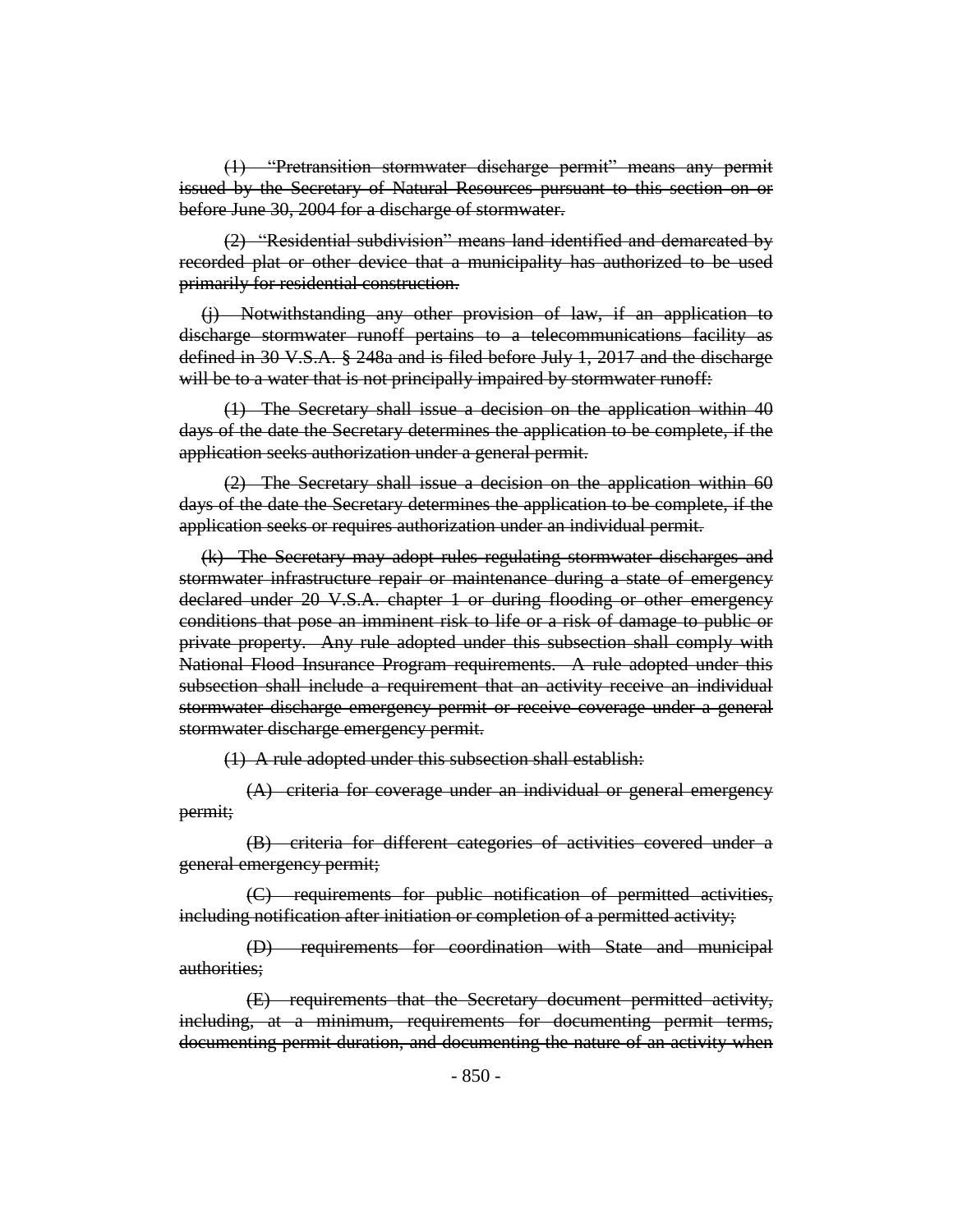~~(1) "Pretransition stormwater discharge permit" means any permit issued by the Secretary of Natural Resources pursuant to this section on or before June 30, 2004 for a discharge of stormwater.~~

~~(2) "Residential subdivision" means land identified and demarcated by recorded plat or other device that a municipality has authorized to be used primarily for residential construction.~~

~~(j) Notwithstanding any other provision of law, if an application to discharge stormwater runoff pertains to a telecommunications facility as defined in 30 V.S.A. § 248a and is filed before July 1, 2017 and the discharge will be to a water that is not principally impaired by stormwater runoff:~~

~~(1) The Secretary shall issue a decision on the application within 40 days of the date the Secretary determines the application to be complete, if the application seeks authorization under a general permit.~~

~~(2) The Secretary shall issue a decision on the application within 60 days of the date the Secretary determines the application to be complete, if the application seeks or requires authorization under an individual permit.~~

~~(k) The Secretary may adopt rules regulating stormwater discharges and stormwater infrastructure repair or maintenance during a state of emergency declared under 20 V.S.A. chapter 1 or during flooding or other emergency conditions that pose an imminent risk to life or a risk of damage to public or private property. Any rule adopted under this subsection shall comply with National Flood Insurance Program requirements. A rule adopted under this subsection shall include a requirement that an activity receive an individual stormwater discharge emergency permit or receive coverage under a general stormwater discharge emergency permit.~~

~~(1) A rule adopted under this subsection shall establish:~~

~~(A) criteria for coverage under an individual or general emergency permit;~~

~~(B) criteria for different categories of activities covered under a general emergency permit;~~

~~(C) requirements for public notification of permitted activities, including notification after initiation or completion of a permitted activity;~~

~~(D) requirements for coordination with State and municipal authorities;~~

~~(E) requirements that the Secretary document permitted activity, including, at a minimum, requirements for documenting permit terms, documenting permit duration, and documenting the nature of an activity when~~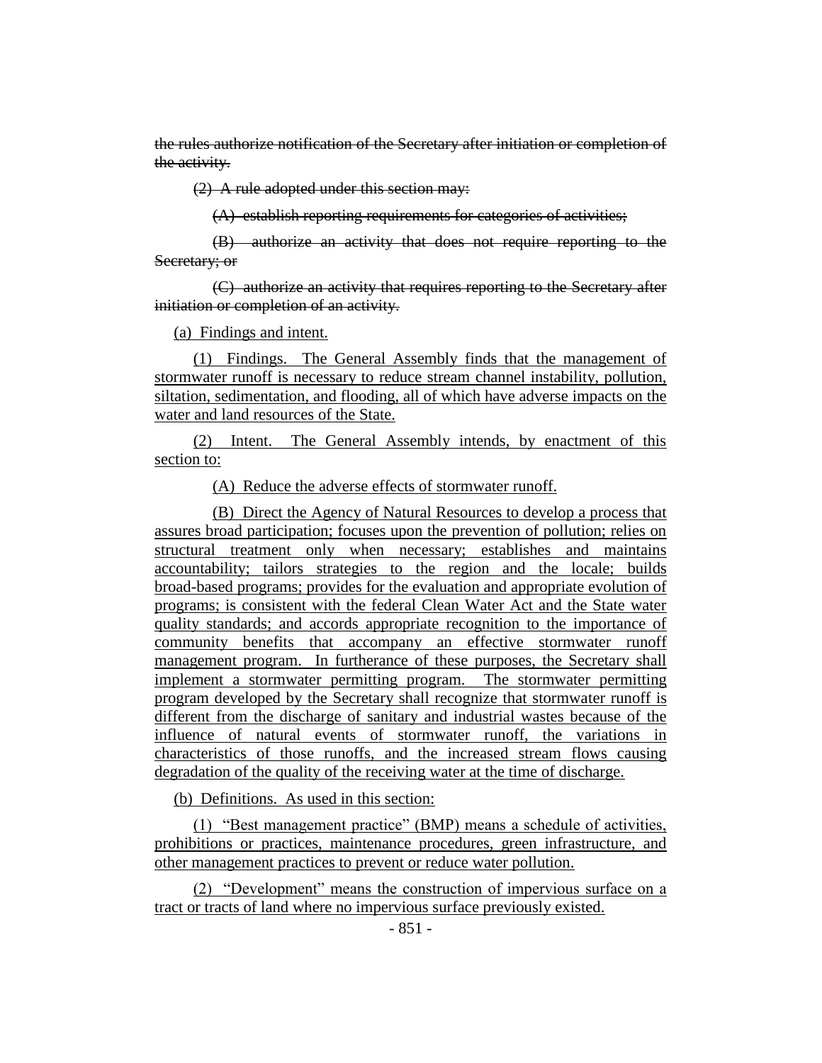~~the rules authorize notification of the Secretary after initiation or completion of the activity.~~

~~(2) A rule adopted under this section may:~~

~~(A) establish reporting requirements for categories of activities;~~

~~(B) authorize an activity that does not require reporting to the Secretary; or~~

~~(C) authorize an activity that requires reporting to the Secretary after initiation or completion of an activity.~~

<u>(a) Findings and intent.</u>

<u>(1) Findings. The General Assembly finds that the management of stormwater runoff is necessary to reduce stream channel instability, pollution, siltation, sedimentation, and flooding, all of which have adverse impacts on the water and land resources of the State.</u>

<u>(2) Intent. The General Assembly intends, by enactment of this section to:</u>

<u>(A) Reduce the adverse effects of stormwater runoff.</u>

<u>(B) Direct the Agency of Natural Resources to develop a process that assures broad participation; focuses upon the prevention of pollution; relies on structural treatment only when necessary; establishes and maintains accountability; tailors strategies to the region and the locale; builds broad-based programs; provides for the evaluation and appropriate evolution of programs; is consistent with the federal Clean Water Act and the State water quality standards; and accords appropriate recognition to the importance of community benefits that accompany an effective stormwater runoff management program. In furtherance of these purposes, the Secretary shall implement a stormwater permitting program. The stormwater permitting program developed by the Secretary shall recognize that stormwater runoff is different from the discharge of sanitary and industrial wastes because of the influence of natural events of stormwater runoff, the variations in characteristics of those runoffs, and the increased stream flows causing degradation of the quality of the receiving water at the time of discharge.</u>

<u>(b) Definitions. As used in this section:</u>

<u>(1) "Best management practice" (BMP) means a schedule of activities, prohibitions or practices, maintenance procedures, green infrastructure, and other management practices to prevent or reduce water pollution.</u>

<u>(2) "Development" means the construction of impervious surface on a tract or tracts of land where no impervious surface previously existed.</u>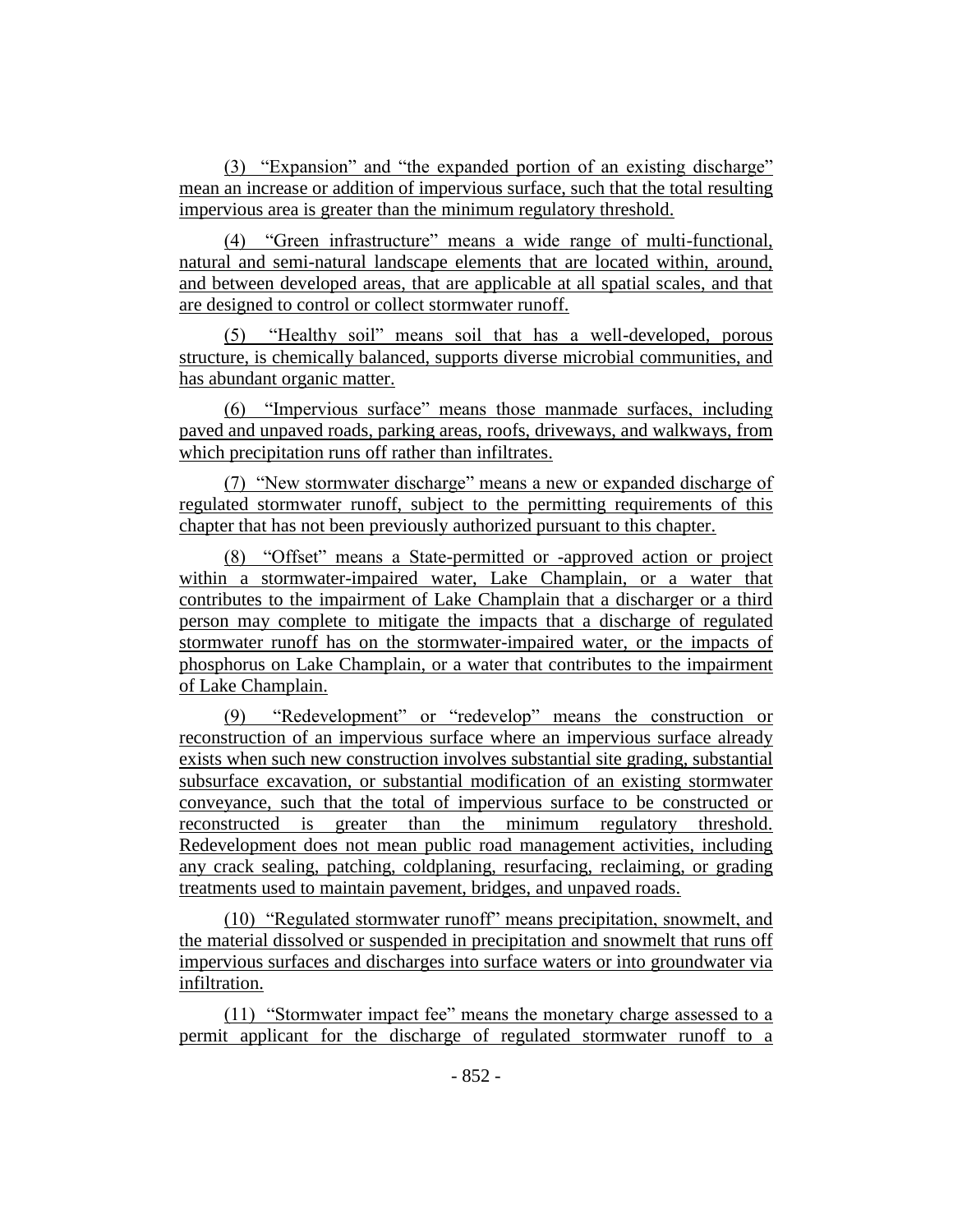(3) "Expansion" and "the expanded portion of an existing discharge" mean an increase or addition of impervious surface, such that the total resulting impervious area is greater than the minimum regulatory threshold.

(4) "Green infrastructure" means a wide range of multi-functional, natural and semi-natural landscape elements that are located within, around, and between developed areas, that are applicable at all spatial scales, and that are designed to control or collect stormwater runoff.

(5) "Healthy soil" means soil that has a well-developed, porous structure, is chemically balanced, supports diverse microbial communities, and has abundant organic matter.

(6) "Impervious surface" means those manmade surfaces, including paved and unpaved roads, parking areas, roofs, driveways, and walkways, from which precipitation runs off rather than infiltrates.

(7) "New stormwater discharge" means a new or expanded discharge of regulated stormwater runoff, subject to the permitting requirements of this chapter that has not been previously authorized pursuant to this chapter.

(8) "Offset" means a State-permitted or -approved action or project within a stormwater-impaired water, Lake Champlain, or a water that contributes to the impairment of Lake Champlain that a discharger or a third person may complete to mitigate the impacts that a discharge of regulated stormwater runoff has on the stormwater-impaired water, or the impacts of phosphorus on Lake Champlain, or a water that contributes to the impairment of Lake Champlain.

(9) "Redevelopment" or "redevelop" means the construction or reconstruction of an impervious surface where an impervious surface already exists when such new construction involves substantial site grading, substantial subsurface excavation, or substantial modification of an existing stormwater conveyance, such that the total of impervious surface to be constructed or reconstructed is greater than the minimum regulatory threshold. Redevelopment does not mean public road management activities, including any crack sealing, patching, coldplaning, resurfacing, reclaiming, or grading treatments used to maintain pavement, bridges, and unpaved roads.

(10) "Regulated stormwater runoff" means precipitation, snowmelt, and the material dissolved or suspended in precipitation and snowmelt that runs off impervious surfaces and discharges into surface waters or into groundwater via infiltration.

(11) "Stormwater impact fee" means the monetary charge assessed to a permit applicant for the discharge of regulated stormwater runoff to a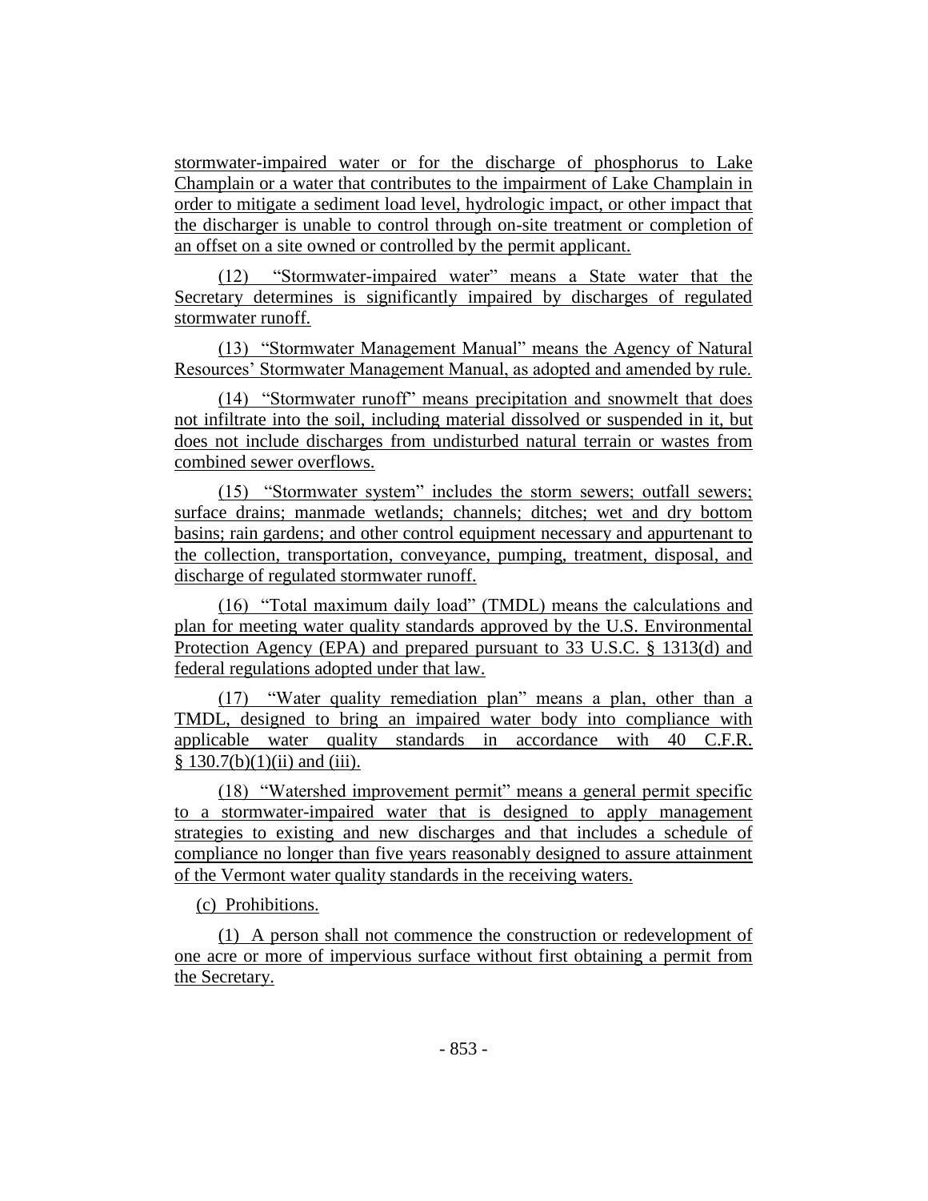stormwater-impaired water or for the discharge of phosphorus to Lake Champlain or a water that contributes to the impairment of Lake Champlain in order to mitigate a sediment load level, hydrologic impact, or other impact that the discharger is unable to control through on-site treatment or completion of an offset on a site owned or controlled by the permit applicant.

(12) "Stormwater-impaired water" means a State water that the Secretary determines is significantly impaired by discharges of regulated stormwater runoff.

(13) "Stormwater Management Manual" means the Agency of Natural Resources' Stormwater Management Manual, as adopted and amended by rule.

(14) "Stormwater runoff" means precipitation and snowmelt that does not infiltrate into the soil, including material dissolved or suspended in it, but does not include discharges from undisturbed natural terrain or wastes from combined sewer overflows.

(15) "Stormwater system" includes the storm sewers; outfall sewers; surface drains; manmade wetlands; channels; ditches; wet and dry bottom basins; rain gardens; and other control equipment necessary and appurtenant to the collection, transportation, conveyance, pumping, treatment, disposal, and discharge of regulated stormwater runoff.

(16) "Total maximum daily load" (TMDL) means the calculations and plan for meeting water quality standards approved by the U.S. Environmental Protection Agency (EPA) and prepared pursuant to 33 U.S.C. § 1313(d) and federal regulations adopted under that law.

(17) "Water quality remediation plan" means a plan, other than a TMDL, designed to bring an impaired water body into compliance with applicable water quality standards in accordance with 40 C.F.R. § 130.7(b)(1)(ii) and (iii).

(18) "Watershed improvement permit" means a general permit specific to a stormwater-impaired water that is designed to apply management strategies to existing and new discharges and that includes a schedule of compliance no longer than five years reasonably designed to assure attainment of the Vermont water quality standards in the receiving waters.

(c) Prohibitions.

(1) A person shall not commence the construction or redevelopment of one acre or more of impervious surface without first obtaining a permit from the Secretary.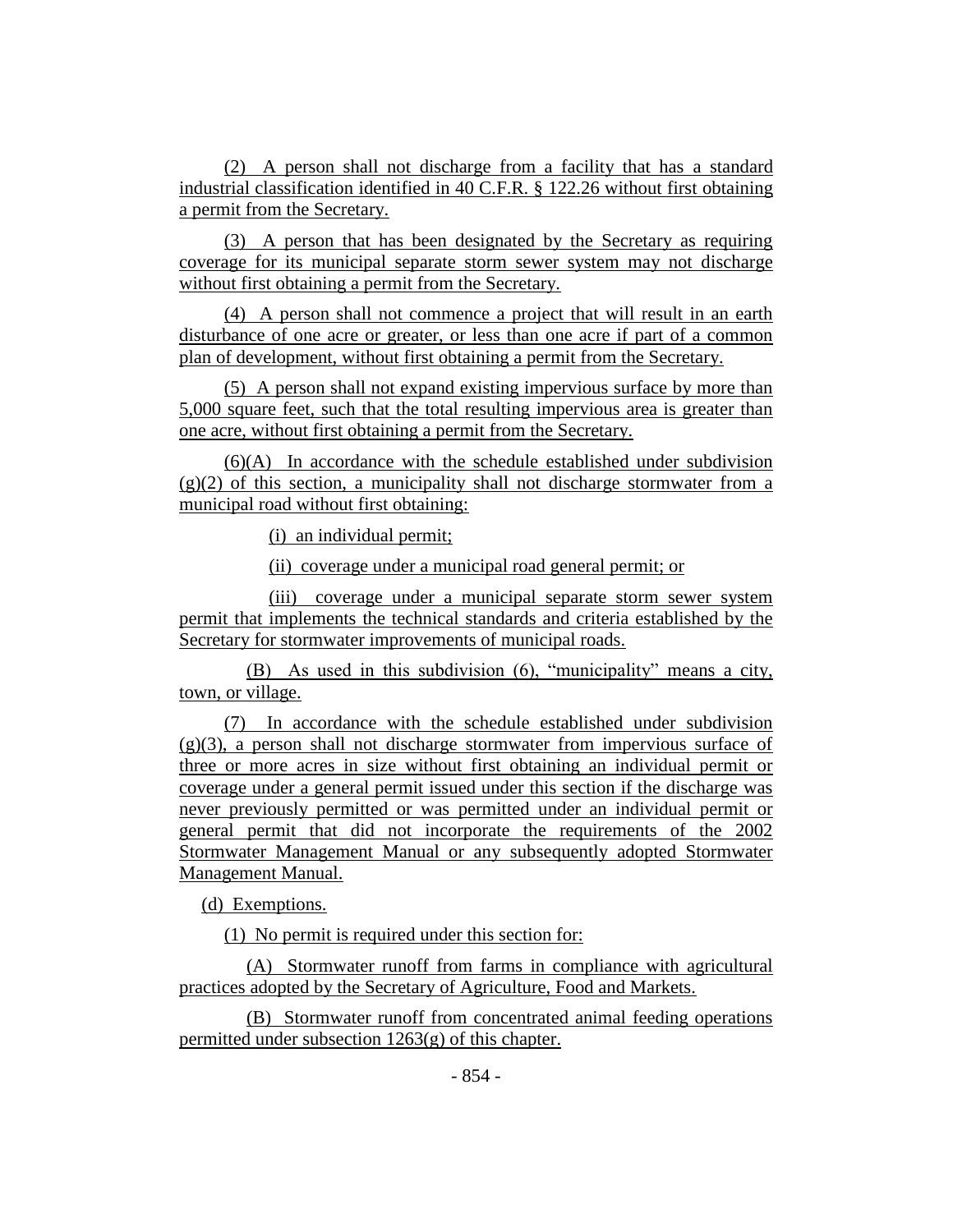(2) A person shall not discharge from a facility that has a standard industrial classification identified in 40 C.F.R. § 122.26 without first obtaining a permit from the Secretary.

(3) A person that has been designated by the Secretary as requiring coverage for its municipal separate storm sewer system may not discharge without first obtaining a permit from the Secretary.

(4) A person shall not commence a project that will result in an earth disturbance of one acre or greater, or less than one acre if part of a common plan of development, without first obtaining a permit from the Secretary.

(5) A person shall not expand existing impervious surface by more than 5,000 square feet, such that the total resulting impervious area is greater than one acre, without first obtaining a permit from the Secretary.

(6)(A) In accordance with the schedule established under subdivision (g)(2) of this section, a municipality shall not discharge stormwater from a municipal road without first obtaining:

(i) an individual permit;

(ii) coverage under a municipal road general permit; or

(iii) coverage under a municipal separate storm sewer system permit that implements the technical standards and criteria established by the Secretary for stormwater improvements of municipal roads.

(B) As used in this subdivision (6), "municipality" means a city, town, or village.

(7) In accordance with the schedule established under subdivision (g)(3), a person shall not discharge stormwater from impervious surface of three or more acres in size without first obtaining an individual permit or coverage under a general permit issued under this section if the discharge was never previously permitted or was permitted under an individual permit or general permit that did not incorporate the requirements of the 2002 Stormwater Management Manual or any subsequently adopted Stormwater Management Manual.

(d) Exemptions.

(1) No permit is required under this section for:

(A) Stormwater runoff from farms in compliance with agricultural practices adopted by the Secretary of Agriculture, Food and Markets.

(B) Stormwater runoff from concentrated animal feeding operations permitted under subsection 1263(g) of this chapter.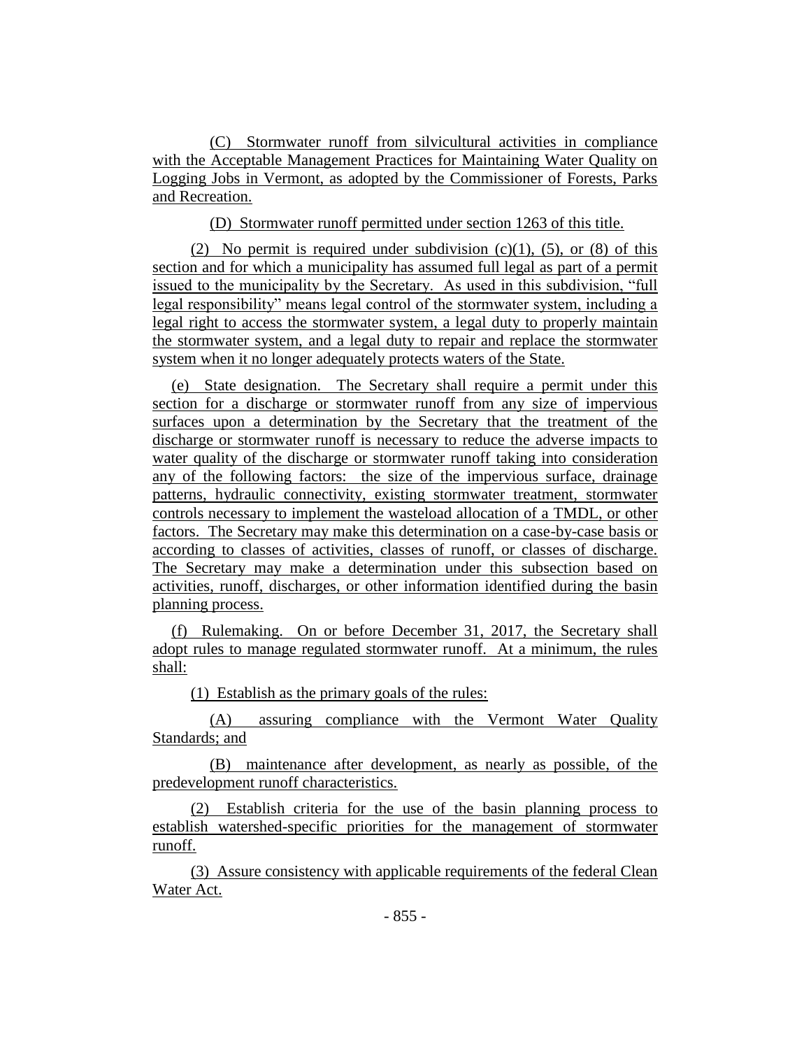(C) Stormwater runoff from silvicultural activities in compliance with the Acceptable Management Practices for Maintaining Water Quality on Logging Jobs in Vermont, as adopted by the Commissioner of Forests, Parks and Recreation.

(D) Stormwater runoff permitted under section 1263 of this title.

(2) No permit is required under subdivision (c)(1), (5), or (8) of this section and for which a municipality has assumed full legal as part of a permit issued to the municipality by the Secretary. As used in this subdivision, "full legal responsibility" means legal control of the stormwater system, including a legal right to access the stormwater system, a legal duty to properly maintain the stormwater system, and a legal duty to repair and replace the stormwater system when it no longer adequately protects waters of the State.

(e) State designation. The Secretary shall require a permit under this section for a discharge or stormwater runoff from any size of impervious surfaces upon a determination by the Secretary that the treatment of the discharge or stormwater runoff is necessary to reduce the adverse impacts to water quality of the discharge or stormwater runoff taking into consideration any of the following factors: the size of the impervious surface, drainage patterns, hydraulic connectivity, existing stormwater treatment, stormwater controls necessary to implement the wasteload allocation of a TMDL, or other factors. The Secretary may make this determination on a case-by-case basis or according to classes of activities, classes of runoff, or classes of discharge. The Secretary may make a determination under this subsection based on activities, runoff, discharges, or other information identified during the basin planning process.

(f) Rulemaking. On or before December 31, 2017, the Secretary shall adopt rules to manage regulated stormwater runoff. At a minimum, the rules shall:

(1) Establish as the primary goals of the rules:

(A) assuring compliance with the Vermont Water Quality Standards; and

(B) maintenance after development, as nearly as possible, of the predevelopment runoff characteristics.

(2) Establish criteria for the use of the basin planning process to establish watershed-specific priorities for the management of stormwater runoff.

(3) Assure consistency with applicable requirements of the federal Clean Water Act.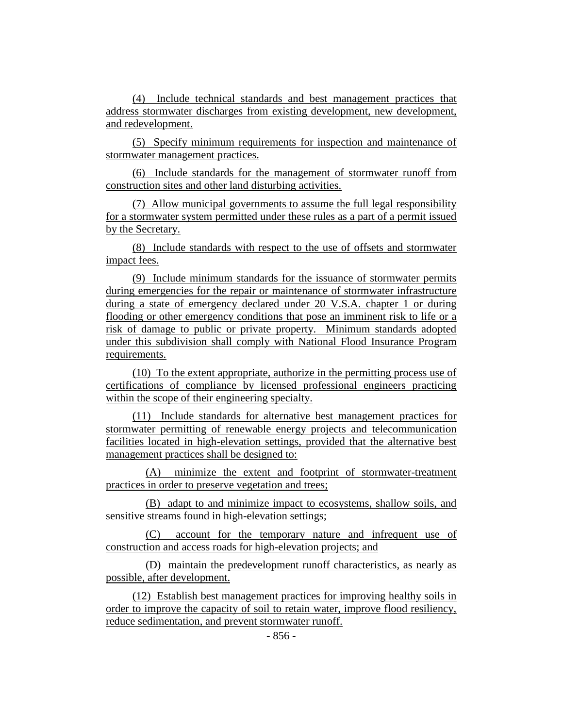(4) Include technical standards and best management practices that address stormwater discharges from existing development, new development, and redevelopment.

(5) Specify minimum requirements for inspection and maintenance of stormwater management practices.

(6) Include standards for the management of stormwater runoff from construction sites and other land disturbing activities.

(7) Allow municipal governments to assume the full legal responsibility for a stormwater system permitted under these rules as a part of a permit issued by the Secretary.

(8) Include standards with respect to the use of offsets and stormwater impact fees.

(9) Include minimum standards for the issuance of stormwater permits during emergencies for the repair or maintenance of stormwater infrastructure during a state of emergency declared under 20 V.S.A. chapter 1 or during flooding or other emergency conditions that pose an imminent risk to life or a risk of damage to public or private property. Minimum standards adopted under this subdivision shall comply with National Flood Insurance Program requirements.

(10) To the extent appropriate, authorize in the permitting process use of certifications of compliance by licensed professional engineers practicing within the scope of their engineering specialty.

(11) Include standards for alternative best management practices for stormwater permitting of renewable energy projects and telecommunication facilities located in high-elevation settings, provided that the alternative best management practices shall be designed to:

(A) minimize the extent and footprint of stormwater-treatment practices in order to preserve vegetation and trees;

(B) adapt to and minimize impact to ecosystems, shallow soils, and sensitive streams found in high-elevation settings;

(C) account for the temporary nature and infrequent use of construction and access roads for high-elevation projects; and

(D) maintain the predevelopment runoff characteristics, as nearly as possible, after development.

(12) Establish best management practices for improving healthy soils in order to improve the capacity of soil to retain water, improve flood resiliency, reduce sedimentation, and prevent stormwater runoff.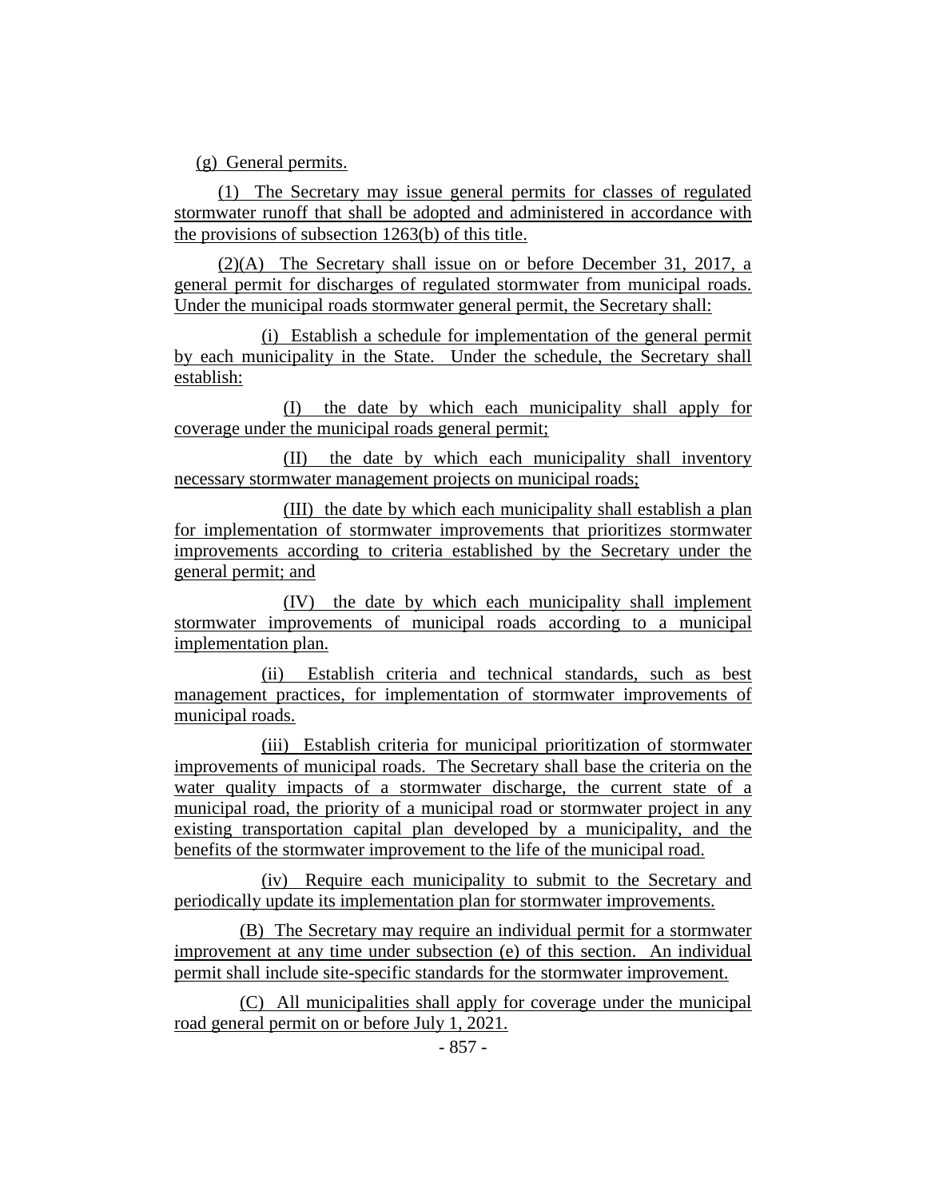(g) General permits.

(1) The Secretary may issue general permits for classes of regulated stormwater runoff that shall be adopted and administered in accordance with the provisions of subsection 1263(b) of this title.

(2)(A) The Secretary shall issue on or before December 31, 2017, a general permit for discharges of regulated stormwater from municipal roads. Under the municipal roads stormwater general permit, the Secretary shall:

(i) Establish a schedule for implementation of the general permit by each municipality in the State. Under the schedule, the Secretary shall establish:

(I) the date by which each municipality shall apply for coverage under the municipal roads general permit;

(II) the date by which each municipality shall inventory necessary stormwater management projects on municipal roads;

(III) the date by which each municipality shall establish a plan for implementation of stormwater improvements that prioritizes stormwater improvements according to criteria established by the Secretary under the general permit; and

(IV) the date by which each municipality shall implement stormwater improvements of municipal roads according to a municipal implementation plan.

(ii) Establish criteria and technical standards, such as best management practices, for implementation of stormwater improvements of municipal roads.

(iii) Establish criteria for municipal prioritization of stormwater improvements of municipal roads. The Secretary shall base the criteria on the water quality impacts of a stormwater discharge, the current state of a municipal road, the priority of a municipal road or stormwater project in any existing transportation capital plan developed by a municipality, and the benefits of the stormwater improvement to the life of the municipal road.

(iv) Require each municipality to submit to the Secretary and periodically update its implementation plan for stormwater improvements.

(B) The Secretary may require an individual permit for a stormwater improvement at any time under subsection (e) of this section. An individual permit shall include site-specific standards for the stormwater improvement.

(C) All municipalities shall apply for coverage under the municipal road general permit on or before July 1, 2021.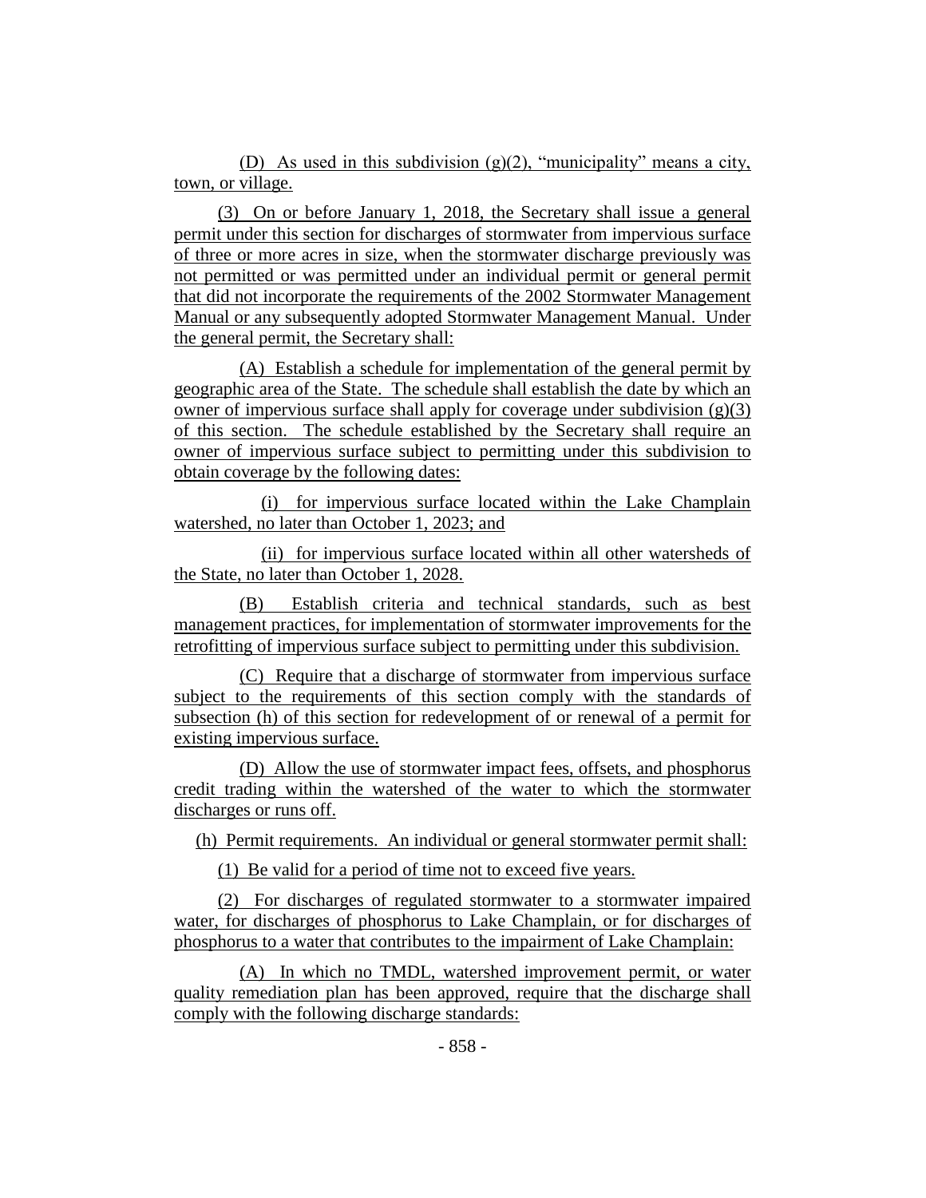(D) As used in this subdivision (g)(2), "municipality" means a city, town, or village.

(3) On or before January 1, 2018, the Secretary shall issue a general permit under this section for discharges of stormwater from impervious surface of three or more acres in size, when the stormwater discharge previously was not permitted or was permitted under an individual permit or general permit that did not incorporate the requirements of the 2002 Stormwater Management Manual or any subsequently adopted Stormwater Management Manual. Under the general permit, the Secretary shall:

(A) Establish a schedule for implementation of the general permit by geographic area of the State. The schedule shall establish the date by which an owner of impervious surface shall apply for coverage under subdivision (g)(3) of this section. The schedule established by the Secretary shall require an owner of impervious surface subject to permitting under this subdivision to obtain coverage by the following dates:

(i) for impervious surface located within the Lake Champlain watershed, no later than October 1, 2023; and

(ii) for impervious surface located within all other watersheds of the State, no later than October 1, 2028.

(B) Establish criteria and technical standards, such as best management practices, for implementation of stormwater improvements for the retrofitting of impervious surface subject to permitting under this subdivision.

(C) Require that a discharge of stormwater from impervious surface subject to the requirements of this section comply with the standards of subsection (h) of this section for redevelopment of or renewal of a permit for existing impervious surface.

(D) Allow the use of stormwater impact fees, offsets, and phosphorus credit trading within the watershed of the water to which the stormwater discharges or runs off.

(h) Permit requirements. An individual or general stormwater permit shall:

(1) Be valid for a period of time not to exceed five years.

(2) For discharges of regulated stormwater to a stormwater impaired water, for discharges of phosphorus to Lake Champlain, or for discharges of phosphorus to a water that contributes to the impairment of Lake Champlain:

(A) In which no TMDL, watershed improvement permit, or water quality remediation plan has been approved, require that the discharge shall comply with the following discharge standards: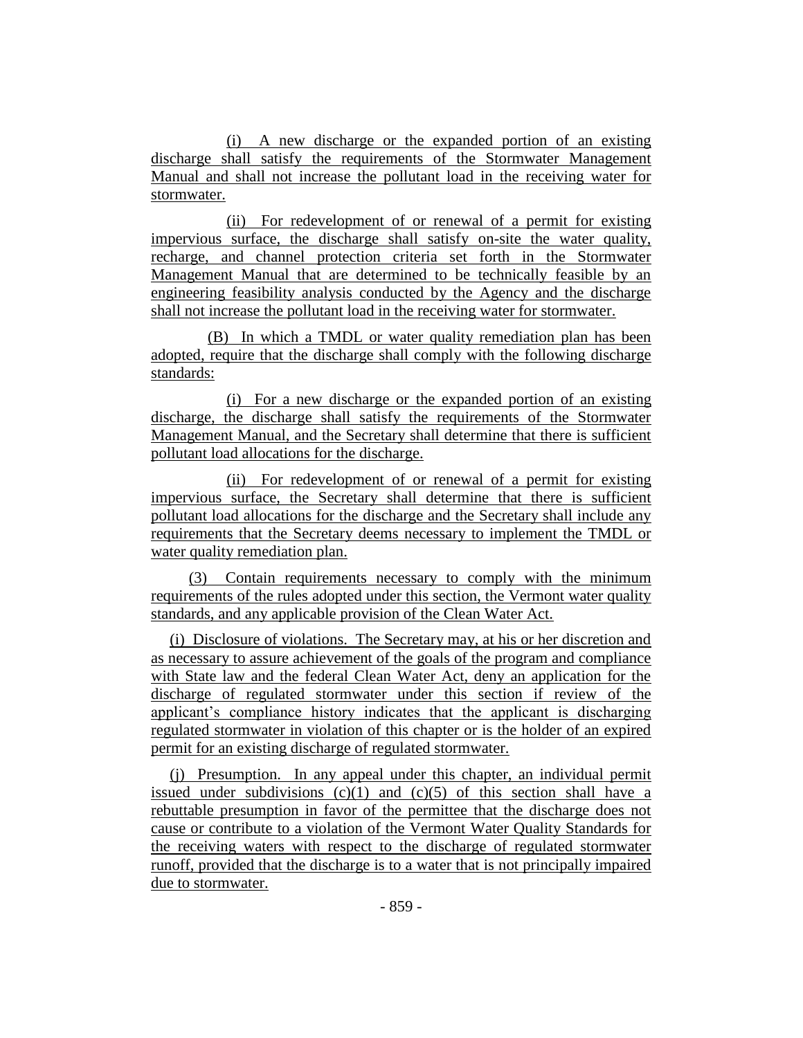(i) A new discharge or the expanded portion of an existing discharge shall satisfy the requirements of the Stormwater Management Manual and shall not increase the pollutant load in the receiving water for stormwater.

(ii) For redevelopment of or renewal of a permit for existing impervious surface, the discharge shall satisfy on-site the water quality, recharge, and channel protection criteria set forth in the Stormwater Management Manual that are determined to be technically feasible by an engineering feasibility analysis conducted by the Agency and the discharge shall not increase the pollutant load in the receiving water for stormwater.

(B) In which a TMDL or water quality remediation plan has been adopted, require that the discharge shall comply with the following discharge standards:

(i) For a new discharge or the expanded portion of an existing discharge, the discharge shall satisfy the requirements of the Stormwater Management Manual, and the Secretary shall determine that there is sufficient pollutant load allocations for the discharge.

(ii) For redevelopment of or renewal of a permit for existing impervious surface, the Secretary shall determine that there is sufficient pollutant load allocations for the discharge and the Secretary shall include any requirements that the Secretary deems necessary to implement the TMDL or water quality remediation plan.

(3) Contain requirements necessary to comply with the minimum requirements of the rules adopted under this section, the Vermont water quality standards, and any applicable provision of the Clean Water Act.

(i) Disclosure of violations. The Secretary may, at his or her discretion and as necessary to assure achievement of the goals of the program and compliance with State law and the federal Clean Water Act, deny an application for the discharge of regulated stormwater under this section if review of the applicant's compliance history indicates that the applicant is discharging regulated stormwater in violation of this chapter or is the holder of an expired permit for an existing discharge of regulated stormwater.

(j) Presumption. In any appeal under this chapter, an individual permit issued under subdivisions (c)(1) and (c)(5) of this section shall have a rebuttable presumption in favor of the permittee that the discharge does not cause or contribute to a violation of the Vermont Water Quality Standards for the receiving waters with respect to the discharge of regulated stormwater runoff, provided that the discharge is to a water that is not principally impaired due to stormwater.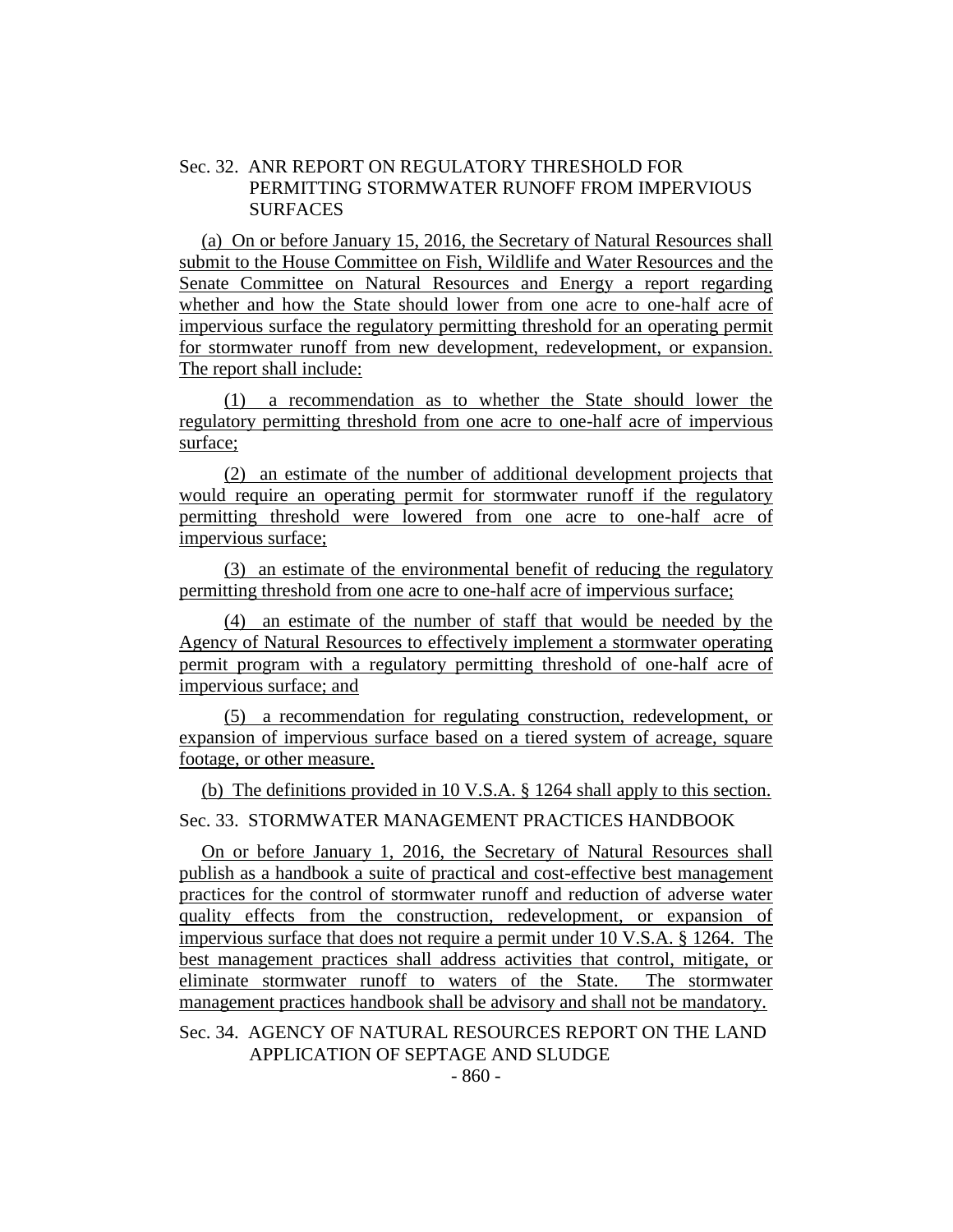Sec. 32. ANR REPORT ON REGULATORY THRESHOLD FOR PERMITTING STORMWATER RUNOFF FROM IMPERVIOUS SURFACES

(a) On or before January 15, 2016, the Secretary of Natural Resources shall submit to the House Committee on Fish, Wildlife and Water Resources and the Senate Committee on Natural Resources and Energy a report regarding whether and how the State should lower from one acre to one-half acre of impervious surface the regulatory permitting threshold for an operating permit for stormwater runoff from new development, redevelopment, or expansion. The report shall include:

(1) a recommendation as to whether the State should lower the regulatory permitting threshold from one acre to one-half acre of impervious surface;

(2) an estimate of the number of additional development projects that would require an operating permit for stormwater runoff if the regulatory permitting threshold were lowered from one acre to one-half acre of impervious surface;

(3) an estimate of the environmental benefit of reducing the regulatory permitting threshold from one acre to one-half acre of impervious surface;

(4) an estimate of the number of staff that would be needed by the Agency of Natural Resources to effectively implement a stormwater operating permit program with a regulatory permitting threshold of one-half acre of impervious surface; and

(5) a recommendation for regulating construction, redevelopment, or expansion of impervious surface based on a tiered system of acreage, square footage, or other measure.

(b) The definitions provided in 10 V.S.A. § 1264 shall apply to this section.

Sec. 33. STORMWATER MANAGEMENT PRACTICES HANDBOOK

On or before January 1, 2016, the Secretary of Natural Resources shall publish as a handbook a suite of practical and cost-effective best management practices for the control of stormwater runoff and reduction of adverse water quality effects from the construction, redevelopment, or expansion of impervious surface that does not require a permit under 10 V.S.A. § 1264. The best management practices shall address activities that control, mitigate, or eliminate stormwater runoff to waters of the State. The stormwater management practices handbook shall be advisory and shall not be mandatory.

Sec. 34. AGENCY OF NATURAL RESOURCES REPORT ON THE LAND APPLICATION OF SEPTAGE AND SLUDGE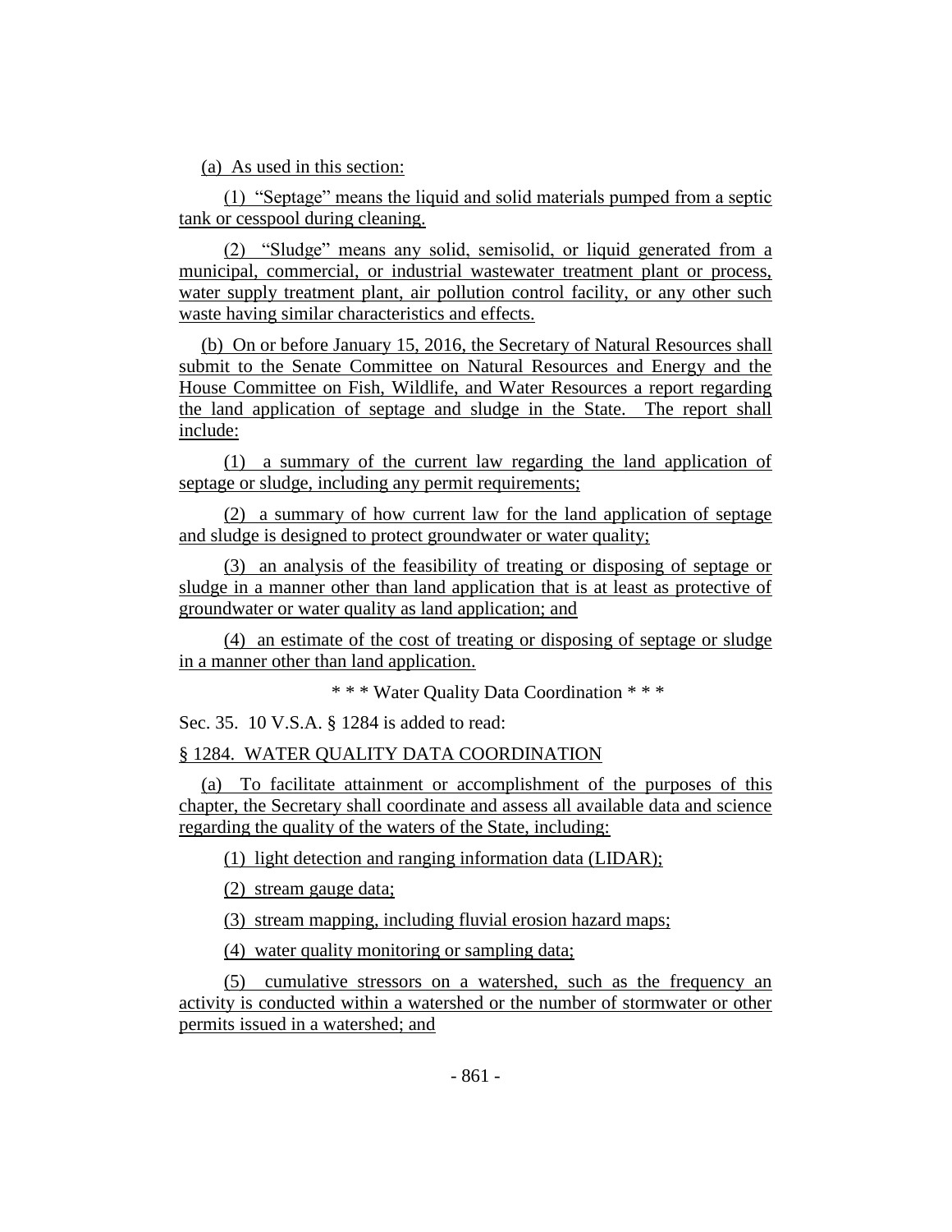(a) As used in this section:

(1) "Septage" means the liquid and solid materials pumped from a septic tank or cesspool during cleaning.

(2) "Sludge" means any solid, semisolid, or liquid generated from a municipal, commercial, or industrial wastewater treatment plant or process, water supply treatment plant, air pollution control facility, or any other such waste having similar characteristics and effects.

(b) On or before January 15, 2016, the Secretary of Natural Resources shall submit to the Senate Committee on Natural Resources and Energy and the House Committee on Fish, Wildlife, and Water Resources a report regarding the land application of septage and sludge in the State. The report shall include:

(1) a summary of the current law regarding the land application of septage or sludge, including any permit requirements;

(2) a summary of how current law for the land application of septage and sludge is designed to protect groundwater or water quality;

(3) an analysis of the feasibility of treating or disposing of septage or sludge in a manner other than land application that is at least as protective of groundwater or water quality as land application; and

(4) an estimate of the cost of treating or disposing of septage or sludge in a manner other than land application.

\* \* \* Water Quality Data Coordination \* \* \*

Sec. 35. 10 V.S.A. § 1284 is added to read:

§ 1284. WATER QUALITY DATA COORDINATION

(a) To facilitate attainment or accomplishment of the purposes of this chapter, the Secretary shall coordinate and assess all available data and science regarding the quality of the waters of the State, including:

(1) light detection and ranging information data (LIDAR);

(2) stream gauge data;

(3) stream mapping, including fluvial erosion hazard maps;

(4) water quality monitoring or sampling data;

(5) cumulative stressors on a watershed, such as the frequency an activity is conducted within a watershed or the number of stormwater or other permits issued in a watershed; and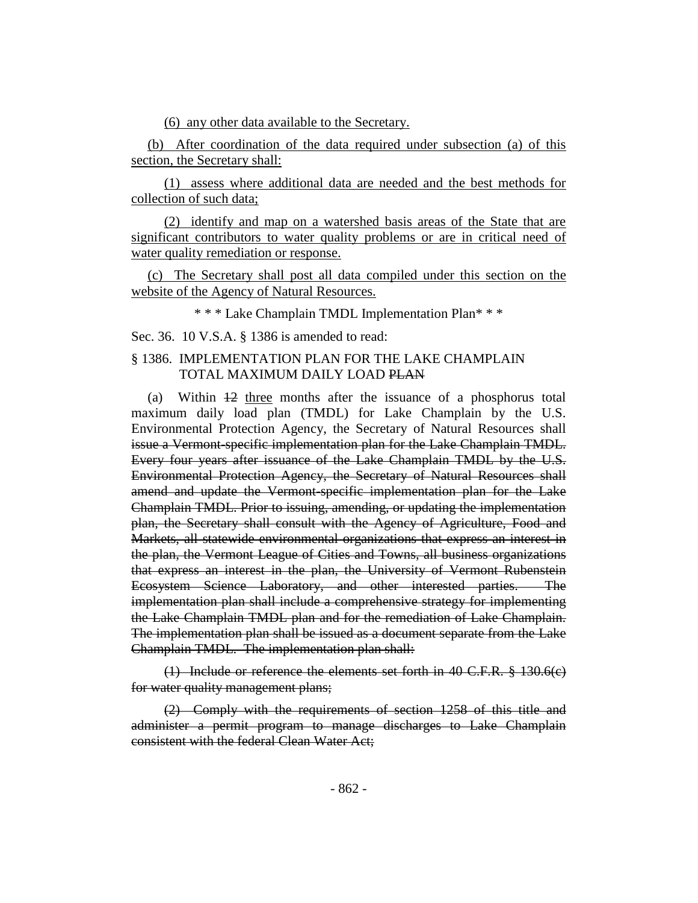(6) any other data available to the Secretary.

(b) After coordination of the data required under subsection (a) of this section, the Secretary shall:

(1) assess where additional data are needed and the best methods for collection of such data;

(2) identify and map on a watershed basis areas of the State that are significant contributors to water quality problems or are in critical need of water quality remediation or response.

(c) The Secretary shall post all data compiled under this section on the website of the Agency of Natural Resources.

\* \* \* Lake Champlain TMDL Implementation Plan\* \* \*

Sec. 36. 10 V.S.A. § 1386 is amended to read:

§ 1386. IMPLEMENTATION PLAN FOR THE LAKE CHAMPLAIN TOTAL MAXIMUM DAILY LOAD ~~PLAN~~

(a) Within ~~12~~ three months after the issuance of a phosphorus total maximum daily load plan (TMDL) for Lake Champlain by the U.S. Environmental Protection Agency, the Secretary of Natural Resources shall ~~issue a Vermont-specific implementation plan for the Lake Champlain TMDL. Every four years after issuance of the Lake Champlain TMDL by the U.S. Environmental Protection Agency, the Secretary of Natural Resources shall amend and update the Vermont-specific implementation plan for the Lake Champlain TMDL. Prior to issuing, amending, or updating the implementation plan, the Secretary shall consult with the Agency of Agriculture, Food and Markets, all statewide environmental organizations that express an interest in the plan, the Vermont League of Cities and Towns, all business organizations that express an interest in the plan, the University of Vermont Rubenstein Ecosystem Science Laboratory, and other interested parties. The implementation plan shall include a comprehensive strategy for implementing the Lake Champlain TMDL plan and for the remediation of Lake Champlain. The implementation plan shall be issued as a document separate from the Lake Champlain TMDL. The implementation plan shall:~~

~~(1) Include or reference the elements set forth in 40 C.F.R. § 130.6(c) for water quality management plans;~~

~~(2) Comply with the requirements of section 1258 of this title and administer a permit program to manage discharges to Lake Champlain consistent with the federal Clean Water Act;~~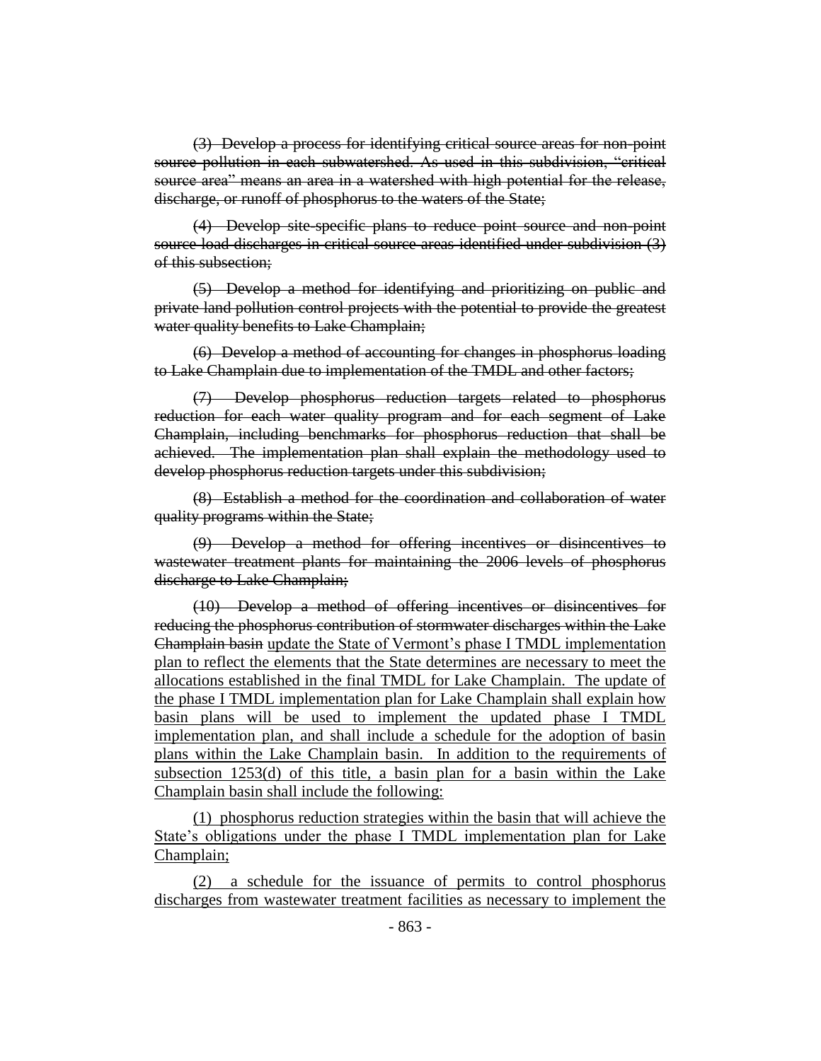~~(3) Develop a process for identifying critical source areas for non-point source pollution in each subwatershed. As used in this subdivision, "critical source area" means an area in a watershed with high potential for the release, discharge, or runoff of phosphorus to the waters of the State;~~

~~(4) Develop site-specific plans to reduce point source and non-point source load discharges in critical source areas identified under subdivision (3) of this subsection;~~

~~(5) Develop a method for identifying and prioritizing on public and private land pollution control projects with the potential to provide the greatest water quality benefits to Lake Champlain;~~

~~(6) Develop a method of accounting for changes in phosphorus loading to Lake Champlain due to implementation of the TMDL and other factors;~~

~~(7) Develop phosphorus reduction targets related to phosphorus reduction for each water quality program and for each segment of Lake Champlain, including benchmarks for phosphorus reduction that shall be achieved. The implementation plan shall explain the methodology used to develop phosphorus reduction targets under this subdivision;~~

~~(8) Establish a method for the coordination and collaboration of water quality programs within the State;~~

~~(9) Develop a method for offering incentives or disincentives to wastewater treatment plants for maintaining the 2006 levels of phosphorus discharge to Lake Champlain;~~

~~(10) Develop a method of offering incentives or disincentives for reducing the phosphorus contribution of stormwater discharges within the Lake Champlain basin~~ <u>update the State of Vermont's phase I TMDL implementation plan to reflect the elements that the State determines are necessary to meet the allocations established in the final TMDL for Lake Champlain. The update of the phase I TMDL implementation plan for Lake Champlain shall explain how basin plans will be used to implement the updated phase I TMDL implementation plan, and shall include a schedule for the adoption of basin plans within the Lake Champlain basin. In addition to the requirements of subsection 1253(d) of this title, a basin plan for a basin within the Lake Champlain basin shall include the following:</u>

<u>(1) phosphorus reduction strategies within the basin that will achieve the State's obligations under the phase I TMDL implementation plan for Lake Champlain;</u>

<u>(2) a schedule for the issuance of permits to control phosphorus discharges from wastewater treatment facilities as necessary to implement the</u>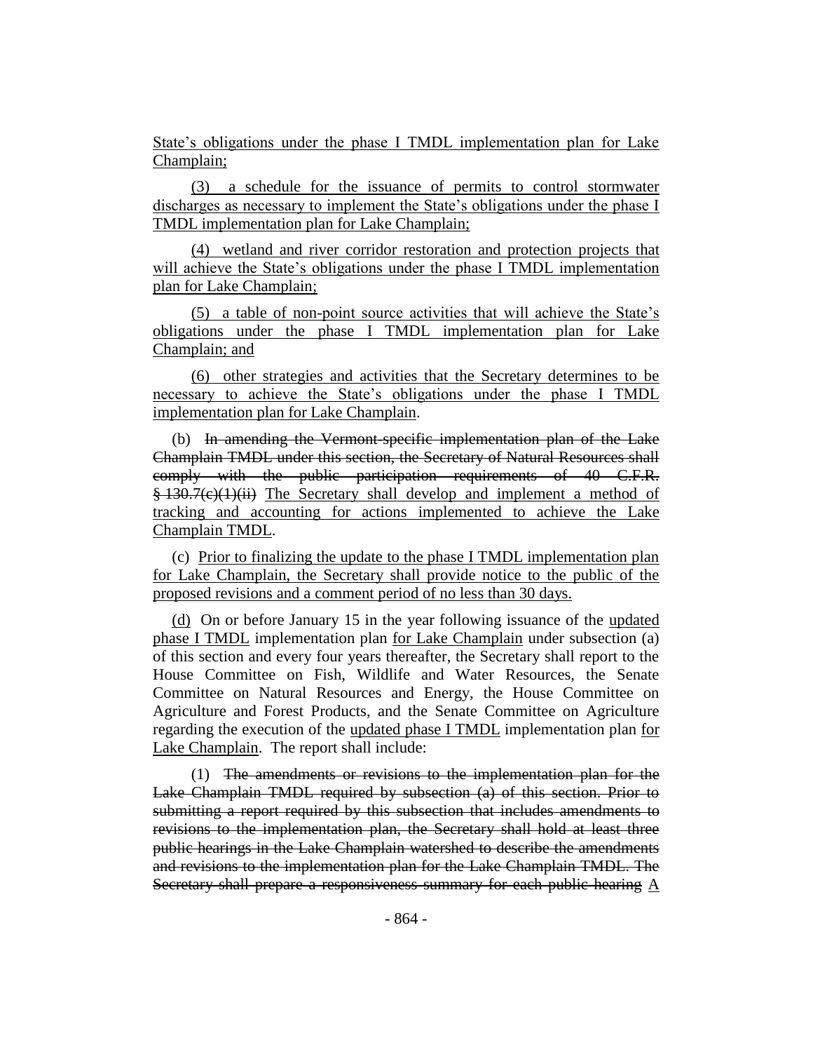State's obligations under the phase I TMDL implementation plan for Lake Champlain;

(3) a schedule for the issuance of permits to control stormwater discharges as necessary to implement the State's obligations under the phase I TMDL implementation plan for Lake Champlain;

(4) wetland and river corridor restoration and protection projects that will achieve the State's obligations under the phase I TMDL implementation plan for Lake Champlain;

(5) a table of non-point source activities that will achieve the State's obligations under the phase I TMDL implementation plan for Lake Champlain; and

(6) other strategies and activities that the Secretary determines to be necessary to achieve the State's obligations under the phase I TMDL implementation plan for Lake Champlain.

(b) ~~In amending the Vermont-specific implementation plan of the Lake Champlain TMDL under this section, the Secretary of Natural Resources shall comply with the public participation requirements of 40 C.F.R. § 130.7(c)(1)(ii)~~ The Secretary shall develop and implement a method of tracking and accounting for actions implemented to achieve the Lake Champlain TMDL.

(c) Prior to finalizing the update to the phase I TMDL implementation plan for Lake Champlain, the Secretary shall provide notice to the public of the proposed revisions and a comment period of no less than 30 days.

(d) On or before January 15 in the year following issuance of the updated phase I TMDL implementation plan for Lake Champlain under subsection (a) of this section and every four years thereafter, the Secretary shall report to the House Committee on Fish, Wildlife and Water Resources, the Senate Committee on Natural Resources and Energy, the House Committee on Agriculture and Forest Products, and the Senate Committee on Agriculture regarding the execution of the updated phase I TMDL implementation plan for Lake Champlain. The report shall include:

(1) ~~The amendments or revisions to the implementation plan for the Lake Champlain TMDL required by subsection (a) of this section. Prior to submitting a report required by this subsection that includes amendments to revisions to the implementation plan, the Secretary shall hold at least three public hearings in the Lake Champlain watershed to describe the amendments and revisions to the implementation plan for the Lake Champlain TMDL. The Secretary shall prepare a responsiveness summary for each public hearing~~ A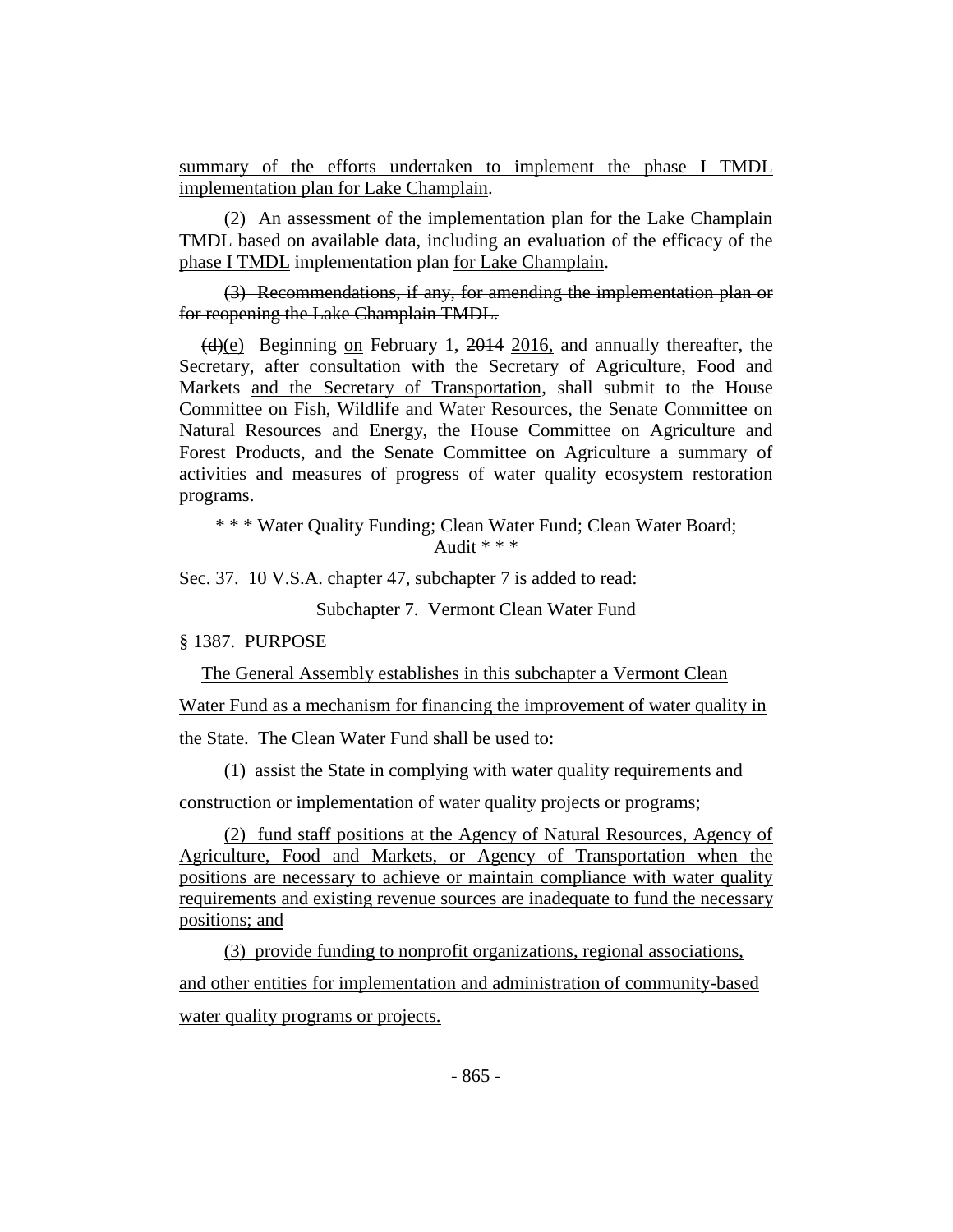summary of the efforts undertaken to implement the phase I TMDL implementation plan for Lake Champlain.

(2) An assessment of the implementation plan for the Lake Champlain TMDL based on available data, including an evaluation of the efficacy of the phase I TMDL implementation plan for Lake Champlain.

~~(3) Recommendations, if any, for amending the implementation plan or for reopening the Lake Champlain TMDL.~~

~~(d)~~(e) Beginning on February 1, ~~2014~~ 2016, and annually thereafter, the Secretary, after consultation with the Secretary of Agriculture, Food and Markets and the Secretary of Transportation, shall submit to the House Committee on Fish, Wildlife and Water Resources, the Senate Committee on Natural Resources and Energy, the House Committee on Agriculture and Forest Products, and the Senate Committee on Agriculture a summary of activities and measures of progress of water quality ecosystem restoration programs.

\* \* \* Water Quality Funding; Clean Water Fund; Clean Water Board; Audit \* \* \*

Sec. 37. 10 V.S.A. chapter 47, subchapter 7 is added to read:

Subchapter 7. Vermont Clean Water Fund

§ 1387. PURPOSE

The General Assembly establishes in this subchapter a Vermont Clean Water Fund as a mechanism for financing the improvement of water quality in the State. The Clean Water Fund shall be used to:

(1) assist the State in complying with water quality requirements and construction or implementation of water quality projects or programs;

(2) fund staff positions at the Agency of Natural Resources, Agency of Agriculture, Food and Markets, or Agency of Transportation when the positions are necessary to achieve or maintain compliance with water quality requirements and existing revenue sources are inadequate to fund the necessary positions; and

(3) provide funding to nonprofit organizations, regional associations, and other entities for implementation and administration of community-based water quality programs or projects.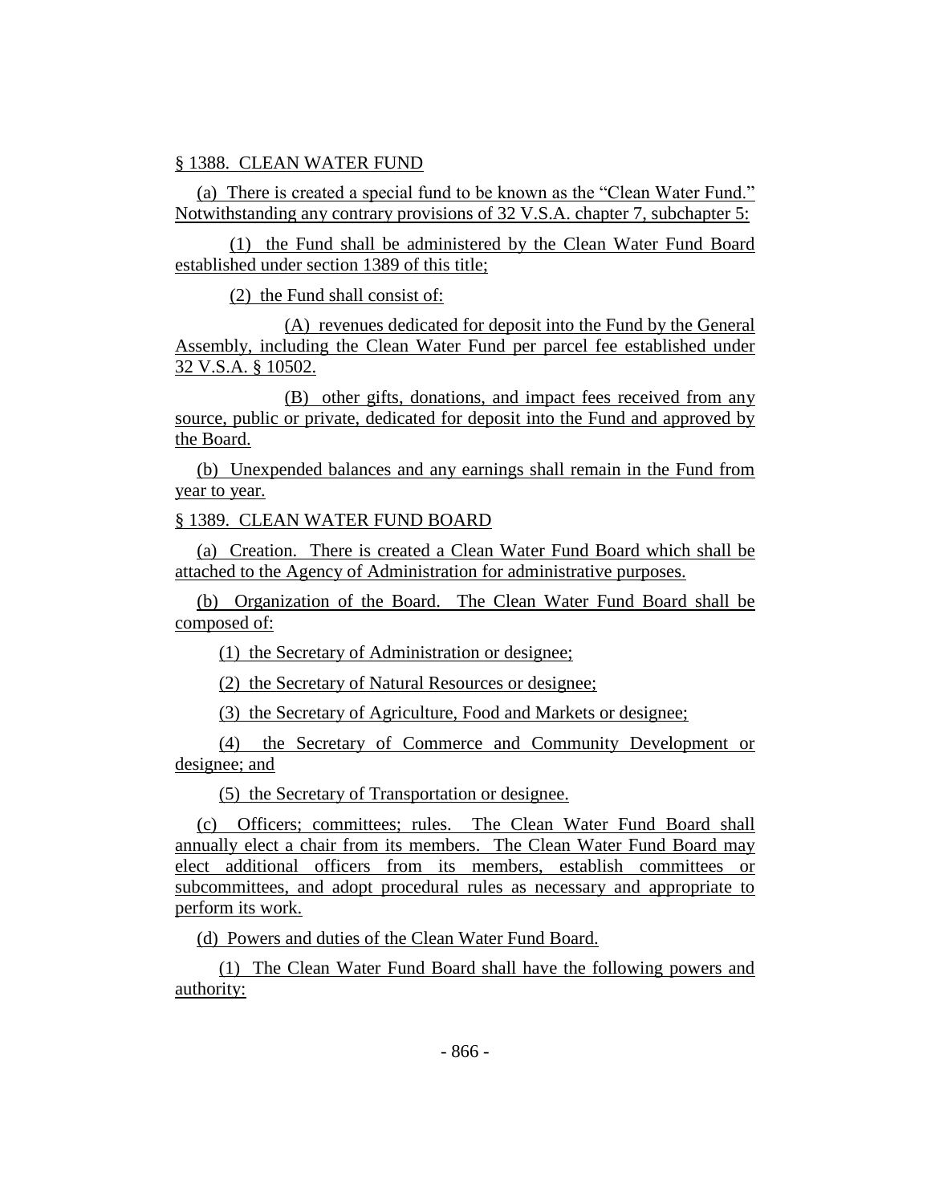§ 1388. CLEAN WATER FUND

(a) There is created a special fund to be known as the "Clean Water Fund." Notwithstanding any contrary provisions of 32 V.S.A. chapter 7, subchapter 5:

(1) the Fund shall be administered by the Clean Water Fund Board established under section 1389 of this title;

(2) the Fund shall consist of:

(A) revenues dedicated for deposit into the Fund by the General Assembly, including the Clean Water Fund per parcel fee established under 32 V.S.A. § 10502.

(B) other gifts, donations, and impact fees received from any source, public or private, dedicated for deposit into the Fund and approved by the Board.

(b) Unexpended balances and any earnings shall remain in the Fund from year to year.

§ 1389. CLEAN WATER FUND BOARD

(a) Creation. There is created a Clean Water Fund Board which shall be attached to the Agency of Administration for administrative purposes.

(b) Organization of the Board. The Clean Water Fund Board shall be composed of:

(1) the Secretary of Administration or designee;

(2) the Secretary of Natural Resources or designee;

(3) the Secretary of Agriculture, Food and Markets or designee;

(4) the Secretary of Commerce and Community Development or designee; and

(5) the Secretary of Transportation or designee.

(c) Officers; committees; rules. The Clean Water Fund Board shall annually elect a chair from its members. The Clean Water Fund Board may elect additional officers from its members, establish committees or subcommittees, and adopt procedural rules as necessary and appropriate to perform its work.

(d) Powers and duties of the Clean Water Fund Board.

(1) The Clean Water Fund Board shall have the following powers and authority: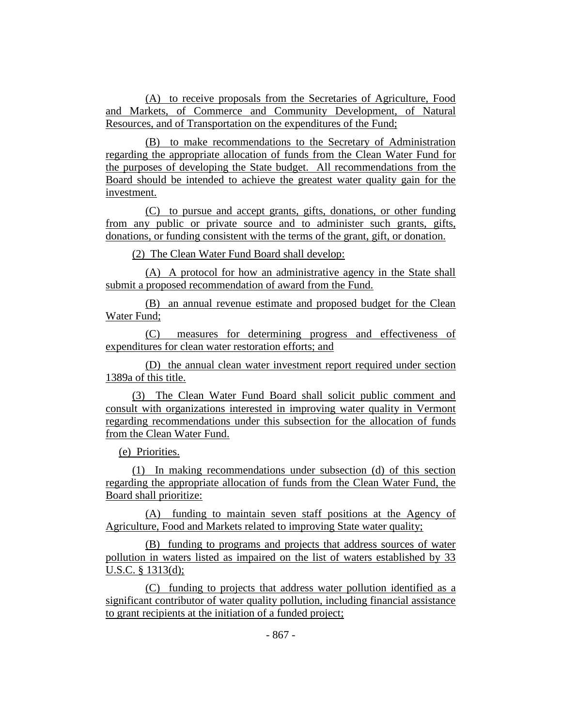(A) to receive proposals from the Secretaries of Agriculture, Food and Markets, of Commerce and Community Development, of Natural Resources, and of Transportation on the expenditures of the Fund;

(B) to make recommendations to the Secretary of Administration regarding the appropriate allocation of funds from the Clean Water Fund for the purposes of developing the State budget. All recommendations from the Board should be intended to achieve the greatest water quality gain for the investment.

(C) to pursue and accept grants, gifts, donations, or other funding from any public or private source and to administer such grants, gifts, donations, or funding consistent with the terms of the grant, gift, or donation.

(2) The Clean Water Fund Board shall develop:

(A) A protocol for how an administrative agency in the State shall submit a proposed recommendation of award from the Fund.

(B) an annual revenue estimate and proposed budget for the Clean Water Fund;

(C) measures for determining progress and effectiveness of expenditures for clean water restoration efforts; and

(D) the annual clean water investment report required under section 1389a of this title.

(3) The Clean Water Fund Board shall solicit public comment and consult with organizations interested in improving water quality in Vermont regarding recommendations under this subsection for the allocation of funds from the Clean Water Fund.

(e) Priorities.

(1) In making recommendations under subsection (d) of this section regarding the appropriate allocation of funds from the Clean Water Fund, the Board shall prioritize:

(A) funding to maintain seven staff positions at the Agency of Agriculture, Food and Markets related to improving State water quality;

(B) funding to programs and projects that address sources of water pollution in waters listed as impaired on the list of waters established by 33 U.S.C. § 1313(d);

(C) funding to projects that address water pollution identified as a significant contributor of water quality pollution, including financial assistance to grant recipients at the initiation of a funded project;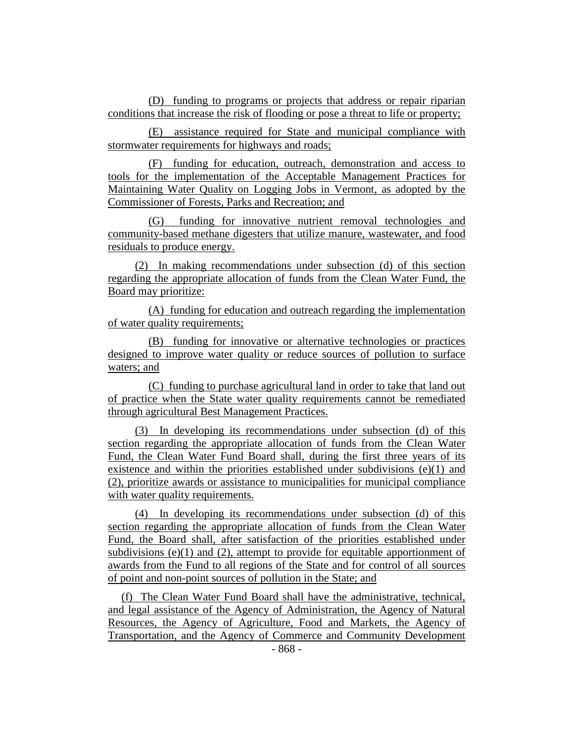(D) funding to programs or projects that address or repair riparian conditions that increase the risk of flooding or pose a threat to life or property;

(E) assistance required for State and municipal compliance with stormwater requirements for highways and roads;

(F) funding for education, outreach, demonstration and access to tools for the implementation of the Acceptable Management Practices for Maintaining Water Quality on Logging Jobs in Vermont, as adopted by the Commissioner of Forests, Parks and Recreation; and

(G) funding for innovative nutrient removal technologies and community-based methane digesters that utilize manure, wastewater, and food residuals to produce energy.

(2) In making recommendations under subsection (d) of this section regarding the appropriate allocation of funds from the Clean Water Fund, the Board may prioritize:

(A) funding for education and outreach regarding the implementation of water quality requirements;

(B) funding for innovative or alternative technologies or practices designed to improve water quality or reduce sources of pollution to surface waters; and

(C) funding to purchase agricultural land in order to take that land out of practice when the State water quality requirements cannot be remediated through agricultural Best Management Practices.

(3) In developing its recommendations under subsection (d) of this section regarding the appropriate allocation of funds from the Clean Water Fund, the Clean Water Fund Board shall, during the first three years of its existence and within the priorities established under subdivisions (e)(1) and (2), prioritize awards or assistance to municipalities for municipal compliance with water quality requirements.

(4) In developing its recommendations under subsection (d) of this section regarding the appropriate allocation of funds from the Clean Water Fund, the Board shall, after satisfaction of the priorities established under subdivisions (e)(1) and (2), attempt to provide for equitable apportionment of awards from the Fund to all regions of the State and for control of all sources of point and non-point sources of pollution in the State; and

(f) The Clean Water Fund Board shall have the administrative, technical, and legal assistance of the Agency of Administration, the Agency of Natural Resources, the Agency of Agriculture, Food and Markets, the Agency of Transportation, and the Agency of Commerce and Community Development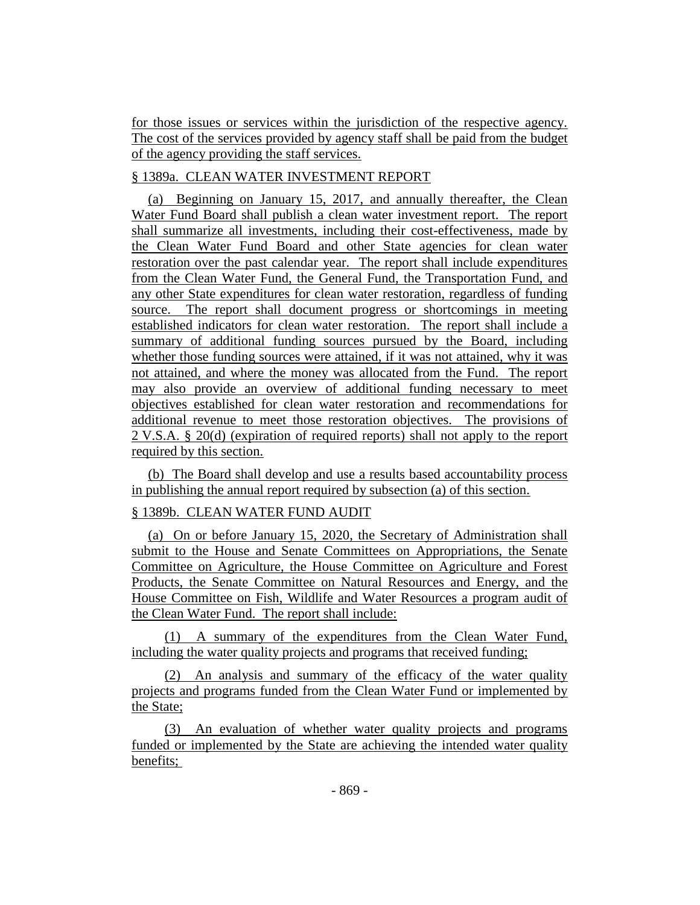for those issues or services within the jurisdiction of the respective agency. The cost of the services provided by agency staff shall be paid from the budget of the agency providing the staff services.

§ 1389a. CLEAN WATER INVESTMENT REPORT

(a) Beginning on January 15, 2017, and annually thereafter, the Clean Water Fund Board shall publish a clean water investment report. The report shall summarize all investments, including their cost-effectiveness, made by the Clean Water Fund Board and other State agencies for clean water restoration over the past calendar year. The report shall include expenditures from the Clean Water Fund, the General Fund, the Transportation Fund, and any other State expenditures for clean water restoration, regardless of funding source. The report shall document progress or shortcomings in meeting established indicators for clean water restoration. The report shall include a summary of additional funding sources pursued by the Board, including whether those funding sources were attained, if it was not attained, why it was not attained, and where the money was allocated from the Fund. The report may also provide an overview of additional funding necessary to meet objectives established for clean water restoration and recommendations for additional revenue to meet those restoration objectives. The provisions of 2 V.S.A. § 20(d) (expiration of required reports) shall not apply to the report required by this section.

(b) The Board shall develop and use a results based accountability process in publishing the annual report required by subsection (a) of this section.

§ 1389b. CLEAN WATER FUND AUDIT

(a) On or before January 15, 2020, the Secretary of Administration shall submit to the House and Senate Committees on Appropriations, the Senate Committee on Agriculture, the House Committee on Agriculture and Forest Products, the Senate Committee on Natural Resources and Energy, and the House Committee on Fish, Wildlife and Water Resources a program audit of the Clean Water Fund. The report shall include:

(1) A summary of the expenditures from the Clean Water Fund, including the water quality projects and programs that received funding;

(2) An analysis and summary of the efficacy of the water quality projects and programs funded from the Clean Water Fund or implemented by the State;

(3) An evaluation of whether water quality projects and programs funded or implemented by the State are achieving the intended water quality benefits;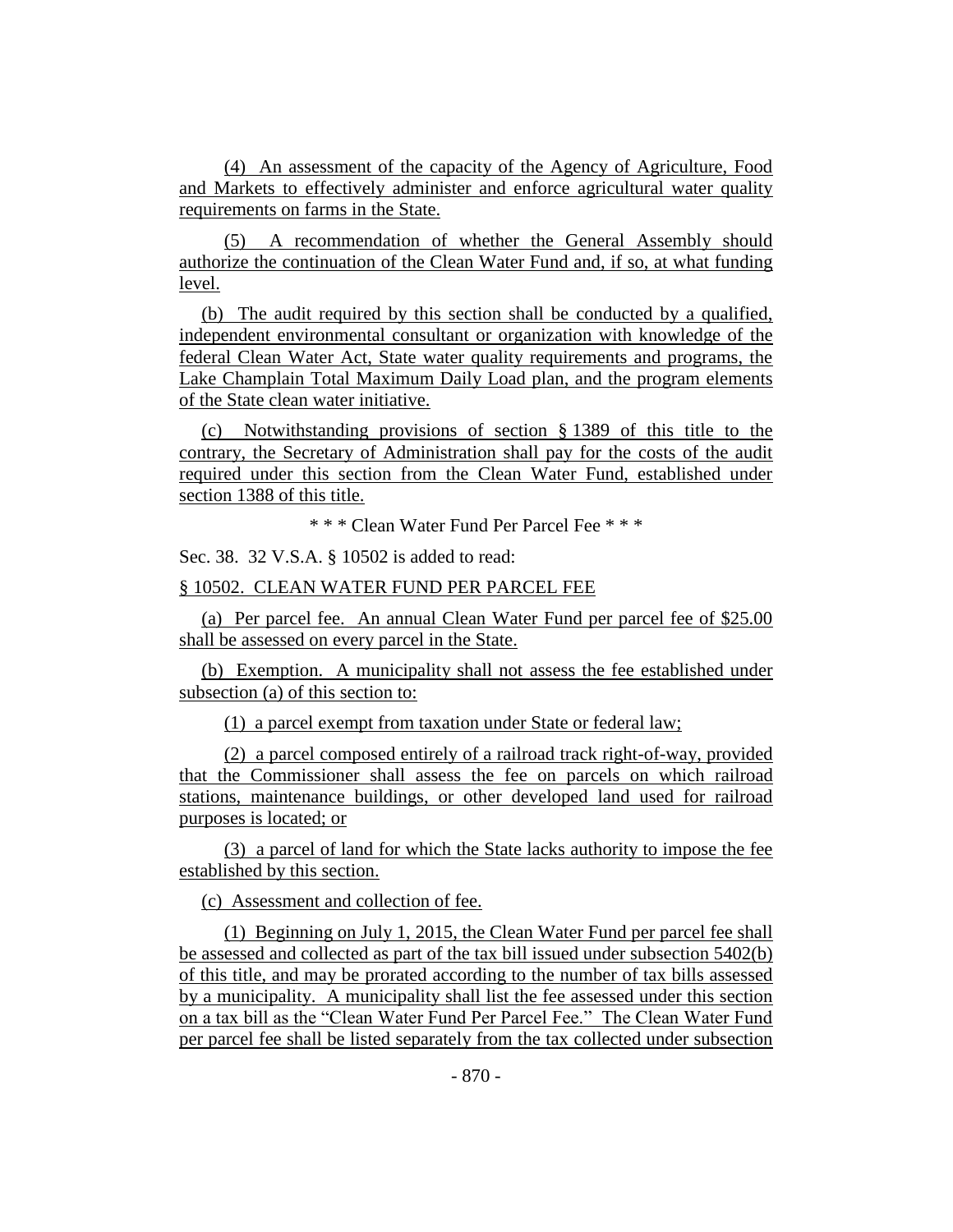(4) An assessment of the capacity of the Agency of Agriculture, Food and Markets to effectively administer and enforce agricultural water quality requirements on farms in the State.

(5) A recommendation of whether the General Assembly should authorize the continuation of the Clean Water Fund and, if so, at what funding level.

(b) The audit required by this section shall be conducted by a qualified, independent environmental consultant or organization with knowledge of the federal Clean Water Act, State water quality requirements and programs, the Lake Champlain Total Maximum Daily Load plan, and the program elements of the State clean water initiative.

(c) Notwithstanding provisions of section § 1389 of this title to the contrary, the Secretary of Administration shall pay for the costs of the audit required under this section from the Clean Water Fund, established under section 1388 of this title.

\* \* \* Clean Water Fund Per Parcel Fee \* \* \*

Sec. 38. 32 V.S.A. § 10502 is added to read:

§ 10502. CLEAN WATER FUND PER PARCEL FEE

(a) Per parcel fee. An annual Clean Water Fund per parcel fee of $25.00 shall be assessed on every parcel in the State.

(b) Exemption. A municipality shall not assess the fee established under subsection (a) of this section to:

(1) a parcel exempt from taxation under State or federal law;

(2) a parcel composed entirely of a railroad track right-of-way, provided that the Commissioner shall assess the fee on parcels on which railroad stations, maintenance buildings, or other developed land used for railroad purposes is located; or

(3) a parcel of land for which the State lacks authority to impose the fee established by this section.

(c) Assessment and collection of fee.

(1) Beginning on July 1, 2015, the Clean Water Fund per parcel fee shall be assessed and collected as part of the tax bill issued under subsection 5402(b) of this title, and may be prorated according to the number of tax bills assessed by a municipality. A municipality shall list the fee assessed under this section on a tax bill as the "Clean Water Fund Per Parcel Fee." The Clean Water Fund per parcel fee shall be listed separately from the tax collected under subsection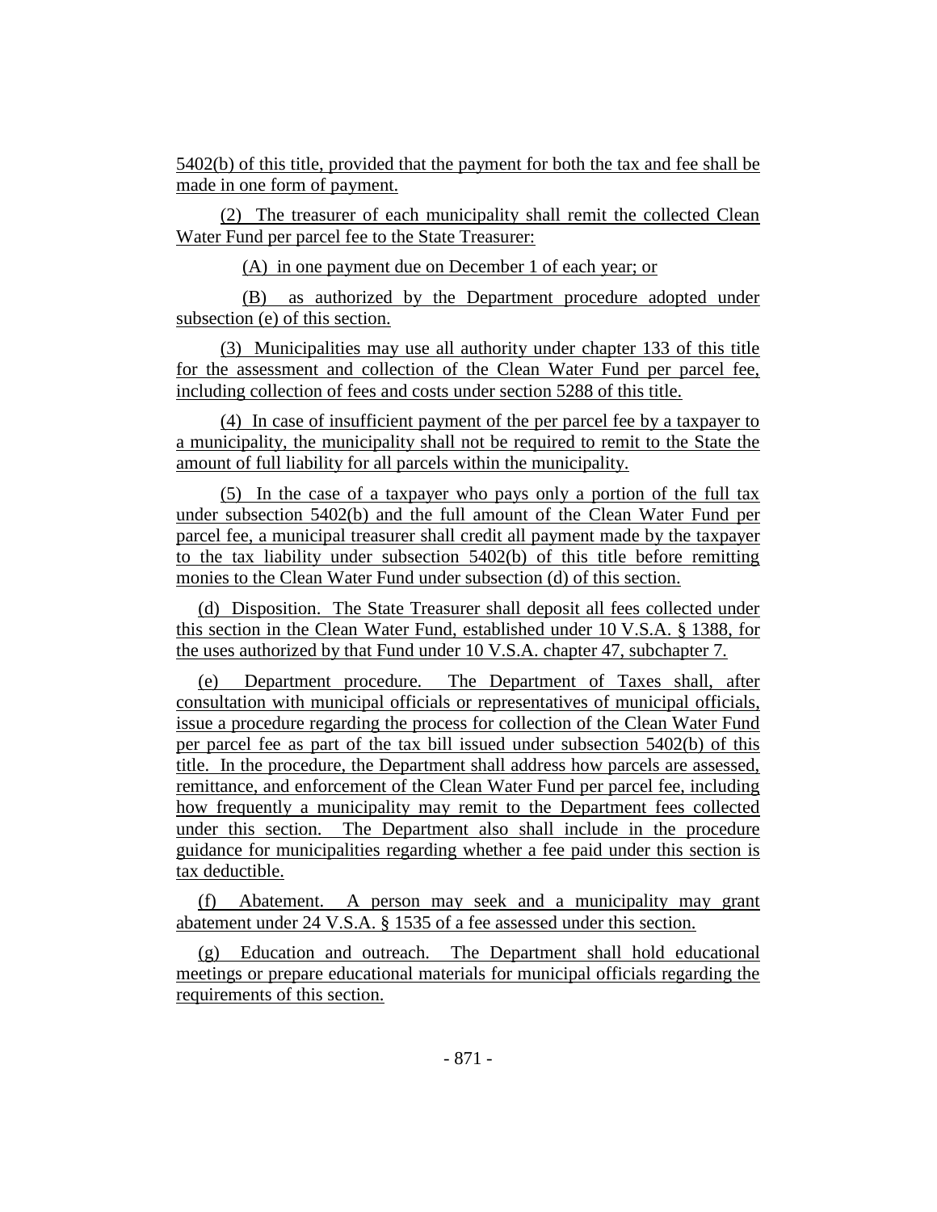5402(b) of this title, provided that the payment for both the tax and fee shall be made in one form of payment.

(2) The treasurer of each municipality shall remit the collected Clean Water Fund per parcel fee to the State Treasurer:

(A) in one payment due on December 1 of each year; or

(B) as authorized by the Department procedure adopted under subsection (e) of this section.

(3) Municipalities may use all authority under chapter 133 of this title for the assessment and collection of the Clean Water Fund per parcel fee, including collection of fees and costs under section 5288 of this title.

(4) In case of insufficient payment of the per parcel fee by a taxpayer to a municipality, the municipality shall not be required to remit to the State the amount of full liability for all parcels within the municipality.

(5) In the case of a taxpayer who pays only a portion of the full tax under subsection 5402(b) and the full amount of the Clean Water Fund per parcel fee, a municipal treasurer shall credit all payment made by the taxpayer to the tax liability under subsection 5402(b) of this title before remitting monies to the Clean Water Fund under subsection (d) of this section.

(d) Disposition. The State Treasurer shall deposit all fees collected under this section in the Clean Water Fund, established under 10 V.S.A. § 1388, for the uses authorized by that Fund under 10 V.S.A. chapter 47, subchapter 7.

(e) Department procedure. The Department of Taxes shall, after consultation with municipal officials or representatives of municipal officials, issue a procedure regarding the process for collection of the Clean Water Fund per parcel fee as part of the tax bill issued under subsection 5402(b) of this title. In the procedure, the Department shall address how parcels are assessed, remittance, and enforcement of the Clean Water Fund per parcel fee, including how frequently a municipality may remit to the Department fees collected under this section. The Department also shall include in the procedure guidance for municipalities regarding whether a fee paid under this section is tax deductible.

(f) Abatement. A person may seek and a municipality may grant abatement under 24 V.S.A. § 1535 of a fee assessed under this section.

(g) Education and outreach. The Department shall hold educational meetings or prepare educational materials for municipal officials regarding the requirements of this section.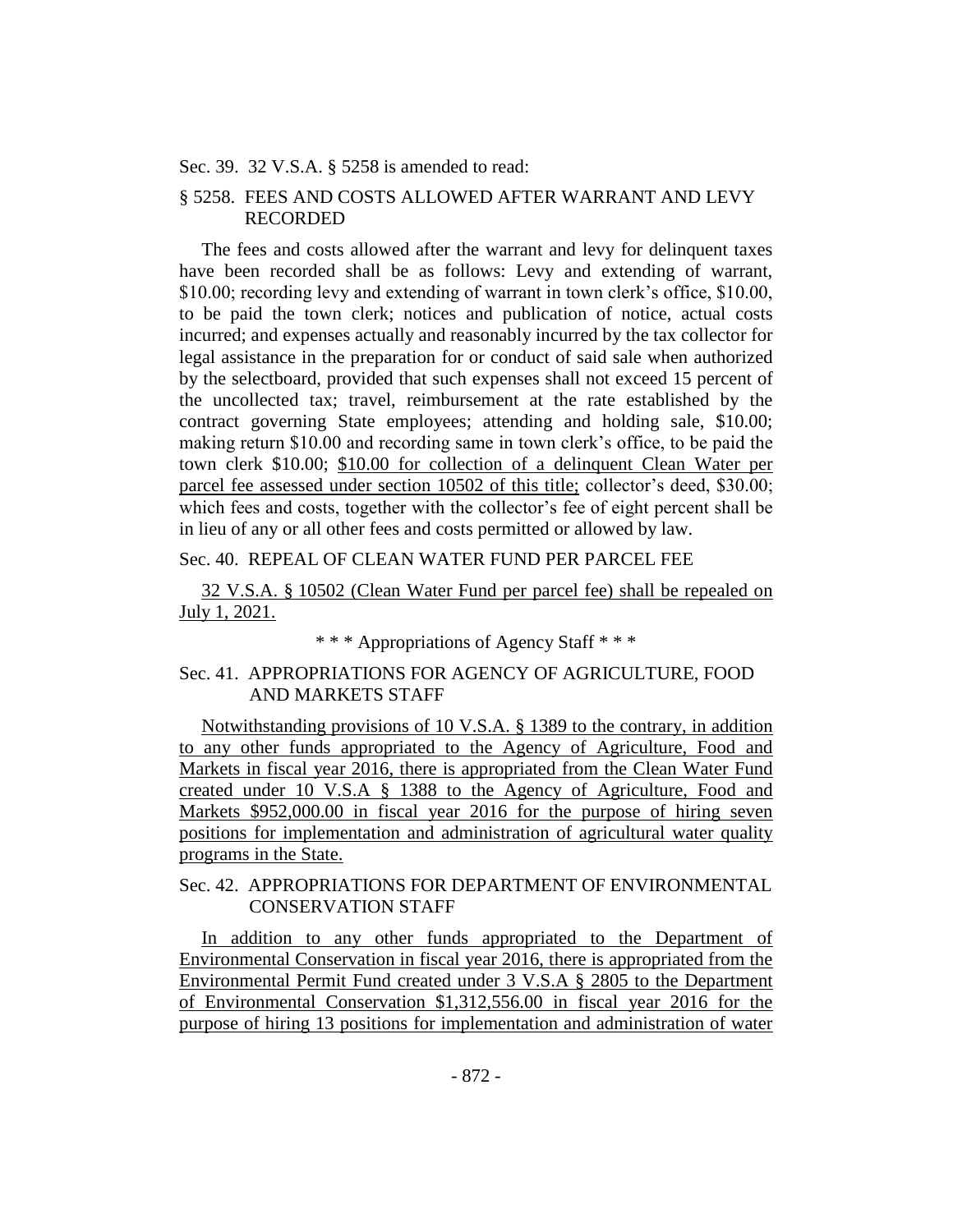Sec. 39. 32 V.S.A. § 5258 is amended to read:

§ 5258. FEES AND COSTS ALLOWED AFTER WARRANT AND LEVY RECORDED

The fees and costs allowed after the warrant and levy for delinquent taxes have been recorded shall be as follows: Levy and extending of warrant, \$10.00; recording levy and extending of warrant in town clerk's office, \$10.00, to be paid the town clerk; notices and publication of notice, actual costs incurred; and expenses actually and reasonably incurred by the tax collector for legal assistance in the preparation for or conduct of said sale when authorized by the selectboard, provided that such expenses shall not exceed 15 percent of the uncollected tax; travel, reimbursement at the rate established by the contract governing State employees; attending and holding sale, \$10.00; making return \$10.00 and recording same in town clerk's office, to be paid the town clerk \$10.00; <u>\$10.00 for collection of a delinquent Clean Water per parcel fee assessed under section 10502 of this title;</u> collector's deed, \$30.00; which fees and costs, together with the collector's fee of eight percent shall be in lieu of any or all other fees and costs permitted or allowed by law.

Sec. 40. REPEAL OF CLEAN WATER FUND PER PARCEL FEE

<u>32 V.S.A. § 10502 (Clean Water Fund per parcel fee) shall be repealed on July 1, 2021.</u>

\* \* \* Appropriations of Agency Staff \* \* \*

Sec. 41. APPROPRIATIONS FOR AGENCY OF AGRICULTURE, FOOD AND MARKETS STAFF

<u>Notwithstanding provisions of 10 V.S.A. § 1389 to the contrary, in addition to any other funds appropriated to the Agency of Agriculture, Food and Markets in fiscal year 2016, there is appropriated from the Clean Water Fund created under 10 V.S.A § 1388 to the Agency of Agriculture, Food and Markets \$952,000.00 in fiscal year 2016 for the purpose of hiring seven positions for implementation and administration of agricultural water quality programs in the State.</u>

Sec. 42. APPROPRIATIONS FOR DEPARTMENT OF ENVIRONMENTAL CONSERVATION STAFF

<u>In addition to any other funds appropriated to the Department of Environmental Conservation in fiscal year 2016, there is appropriated from the Environmental Permit Fund created under 3 V.S.A § 2805 to the Department of Environmental Conservation \$1,312,556.00 in fiscal year 2016 for the purpose of hiring 13 positions for implementation and administration of water</u>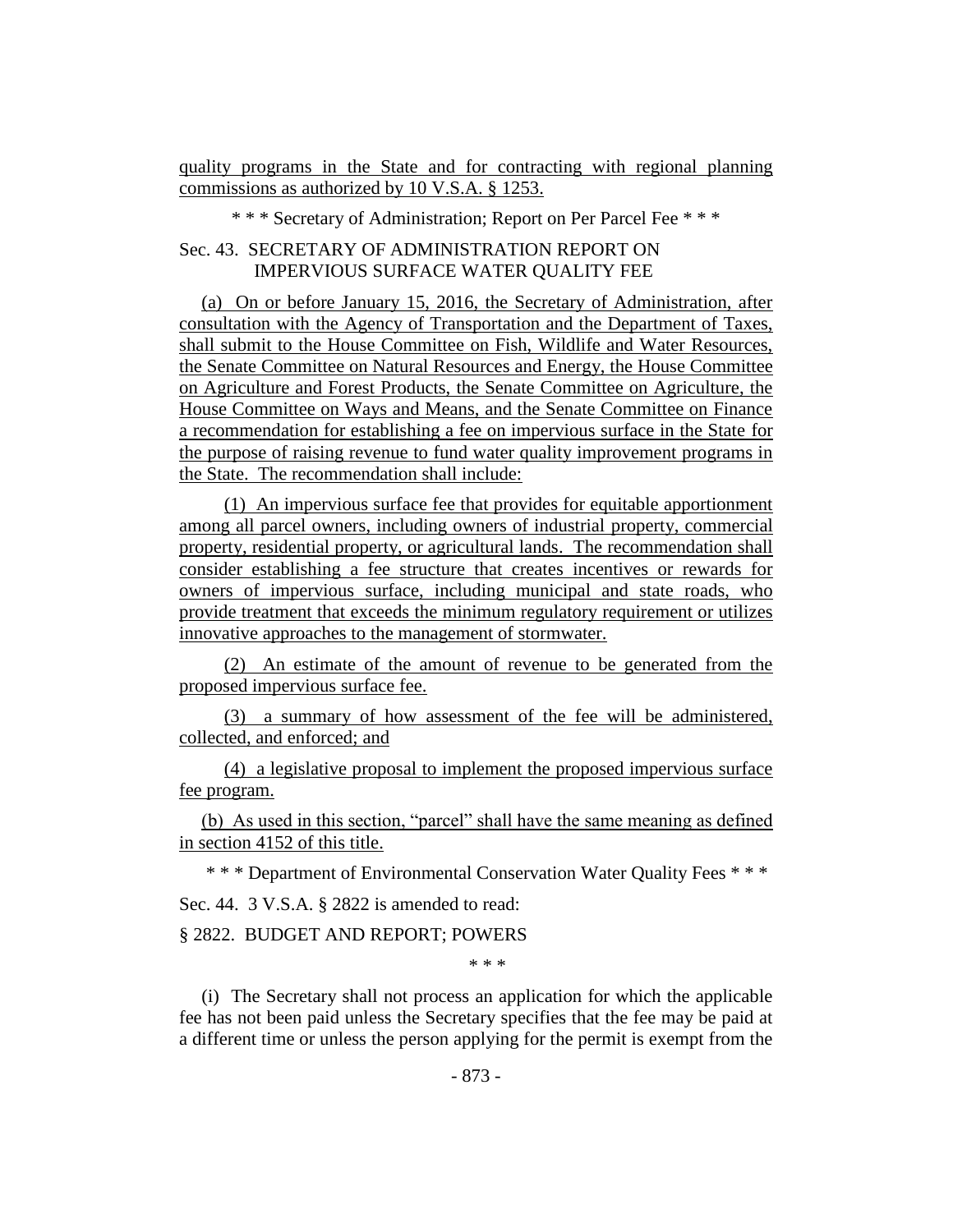quality programs in the State and for contracting with regional planning commissions as authorized by 10 V.S.A. § 1253.

* * * Secretary of Administration; Report on Per Parcel Fee * * *

Sec. 43. SECRETARY OF ADMINISTRATION REPORT ON IMPERVIOUS SURFACE WATER QUALITY FEE

(a) On or before January 15, 2016, the Secretary of Administration, after consultation with the Agency of Transportation and the Department of Taxes, shall submit to the House Committee on Fish, Wildlife and Water Resources, the Senate Committee on Natural Resources and Energy, the House Committee on Agriculture and Forest Products, the Senate Committee on Agriculture, the House Committee on Ways and Means, and the Senate Committee on Finance a recommendation for establishing a fee on impervious surface in the State for the purpose of raising revenue to fund water quality improvement programs in the State. The recommendation shall include:

(1) An impervious surface fee that provides for equitable apportionment among all parcel owners, including owners of industrial property, commercial property, residential property, or agricultural lands. The recommendation shall consider establishing a fee structure that creates incentives or rewards for owners of impervious surface, including municipal and state roads, who provide treatment that exceeds the minimum regulatory requirement or utilizes innovative approaches to the management of stormwater.

(2) An estimate of the amount of revenue to be generated from the proposed impervious surface fee.

(3) a summary of how assessment of the fee will be administered, collected, and enforced; and

(4) a legislative proposal to implement the proposed impervious surface fee program.

(b) As used in this section, "parcel" shall have the same meaning as defined in section 4152 of this title.

* * * Department of Environmental Conservation Water Quality Fees * * *

Sec. 44. 3 V.S.A. § 2822 is amended to read:

§ 2822. BUDGET AND REPORT; POWERS

* * *

(i) The Secretary shall not process an application for which the applicable fee has not been paid unless the Secretary specifies that the fee may be paid at a different time or unless the person applying for the permit is exempt from the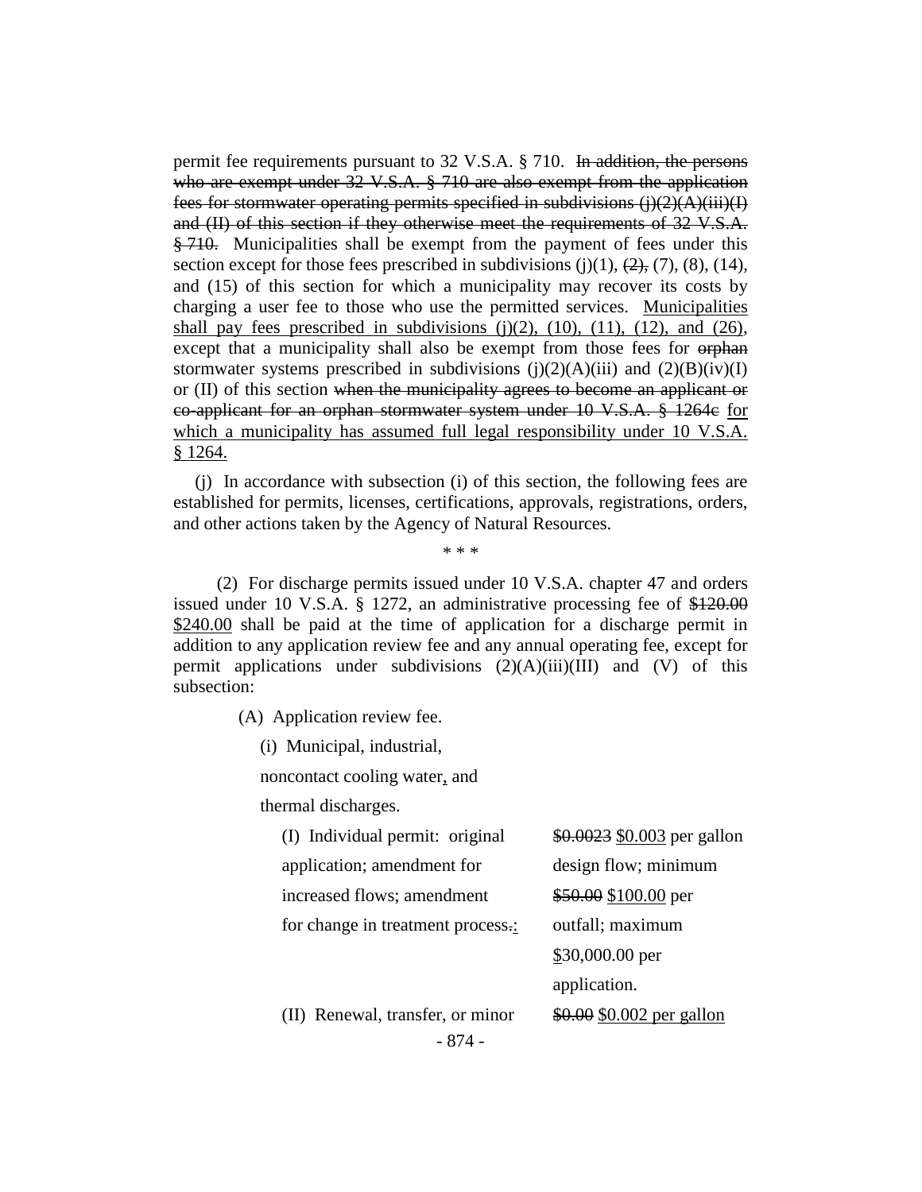permit fee requirements pursuant to 32 V.S.A. § 710. ~~In addition, the persons who are exempt under 32 V.S.A. § 710 are also exempt from the application fees for stormwater operating permits specified in subdivisions (j)(2)(A)(iii)(I) and (II) of this section if they otherwise meet the requirements of 32 V.S.A. § 710.~~ Municipalities shall be exempt from the payment of fees under this section except for those fees prescribed in subdivisions (j)(1), ~~(2),~~ (7), (8), (14), and (15) of this section for which a municipality may recover its costs by charging a user fee to those who use the permitted services. <u>Municipalities shall pay fees prescribed in subdivisions (j)(2), (10), (11), (12), and (26),</u> except that a municipality shall also be exempt from those fees for ~~orphan~~ stormwater systems prescribed in subdivisions (j)(2)(A)(iii) and (2)(B)(iv)(I) or (II) of this section ~~when the municipality agrees to become an applicant or co-applicant for an orphan stormwater system under 10 V.S.A. § 1264c~~ <u>for which a municipality has assumed full legal responsibility under 10 V.S.A. § 1264.</u>

(j) In accordance with subsection (i) of this section, the following fees are established for permits, licenses, certifications, approvals, registrations, orders, and other actions taken by the Agency of Natural Resources.

\* \* \*

(2) For discharge permits issued under 10 V.S.A. chapter 47 and orders issued under 10 V.S.A. § 1272, an administrative processing fee of ~~$120.00~~ <u>$240.00</u> shall be paid at the time of application for a discharge permit in addition to any application review fee and any annual operating fee, except for permit applications under subdivisions (2)(A)(iii)(III) and (V) of this subsection:

(A) Application review fee.

(i) Municipal, industrial, noncontact cooling water<u>,</u> and thermal discharges.

| | |
|---|---|
| (I) Individual permit: original application; amendment for increased flows; amendment for change in treatment process~~.~~<u>:</u> | ~~$0.0023~~ <u>$0.003</u> per gallon design flow; minimum ~~$50.00~~ <u>$100.00</u> per outfall; maximum <u>$</u>30,000.00 per application. |
| (II) Renewal, transfer, or minor | ~~$0.00~~ <u>$0.002 per gallon</u> |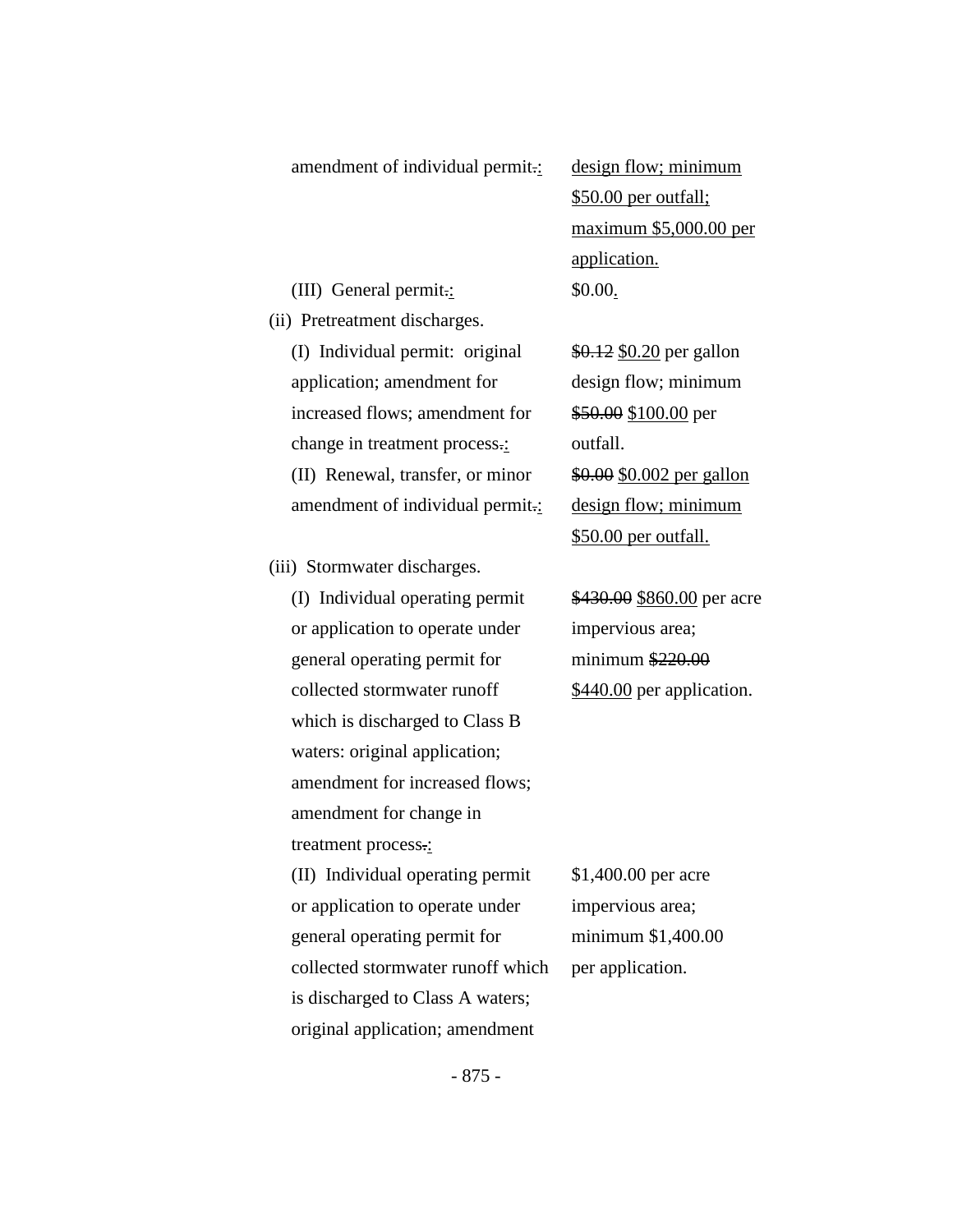| | |
|---|---|
| amendment of individual permit~~.~~<u>:</u> | <u>design flow; minimum $50.00 per outfall; maximum $5,000.00 per application.</u> |
| (III) General permit~~.~~<u>:</u> | $0.00<u>.</u> |
| (ii) Pretreatment discharges. | |
| (I) Individual permit: original application; amendment for increased flows; amendment for change in treatment process~~.~~<u>:</u> | ~~$0.12~~ <u>$0.20</u> per gallon design flow; minimum ~~$50.00~~ <u>$100.00</u> per outfall. |
| (II) Renewal, transfer, or minor amendment of individual permit~~.~~<u>:</u> | ~~$0.00~~ <u>$0.002 per gallon design flow; minimum $50.00 per outfall.</u> |
| (iii) Stormwater discharges. | |
| (I) Individual operating permit or application to operate under general operating permit for collected stormwater runoff which is discharged to Class B waters: original application; amendment for increased flows; amendment for change in treatment process~~.~~<u>:</u> | ~~$430.00~~ <u>$860.00</u> per acre impervious area; minimum ~~$220.00~~ <u>$440.00</u> per application. |
| (II) Individual operating permit or application to operate under general operating permit for collected stormwater runoff which is discharged to Class A waters; original application; amendment | $1,400.00 per acre impervious area; minimum $1,400.00 per application. |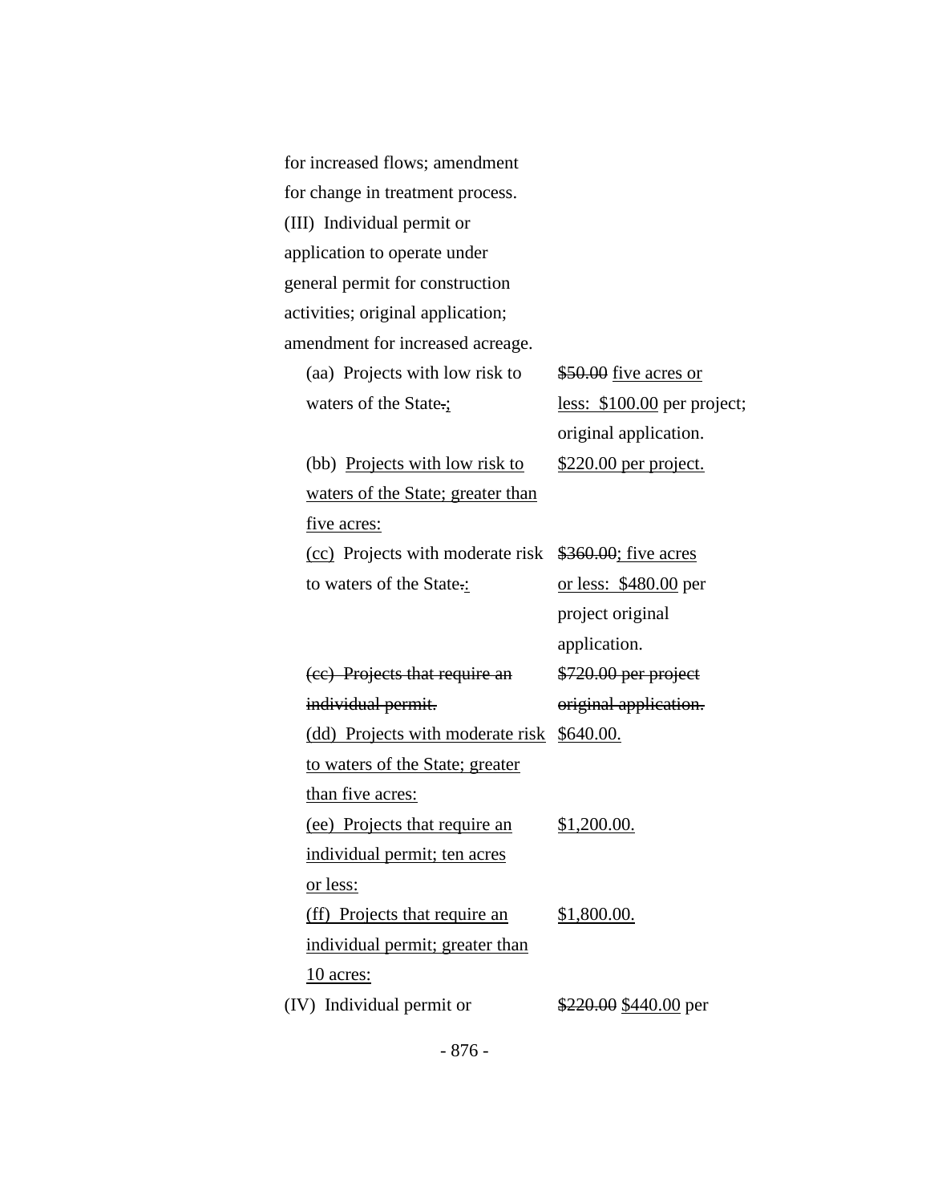for increased flows; amendment for change in treatment process.

(III) Individual permit or application to operate under general permit for construction activities; original application; amendment for increased acreage.

| | |
|---|---|
| (aa) Projects with low risk to waters of the State~~.~~<u>;</u> | ~~$50.00~~ <u>five acres or less: $100.00</u> per project; original application. |
| (bb) <u>Projects with low risk to waters of the State; greater than five acres:</u> | <u>$220.00 per project.</u> |
| <u>(cc)</u> Projects with moderate risk to waters of the State~~.~~<u>:</u> | ~~$360.00~~<u>; five acres or less: $480.00</u> per project original application. |
| ~~(cc) Projects that require an individual permit.~~ | ~~$720.00 per project original application.~~ |
| <u>(dd) Projects with moderate risk to waters of the State; greater than five acres:</u> | <u>$640.00.</u> |
| <u>(ee) Projects that require an individual permit; ten acres or less:</u> | <u>$1,200.00.</u> |
| <u>(ff) Projects that require an individual permit; greater than 10 acres:</u> | <u>$1,800.00.</u> |

(IV) Individual permit or ~~$220.00~~ <u>$440.00</u> per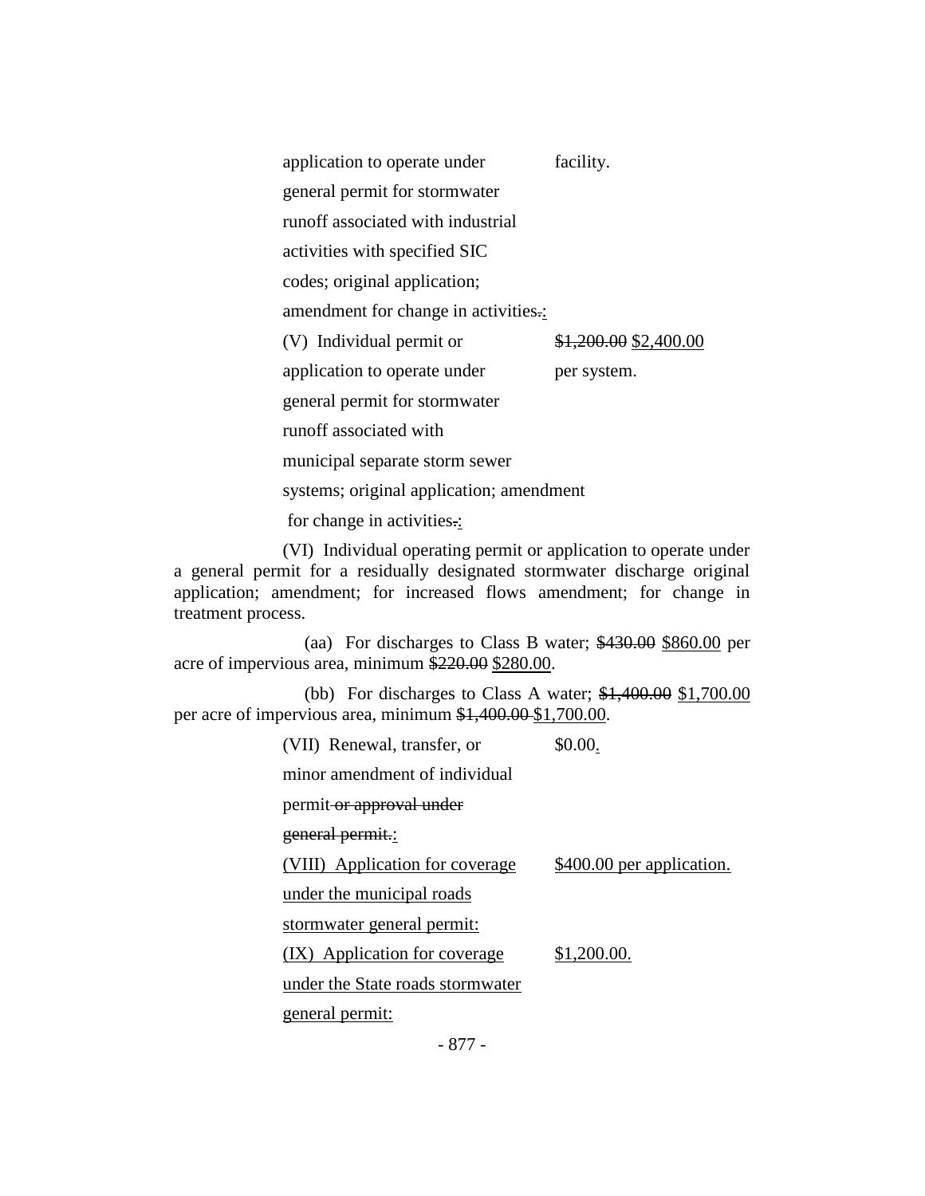| | |
|---|---|
| application to operate under general permit for stormwater runoff associated with industrial activities with specified SIC codes; original application; amendment for change in activities.: | facility. |
| (V) Individual permit or application to operate under general permit for stormwater runoff associated with municipal separate storm sewer systems; original application; amendment for change in activities.: | ~~$1,200.00~~ $2,400.00 per system. |

(VI) Individual operating permit or application to operate under a general permit for a residually designated stormwater discharge original application; amendment; for increased flows amendment; for change in treatment process.

(aa) For discharges to Class B water; ~~$430.00~~ $860.00 per acre of impervious area, minimum ~~$220.00~~ $280.00.

(bb) For discharges to Class A water; ~~$1,400.00~~ $1,700.00 per acre of impervious area, minimum ~~$1,400.00~~ $1,700.00.

| | |
|---|---|
| (VII) Renewal, transfer, or minor amendment of individual permit ~~or approval under general permit.~~: | $0.00. |
| (VIII) Application for coverage under the municipal roads stormwater general permit: | $400.00 per application. |
| (IX) Application for coverage under the State roads stormwater general permit: | $1,200.00. |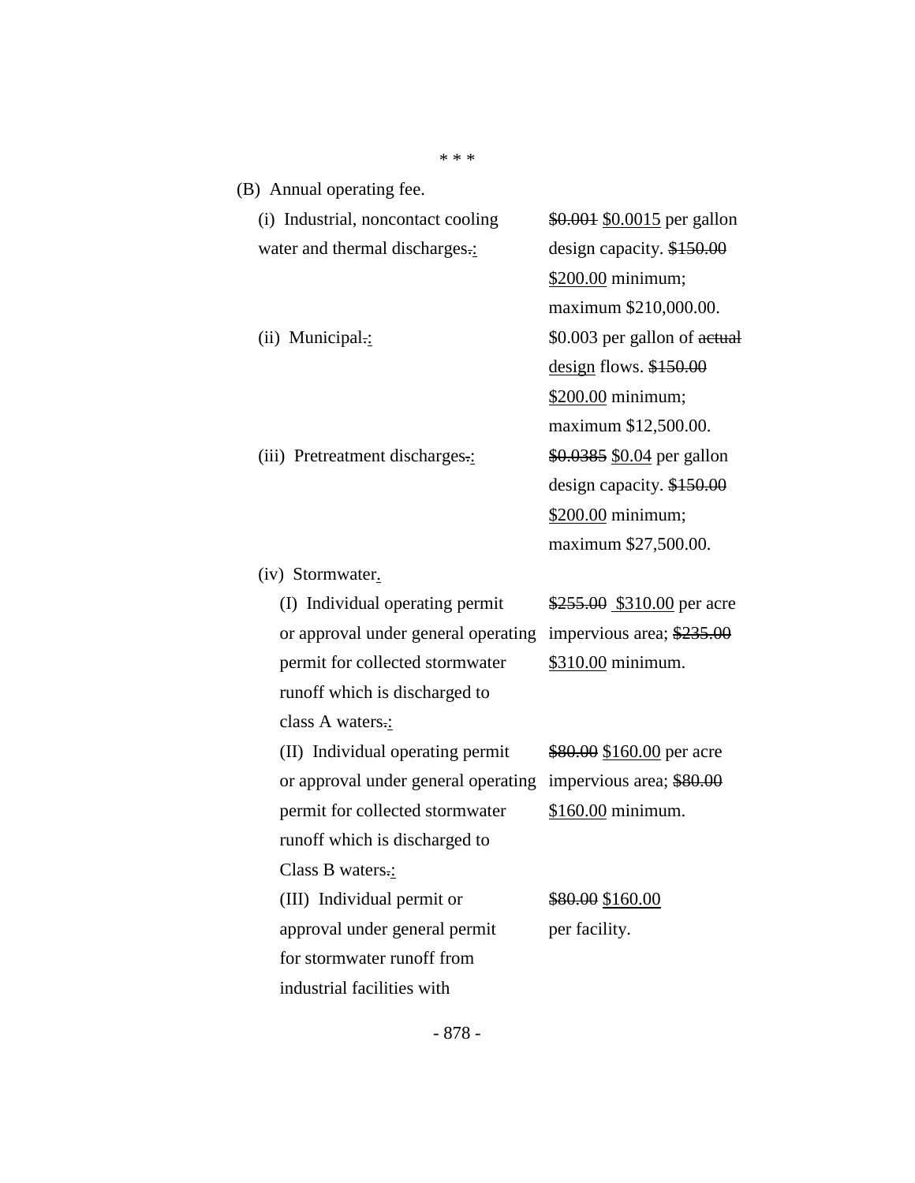\* \* \*

(B) Annual operating fee.

(i) Industrial, noncontact cooling water and thermal discharges~~.~~<u>:</u> — ~~$0.001~~ <u>$0.0015</u> per gallon design capacity. ~~$150.00~~ <u>$200.00</u> minimum; maximum $210,000.00.

(ii) Municipal~~.~~<u>:</u> — $0.003 per gallon of ~~actual~~ <u>design</u> flows. ~~$150.00~~ <u>$200.00</u> minimum; maximum $12,500.00.

(iii) Pretreatment discharges~~.~~<u>:</u> — ~~$0.0385~~ <u>$0.04</u> per gallon design capacity. ~~$150.00~~ <u>$200.00</u> minimum; maximum $27,500.00.

(iv) Stormwater<u>.</u>

(I) Individual operating permit or approval under general operating permit for collected stormwater runoff which is discharged to class A waters~~.~~<u>:</u> — ~~$255.00~~ <u>$310.00</u> per acre impervious area; ~~$235.00~~ <u>$310.00</u> minimum.

(II) Individual operating permit or approval under general operating permit for collected stormwater runoff which is discharged to Class B waters~~.~~<u>:</u> — ~~$80.00~~ <u>$160.00</u> per acre impervious area; ~~$80.00~~ <u>$160.00</u> minimum.

(III) Individual permit or approval under general permit for stormwater runoff from industrial facilities with — ~~$80.00~~ <u>$160.00</u> per facility.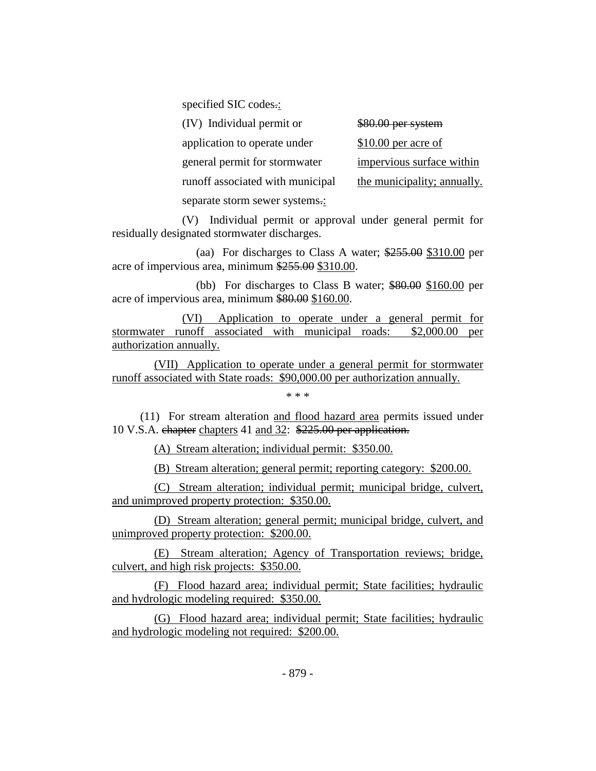specified SIC codes.:

(IV) Individual permit or application to operate under general permit for stormwater runoff associated with municipal separate storm sewer systems.: ~~$80.00 per system~~ $10.00 per acre of impervious surface within the municipality; annually.

(V) Individual permit or approval under general permit for residually designated stormwater discharges.

(aa) For discharges to Class A water; ~~$255.00~~ $310.00 per acre of impervious area, minimum ~~$255.00~~ $310.00.

(bb) For discharges to Class B water; ~~$80.00~~ $160.00 per acre of impervious area, minimum ~~$80.00~~ $160.00.

(VI) Application to operate under a general permit for stormwater runoff associated with municipal roads: $2,000.00 per authorization annually.

(VII) Application to operate under a general permit for stormwater runoff associated with State roads: $90,000.00 per authorization annually.

\* \* \*

(11) For stream alteration and flood hazard area permits issued under 10 V.S.A. ~~chapter~~ chapters 41 and 32: ~~$225.00 per application.~~

(A) Stream alteration; individual permit: $350.00.

(B) Stream alteration; general permit; reporting category: $200.00.

(C) Stream alteration; individual permit; municipal bridge, culvert, and unimproved property protection: $350.00.

(D) Stream alteration; general permit; municipal bridge, culvert, and unimproved property protection: $200.00.

(E) Stream alteration; Agency of Transportation reviews; bridge, culvert, and high risk projects: $350.00.

(F) Flood hazard area; individual permit; State facilities; hydraulic and hydrologic modeling required: $350.00.

(G) Flood hazard area; individual permit; State facilities; hydraulic and hydrologic modeling not required: $200.00.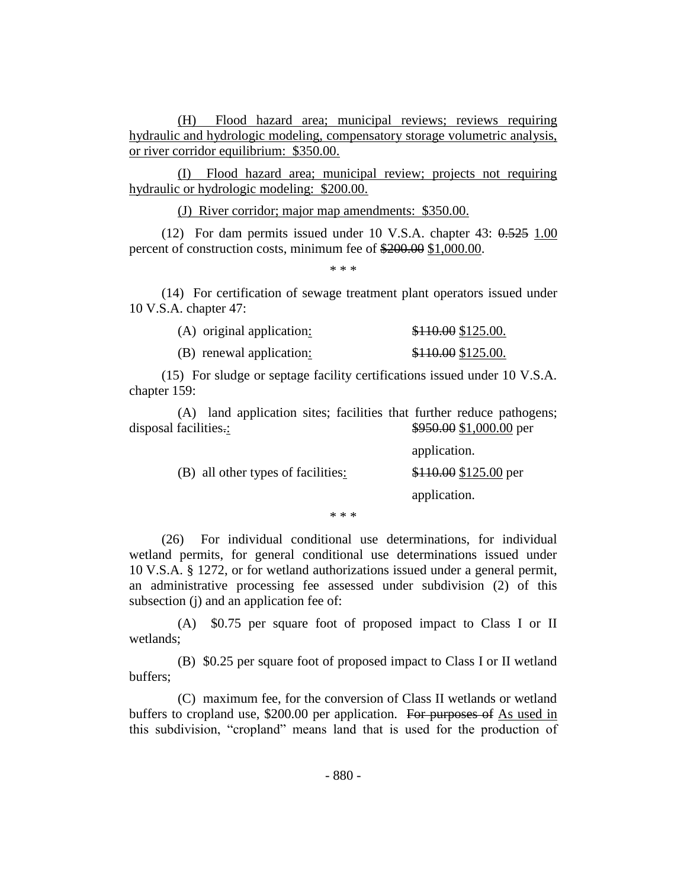(H) Flood hazard area; municipal reviews; reviews requiring hydraulic and hydrologic modeling, compensatory storage volumetric analysis, or river corridor equilibrium: $350.00.

(I) Flood hazard area; municipal review; projects not requiring hydraulic or hydrologic modeling: $200.00.

(J) River corridor; major map amendments: $350.00.

(12) For dam permits issued under 10 V.S.A. chapter 43: ~~0.525~~ 1.00 percent of construction costs, minimum fee of ~~$200.00~~ $1,000.00.

\* \* \*

(14) For certification of sewage treatment plant operators issued under 10 V.S.A. chapter 47:

(A) original application: ~~$110.00~~ $125.00.

(B) renewal application: ~~$110.00~~ $125.00.

(15) For sludge or septage facility certifications issued under 10 V.S.A. chapter 159:

(A) land application sites; facilities that further reduce pathogens; disposal facilities~~.~~: ~~$950.00~~ $1,000.00 per application.

(B) all other types of facilities: ~~$110.00~~ $125.00 per application.

\* \* \*

(26) For individual conditional use determinations, for individual wetland permits, for general conditional use determinations issued under 10 V.S.A. § 1272, or for wetland authorizations issued under a general permit, an administrative processing fee assessed under subdivision (2) of this subsection (j) and an application fee of:

(A) $0.75 per square foot of proposed impact to Class I or II wetlands;

(B) $0.25 per square foot of proposed impact to Class I or II wetland buffers;

(C) maximum fee, for the conversion of Class II wetlands or wetland buffers to cropland use, $200.00 per application. ~~For purposes of~~ As used in this subdivision, "cropland" means land that is used for the production of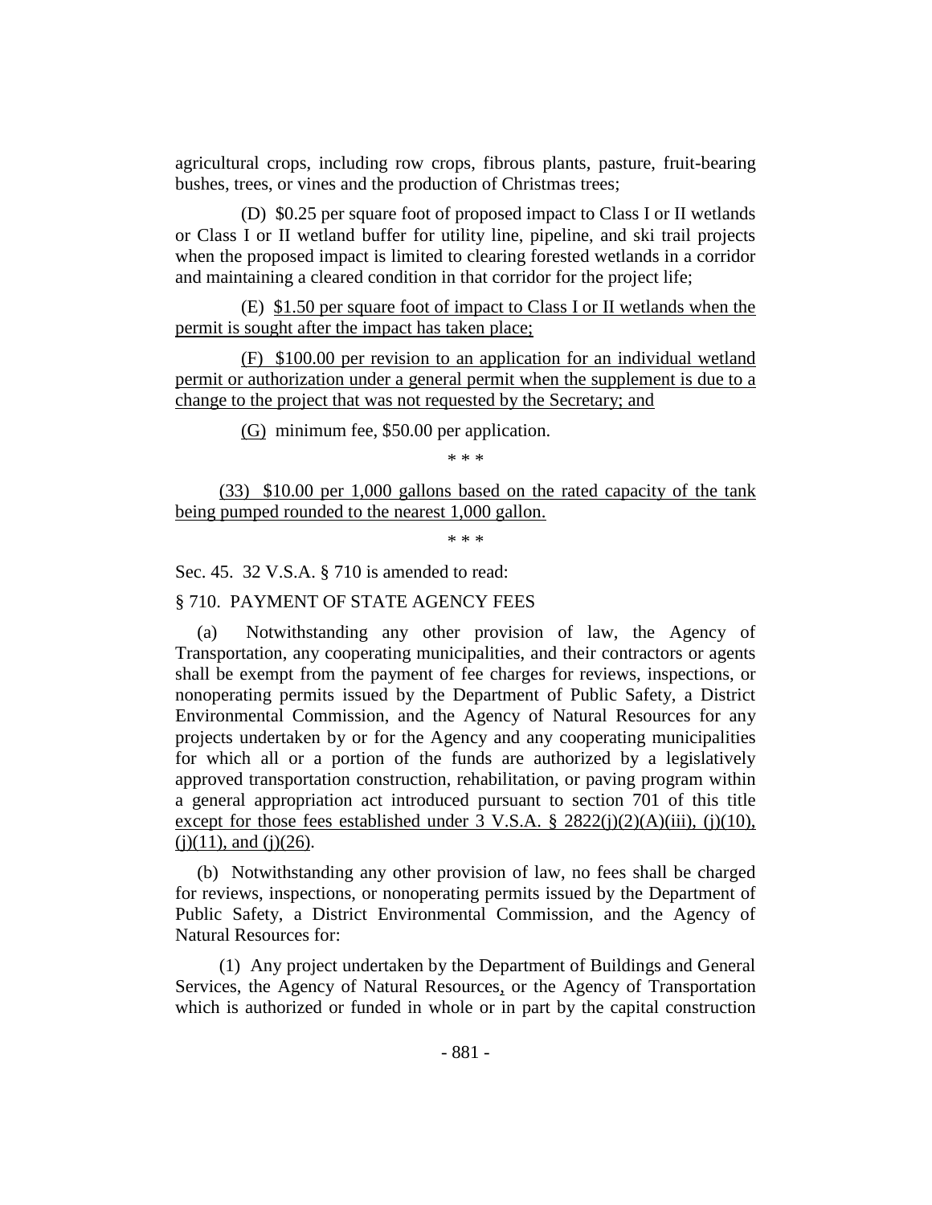agricultural crops, including row crops, fibrous plants, pasture, fruit-bearing bushes, trees, or vines and the production of Christmas trees;

(D) $0.25 per square foot of proposed impact to Class I or II wetlands or Class I or II wetland buffer for utility line, pipeline, and ski trail projects when the proposed impact is limited to clearing forested wetlands in a corridor and maintaining a cleared condition in that corridor for the project life;

(E) $1.50 per square foot of impact to Class I or II wetlands when the permit is sought after the impact has taken place;

(F) $100.00 per revision to an application for an individual wetland permit or authorization under a general permit when the supplement is due to a change to the project that was not requested by the Secretary; and

(G) minimum fee, $50.00 per application.

\* \* \*

(33) $10.00 per 1,000 gallons based on the rated capacity of the tank being pumped rounded to the nearest 1,000 gallon.

\* \* \*

Sec. 45. 32 V.S.A. § 710 is amended to read:

§ 710. PAYMENT OF STATE AGENCY FEES

(a) Notwithstanding any other provision of law, the Agency of Transportation, any cooperating municipalities, and their contractors or agents shall be exempt from the payment of fee charges for reviews, inspections, or nonoperating permits issued by the Department of Public Safety, a District Environmental Commission, and the Agency of Natural Resources for any projects undertaken by or for the Agency and any cooperating municipalities for which all or a portion of the funds are authorized by a legislatively approved transportation construction, rehabilitation, or paving program within a general appropriation act introduced pursuant to section 701 of this title except for those fees established under 3 V.S.A. § 2822(j)(2)(A)(iii), (j)(10), (j)(11), and (j)(26).

(b) Notwithstanding any other provision of law, no fees shall be charged for reviews, inspections, or nonoperating permits issued by the Department of Public Safety, a District Environmental Commission, and the Agency of Natural Resources for:

(1) Any project undertaken by the Department of Buildings and General Services, the Agency of Natural Resources, or the Agency of Transportation which is authorized or funded in whole or in part by the capital construction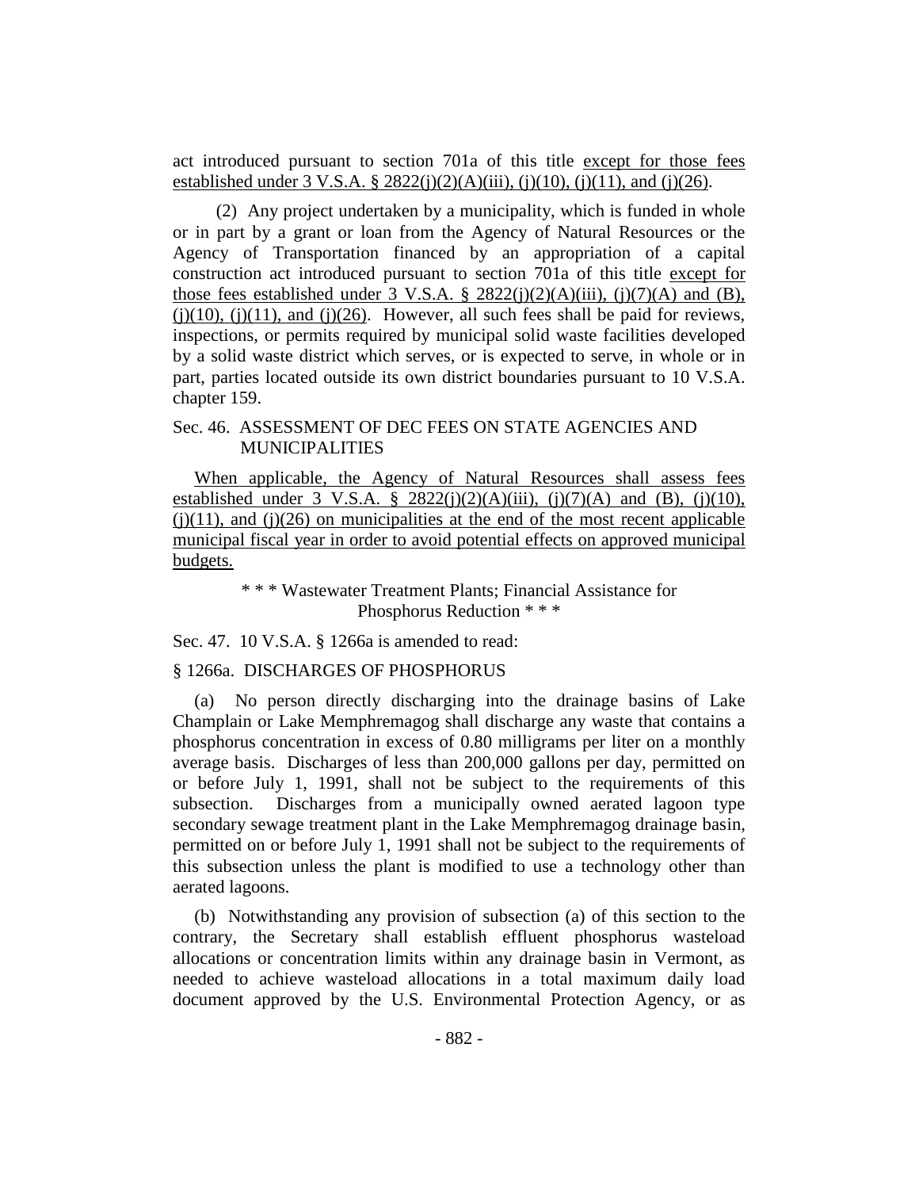act introduced pursuant to section 701a of this title except for those fees established under 3 V.S.A. § 2822(j)(2)(A)(iii), (j)(10), (j)(11), and (j)(26).

(2) Any project undertaken by a municipality, which is funded in whole or in part by a grant or loan from the Agency of Natural Resources or the Agency of Transportation financed by an appropriation of a capital construction act introduced pursuant to section 701a of this title except for those fees established under 3 V.S.A. § 2822(j)(2)(A)(iii), (j)(7)(A) and (B), (j)(10), (j)(11), and (j)(26). However, all such fees shall be paid for reviews, inspections, or permits required by municipal solid waste facilities developed by a solid waste district which serves, or is expected to serve, in whole or in part, parties located outside its own district boundaries pursuant to 10 V.S.A. chapter 159.

Sec. 46. ASSESSMENT OF DEC FEES ON STATE AGENCIES AND MUNICIPALITIES

When applicable, the Agency of Natural Resources shall assess fees established under 3 V.S.A. § 2822(j)(2)(A)(iii), (j)(7)(A) and (B), (j)(10), (j)(11), and (j)(26) on municipalities at the end of the most recent applicable municipal fiscal year in order to avoid potential effects on approved municipal budgets.

\* \* \* Wastewater Treatment Plants; Financial Assistance for Phosphorus Reduction \* \* \*

Sec. 47. 10 V.S.A. § 1266a is amended to read:

§ 1266a. DISCHARGES OF PHOSPHORUS

(a) No person directly discharging into the drainage basins of Lake Champlain or Lake Memphremagog shall discharge any waste that contains a phosphorus concentration in excess of 0.80 milligrams per liter on a monthly average basis. Discharges of less than 200,000 gallons per day, permitted on or before July 1, 1991, shall not be subject to the requirements of this subsection. Discharges from a municipally owned aerated lagoon type secondary sewage treatment plant in the Lake Memphremagog drainage basin, permitted on or before July 1, 1991 shall not be subject to the requirements of this subsection unless the plant is modified to use a technology other than aerated lagoons.

(b) Notwithstanding any provision of subsection (a) of this section to the contrary, the Secretary shall establish effluent phosphorus wasteload allocations or concentration limits within any drainage basin in Vermont, as needed to achieve wasteload allocations in a total maximum daily load document approved by the U.S. Environmental Protection Agency, or as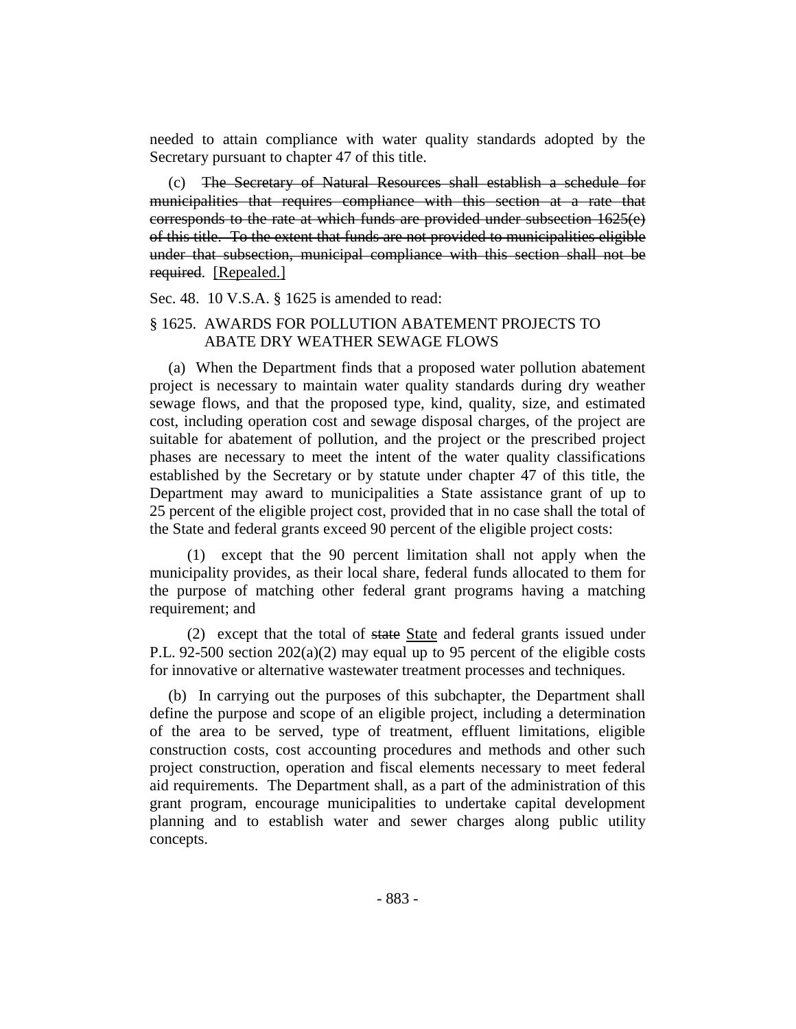needed to attain compliance with water quality standards adopted by the Secretary pursuant to chapter 47 of this title.

(c) ~~The Secretary of Natural Resources shall establish a schedule for municipalities that requires compliance with this section at a rate that corresponds to the rate at which funds are provided under subsection 1625(e) of this title. To the extent that funds are not provided to municipalities eligible under that subsection, municipal compliance with this section shall not be required.~~ [Repealed.]

Sec. 48. 10 V.S.A. § 1625 is amended to read:

§ 1625. AWARDS FOR POLLUTION ABATEMENT PROJECTS TO ABATE DRY WEATHER SEWAGE FLOWS

(a) When the Department finds that a proposed water pollution abatement project is necessary to maintain water quality standards during dry weather sewage flows, and that the proposed type, kind, quality, size, and estimated cost, including operation cost and sewage disposal charges, of the project are suitable for abatement of pollution, and the project or the prescribed project phases are necessary to meet the intent of the water quality classifications established by the Secretary or by statute under chapter 47 of this title, the Department may award to municipalities a State assistance grant of up to 25 percent of the eligible project cost, provided that in no case shall the total of the State and federal grants exceed 90 percent of the eligible project costs:

(1) except that the 90 percent limitation shall not apply when the municipality provides, as their local share, federal funds allocated to them for the purpose of matching other federal grant programs having a matching requirement; and

(2) except that the total of ~~state~~ State and federal grants issued under P.L. 92-500 section 202(a)(2) may equal up to 95 percent of the eligible costs for innovative or alternative wastewater treatment processes and techniques.

(b) In carrying out the purposes of this subchapter, the Department shall define the purpose and scope of an eligible project, including a determination of the area to be served, type of treatment, effluent limitations, eligible construction costs, cost accounting procedures and methods and other such project construction, operation and fiscal elements necessary to meet federal aid requirements. The Department shall, as a part of the administration of this grant program, encourage municipalities to undertake capital development planning and to establish water and sewer charges along public utility concepts.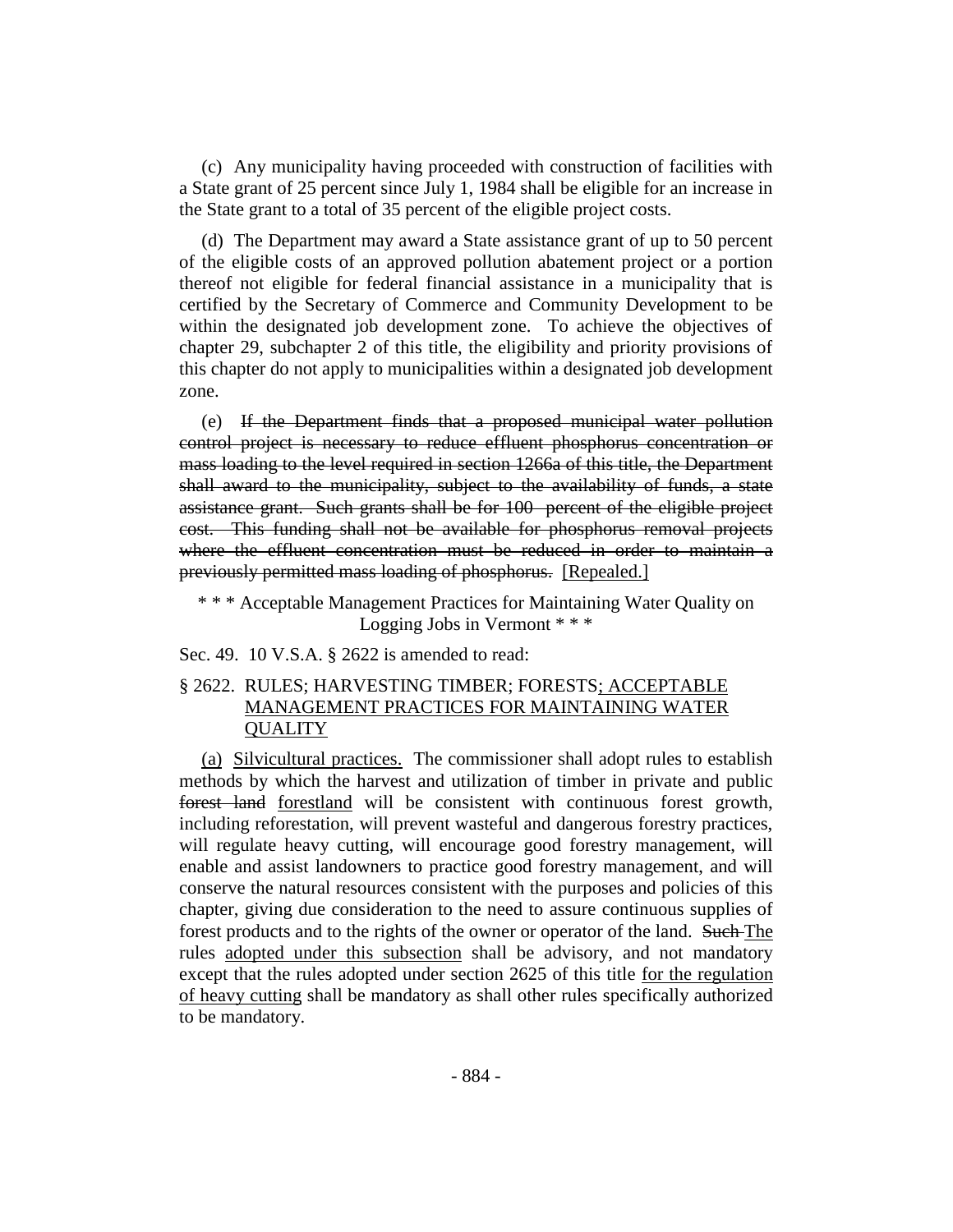(c) Any municipality having proceeded with construction of facilities with a State grant of 25 percent since July 1, 1984 shall be eligible for an increase in the State grant to a total of 35 percent of the eligible project costs.

(d) The Department may award a State assistance grant of up to 50 percent of the eligible costs of an approved pollution abatement project or a portion thereof not eligible for federal financial assistance in a municipality that is certified by the Secretary of Commerce and Community Development to be within the designated job development zone. To achieve the objectives of chapter 29, subchapter 2 of this title, the eligibility and priority provisions of this chapter do not apply to municipalities within a designated job development zone.

(e) ~~If the Department finds that a proposed municipal water pollution control project is necessary to reduce effluent phosphorus concentration or mass loading to the level required in section 1266a of this title, the Department shall award to the municipality, subject to the availability of funds, a state assistance grant. Such grants shall be for 100 percent of the eligible project cost. This funding shall not be available for phosphorus removal projects where the effluent concentration must be reduced in order to maintain a previously permitted mass loading of phosphorus.~~ <u>[Repealed.]</u>

\* \* \* Acceptable Management Practices for Maintaining Water Quality on Logging Jobs in Vermont \* \* \*

Sec. 49. 10 V.S.A. § 2622 is amended to read:

§ 2622. RULES; HARVESTING TIMBER; FORESTS<u>; ACCEPTABLE MANAGEMENT PRACTICES FOR MAINTAINING WATER QUALITY</u>

<u>(a)</u> <u>Silvicultural practices.</u> The commissioner shall adopt rules to establish methods by which the harvest and utilization of timber in private and public ~~forest land~~ <u>forestland</u> will be consistent with continuous forest growth, including reforestation, will prevent wasteful and dangerous forestry practices, will regulate heavy cutting, will encourage good forestry management, will enable and assist landowners to practice good forestry management, and will conserve the natural resources consistent with the purposes and policies of this chapter, giving due consideration to the need to assure continuous supplies of forest products and to the rights of the owner or operator of the land. ~~Such~~ <u>The</u> rules <u>adopted under this subsection</u> shall be advisory, and not mandatory except that the rules adopted under section 2625 of this title <u>for the regulation of heavy cutting</u> shall be mandatory as shall other rules specifically authorized to be mandatory.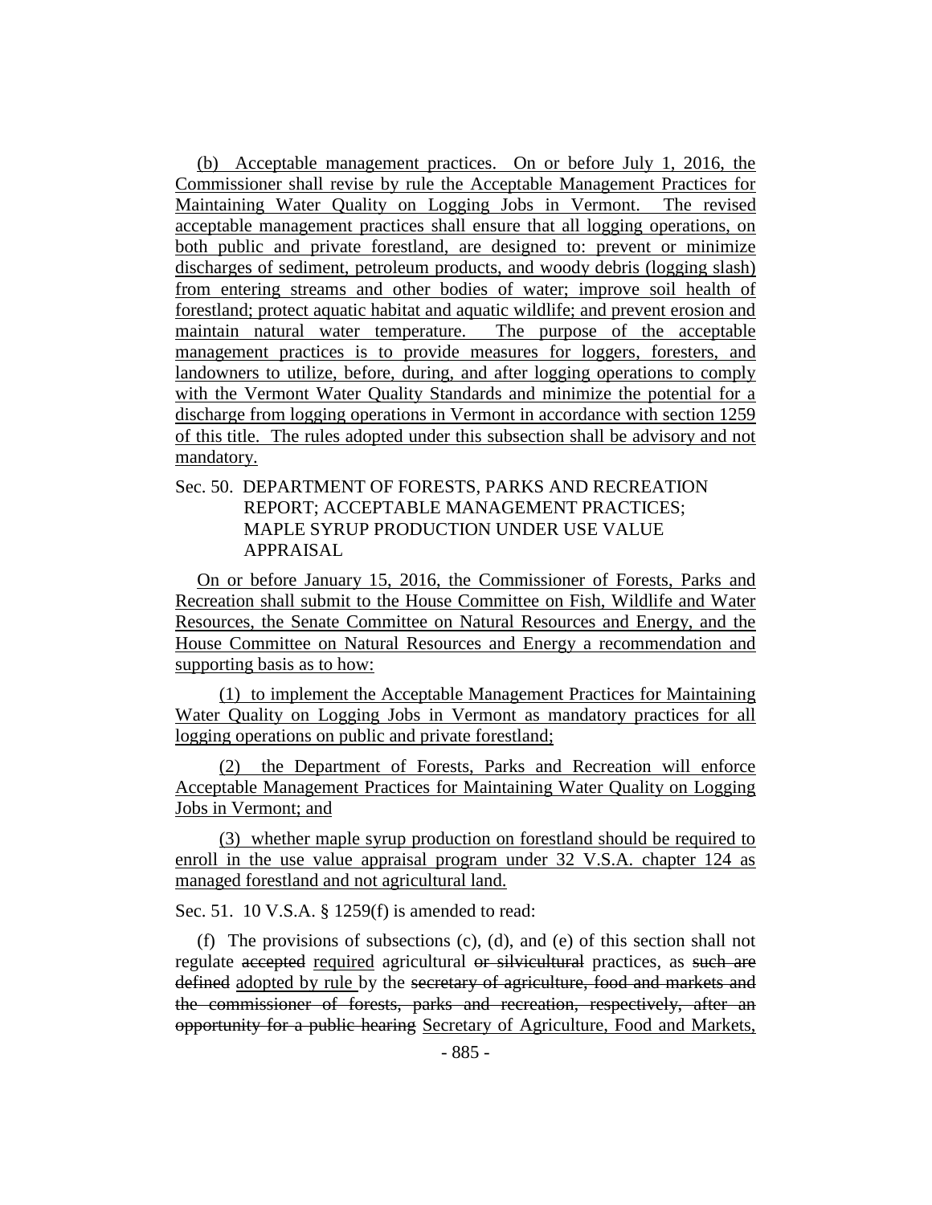(b) Acceptable management practices. On or before July 1, 2016, the Commissioner shall revise by rule the Acceptable Management Practices for Maintaining Water Quality on Logging Jobs in Vermont. The revised acceptable management practices shall ensure that all logging operations, on both public and private forestland, are designed to: prevent or minimize discharges of sediment, petroleum products, and woody debris (logging slash) from entering streams and other bodies of water; improve soil health of forestland; protect aquatic habitat and aquatic wildlife; and prevent erosion and maintain natural water temperature. The purpose of the acceptable management practices is to provide measures for loggers, foresters, and landowners to utilize, before, during, and after logging operations to comply with the Vermont Water Quality Standards and minimize the potential for a discharge from logging operations in Vermont in accordance with section 1259 of this title. The rules adopted under this subsection shall be advisory and not mandatory.

Sec. 50. DEPARTMENT OF FORESTS, PARKS AND RECREATION REPORT; ACCEPTABLE MANAGEMENT PRACTICES; MAPLE SYRUP PRODUCTION UNDER USE VALUE APPRAISAL

On or before January 15, 2016, the Commissioner of Forests, Parks and Recreation shall submit to the House Committee on Fish, Wildlife and Water Resources, the Senate Committee on Natural Resources and Energy, and the House Committee on Natural Resources and Energy a recommendation and supporting basis as to how:

(1) to implement the Acceptable Management Practices for Maintaining Water Quality on Logging Jobs in Vermont as mandatory practices for all logging operations on public and private forestland;

(2) the Department of Forests, Parks and Recreation will enforce Acceptable Management Practices for Maintaining Water Quality on Logging Jobs in Vermont; and

(3) whether maple syrup production on forestland should be required to enroll in the use value appraisal program under 32 V.S.A. chapter 124 as managed forestland and not agricultural land.

Sec. 51. 10 V.S.A. § 1259(f) is amended to read:

(f) The provisions of subsections (c), (d), and (e) of this section shall not regulate ~~accepted~~ required agricultural ~~or silvicultural~~ practices, as ~~such are defined~~ adopted by rule by the ~~secretary of agriculture, food and markets and the commissioner of forests, parks and recreation, respectively, after an opportunity for a public hearing~~ Secretary of Agriculture, Food and Markets,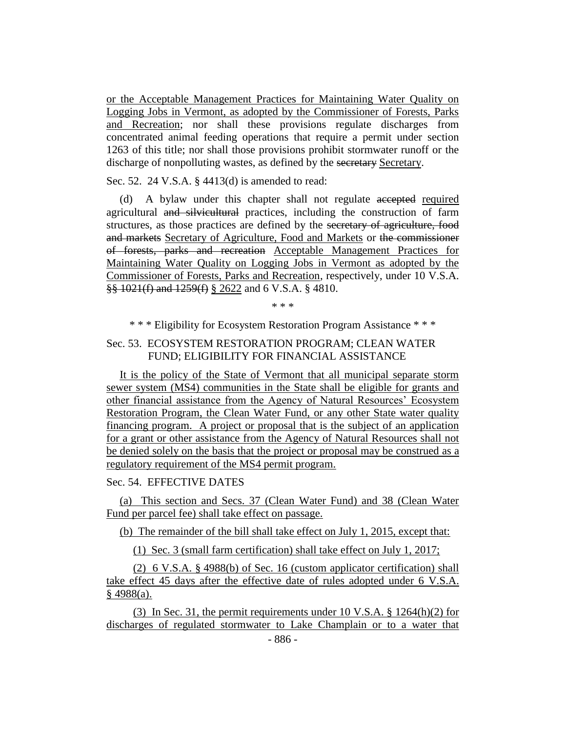or the Acceptable Management Practices for Maintaining Water Quality on Logging Jobs in Vermont, as adopted by the Commissioner of Forests, Parks and Recreation; nor shall these provisions regulate discharges from concentrated animal feeding operations that require a permit under section 1263 of this title; nor shall those provisions prohibit stormwater runoff or the discharge of nonpolluting wastes, as defined by the ~~secretary~~ Secretary.

Sec. 52. 24 V.S.A. § 4413(d) is amended to read:

(d) A bylaw under this chapter shall not regulate ~~accepted~~ required agricultural ~~and silvicultural~~ practices, including the construction of farm structures, as those practices are defined by the ~~secretary of agriculture, food and markets~~ Secretary of Agriculture, Food and Markets or ~~the commissioner of forests, parks and recreation~~ Acceptable Management Practices for Maintaining Water Quality on Logging Jobs in Vermont as adopted by the Commissioner of Forests, Parks and Recreation, respectively, under 10 V.S.A. ~~§§ 1021(f) and 1259(f)~~ § 2622 and 6 V.S.A. § 4810.

\* \* \*

\* \* \* Eligibility for Ecosystem Restoration Program Assistance \* \* \*

Sec. 53. ECOSYSTEM RESTORATION PROGRAM; CLEAN WATER FUND; ELIGIBILITY FOR FINANCIAL ASSISTANCE

It is the policy of the State of Vermont that all municipal separate storm sewer system (MS4) communities in the State shall be eligible for grants and other financial assistance from the Agency of Natural Resources' Ecosystem Restoration Program, the Clean Water Fund, or any other State water quality financing program. A project or proposal that is the subject of an application for a grant or other assistance from the Agency of Natural Resources shall not be denied solely on the basis that the project or proposal may be construed as a regulatory requirement of the MS4 permit program.

Sec. 54. EFFECTIVE DATES

(a) This section and Secs. 37 (Clean Water Fund) and 38 (Clean Water Fund per parcel fee) shall take effect on passage.

(b) The remainder of the bill shall take effect on July 1, 2015, except that:

(1) Sec. 3 (small farm certification) shall take effect on July 1, 2017;

(2) 6 V.S.A. § 4988(b) of Sec. 16 (custom applicator certification) shall take effect 45 days after the effective date of rules adopted under 6 V.S.A. § 4988(a).

(3) In Sec. 31, the permit requirements under 10 V.S.A. § 1264(h)(2) for discharges of regulated stormwater to Lake Champlain or to a water that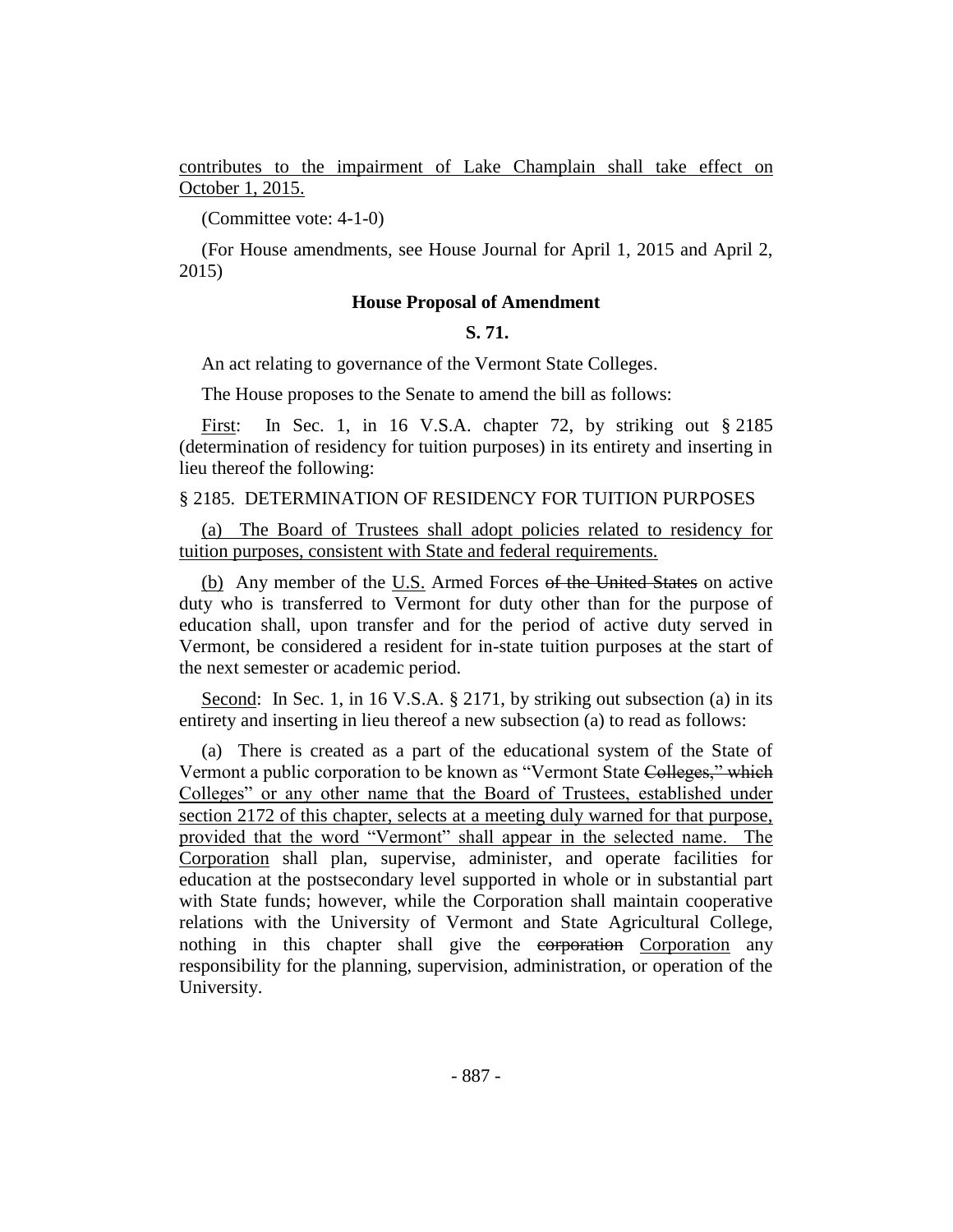contributes to the impairment of Lake Champlain shall take effect on October 1, 2015.

(Committee vote: 4-1-0)

(For House amendments, see House Journal for April 1, 2015 and April 2, 2015)

**House Proposal of Amendment**

**S. 71.**

An act relating to governance of the Vermont State Colleges.

The House proposes to the Senate to amend the bill as follows:

First: In Sec. 1, in 16 V.S.A. chapter 72, by striking out § 2185 (determination of residency for tuition purposes) in its entirety and inserting in lieu thereof the following:

§ 2185. DETERMINATION OF RESIDENCY FOR TUITION PURPOSES

(a) The Board of Trustees shall adopt policies related to residency for tuition purposes, consistent with State and federal requirements.

(b) Any member of the U.S. Armed Forces ~~of the United States~~ on active duty who is transferred to Vermont for duty other than for the purpose of education shall, upon transfer and for the period of active duty served in Vermont, be considered a resident for in-state tuition purposes at the start of the next semester or academic period.

Second: In Sec. 1, in 16 V.S.A. § 2171, by striking out subsection (a) in its entirety and inserting in lieu thereof a new subsection (a) to read as follows:

(a) There is created as a part of the educational system of the State of Vermont a public corporation to be known as "Vermont State ~~Colleges," which~~ Colleges" or any other name that the Board of Trustees, established under section 2172 of this chapter, selects at a meeting duly warned for that purpose, provided that the word "Vermont" shall appear in the selected name. The Corporation shall plan, supervise, administer, and operate facilities for education at the postsecondary level supported in whole or in substantial part with State funds; however, while the Corporation shall maintain cooperative relations with the University of Vermont and State Agricultural College, nothing in this chapter shall give the ~~corporation~~ Corporation any responsibility for the planning, supervision, administration, or operation of the University.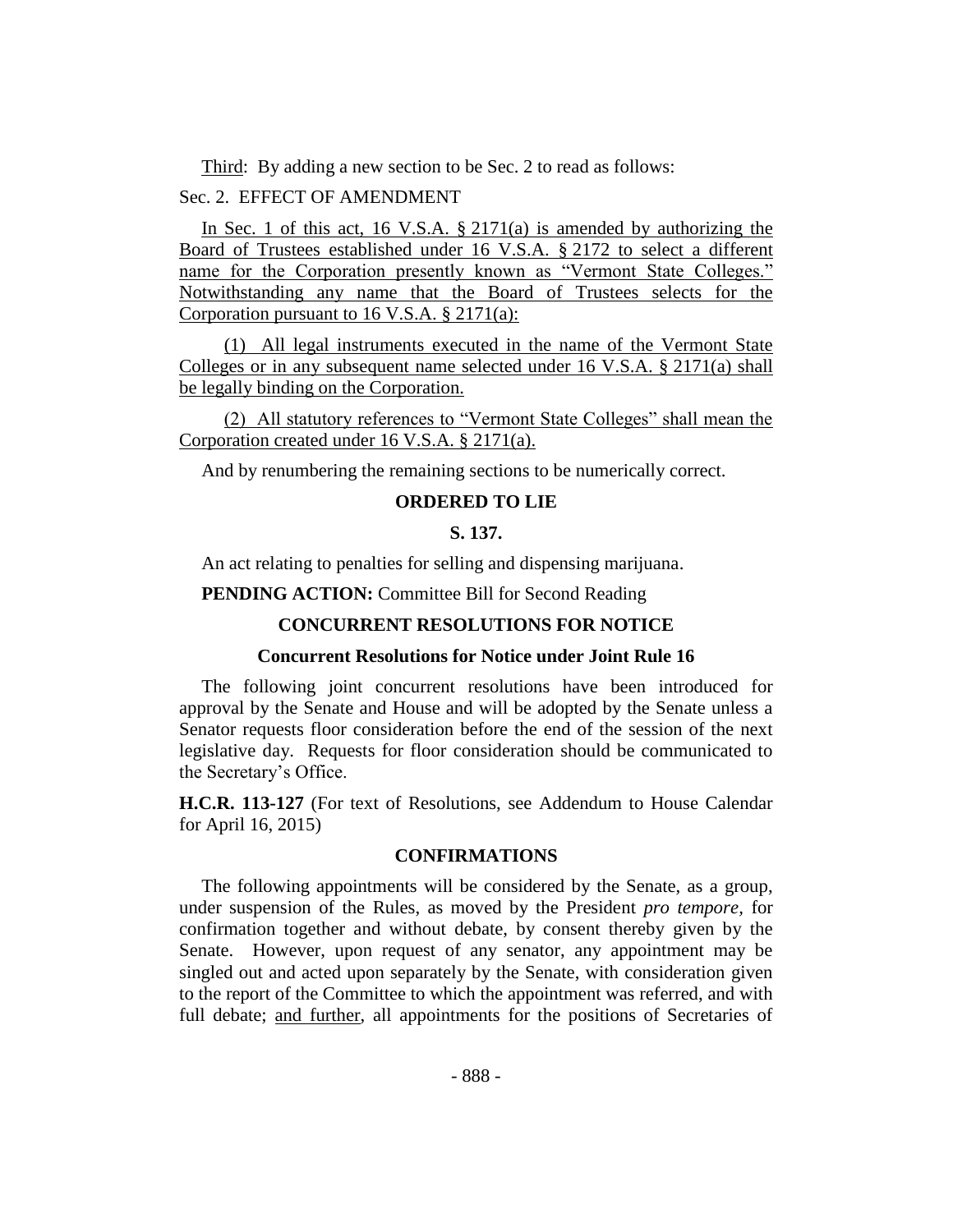Third: By adding a new section to be Sec. 2 to read as follows:

Sec. 2. EFFECT OF AMENDMENT

In Sec. 1 of this act, 16 V.S.A. § 2171(a) is amended by authorizing the Board of Trustees established under 16 V.S.A. § 2172 to select a different name for the Corporation presently known as "Vermont State Colleges." Notwithstanding any name that the Board of Trustees selects for the Corporation pursuant to 16 V.S.A. § 2171(a):

(1) All legal instruments executed in the name of the Vermont State Colleges or in any subsequent name selected under 16 V.S.A. § 2171(a) shall be legally binding on the Corporation.

(2) All statutory references to "Vermont State Colleges" shall mean the Corporation created under 16 V.S.A. § 2171(a).

And by renumbering the remaining sections to be numerically correct.

**ORDERED TO LIE**

**S. 137.**

An act relating to penalties for selling and dispensing marijuana.

**PENDING ACTION:** Committee Bill for Second Reading

**CONCURRENT RESOLUTIONS FOR NOTICE**

**Concurrent Resolutions for Notice under Joint Rule 16**

The following joint concurrent resolutions have been introduced for approval by the Senate and House and will be adopted by the Senate unless a Senator requests floor consideration before the end of the session of the next legislative day. Requests for floor consideration should be communicated to the Secretary's Office.

**H.C.R. 113-127** (For text of Resolutions, see Addendum to House Calendar for April 16, 2015)

**CONFIRMATIONS**

The following appointments will be considered by the Senate, as a group, under suspension of the Rules, as moved by the President *pro tempore,* for confirmation together and without debate, by consent thereby given by the Senate. However, upon request of any senator, any appointment may be singled out and acted upon separately by the Senate, with consideration given to the report of the Committee to which the appointment was referred, and with full debate; and further, all appointments for the positions of Secretaries of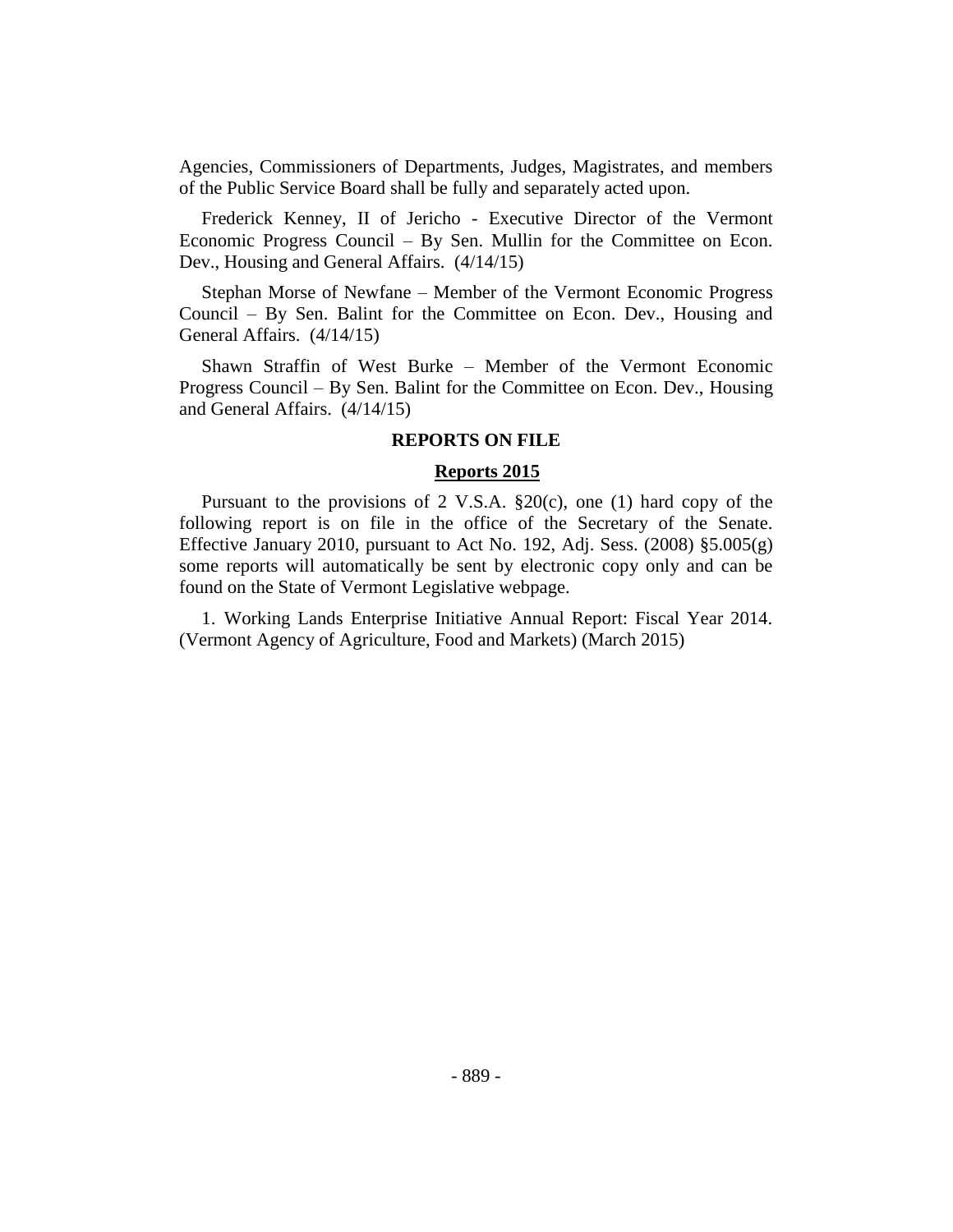Agencies, Commissioners of Departments, Judges, Magistrates, and members of the Public Service Board shall be fully and separately acted upon.

Frederick Kenney, II of Jericho - Executive Director of the Vermont Economic Progress Council – By Sen. Mullin for the Committee on Econ. Dev., Housing and General Affairs. (4/14/15)

Stephan Morse of Newfane – Member of the Vermont Economic Progress Council – By Sen. Balint for the Committee on Econ. Dev., Housing and General Affairs. (4/14/15)

Shawn Straffin of West Burke – Member of the Vermont Economic Progress Council – By Sen. Balint for the Committee on Econ. Dev., Housing and General Affairs. (4/14/15)

## REPORTS ON FILE

### Reports 2015

Pursuant to the provisions of 2 V.S.A. §20(c), one (1) hard copy of the following report is on file in the office of the Secretary of the Senate. Effective January 2010, pursuant to Act No. 192, Adj. Sess. (2008) §5.005(g) some reports will automatically be sent by electronic copy only and can be found on the State of Vermont Legislative webpage.

1. Working Lands Enterprise Initiative Annual Report: Fiscal Year 2014. (Vermont Agency of Agriculture, Food and Markets) (March 2015)